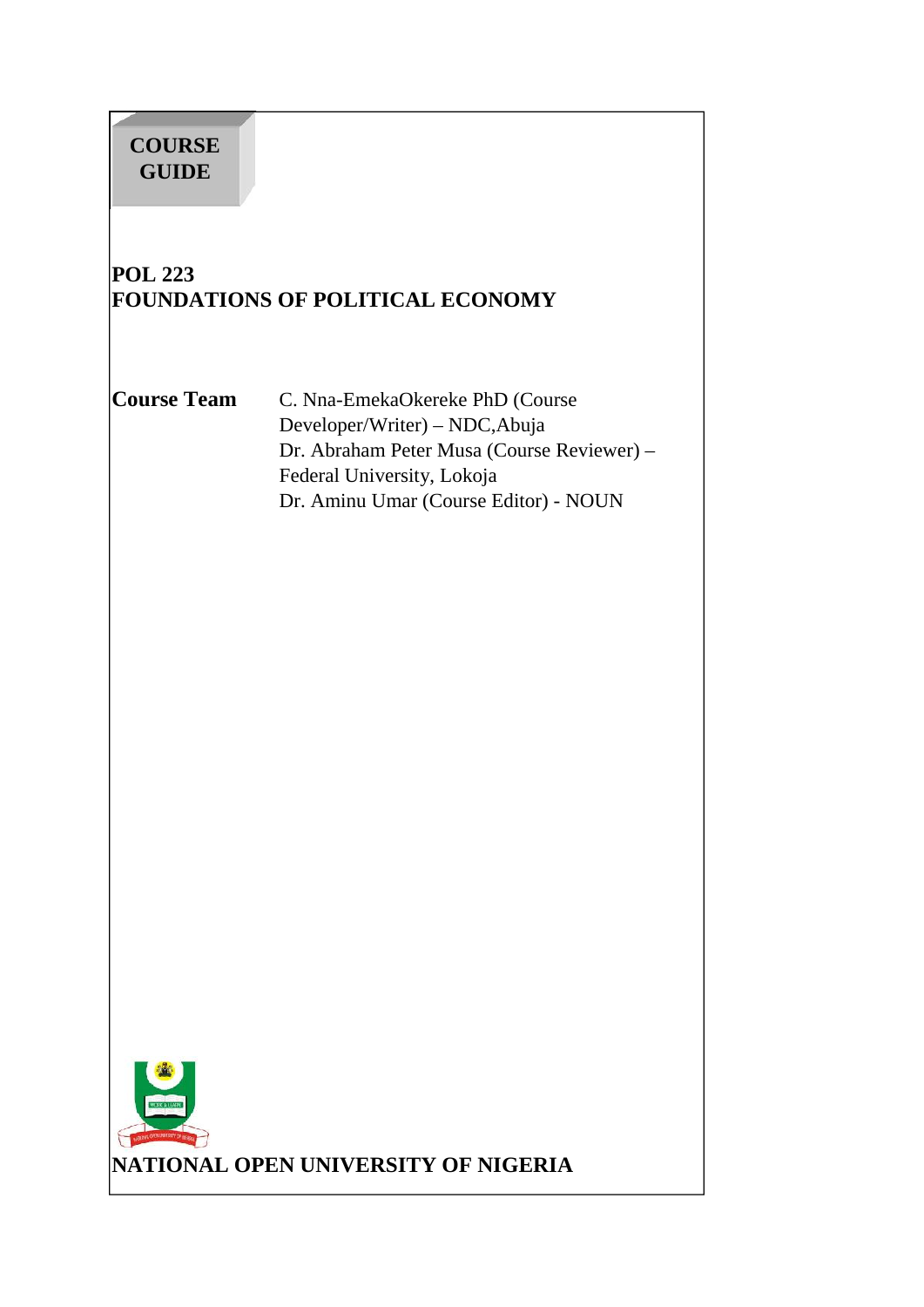**COURSE GUIDE**

# POL 223
# FOUNDATIONS OF POLITICAL ECONOMY

**Course Team**

C. Nna-EmekaOkereke PhD (Course Developer/Writer) – NDC,Abuja
Dr. Abraham Peter Musa (Course Reviewer) – Federal University, Lokoja
Dr. Aminu Umar (Course Editor) - NOUN

**NATIONAL OPEN UNIVERSITY OF NIGERIA**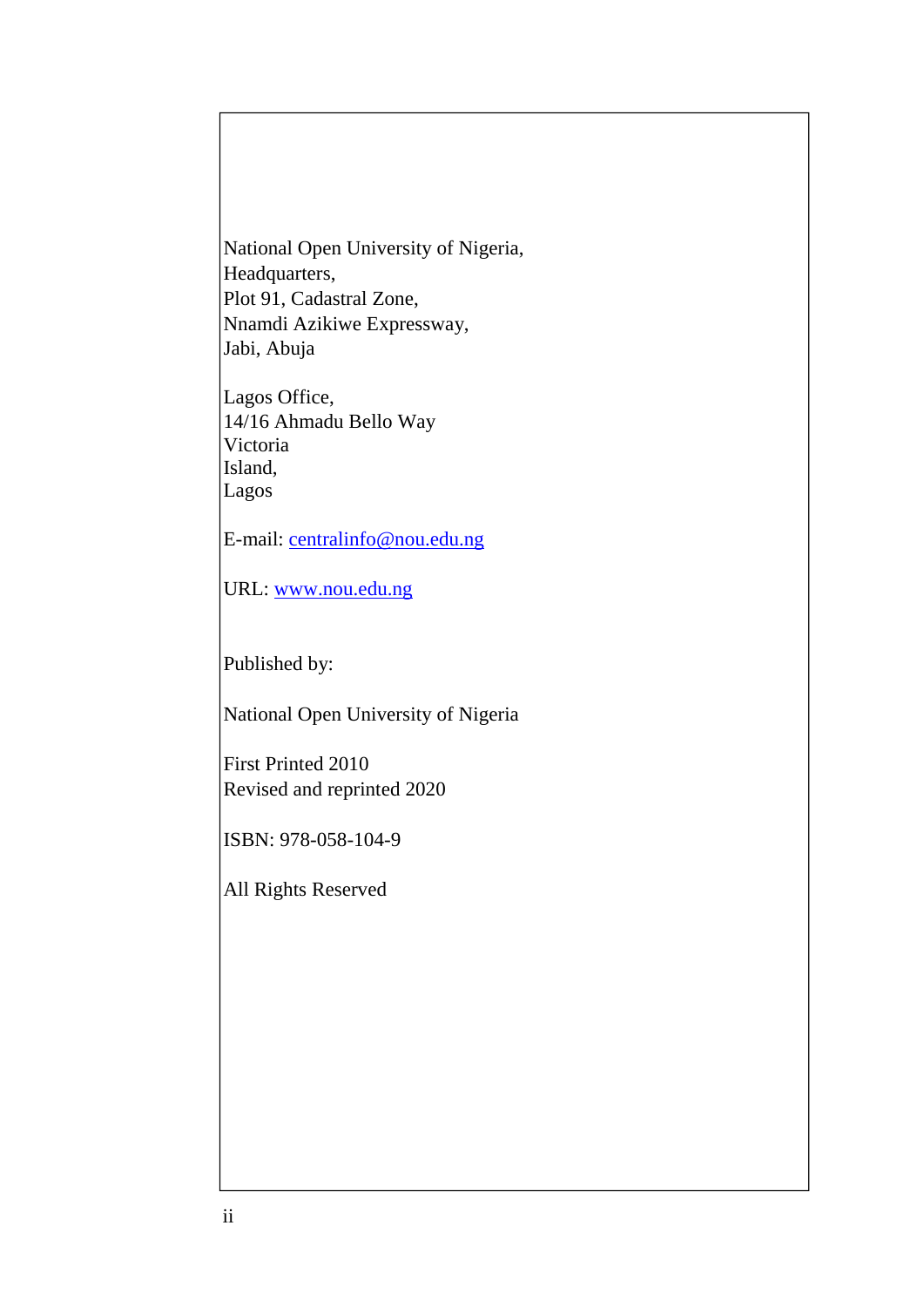National Open University of Nigeria,
Headquarters,
Plot 91, Cadastral Zone,
Nnamdi Azikiwe Expressway,
Jabi, Abuja

Lagos Office,
14/16 Ahmadu Bello Way
Victoria
Island,
Lagos

E-mail: centralinfo@nou.edu.ng

URL: www.nou.edu.ng

Published by:

National Open University of Nigeria

First Printed 2010
Revised and reprinted 2020

ISBN: 978-058-104-9

All Rights Reserved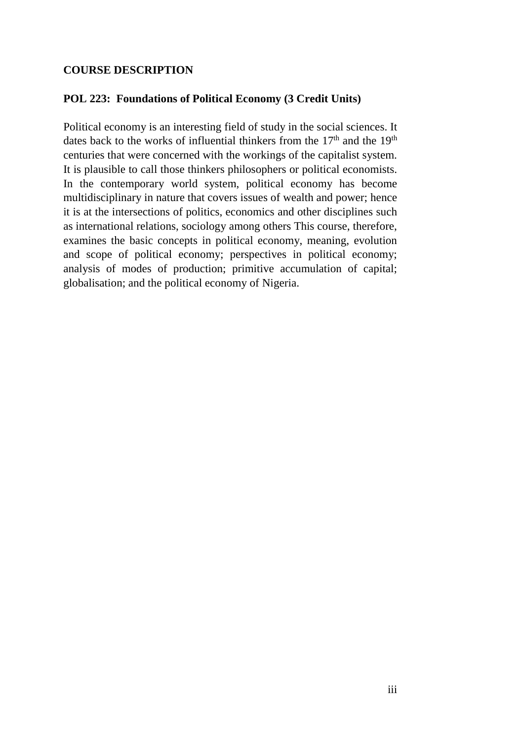## COURSE DESCRIPTION

### POL 223: Foundations of Political Economy (3 Credit Units)

Political economy is an interesting field of study in the social sciences. It dates back to the works of influential thinkers from the 17th and the 19th centuries that were concerned with the workings of the capitalist system. It is plausible to call those thinkers philosophers or political economists. In the contemporary world system, political economy has become multidisciplinary in nature that covers issues of wealth and power; hence it is at the intersections of politics, economics and other disciplines such as international relations, sociology among others This course, therefore, examines the basic concepts in political economy, meaning, evolution and scope of political economy; perspectives in political economy; analysis of modes of production; primitive accumulation of capital; globalisation; and the political economy of Nigeria.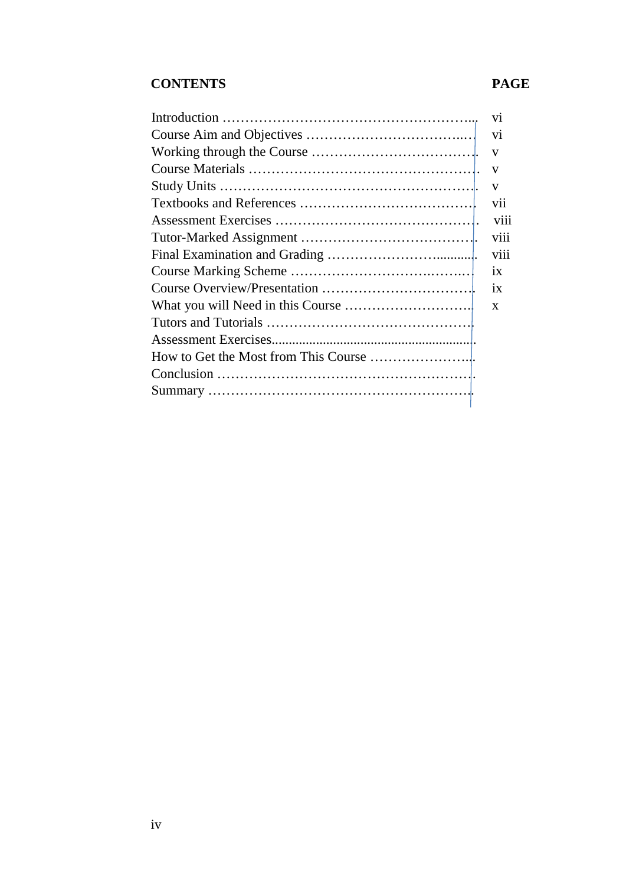| CONTENTS | PAGE |
| --- | --- |
| Introduction | vi |
| Course Aim and Objectives | vi |
| Working through the Course | v |
| Course Materials | v |
| Study Units | v |
| Textbooks and References | vii |
| Assessment Exercises | viii |
| Tutor-Marked Assignment | viii |
| Final Examination and Grading | viii |
| Course Marking Scheme | ix |
| Course Overview/Presentation | ix |
| What you will Need in this Course | x |
| Tutors and Tutorials | |
| Assessment Exercises | |
| How to Get the Most from This Course | |
| Conclusion | |
| Summary | |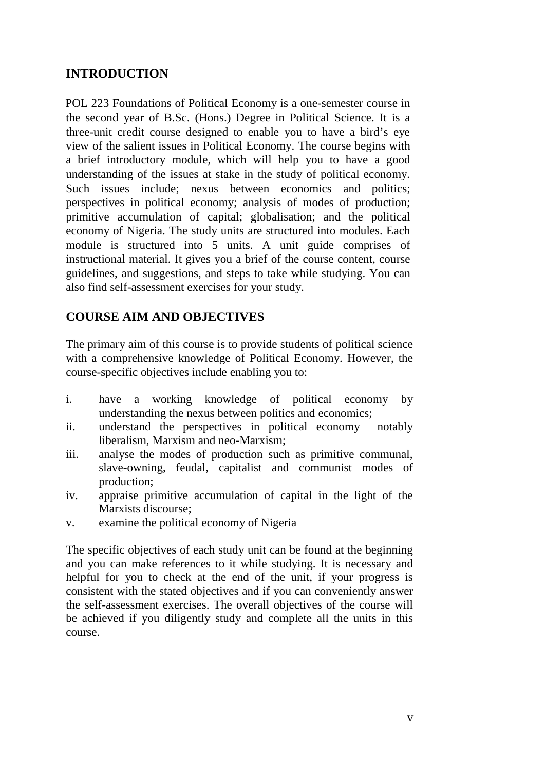## INTRODUCTION

POL 223 Foundations of Political Economy is a one-semester course in the second year of B.Sc. (Hons.) Degree in Political Science. It is a three-unit credit course designed to enable you to have a bird's eye view of the salient issues in Political Economy. The course begins with a brief introductory module, which will help you to have a good understanding of the issues at stake in the study of political economy. Such issues include; nexus between economics and politics; perspectives in political economy; analysis of modes of production; primitive accumulation of capital; globalisation; and the political economy of Nigeria. The study units are structured into modules. Each module is structured into 5 units. A unit guide comprises of instructional material. It gives you a brief of the course content, course guidelines, and suggestions, and steps to take while studying. You can also find self-assessment exercises for your study.

## COURSE AIM AND OBJECTIVES

The primary aim of this course is to provide students of political science with a comprehensive knowledge of Political Economy. However, the course-specific objectives include enabling you to:

i. have a working knowledge of political economy by understanding the nexus between politics and economics;
ii. understand the perspectives in political economy notably liberalism, Marxism and neo-Marxism;
iii. analyse the modes of production such as primitive communal, slave-owning, feudal, capitalist and communist modes of production;
iv. appraise primitive accumulation of capital in the light of the Marxists discourse;
v. examine the political economy of Nigeria

The specific objectives of each study unit can be found at the beginning and you can make references to it while studying. It is necessary and helpful for you to check at the end of the unit, if your progress is consistent with the stated objectives and if you can conveniently answer the self-assessment exercises. The overall objectives of the course will be achieved if you diligently study and complete all the units in this course.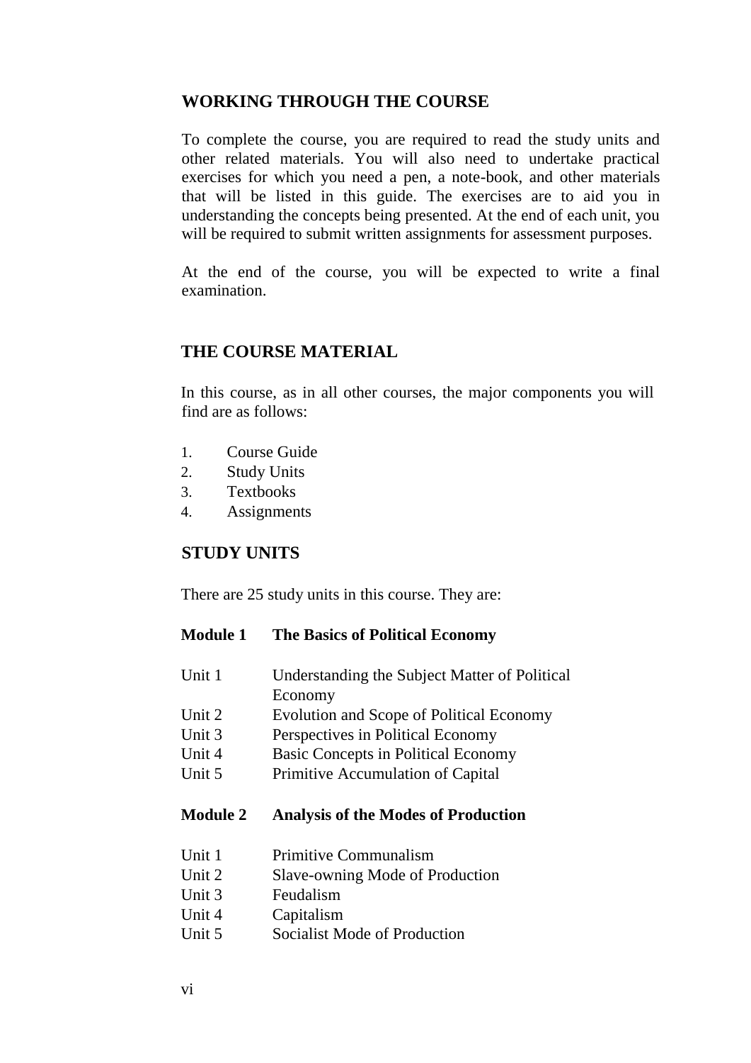## WORKING THROUGH THE COURSE

To complete the course, you are required to read the study units and other related materials. You will also need to undertake practical exercises for which you need a pen, a note-book, and other materials that will be listed in this guide. The exercises are to aid you in understanding the concepts being presented. At the end of each unit, you will be required to submit written assignments for assessment purposes.

At the end of the course, you will be expected to write a final examination.

## THE COURSE MATERIAL

In this course, as in all other courses, the major components you will find are as follows:

1. Course Guide
2. Study Units
3. Textbooks
4. Assignments

## STUDY UNITS

There are 25 study units in this course. They are:

**Module 1 The Basics of Political Economy**

Unit 1 Understanding the Subject Matter of Political Economy
Unit 2 Evolution and Scope of Political Economy
Unit 3 Perspectives in Political Economy
Unit 4 Basic Concepts in Political Economy
Unit 5 Primitive Accumulation of Capital

**Module 2 Analysis of the Modes of Production**

Unit 1 Primitive Communalism
Unit 2 Slave-owning Mode of Production
Unit 3 Feudalism
Unit 4 Capitalism
Unit 5 Socialist Mode of Production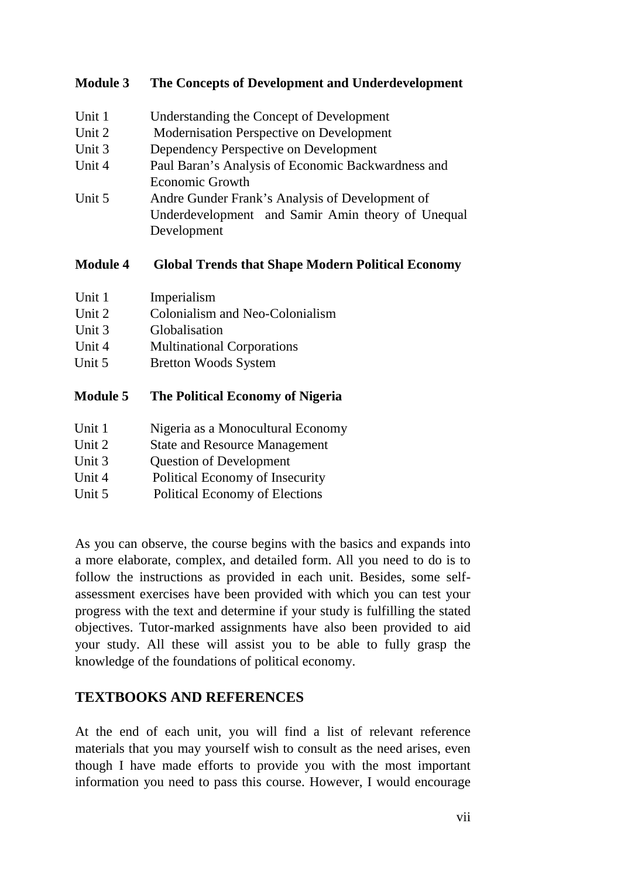**Module 3 The Concepts of Development and Underdevelopment**

Unit 1 Understanding the Concept of Development
Unit 2 Modernisation Perspective on Development
Unit 3 Dependency Perspective on Development
Unit 4 Paul Baran's Analysis of Economic Backwardness and Economic Growth
Unit 5 Andre Gunder Frank's Analysis of Development of Underdevelopment and Samir Amin theory of Unequal Development

**Module 4 Global Trends that Shape Modern Political Economy**

Unit 1 Imperialism
Unit 2 Colonialism and Neo-Colonialism
Unit 3 Globalisation
Unit 4 Multinational Corporations
Unit 5 Bretton Woods System

**Module 5 The Political Economy of Nigeria**

Unit 1 Nigeria as a Monocultural Economy
Unit 2 State and Resource Management
Unit 3 Question of Development
Unit 4 Political Economy of Insecurity
Unit 5 Political Economy of Elections

As you can observe, the course begins with the basics and expands into a more elaborate, complex, and detailed form. All you need to do is to follow the instructions as provided in each unit. Besides, some self-assessment exercises have been provided with which you can test your progress with the text and determine if your study is fulfilling the stated objectives. Tutor-marked assignments have also been provided to aid your study. All these will assist you to be able to fully grasp the knowledge of the foundations of political economy.

## TEXTBOOKS AND REFERENCES

At the end of each unit, you will find a list of relevant reference materials that you may yourself wish to consult as the need arises, even though I have made efforts to provide you with the most important information you need to pass this course. However, I would encourage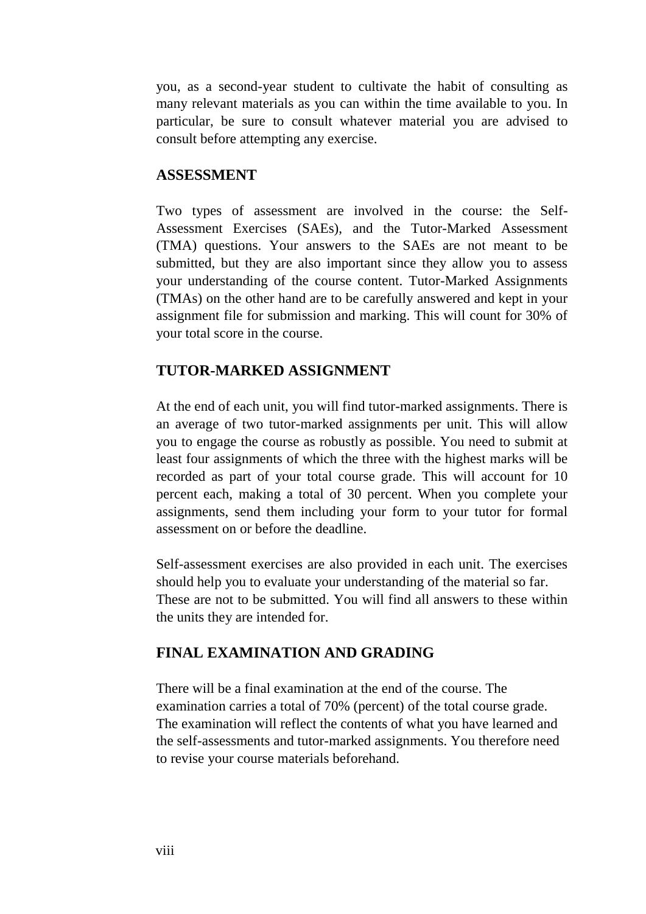you, as a second-year student to cultivate the habit of consulting as many relevant materials as you can within the time available to you. In particular, be sure to consult whatever material you are advised to consult before attempting any exercise.

## ASSESSMENT

Two types of assessment are involved in the course: the Self-Assessment Exercises (SAEs), and the Tutor-Marked Assessment (TMA) questions. Your answers to the SAEs are not meant to be submitted, but they are also important since they allow you to assess your understanding of the course content. Tutor-Marked Assignments (TMAs) on the other hand are to be carefully answered and kept in your assignment file for submission and marking. This will count for 30% of your total score in the course.

## TUTOR-MARKED ASSIGNMENT

At the end of each unit, you will find tutor-marked assignments. There is an average of two tutor-marked assignments per unit. This will allow you to engage the course as robustly as possible. You need to submit at least four assignments of which the three with the highest marks will be recorded as part of your total course grade. This will account for 10 percent each, making a total of 30 percent. When you complete your assignments, send them including your form to your tutor for formal assessment on or before the deadline.

Self-assessment exercises are also provided in each unit. The exercises should help you to evaluate your understanding of the material so far. These are not to be submitted. You will find all answers to these within the units they are intended for.

## FINAL EXAMINATION AND GRADING

There will be a final examination at the end of the course. The examination carries a total of 70% (percent) of the total course grade. The examination will reflect the contents of what you have learned and the self-assessments and tutor-marked assignments. You therefore need to revise your course materials beforehand.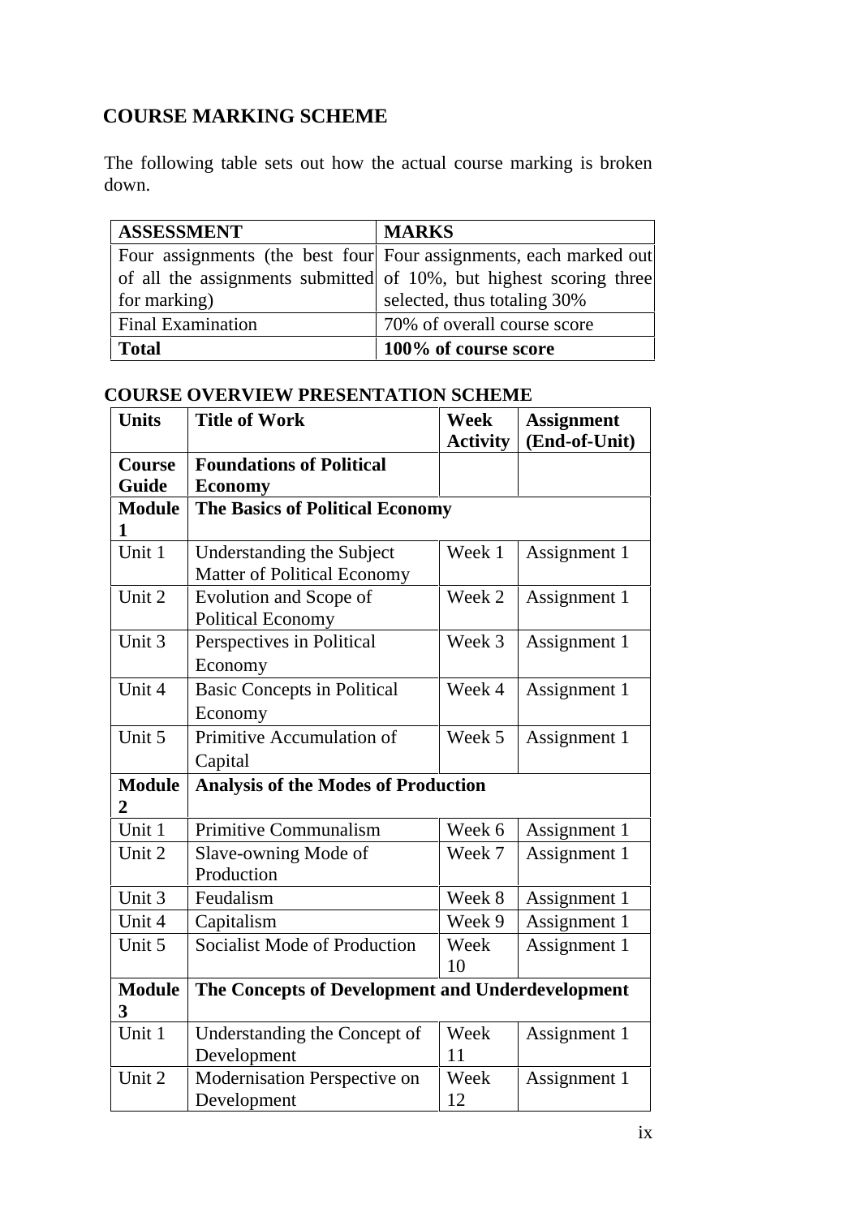## COURSE MARKING SCHEME

The following table sets out how the actual course marking is broken down.

| ASSESSMENT | MARKS |
|---|---|
| Four assignments (the best four of all the assignments submitted for marking) | Four assignments, each marked out of 10%, but highest scoring three selected, thus totaling 30% |
| Final Examination | 70% of overall course score |
| **Total** | **100% of course score** |

### COURSE OVERVIEW PRESENTATION SCHEME

| Units | Title of Work | Week Activity | Assignment (End-of-Unit) |
|---|---|---|---|
| **Course Guide** | **Foundations of Political Economy** | | |
| **Module 1** | **The Basics of Political Economy** | | |
| Unit 1 | Understanding the Subject Matter of Political Economy | Week 1 | Assignment 1 |
| Unit 2 | Evolution and Scope of Political Economy | Week 2 | Assignment 1 |
| Unit 3 | Perspectives in Political Economy | Week 3 | Assignment 1 |
| Unit 4 | Basic Concepts in Political Economy | Week 4 | Assignment 1 |
| Unit 5 | Primitive Accumulation of Capital | Week 5 | Assignment 1 |
| **Module 2** | **Analysis of the Modes of Production** | | |
| Unit 1 | Primitive Communalism | Week 6 | Assignment 1 |
| Unit 2 | Slave-owning Mode of Production | Week 7 | Assignment 1 |
| Unit 3 | Feudalism | Week 8 | Assignment 1 |
| Unit 4 | Capitalism | Week 9 | Assignment 1 |
| Unit 5 | Socialist Mode of Production | Week 10 | Assignment 1 |
| **Module 3** | **The Concepts of Development and Underdevelopment** | | |
| Unit 1 | Understanding the Concept of Development | Week 11 | Assignment 1 |
| Unit 2 | Modernisation Perspective on Development | Week 12 | Assignment 1 |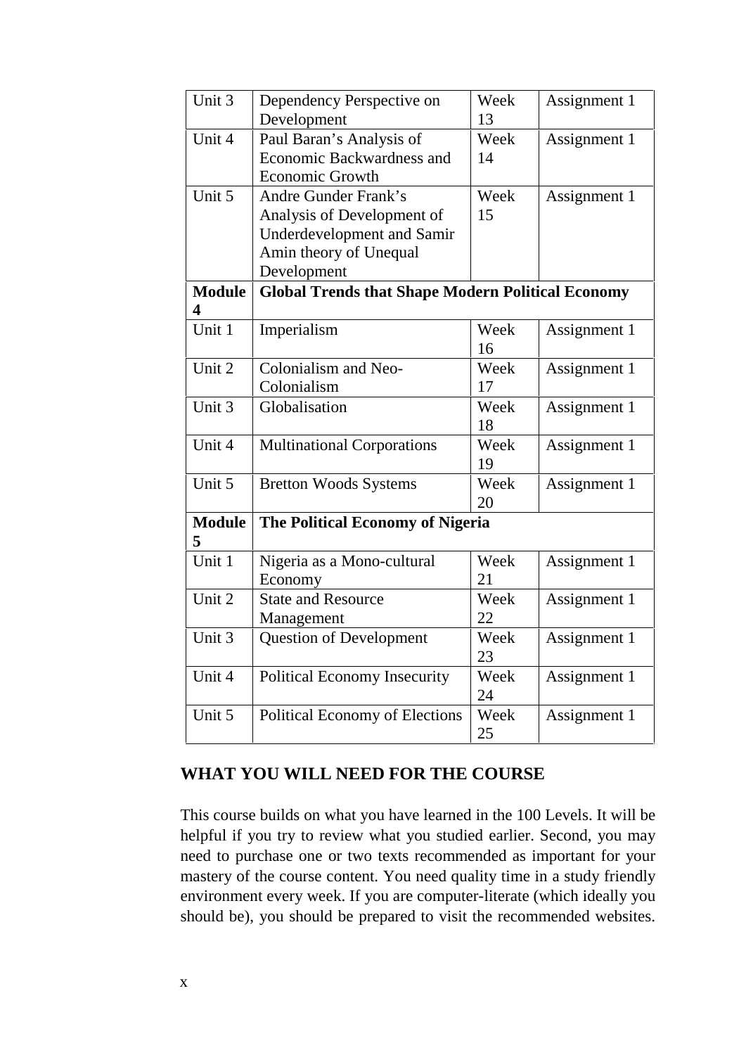| | | | |
|---|---|---|---|
| Unit 3 | Dependency Perspective on Development | Week 13 | Assignment 1 |
| Unit 4 | Paul Baran's Analysis of Economic Backwardness and Economic Growth | Week 14 | Assignment 1 |
| Unit 5 | Andre Gunder Frank's Analysis of Development of Underdevelopment and Samir Amin theory of Unequal Development | Week 15 | Assignment 1 |
| **Module 4** | **Global Trends that Shape Modern Political Economy** | | |
| Unit 1 | Imperialism | Week 16 | Assignment 1 |
| Unit 2 | Colonialism and Neo-Colonialism | Week 17 | Assignment 1 |
| Unit 3 | Globalisation | Week 18 | Assignment 1 |
| Unit 4 | Multinational Corporations | Week 19 | Assignment 1 |
| Unit 5 | Bretton Woods Systems | Week 20 | Assignment 1 |
| **Module 5** | **The Political Economy of Nigeria** | | |
| Unit 1 | Nigeria as a Mono-cultural Economy | Week 21 | Assignment 1 |
| Unit 2 | State and Resource Management | Week 22 | Assignment 1 |
| Unit 3 | Question of Development | Week 23 | Assignment 1 |
| Unit 4 | Political Economy Insecurity | Week 24 | Assignment 1 |
| Unit 5 | Political Economy of Elections | Week 25 | Assignment 1 |

## WHAT YOU WILL NEED FOR THE COURSE

This course builds on what you have learned in the 100 Levels. It will be helpful if you try to review what you studied earlier. Second, you may need to purchase one or two texts recommended as important for your mastery of the course content. You need quality time in a study friendly environment every week. If you are computer-literate (which ideally you should be), you should be prepared to visit the recommended websites.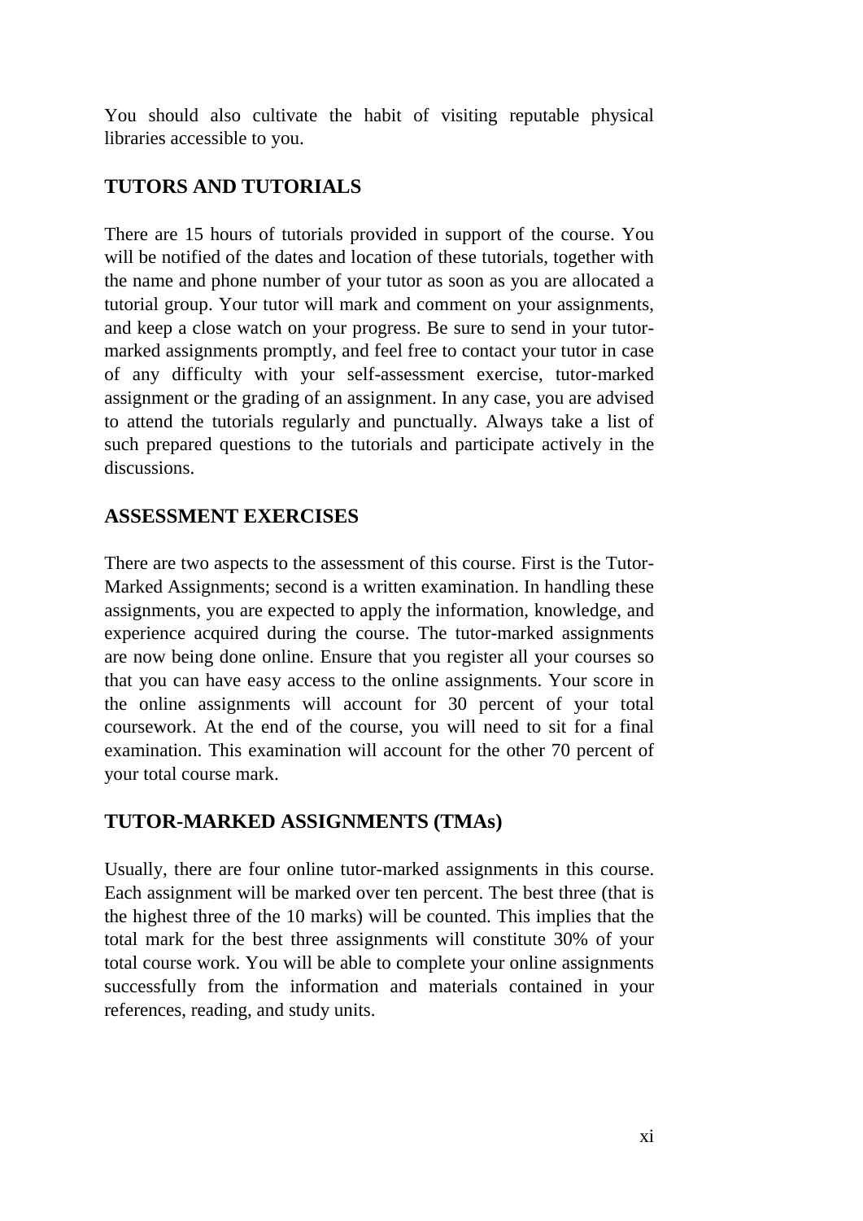You should also cultivate the habit of visiting reputable physical libraries accessible to you.

## TUTORS AND TUTORIALS

There are 15 hours of tutorials provided in support of the course. You will be notified of the dates and location of these tutorials, together with the name and phone number of your tutor as soon as you are allocated a tutorial group. Your tutor will mark and comment on your assignments, and keep a close watch on your progress. Be sure to send in your tutor-marked assignments promptly, and feel free to contact your tutor in case of any difficulty with your self-assessment exercise, tutor-marked assignment or the grading of an assignment. In any case, you are advised to attend the tutorials regularly and punctually. Always take a list of such prepared questions to the tutorials and participate actively in the discussions.

## ASSESSMENT EXERCISES

There are two aspects to the assessment of this course. First is the Tutor-Marked Assignments; second is a written examination. In handling these assignments, you are expected to apply the information, knowledge, and experience acquired during the course. The tutor-marked assignments are now being done online. Ensure that you register all your courses so that you can have easy access to the online assignments. Your score in the online assignments will account for 30 percent of your total coursework. At the end of the course, you will need to sit for a final examination. This examination will account for the other 70 percent of your total course mark.

## TUTOR-MARKED ASSIGNMENTS (TMAs)

Usually, there are four online tutor-marked assignments in this course. Each assignment will be marked over ten percent. The best three (that is the highest three of the 10 marks) will be counted. This implies that the total mark for the best three assignments will constitute 30% of your total course work. You will be able to complete your online assignments successfully from the information and materials contained in your references, reading, and study units.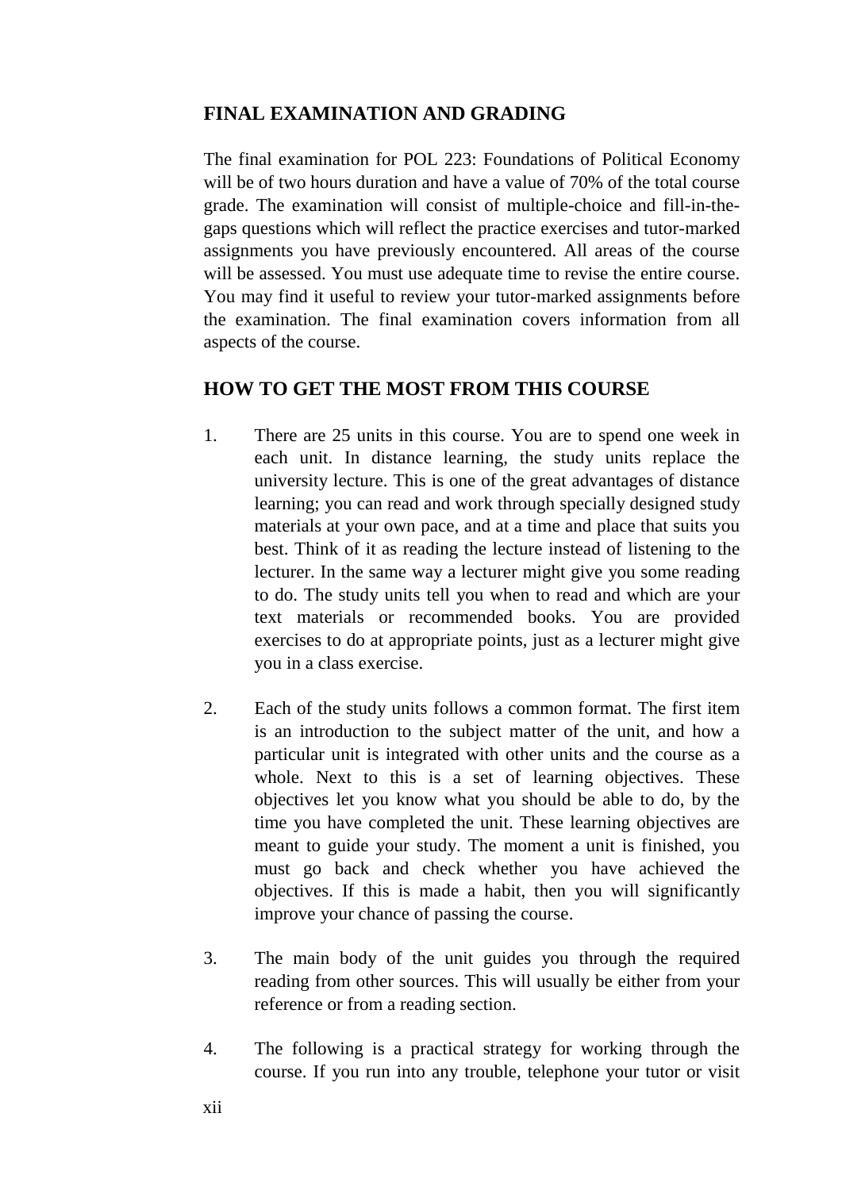## FINAL EXAMINATION AND GRADING

The final examination for POL 223: Foundations of Political Economy will be of two hours duration and have a value of 70% of the total course grade. The examination will consist of multiple-choice and fill-in-the-gaps questions which will reflect the practice exercises and tutor-marked assignments you have previously encountered. All areas of the course will be assessed. You must use adequate time to revise the entire course. You may find it useful to review your tutor-marked assignments before the examination. The final examination covers information from all aspects of the course.

## HOW TO GET THE MOST FROM THIS COURSE

1. There are 25 units in this course. You are to spend one week in each unit. In distance learning, the study units replace the university lecture. This is one of the great advantages of distance learning; you can read and work through specially designed study materials at your own pace, and at a time and place that suits you best. Think of it as reading the lecture instead of listening to the lecturer. In the same way a lecturer might give you some reading to do. The study units tell you when to read and which are your text materials or recommended books. You are provided exercises to do at appropriate points, just as a lecturer might give you in a class exercise.

2. Each of the study units follows a common format. The first item is an introduction to the subject matter of the unit, and how a particular unit is integrated with other units and the course as a whole. Next to this is a set of learning objectives. These objectives let you know what you should be able to do, by the time you have completed the unit. These learning objectives are meant to guide your study. The moment a unit is finished, you must go back and check whether you have achieved the objectives. If this is made a habit, then you will significantly improve your chance of passing the course.

3. The main body of the unit guides you through the required reading from other sources. This will usually be either from your reference or from a reading section.

4. The following is a practical strategy for working through the course. If you run into any trouble, telephone your tutor or visit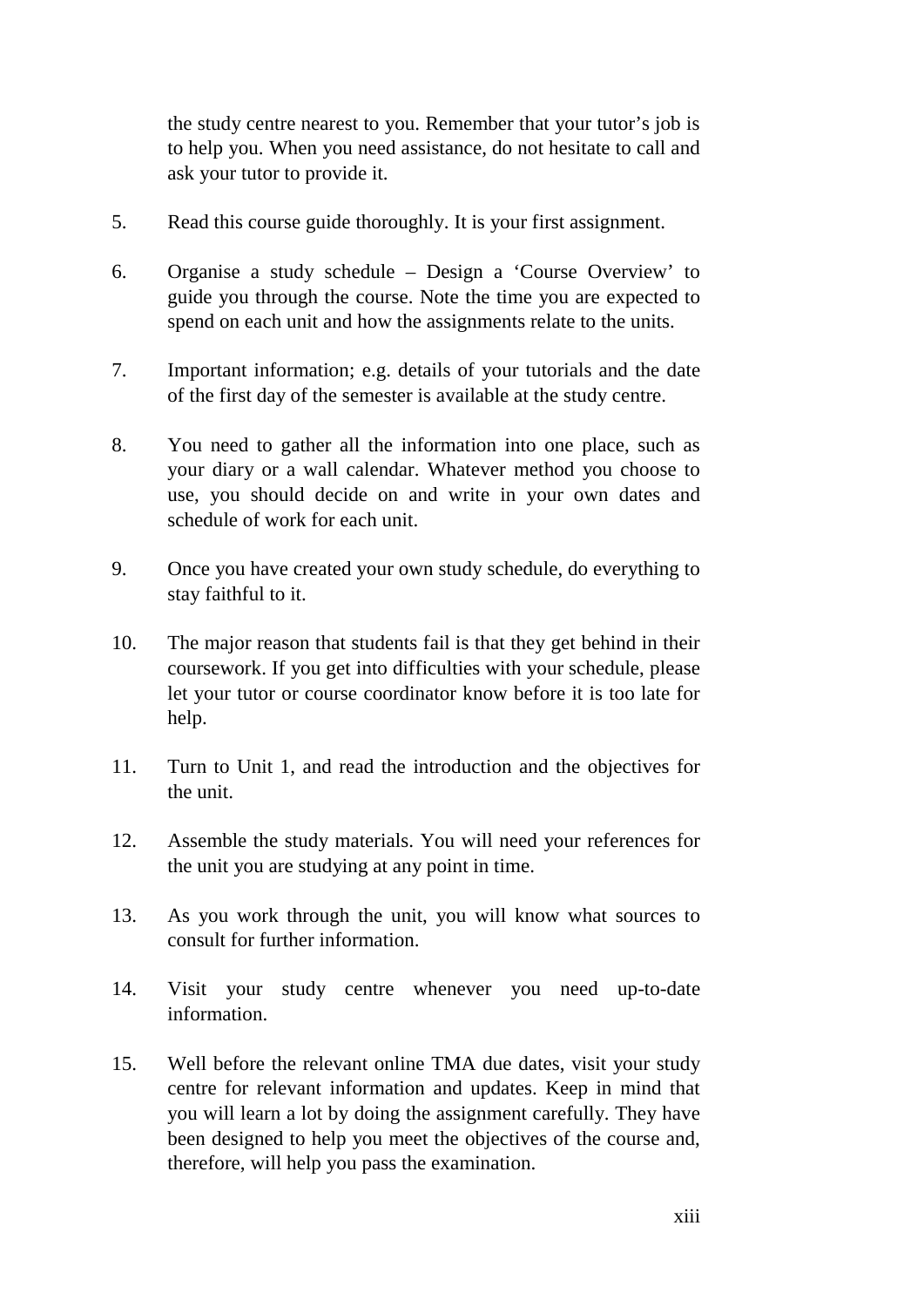the study centre nearest to you. Remember that your tutor's job is to help you. When you need assistance, do not hesitate to call and ask your tutor to provide it.

5. Read this course guide thoroughly. It is your first assignment.

6. Organise a study schedule – Design a 'Course Overview' to guide you through the course. Note the time you are expected to spend on each unit and how the assignments relate to the units.

7. Important information; e.g. details of your tutorials and the date of the first day of the semester is available at the study centre.

8. You need to gather all the information into one place, such as your diary or a wall calendar. Whatever method you choose to use, you should decide on and write in your own dates and schedule of work for each unit.

9. Once you have created your own study schedule, do everything to stay faithful to it.

10. The major reason that students fail is that they get behind in their coursework. If you get into difficulties with your schedule, please let your tutor or course coordinator know before it is too late for help.

11. Turn to Unit 1, and read the introduction and the objectives for the unit.

12. Assemble the study materials. You will need your references for the unit you are studying at any point in time.

13. As you work through the unit, you will know what sources to consult for further information.

14. Visit your study centre whenever you need up-to-date information.

15. Well before the relevant online TMA due dates, visit your study centre for relevant information and updates. Keep in mind that you will learn a lot by doing the assignment carefully. They have been designed to help you meet the objectives of the course and, therefore, will help you pass the examination.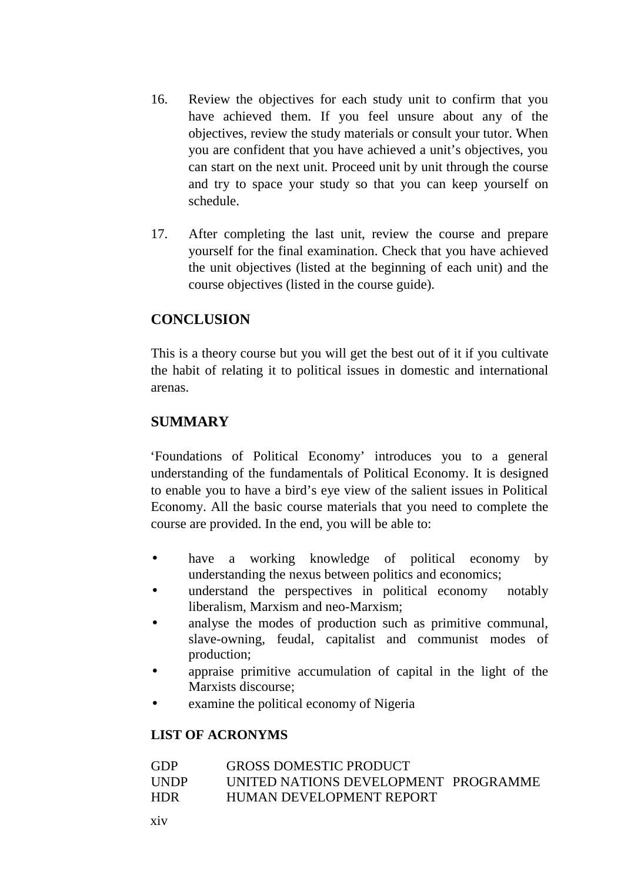16. Review the objectives for each study unit to confirm that you have achieved them. If you feel unsure about any of the objectives, review the study materials or consult your tutor. When you are confident that you have achieved a unit's objectives, you can start on the next unit. Proceed unit by unit through the course and try to space your study so that you can keep yourself on schedule.

17. After completing the last unit, review the course and prepare yourself for the final examination. Check that you have achieved the unit objectives (listed at the beginning of each unit) and the course objectives (listed in the course guide).

## CONCLUSION

This is a theory course but you will get the best out of it if you cultivate the habit of relating it to political issues in domestic and international arenas.

## SUMMARY

'Foundations of Political Economy' introduces you to a general understanding of the fundamentals of Political Economy. It is designed to enable you to have a bird's eye view of the salient issues in Political Economy. All the basic course materials that you need to complete the course are provided. In the end, you will be able to:

- have a working knowledge of political economy by understanding the nexus between politics and economics;
- understand the perspectives in political economy notably liberalism, Marxism and neo-Marxism;
- analyse the modes of production such as primitive communal, slave-owning, feudal, capitalist and communist modes of production;
- appraise primitive accumulation of capital in the light of the Marxists discourse;
- examine the political economy of Nigeria

### LIST OF ACRONYMS

| | |
|---|---|
| GDP | GROSS DOMESTIC PRODUCT |
| UNDP | UNITED NATIONS DEVELOPMENT PROGRAMME |
| HDR | HUMAN DEVELOPMENT REPORT |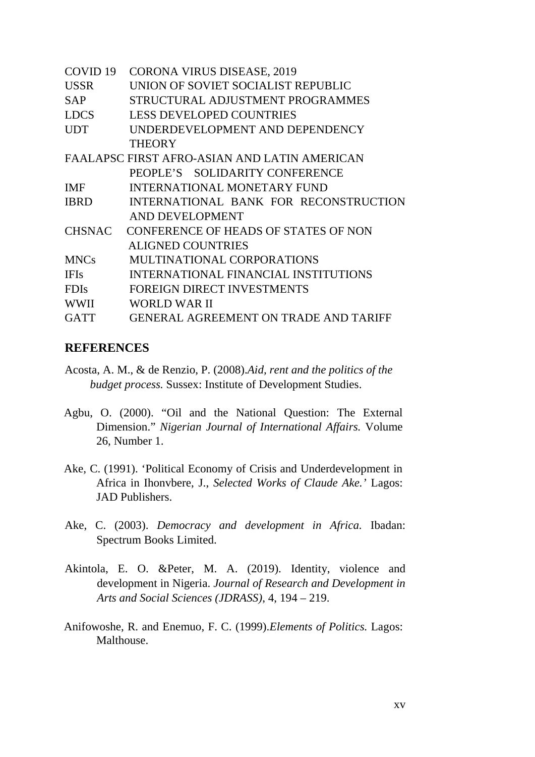| | |
|---|---|
| COVID 19 | CORONA VIRUS DISEASE, 2019 |
| USSR | UNION OF SOVIET SOCIALIST REPUBLIC |
| SAP | STRUCTURAL ADJUSTMENT PROGRAMMES |
| LDCS | LESS DEVELOPED COUNTRIES |
| UDT | UNDERDEVELOPMENT AND DEPENDENCY THEORY |
| FAALAPSC | FIRST AFRO-ASIAN AND LATIN AMERICAN PEOPLE'S SOLIDARITY CONFERENCE |
| IMF | INTERNATIONAL MONETARY FUND |
| IBRD | INTERNATIONAL BANK FOR RECONSTRUCTION AND DEVELOPMENT |
| CHSNAC | CONFERENCE OF HEADS OF STATES OF NON ALIGNED COUNTRIES |
| MNCs | MULTINATIONAL CORPORATIONS |
| IFIs | INTERNATIONAL FINANCIAL INSTITUTIONS |
| FDIs | FOREIGN DIRECT INVESTMENTS |
| WWII | WORLD WAR II |
| GATT | GENERAL AGREEMENT ON TRADE AND TARIFF |

## REFERENCES

Acosta, A. M., & de Renzio, P. (2008).*Aid, rent and the politics of the budget process.* Sussex: Institute of Development Studies.

Agbu, O. (2000). "Oil and the National Question: The External Dimension." *Nigerian Journal of International Affairs.* Volume 26, Number 1.

Ake, C. (1991). 'Political Economy of Crisis and Underdevelopment in Africa in Ihonvbere, J., *Selected Works of Claude Ake.'* Lagos: JAD Publishers.

Ake, C. (2003). *Democracy and development in Africa.* Ibadan: Spectrum Books Limited.

Akintola, E. O. &Peter, M. A. (2019). Identity, violence and development in Nigeria. *Journal of Research and Development in Arts and Social Sciences (JDRASS)*, 4, 194 – 219.

Anifowoshe, R. and Enemuo, F. C. (1999).*Elements of Politics.* Lagos: Malthouse.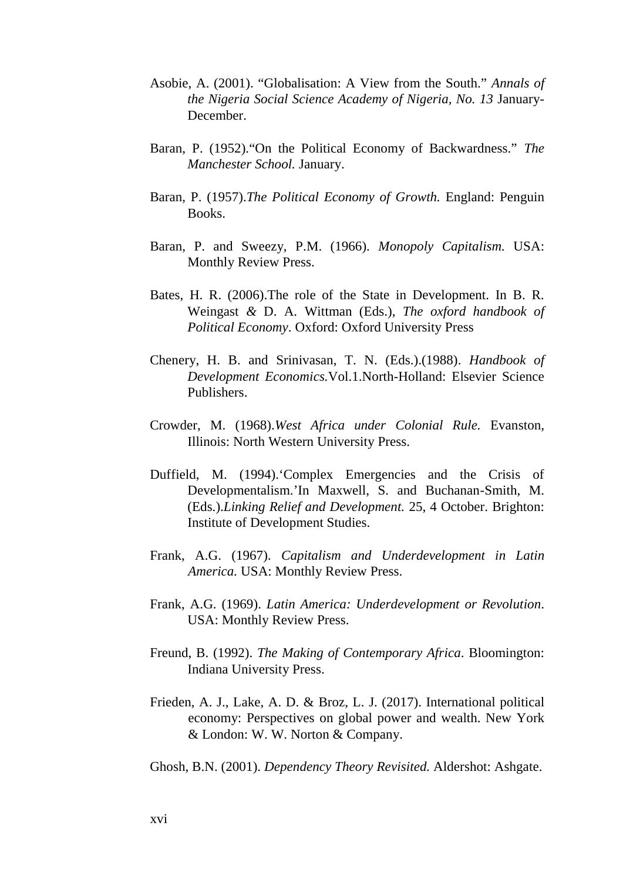Asobie, A. (2001). "Globalisation: A View from the South." *Annals of the Nigeria Social Science Academy of Nigeria, No. 13* January-December.

Baran, P. (1952)."On the Political Economy of Backwardness." *The Manchester School.* January.

Baran, P. (1957).*The Political Economy of Growth.* England: Penguin Books.

Baran, P. and Sweezy, P.M. (1966). *Monopoly Capitalism.* USA: Monthly Review Press.

Bates, H. R. (2006).The role of the State in Development. In B. R. Weingast *&* D. A. Wittman (Eds.), *The oxford handbook of Political Economy*. Oxford: Oxford University Press

Chenery, H. B. and Srinivasan, T. N. (Eds.).(1988). *Handbook of Development Economics.*Vol.1.North-Holland: Elsevier Science Publishers.

Crowder, M. (1968).*West Africa under Colonial Rule.* Evanston, Illinois: North Western University Press.

Duffield, M. (1994).'Complex Emergencies and the Crisis of Developmentalism.'In Maxwell, S. and Buchanan-Smith, M. (Eds.).*Linking Relief and Development.* 25, 4 October. Brighton: Institute of Development Studies.

Frank, A.G. (1967). *Capitalism and Underdevelopment in Latin America.* USA: Monthly Review Press.

Frank, A.G. (1969). *Latin America: Underdevelopment or Revolution*. USA: Monthly Review Press.

Freund, B. (1992). *The Making of Contemporary Africa*. Bloomington: Indiana University Press.

Frieden, A. J., Lake, A. D. & Broz, L. J. (2017). International political economy: Perspectives on global power and wealth. New York & London: W. W. Norton & Company.

Ghosh, B.N. (2001). *Dependency Theory Revisited.* Aldershot: Ashgate.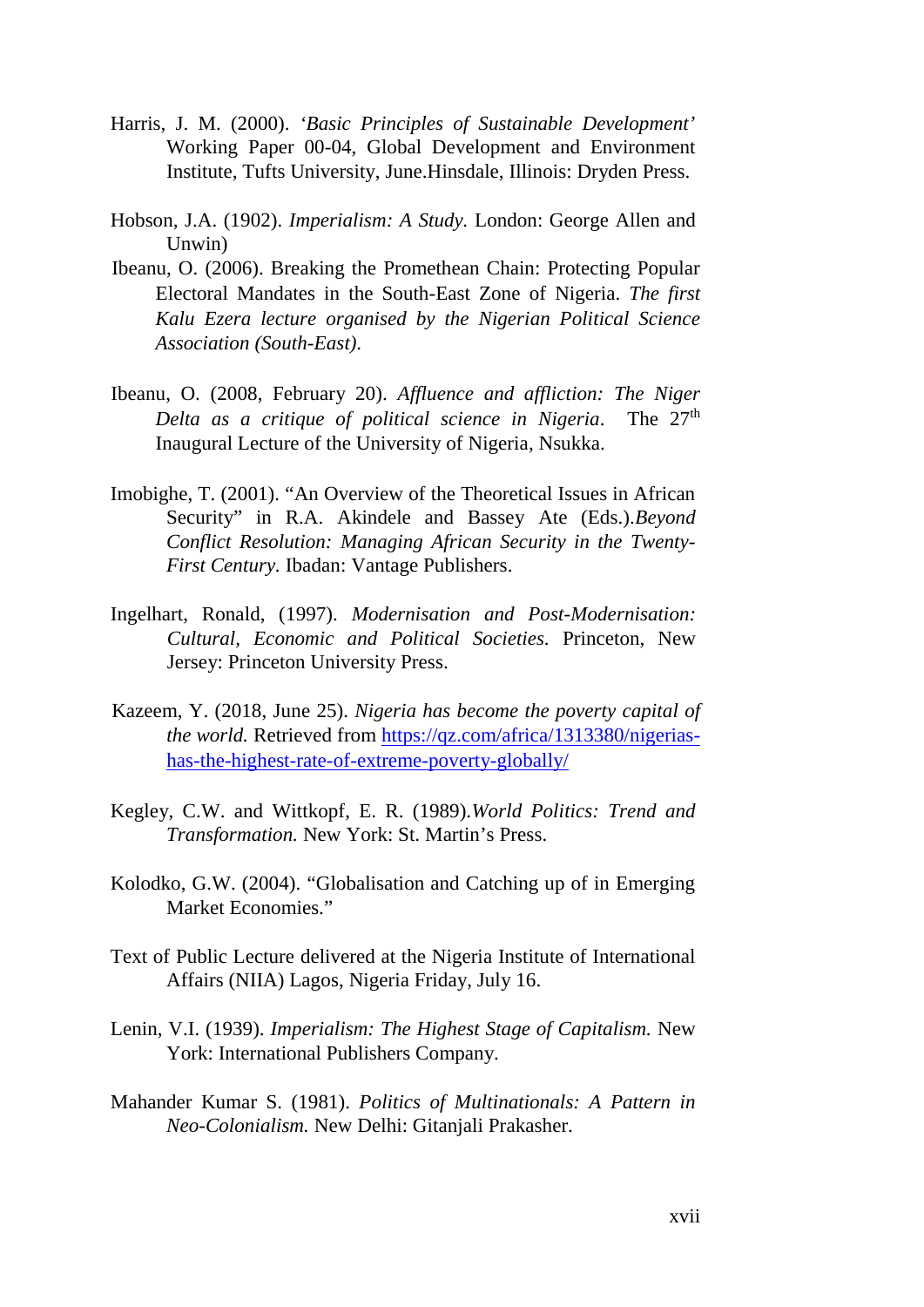Harris, J. M. (2000). *'Basic Principles of Sustainable Development'* Working Paper 00-04, Global Development and Environment Institute, Tufts University, June.Hinsdale, Illinois: Dryden Press.

Hobson, J.A. (1902). *Imperialism: A Study.* London: George Allen and Unwin)

Ibeanu, O. (2006). Breaking the Promethean Chain: Protecting Popular Electoral Mandates in the South-East Zone of Nigeria. *The first Kalu Ezera lecture organised by the Nigerian Political Science Association (South-East).*

Ibeanu, O. (2008, February 20). *Affluence and affliction: The Niger Delta as a critique of political science in Nigeria*. The 27th Inaugural Lecture of the University of Nigeria, Nsukka.

Imobighe, T. (2001). "An Overview of the Theoretical Issues in African Security" in R.A. Akindele and Bassey Ate (Eds.).*Beyond Conflict Resolution: Managing African Security in the Twenty-First Century.* Ibadan: Vantage Publishers.

Ingelhart, Ronald, (1997). *Modernisation and Post-Modernisation: Cultural, Economic and Political Societies.* Princeton, New Jersey: Princeton University Press.

Kazeem, Y. (2018, June 25). *Nigeria has become the poverty capital of the world.* Retrieved from https://qz.com/africa/1313380/nigerias-has-the-highest-rate-of-extreme-poverty-globally/

Kegley, C.W. and Wittkopf, E. R. (1989).*World Politics: Trend and Transformation.* New York: St. Martin's Press.

Kolodko, G.W. (2004). "Globalisation and Catching up of in Emerging Market Economies."

Text of Public Lecture delivered at the Nigeria Institute of International Affairs (NIIA) Lagos, Nigeria Friday, July 16.

Lenin, V.I. (1939). *Imperialism: The Highest Stage of Capitalism.* New York: International Publishers Company.

Mahander Kumar S. (1981). *Politics of Multinationals: A Pattern in Neo-Colonialism.* New Delhi: Gitanjali Prakasher.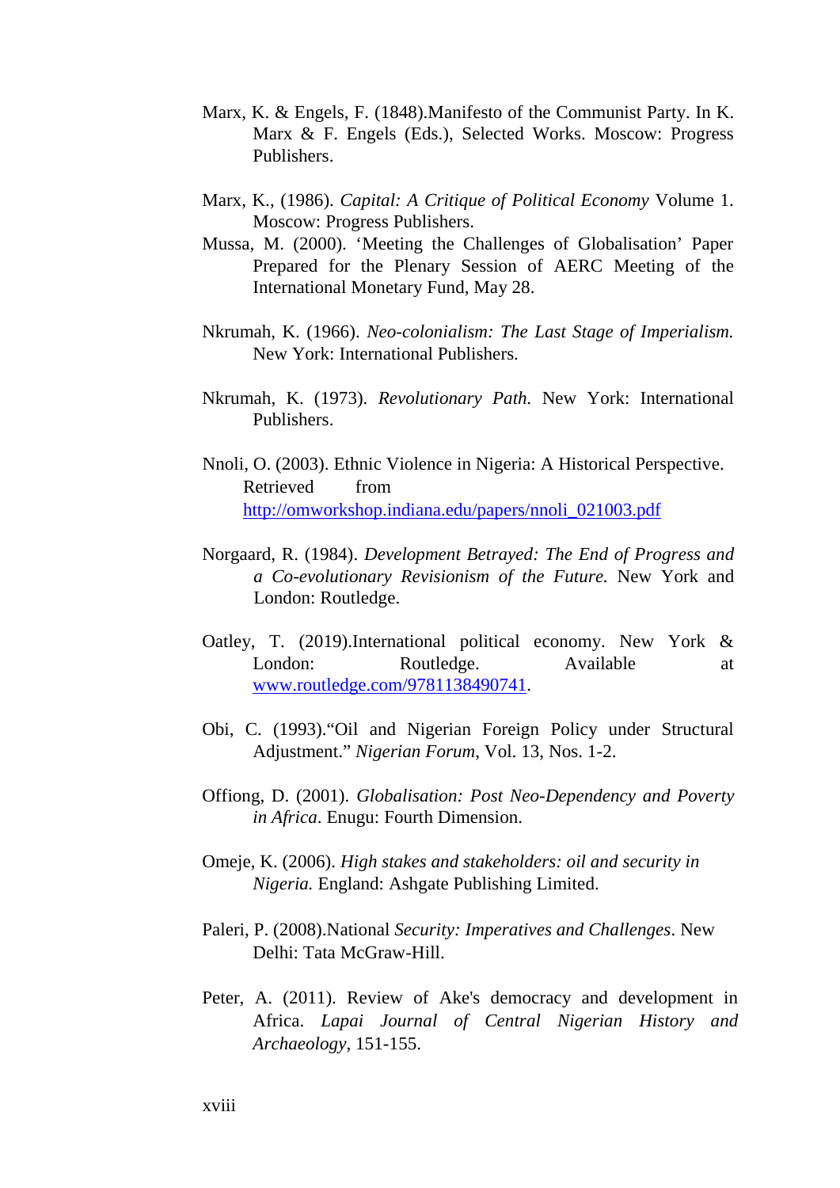Marx, K. & Engels, F. (1848).Manifesto of the Communist Party. In K. Marx & F. Engels (Eds.), Selected Works. Moscow: Progress Publishers.

Marx, K., (1986). *Capital: A Critique of Political Economy* Volume 1. Moscow: Progress Publishers.

Mussa, M. (2000). 'Meeting the Challenges of Globalisation' Paper Prepared for the Plenary Session of AERC Meeting of the International Monetary Fund, May 28.

Nkrumah, K. (1966). *Neo-colonialism: The Last Stage of Imperialism.* New York: International Publishers.

Nkrumah, K. (1973). *Revolutionary Path.* New York: International Publishers.

Nnoli, O. (2003). Ethnic Violence in Nigeria: A Historical Perspective. Retrieved from http://omworkshop.indiana.edu/papers/nnoli_021003.pdf

Norgaard, R. (1984). *Development Betrayed: The End of Progress and a Co-evolutionary Revisionism of the Future.* New York and London: Routledge.

Oatley, T. (2019).International political economy. New York & London: Routledge. Available at www.routledge.com/9781138490741.

Obi, C. (1993)."Oil and Nigerian Foreign Policy under Structural Adjustment." *Nigerian Forum*, Vol. 13, Nos. 1-2.

Offiong, D. (2001). *Globalisation: Post Neo-Dependency and Poverty in Africa*. Enugu: Fourth Dimension.

Omeje, K. (2006). *High stakes and stakeholders: oil and security in Nigeria.* England: Ashgate Publishing Limited.

Paleri, P. (2008).National *Security: Imperatives and Challenges*. New Delhi: Tata McGraw-Hill.

Peter, A. (2011). Review of Ake's democracy and development in Africa. *Lapai Journal of Central Nigerian History and Archaeology*, 151-155.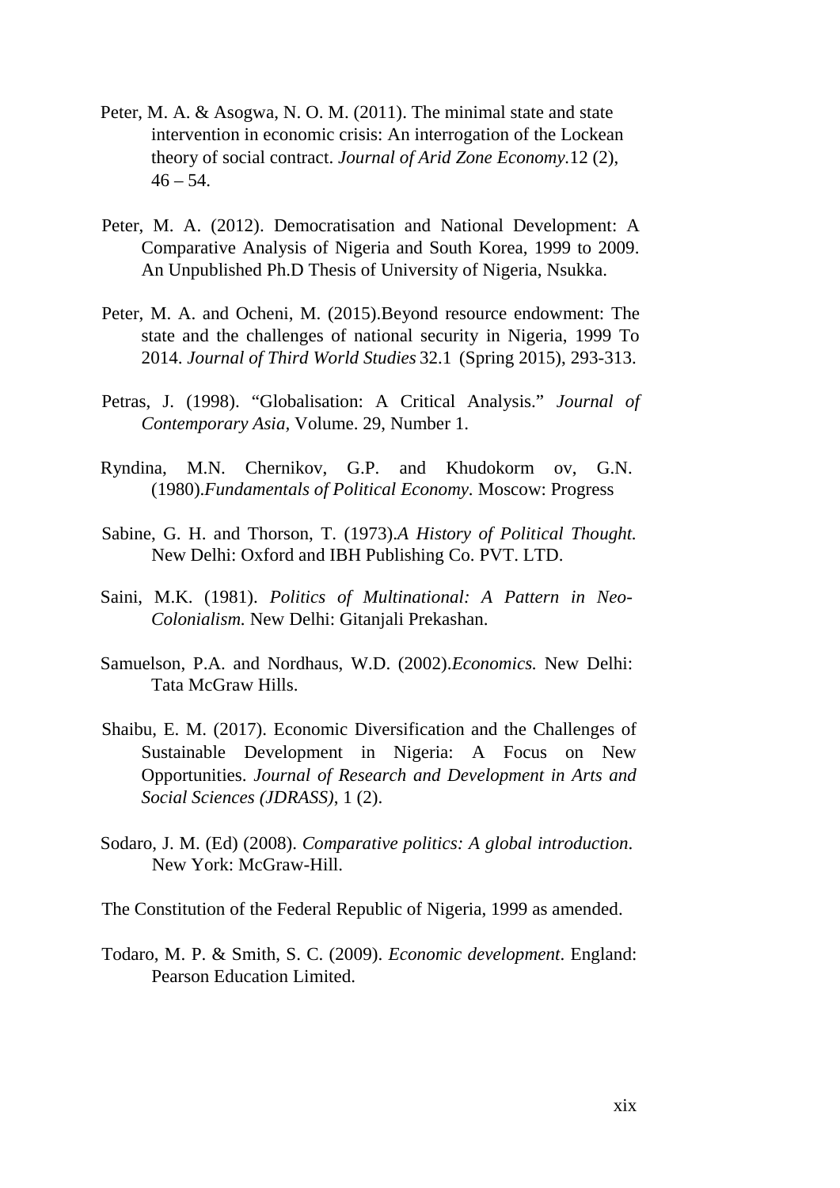Peter, M. A. & Asogwa, N. O. M. (2011). The minimal state and state intervention in economic crisis: An interrogation of the Lockean theory of social contract. *Journal of Arid Zone Economy.*12 (2), 46 – 54.

Peter, M. A. (2012). Democratisation and National Development: A Comparative Analysis of Nigeria and South Korea, 1999 to 2009. An Unpublished Ph.D Thesis of University of Nigeria, Nsukka.

Peter, M. A. and Ocheni, M. (2015).Beyond resource endowment: The state and the challenges of national security in Nigeria, 1999 To 2014. *Journal of Third World Studies* 32.1 (Spring 2015), 293-313.

Petras, J. (1998). "Globalisation: A Critical Analysis." *Journal of Contemporary Asia*, Volume. 29, Number 1.

Ryndina, M.N. Chernikov, G.P. and Khudokorm ov, G.N. (1980).*Fundamentals of Political Economy*. Moscow: Progress

Sabine, G. H. and Thorson, T. (1973).*A History of Political Thought.* New Delhi: Oxford and IBH Publishing Co. PVT. LTD.

Saini, M.K. (1981). *Politics of Multinational: A Pattern in Neo-Colonialism.* New Delhi: Gitanjali Prekashan.

Samuelson, P.A. and Nordhaus, W.D. (2002).*Economics.* New Delhi: Tata McGraw Hills.

Shaibu, E. M. (2017). Economic Diversification and the Challenges of Sustainable Development in Nigeria: A Focus on New Opportunities. *Journal of Research and Development in Arts and Social Sciences (JDRASS)*, 1 (2).

Sodaro, J. M. (Ed) (2008). *Comparative politics: A global introduction*. New York: McGraw-Hill.

The Constitution of the Federal Republic of Nigeria, 1999 as amended.

Todaro, M. P. & Smith, S. C. (2009). *Economic development*. England: Pearson Education Limited.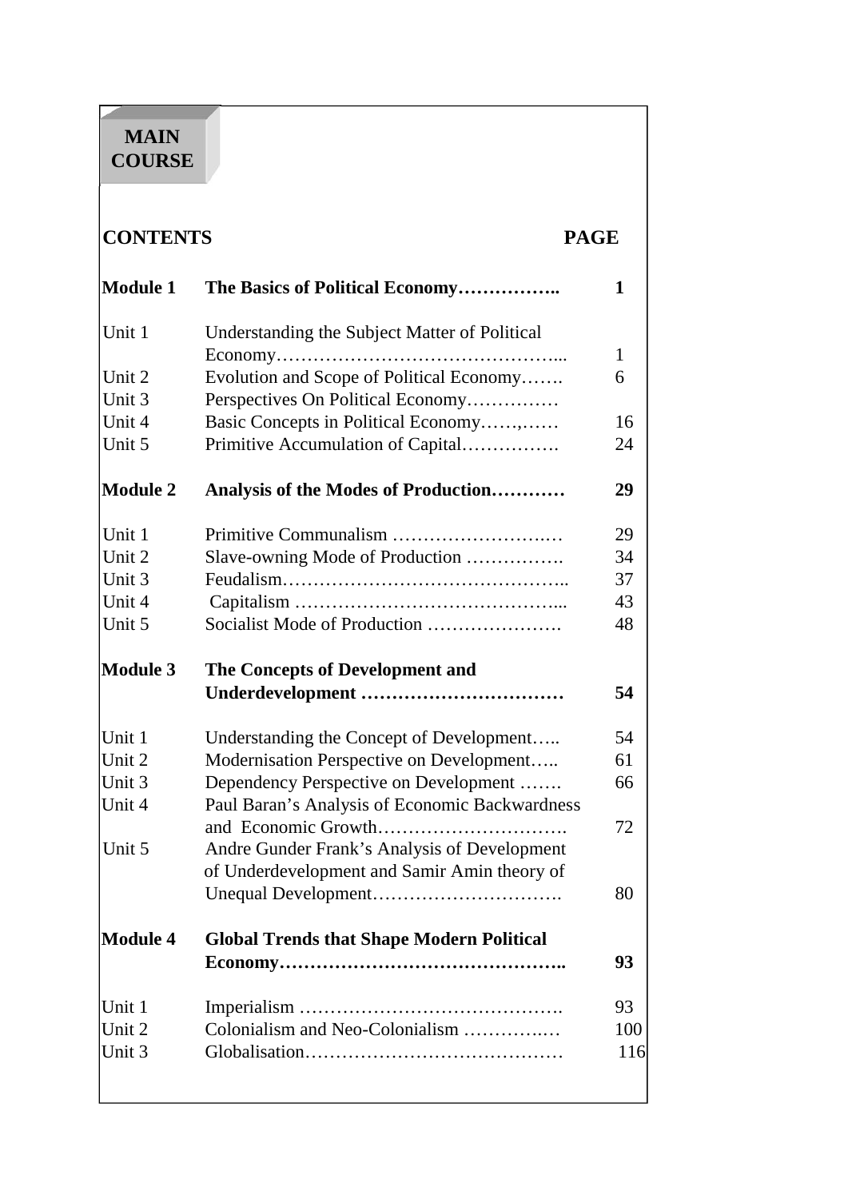# MAIN COURSE

| CONTENTS | | PAGE |
|---|---|---|
| **Module 1** | **The Basics of Political Economy……………..** | **1** |
| Unit 1 | Understanding the Subject Matter of Political Economy………………………………………... | 1 |
| Unit 2 | Evolution and Scope of Political Economy……. | 6 |
| Unit 3 | Perspectives On Political Economy…………… | |
| Unit 4 | Basic Concepts in Political Economy……,…… | 16 |
| Unit 5 | Primitive Accumulation of Capital……………. | 24 |
| **Module 2** | **Analysis of the Modes of Production…………** | **29** |
| Unit 1 | Primitive Communalism ……………………..… | 29 |
| Unit 2 | Slave-owning Mode of Production ……………. | 34 |
| Unit 3 | Feudalism……………………………………….. | 37 |
| Unit 4 | Capitalism ……………………………………... | 43 |
| Unit 5 | Socialist Mode of Production …………………. | 48 |
| **Module 3** | **The Concepts of Development and Underdevelopment ……………………………** | **54** |
| Unit 1 | Understanding the Concept of Development….. | 54 |
| Unit 2 | Modernisation Perspective on Development….. | 61 |
| Unit 3 | Dependency Perspective on Development ……. | 66 |
| Unit 4 | Paul Baran's Analysis of Economic Backwardness and Economic Growth…………………………. | 72 |
| Unit 5 | Andre Gunder Frank's Analysis of Development of Underdevelopment and Samir Amin theory of Unequal Development…………………………. | 80 |
| **Module 4** | **Global Trends that Shape Modern Political Economy………………………………………..** | **93** |
| Unit 1 | Imperialism ……………………………………. | 93 |
| Unit 2 | Colonialism and Neo-Colonialism ……………… | 100 |
| Unit 3 | Globalisation…………………………………… | 116 |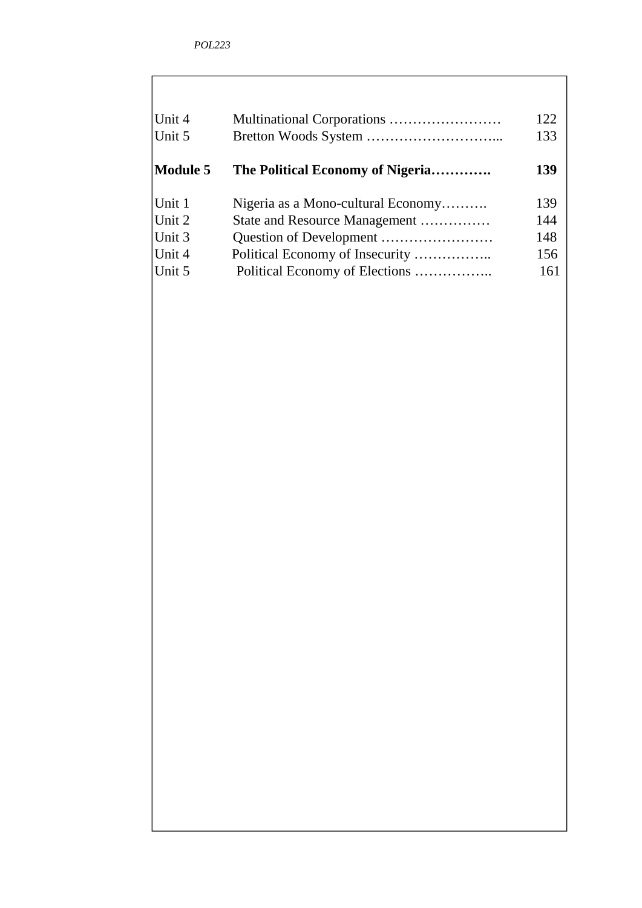| | | |
|---|---|---|
| Unit 4 | Multinational Corporations …………………… | 122 |
| Unit 5 | Bretton Woods System ………………………... | 133 |
| **Module 5** | **The Political Economy of Nigeria…………** | **139** |
| Unit 1 | Nigeria as a Mono-cultural Economy………. | 139 |
| Unit 2 | State and Resource Management …………… | 144 |
| Unit 3 | Question of Development …………………… | 148 |
| Unit 4 | Political Economy of Insecurity …………….. | 156 |
| Unit 5 | Political Economy of Elections …………….. | 161 |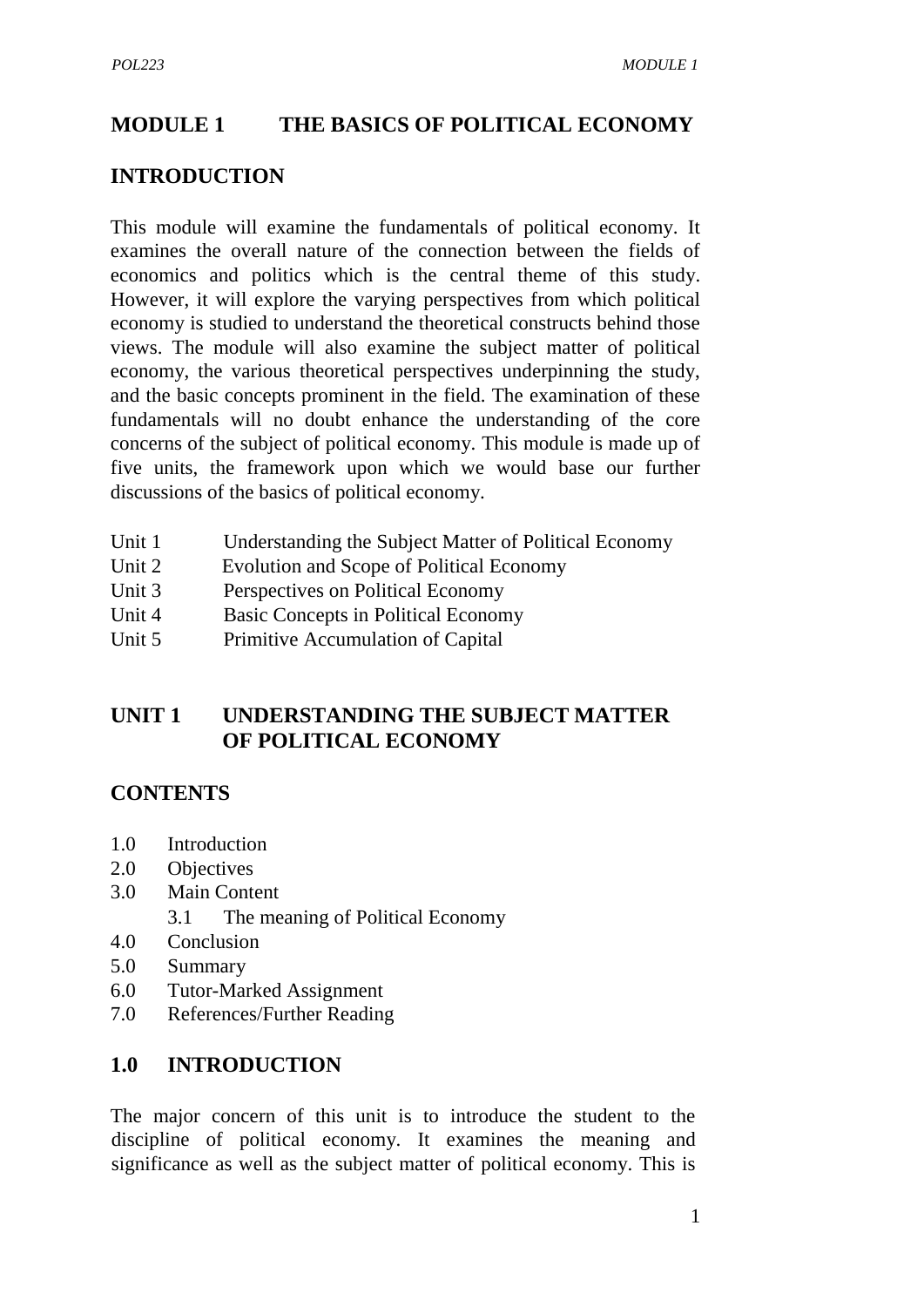# MODULE 1 THE BASICS OF POLITICAL ECONOMY

## INTRODUCTION

This module will examine the fundamentals of political economy. It examines the overall nature of the connection between the fields of economics and politics which is the central theme of this study. However, it will explore the varying perspectives from which political economy is studied to understand the theoretical constructs behind those views. The module will also examine the subject matter of political economy, the various theoretical perspectives underpinning the study, and the basic concepts prominent in the field. The examination of these fundamentals will no doubt enhance the understanding of the core concerns of the subject of political economy. This module is made up of five units, the framework upon which we would base our further discussions of the basics of political economy.

- Unit 1 Understanding the Subject Matter of Political Economy
- Unit 2 Evolution and Scope of Political Economy
- Unit 3 Perspectives on Political Economy
- Unit 4 Basic Concepts in Political Economy
- Unit 5 Primitive Accumulation of Capital

## UNIT 1 UNDERSTANDING THE SUBJECT MATTER OF POLITICAL ECONOMY

### CONTENTS

- 1.0 Introduction
- 2.0 Objectives
- 3.0 Main Content
    - 3.1 The meaning of Political Economy
- 4.0 Conclusion
- 5.0 Summary
- 6.0 Tutor-Marked Assignment
- 7.0 References/Further Reading

### 1.0 INTRODUCTION

The major concern of this unit is to introduce the student to the discipline of political economy. It examines the meaning and significance as well as the subject matter of political economy. This is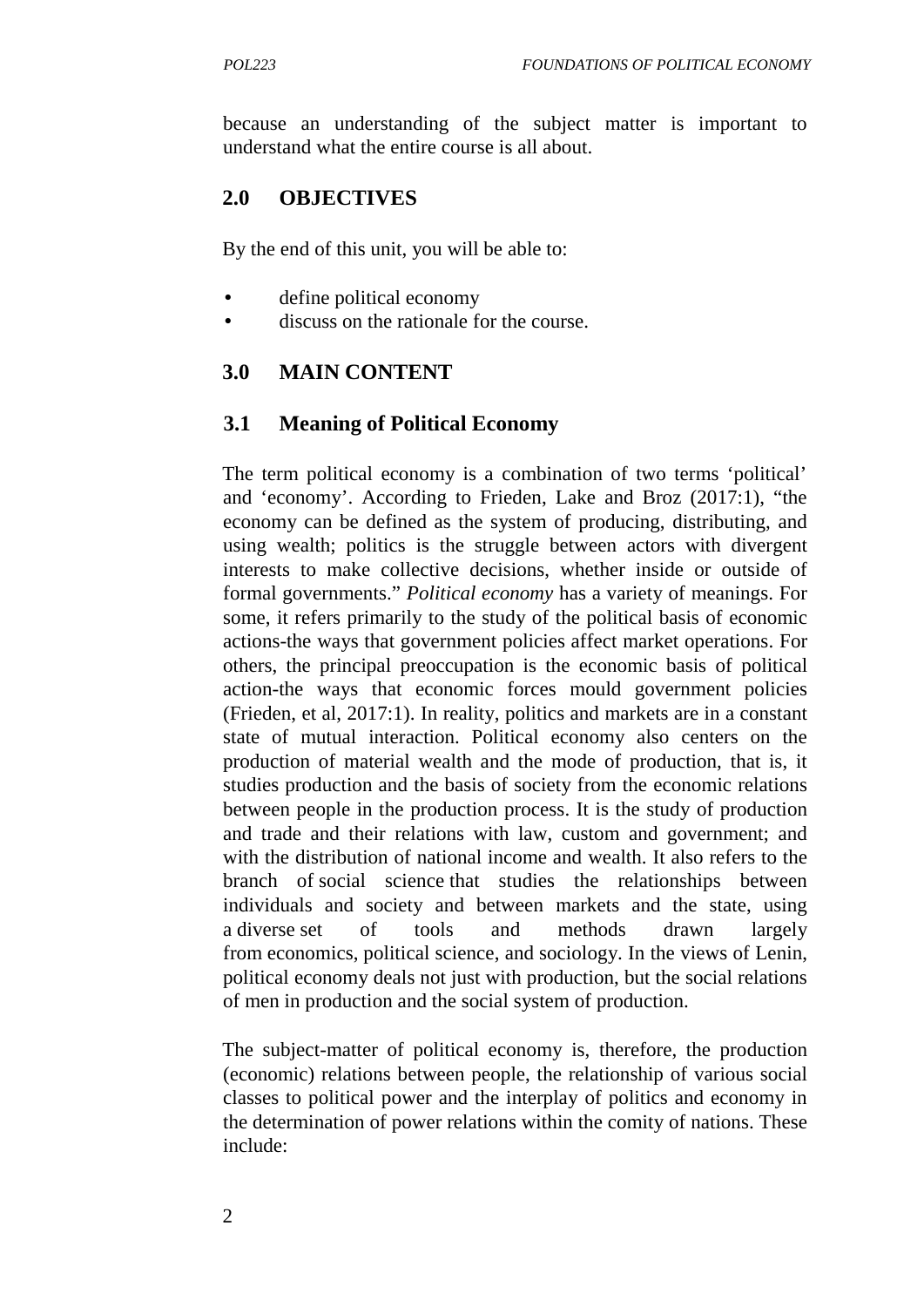because an understanding of the subject matter is important to understand what the entire course is all about.

## 2.0 OBJECTIVES

By the end of this unit, you will be able to:

- define political economy
- discuss on the rationale for the course.

## 3.0 MAIN CONTENT

### 3.1 Meaning of Political Economy

The term political economy is a combination of two terms 'political' and 'economy'. According to Frieden, Lake and Broz (2017:1), "the economy can be defined as the system of producing, distributing, and using wealth; politics is the struggle between actors with divergent interests to make collective decisions, whether inside or outside of formal governments." *Political economy* has a variety of meanings. For some, it refers primarily to the study of the political basis of economic actions-the ways that government policies affect market operations. For others, the principal preoccupation is the economic basis of political action-the ways that economic forces mould government policies (Frieden, et al, 2017:1). In reality, politics and markets are in a constant state of mutual interaction. Political economy also centers on the production of material wealth and the mode of production, that is, it studies production and the basis of society from the economic relations between people in the production process. It is the study of production and trade and their relations with law, custom and government; and with the distribution of national income and wealth. It also refers to the branch of social science that studies the relationships between individuals and society and between markets and the state, using a diverse set of tools and methods drawn largely from economics, political science, and sociology. In the views of Lenin, political economy deals not just with production, but the social relations of men in production and the social system of production.

The subject-matter of political economy is, therefore, the production (economic) relations between people, the relationship of various social classes to political power and the interplay of politics and economy in the determination of power relations within the comity of nations. These include: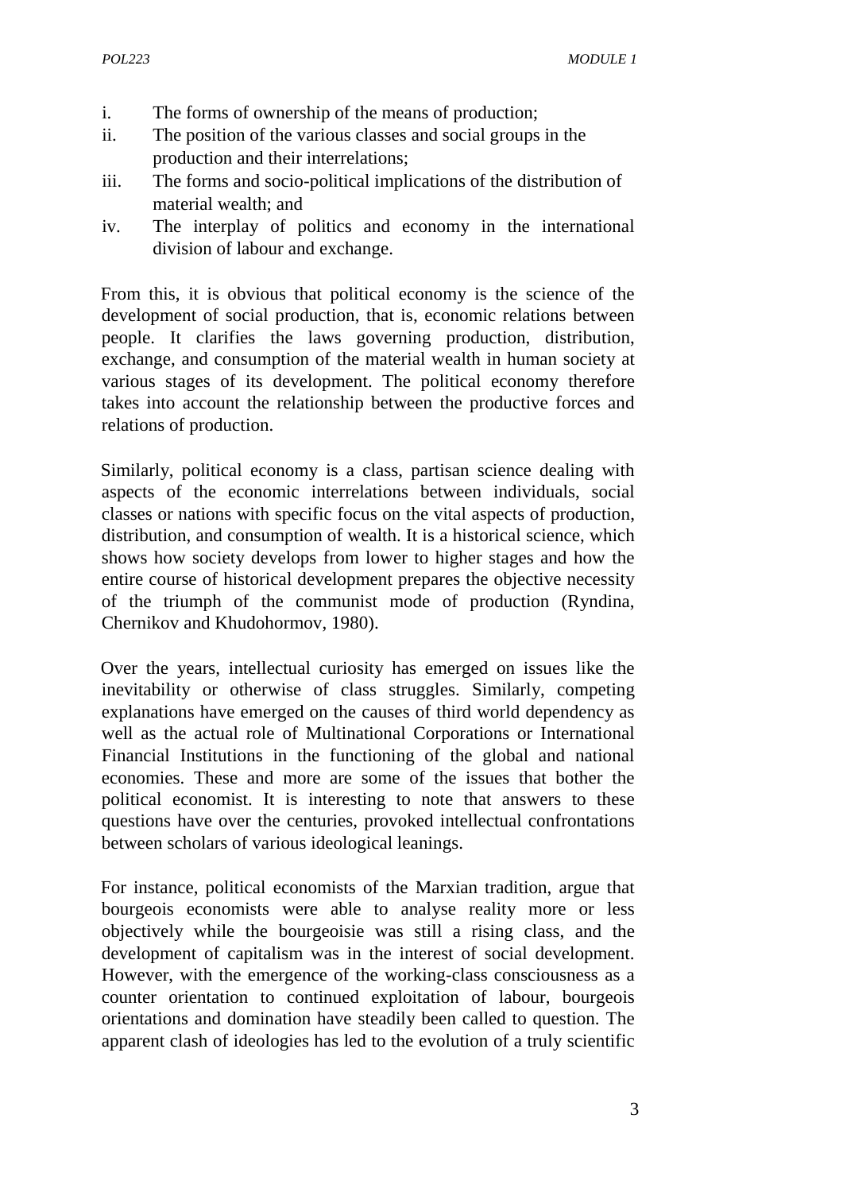i. The forms of ownership of the means of production;
ii. The position of the various classes and social groups in the production and their interrelations;
iii. The forms and socio-political implications of the distribution of material wealth; and
iv. The interplay of politics and economy in the international division of labour and exchange.

From this, it is obvious that political economy is the science of the development of social production, that is, economic relations between people. It clarifies the laws governing production, distribution, exchange, and consumption of the material wealth in human society at various stages of its development. The political economy therefore takes into account the relationship between the productive forces and relations of production.

Similarly, political economy is a class, partisan science dealing with aspects of the economic interrelations between individuals, social classes or nations with specific focus on the vital aspects of production, distribution, and consumption of wealth. It is a historical science, which shows how society develops from lower to higher stages and how the entire course of historical development prepares the objective necessity of the triumph of the communist mode of production (Ryndina, Chernikov and Khudohormov, 1980).

Over the years, intellectual curiosity has emerged on issues like the inevitability or otherwise of class struggles. Similarly, competing explanations have emerged on the causes of third world dependency as well as the actual role of Multinational Corporations or International Financial Institutions in the functioning of the global and national economies. These and more are some of the issues that bother the political economist. It is interesting to note that answers to these questions have over the centuries, provoked intellectual confrontations between scholars of various ideological leanings.

For instance, political economists of the Marxian tradition, argue that bourgeois economists were able to analyse reality more or less objectively while the bourgeoisie was still a rising class, and the development of capitalism was in the interest of social development. However, with the emergence of the working-class consciousness as a counter orientation to continued exploitation of labour, bourgeois orientations and domination have steadily been called to question. The apparent clash of ideologies has led to the evolution of a truly scientific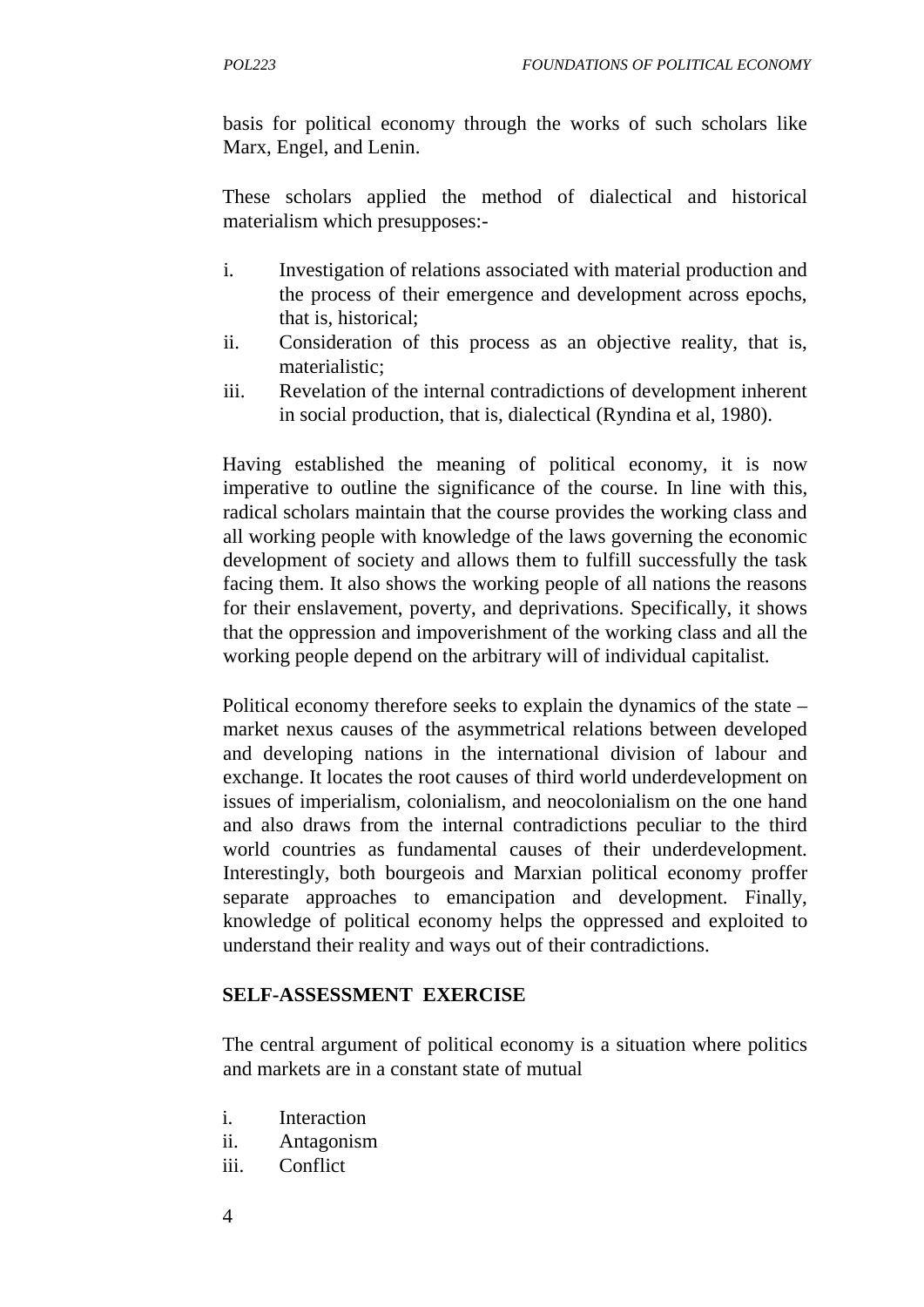basis for political economy through the works of such scholars like Marx, Engel, and Lenin.

These scholars applied the method of dialectical and historical materialism which presupposes:-

i. Investigation of relations associated with material production and the process of their emergence and development across epochs, that is, historical;
ii. Consideration of this process as an objective reality, that is, materialistic;
iii. Revelation of the internal contradictions of development inherent in social production, that is, dialectical (Ryndina et al, 1980).

Having established the meaning of political economy, it is now imperative to outline the significance of the course. In line with this, radical scholars maintain that the course provides the working class and all working people with knowledge of the laws governing the economic development of society and allows them to fulfill successfully the task facing them. It also shows the working people of all nations the reasons for their enslavement, poverty, and deprivations. Specifically, it shows that the oppression and impoverishment of the working class and all the working people depend on the arbitrary will of individual capitalist.

Political economy therefore seeks to explain the dynamics of the state – market nexus causes of the asymmetrical relations between developed and developing nations in the international division of labour and exchange. It locates the root causes of third world underdevelopment on issues of imperialism, colonialism, and neocolonialism on the one hand and also draws from the internal contradictions peculiar to the third world countries as fundamental causes of their underdevelopment. Interestingly, both bourgeois and Marxian political economy proffer separate approaches to emancipation and development. Finally, knowledge of political economy helps the oppressed and exploited to understand their reality and ways out of their contradictions.

**SELF-ASSESSMENT EXERCISE**

The central argument of political economy is a situation where politics and markets are in a constant state of mutual

i. Interaction
ii. Antagonism
iii. Conflict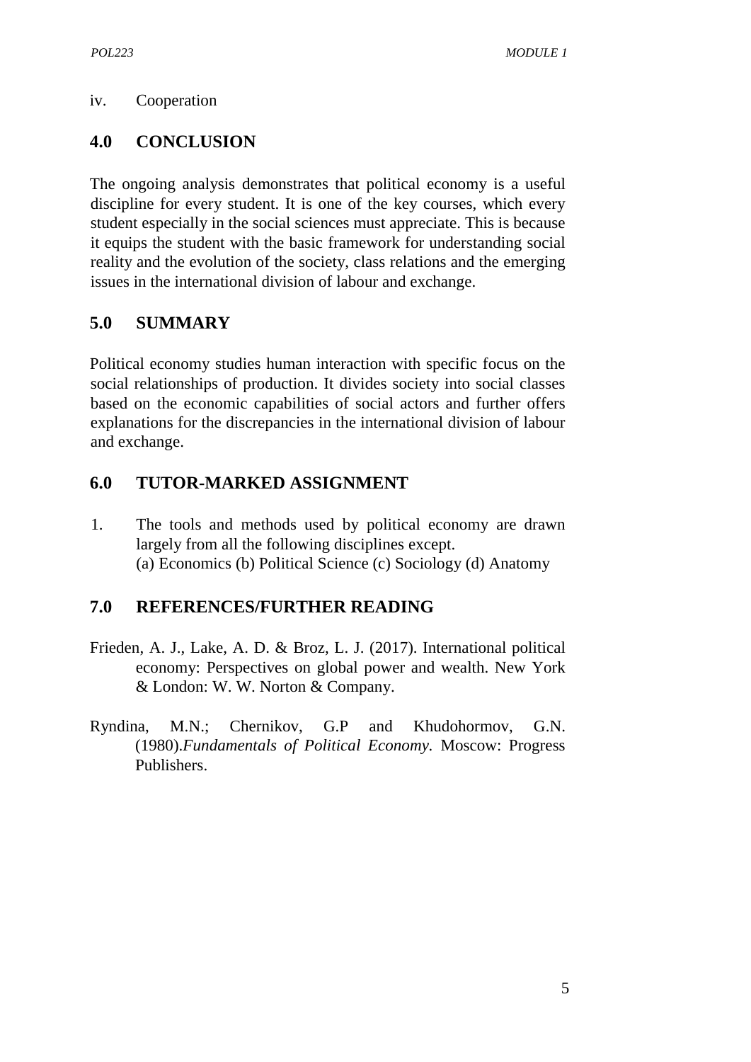iv. Cooperation

## 4.0 CONCLUSION

The ongoing analysis demonstrates that political economy is a useful discipline for every student. It is one of the key courses, which every student especially in the social sciences must appreciate. This is because it equips the student with the basic framework for understanding social reality and the evolution of the society, class relations and the emerging issues in the international division of labour and exchange.

## 5.0 SUMMARY

Political economy studies human interaction with specific focus on the social relationships of production. It divides society into social classes based on the economic capabilities of social actors and further offers explanations for the discrepancies in the international division of labour and exchange.

## 6.0 TUTOR-MARKED ASSIGNMENT

1. The tools and methods used by political economy are drawn largely from all the following disciplines except.
   (a) Economics (b) Political Science (c) Sociology (d) Anatomy

## 7.0 REFERENCES/FURTHER READING

Frieden, A. J., Lake, A. D. & Broz, L. J. (2017). International political economy: Perspectives on global power and wealth. New York & London: W. W. Norton & Company.

Ryndina, M.N.; Chernikov, G.P and Khudohormov, G.N. (1980).*Fundamentals of Political Economy.* Moscow: Progress Publishers.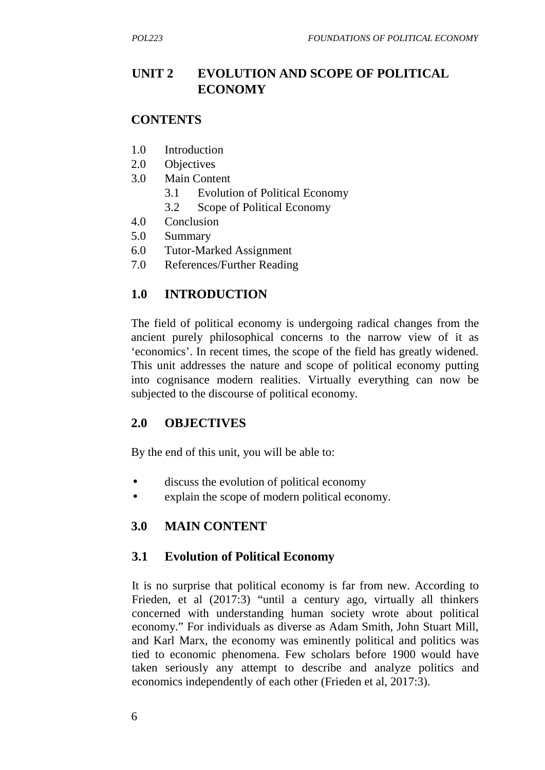# UNIT 2 EVOLUTION AND SCOPE OF POLITICAL ECONOMY

## CONTENTS

1.0 Introduction
2.0 Objectives
3.0 Main Content
  3.1 Evolution of Political Economy
  3.2 Scope of Political Economy
4.0 Conclusion
5.0 Summary
6.0 Tutor-Marked Assignment
7.0 References/Further Reading

## 1.0 INTRODUCTION

The field of political economy is undergoing radical changes from the ancient purely philosophical concerns to the narrow view of it as 'economics'. In recent times, the scope of the field has greatly widened. This unit addresses the nature and scope of political economy putting into cognisance modern realities. Virtually everything can now be subjected to the discourse of political economy.

## 2.0 OBJECTIVES

By the end of this unit, you will be able to:

- discuss the evolution of political economy
- explain the scope of modern political economy.

## 3.0 MAIN CONTENT

### 3.1 Evolution of Political Economy

It is no surprise that political economy is far from new. According to Frieden, et al (2017:3) "until a century ago, virtually all thinkers concerned with understanding human society wrote about political economy." For individuals as diverse as Adam Smith, John Stuart Mill, and Karl Marx, the economy was eminently political and politics was tied to economic phenomena. Few scholars before 1900 would have taken seriously any attempt to describe and analyze politics and economics independently of each other (Frieden et al, 2017:3).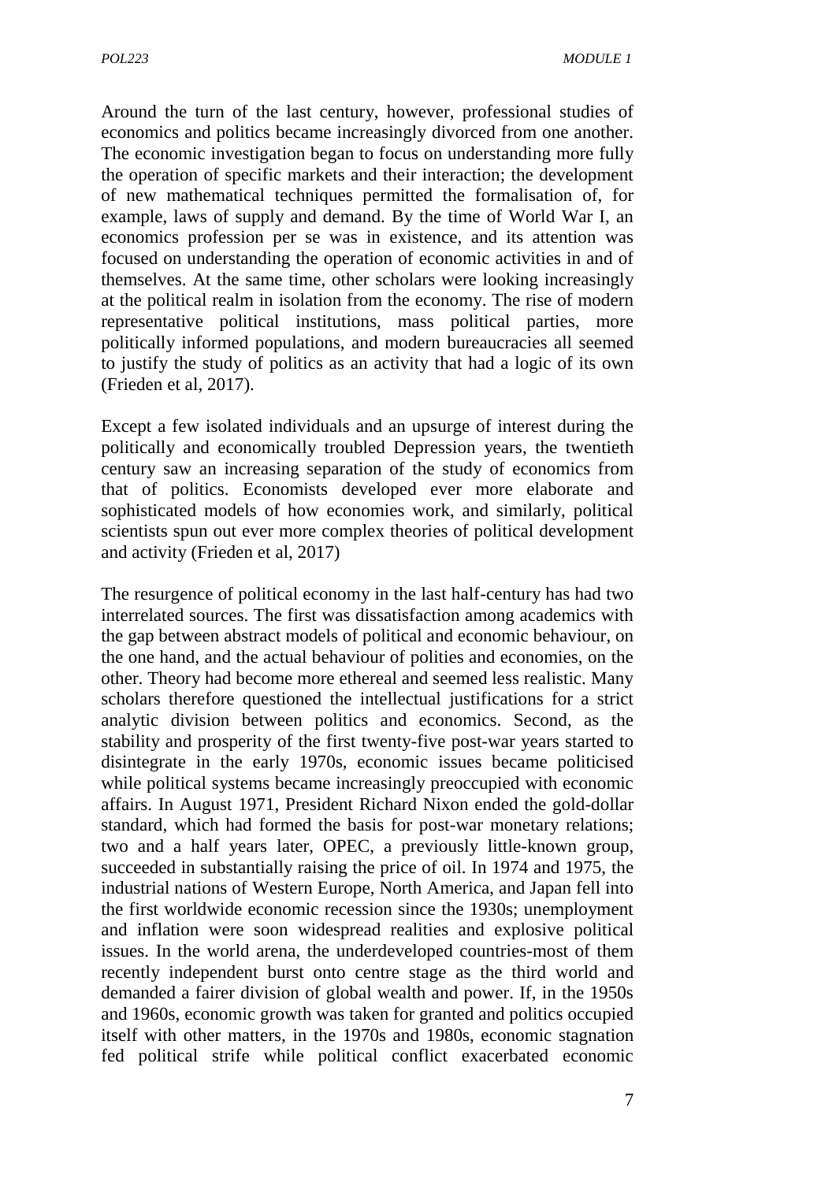Around the turn of the last century, however, professional studies of economics and politics became increasingly divorced from one another. The economic investigation began to focus on understanding more fully the operation of specific markets and their interaction; the development of new mathematical techniques permitted the formalisation of, for example, laws of supply and demand. By the time of World War I, an economics profession per se was in existence, and its attention was focused on understanding the operation of economic activities in and of themselves. At the same time, other scholars were looking increasingly at the political realm in isolation from the economy. The rise of modern representative political institutions, mass political parties, more politically informed populations, and modern bureaucracies all seemed to justify the study of politics as an activity that had a logic of its own (Frieden et al, 2017).

Except a few isolated individuals and an upsurge of interest during the politically and economically troubled Depression years, the twentieth century saw an increasing separation of the study of economics from that of politics. Economists developed ever more elaborate and sophisticated models of how economies work, and similarly, political scientists spun out ever more complex theories of political development and activity (Frieden et al, 2017)

The resurgence of political economy in the last half-century has had two interrelated sources. The first was dissatisfaction among academics with the gap between abstract models of political and economic behaviour, on the one hand, and the actual behaviour of polities and economies, on the other. Theory had become more ethereal and seemed less realistic. Many scholars therefore questioned the intellectual justifications for a strict analytic division between politics and economics. Second, as the stability and prosperity of the first twenty-five post-war years started to disintegrate in the early 1970s, economic issues became politicised while political systems became increasingly preoccupied with economic affairs. In August 1971, President Richard Nixon ended the gold-dollar standard, which had formed the basis for post-war monetary relations; two and a half years later, OPEC, a previously little-known group, succeeded in substantially raising the price of oil. In 1974 and 1975, the industrial nations of Western Europe, North America, and Japan fell into the first worldwide economic recession since the 1930s; unemployment and inflation were soon widespread realities and explosive political issues. In the world arena, the underdeveloped countries-most of them recently independent burst onto centre stage as the third world and demanded a fairer division of global wealth and power. If, in the 1950s and 1960s, economic growth was taken for granted and politics occupied itself with other matters, in the 1970s and 1980s, economic stagnation fed political strife while political conflict exacerbated economic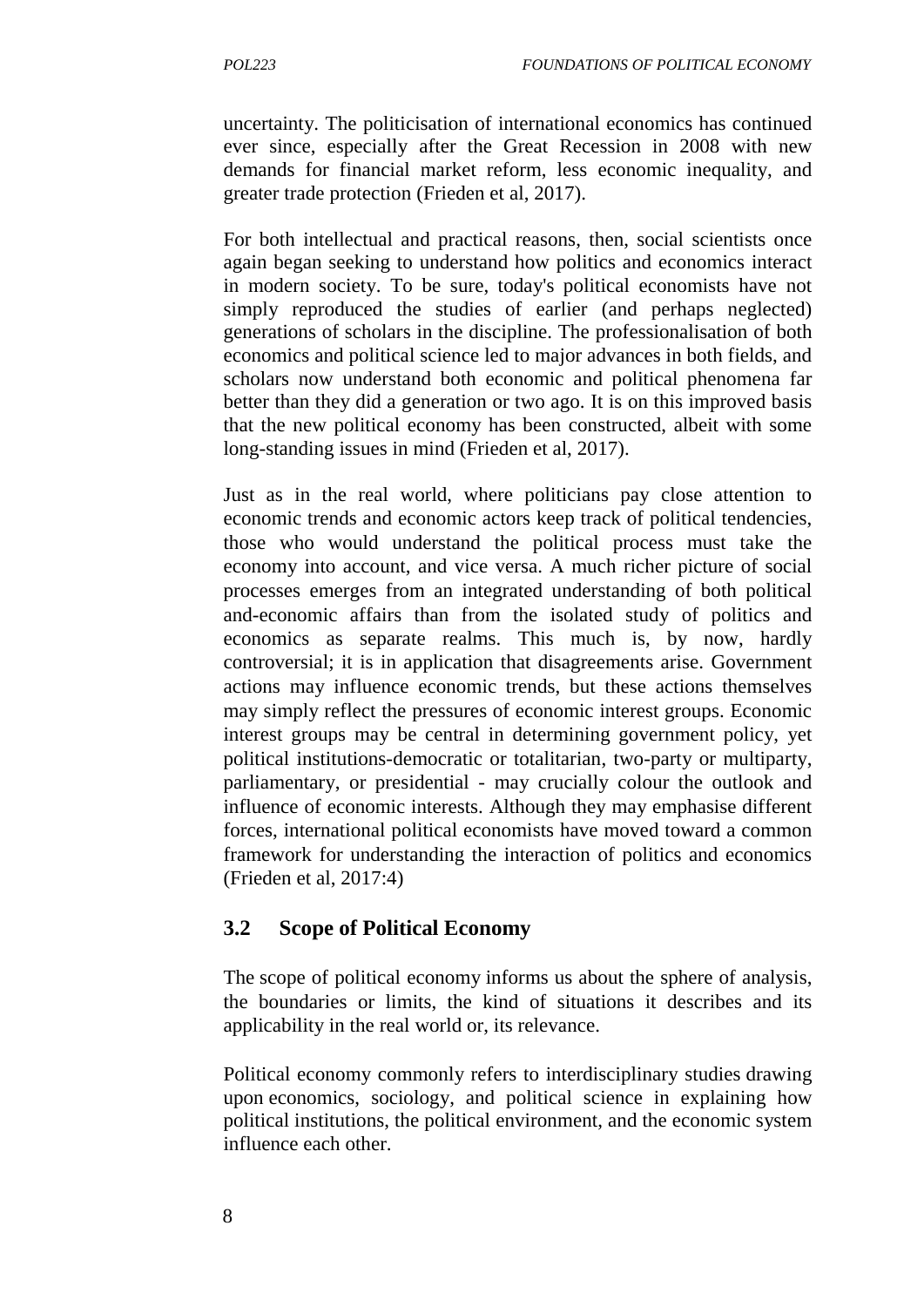uncertainty. The politicisation of international economics has continued ever since, especially after the Great Recession in 2008 with new demands for financial market reform, less economic inequality, and greater trade protection (Frieden et al, 2017).

For both intellectual and practical reasons, then, social scientists once again began seeking to understand how politics and economics interact in modern society. To be sure, today's political economists have not simply reproduced the studies of earlier (and perhaps neglected) generations of scholars in the discipline. The professionalisation of both economics and political science led to major advances in both fields, and scholars now understand both economic and political phenomena far better than they did a generation or two ago. It is on this improved basis that the new political economy has been constructed, albeit with some long-standing issues in mind (Frieden et al, 2017).

Just as in the real world, where politicians pay close attention to economic trends and economic actors keep track of political tendencies, those who would understand the political process must take the economy into account, and vice versa. A much richer picture of social processes emerges from an integrated understanding of both political and-economic affairs than from the isolated study of politics and economics as separate realms. This much is, by now, hardly controversial; it is in application that disagreements arise. Government actions may influence economic trends, but these actions themselves may simply reflect the pressures of economic interest groups. Economic interest groups may be central in determining government policy, yet political institutions-democratic or totalitarian, two-party or multiparty, parliamentary, or presidential - may crucially colour the outlook and influence of economic interests. Although they may emphasise different forces, international political economists have moved toward a common framework for understanding the interaction of politics and economics (Frieden et al, 2017:4)

## 3.2 Scope of Political Economy

The scope of political economy informs us about the sphere of analysis, the boundaries or limits, the kind of situations it describes and its applicability in the real world or, its relevance.

Political economy commonly refers to interdisciplinary studies drawing upon economics, sociology, and political science in explaining how political institutions, the political environment, and the economic system influence each other.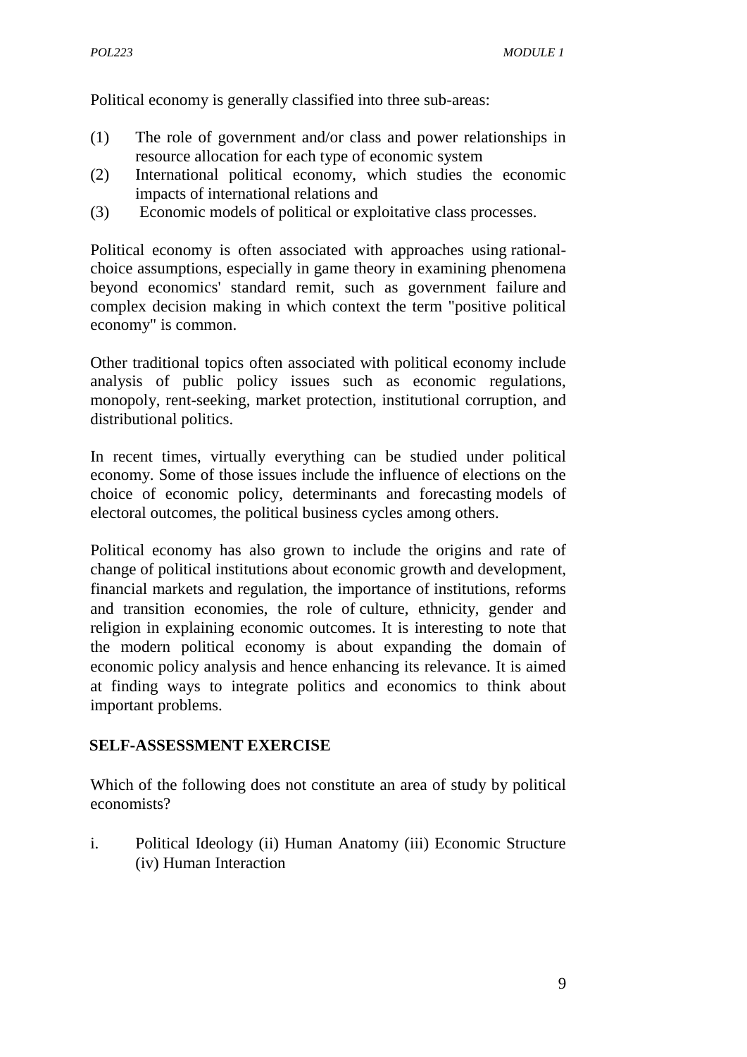Political economy is generally classified into three sub-areas:

(1) The role of government and/or class and power relationships in resource allocation for each type of economic system
(2) International political economy, which studies the economic impacts of international relations and
(3) Economic models of political or exploitative class processes.

Political economy is often associated with approaches using rational-choice assumptions, especially in game theory in examining phenomena beyond economics' standard remit, such as government failure and complex decision making in which context the term "positive political economy" is common.

Other traditional topics often associated with political economy include analysis of public policy issues such as economic regulations, monopoly, rent-seeking, market protection, institutional corruption, and distributional politics.

In recent times, virtually everything can be studied under political economy. Some of those issues include the influence of elections on the choice of economic policy, determinants and forecasting models of electoral outcomes, the political business cycles among others.

Political economy has also grown to include the origins and rate of change of political institutions about economic growth and development, financial markets and regulation, the importance of institutions, reforms and transition economies, the role of culture, ethnicity, gender and religion in explaining economic outcomes. It is interesting to note that the modern political economy is about expanding the domain of economic policy analysis and hence enhancing its relevance. It is aimed at finding ways to integrate politics and economics to think about important problems.

**SELF-ASSESSMENT EXERCISE**

Which of the following does not constitute an area of study by political economists?

i. Political Ideology (ii) Human Anatomy (iii) Economic Structure (iv) Human Interaction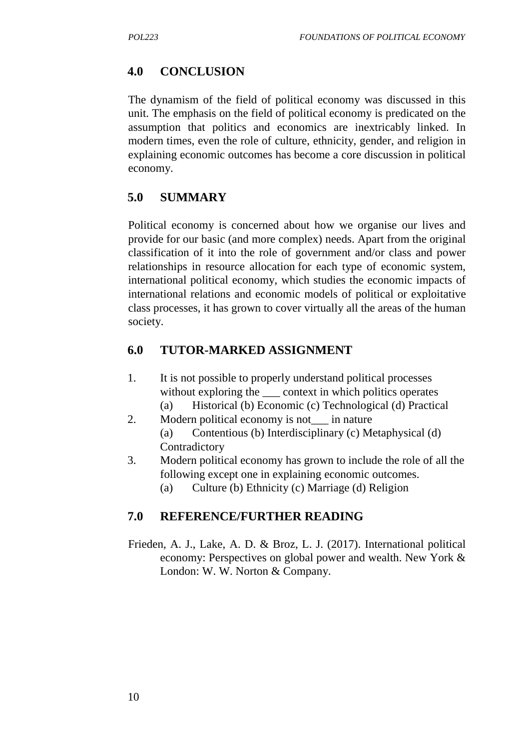## 4.0 CONCLUSION

The dynamism of the field of political economy was discussed in this unit. The emphasis on the field of political economy is predicated on the assumption that politics and economics are inextricably linked. In modern times, even the role of culture, ethnicity, gender, and religion in explaining economic outcomes has become a core discussion in political economy.

## 5.0 SUMMARY

Political economy is concerned about how we organise our lives and provide for our basic (and more complex) needs. Apart from the original classification of it into the role of government and/or class and power relationships in resource allocation for each type of economic system, international political economy, which studies the economic impacts of international relations and economic models of political or exploitative class processes, it has grown to cover virtually all the areas of the human society.

## 6.0 TUTOR-MARKED ASSIGNMENT

1. It is not possible to properly understand political processes without exploring the ___ context in which politics operates
   (a) Historical (b) Economic (c) Technological (d) Practical
2. Modern political economy is not___ in nature
   (a) Contentious (b) Interdisciplinary (c) Metaphysical (d) Contradictory
3. Modern political economy has grown to include the role of all the following except one in explaining economic outcomes.
   (a) Culture (b) Ethnicity (c) Marriage (d) Religion

## 7.0 REFERENCE/FURTHER READING

Frieden, A. J., Lake, A. D. & Broz, L. J. (2017). International political economy: Perspectives on global power and wealth. New York & London: W. W. Norton & Company.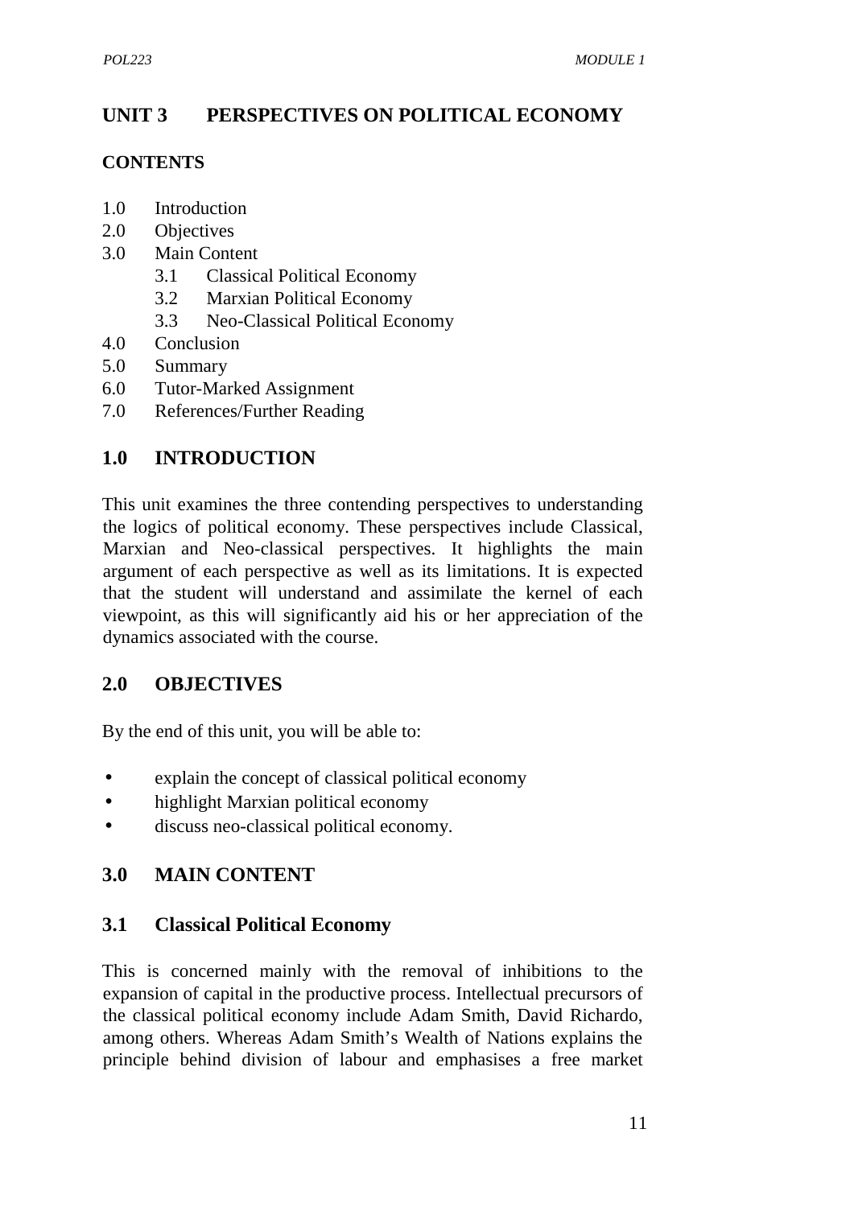## UNIT 3 PERSPECTIVES ON POLITICAL ECONOMY

### CONTENTS

1.0 Introduction
2.0 Objectives
3.0 Main Content
  3.1 Classical Political Economy
  3.2 Marxian Political Economy
  3.3 Neo-Classical Political Economy
4.0 Conclusion
5.0 Summary
6.0 Tutor-Marked Assignment
7.0 References/Further Reading

### 1.0 INTRODUCTION

This unit examines the three contending perspectives to understanding the logics of political economy. These perspectives include Classical, Marxian and Neo-classical perspectives. It highlights the main argument of each perspective as well as its limitations. It is expected that the student will understand and assimilate the kernel of each viewpoint, as this will significantly aid his or her appreciation of the dynamics associated with the course.

### 2.0 OBJECTIVES

By the end of this unit, you will be able to:

- explain the concept of classical political economy
- highlight Marxian political economy
- discuss neo-classical political economy.

### 3.0 MAIN CONTENT

#### 3.1 Classical Political Economy

This is concerned mainly with the removal of inhibitions to the expansion of capital in the productive process. Intellectual precursors of the classical political economy include Adam Smith, David Richardo, among others. Whereas Adam Smith's Wealth of Nations explains the principle behind division of labour and emphasises a free market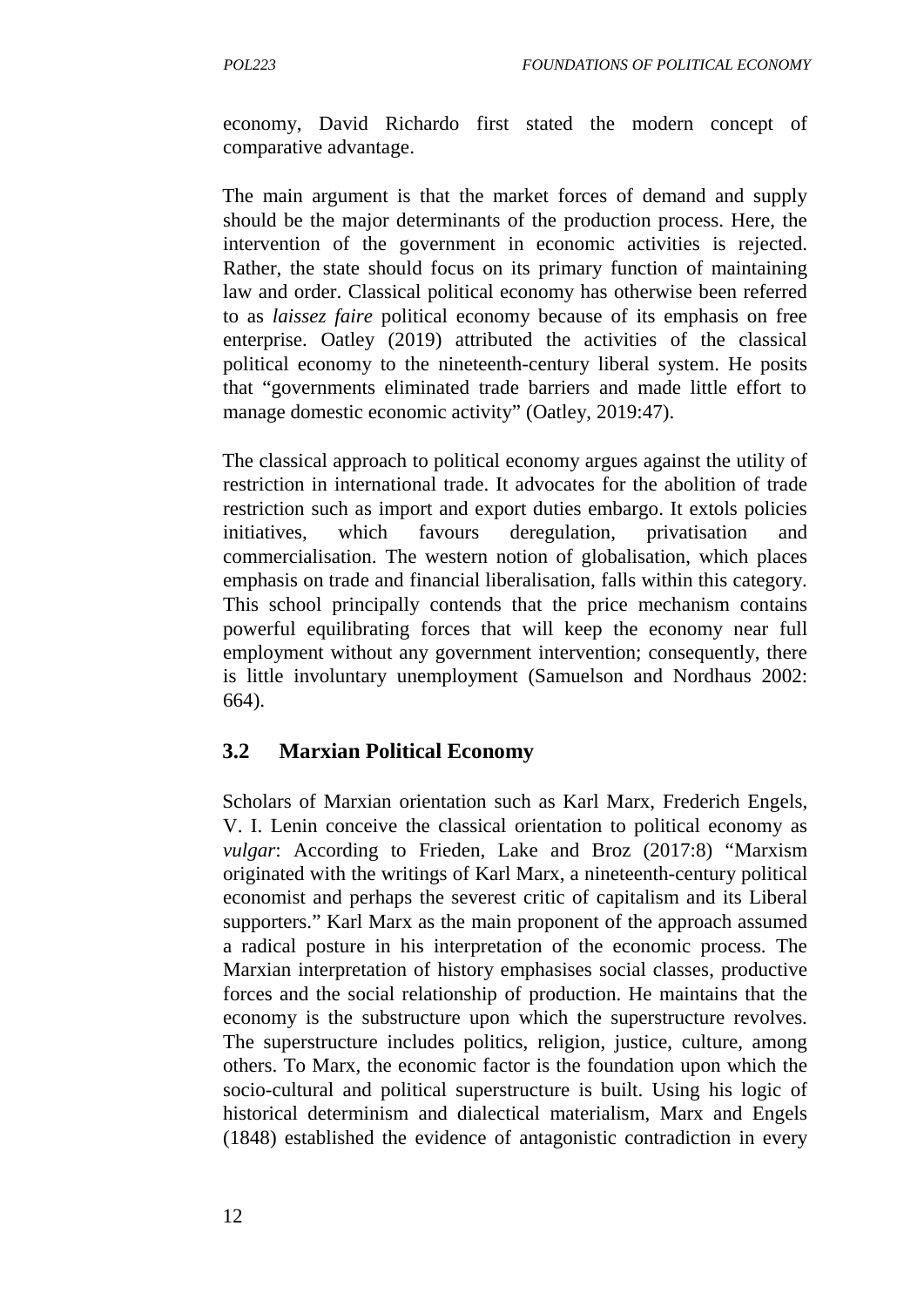economy, David Richardo first stated the modern concept of comparative advantage.

The main argument is that the market forces of demand and supply should be the major determinants of the production process. Here, the intervention of the government in economic activities is rejected. Rather, the state should focus on its primary function of maintaining law and order. Classical political economy has otherwise been referred to as *laissez faire* political economy because of its emphasis on free enterprise. Oatley (2019) attributed the activities of the classical political economy to the nineteenth-century liberal system. He posits that "governments eliminated trade barriers and made little effort to manage domestic economic activity" (Oatley, 2019:47).

The classical approach to political economy argues against the utility of restriction in international trade. It advocates for the abolition of trade restriction such as import and export duties embargo. It extols policies initiatives, which favours deregulation, privatisation and commercialisation. The western notion of globalisation, which places emphasis on trade and financial liberalisation, falls within this category. This school principally contends that the price mechanism contains powerful equilibrating forces that will keep the economy near full employment without any government intervention; consequently, there is little involuntary unemployment (Samuelson and Nordhaus 2002: 664).

## 3.2 Marxian Political Economy

Scholars of Marxian orientation such as Karl Marx, Frederich Engels, V. I. Lenin conceive the classical orientation to political economy as *vulgar*: According to Frieden, Lake and Broz (2017:8) "Marxism originated with the writings of Karl Marx, a nineteenth-century political economist and perhaps the severest critic of capitalism and its Liberal supporters." Karl Marx as the main proponent of the approach assumed a radical posture in his interpretation of the economic process. The Marxian interpretation of history emphasises social classes, productive forces and the social relationship of production. He maintains that the economy is the substructure upon which the superstructure revolves. The superstructure includes politics, religion, justice, culture, among others. To Marx, the economic factor is the foundation upon which the socio-cultural and political superstructure is built. Using his logic of historical determinism and dialectical materialism, Marx and Engels (1848) established the evidence of antagonistic contradiction in every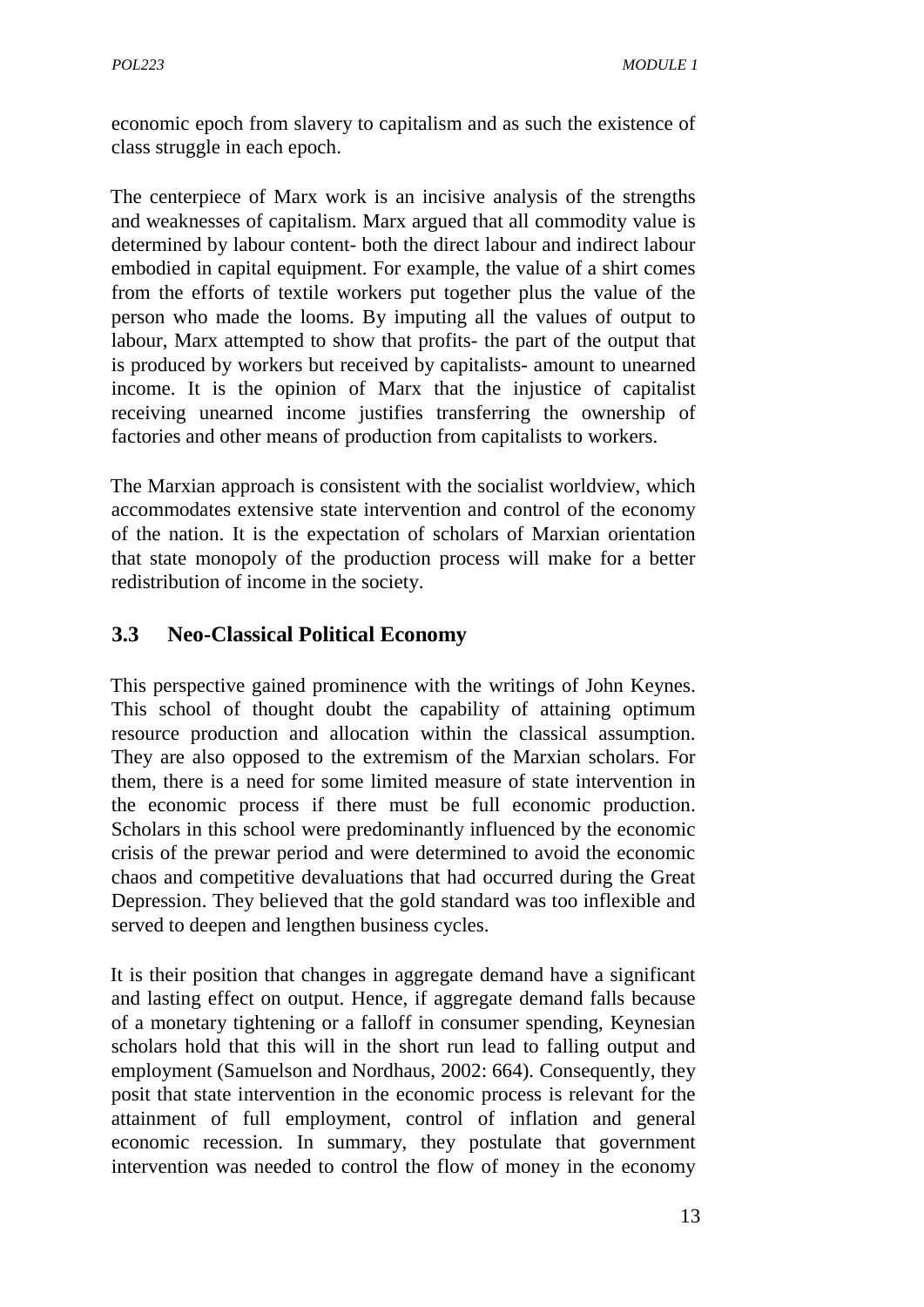economic epoch from slavery to capitalism and as such the existence of class struggle in each epoch.

The centerpiece of Marx work is an incisive analysis of the strengths and weaknesses of capitalism. Marx argued that all commodity value is determined by labour content- both the direct labour and indirect labour embodied in capital equipment. For example, the value of a shirt comes from the efforts of textile workers put together plus the value of the person who made the looms. By imputing all the values of output to labour, Marx attempted to show that profits- the part of the output that is produced by workers but received by capitalists- amount to unearned income. It is the opinion of Marx that the injustice of capitalist receiving unearned income justifies transferring the ownership of factories and other means of production from capitalists to workers.

The Marxian approach is consistent with the socialist worldview, which accommodates extensive state intervention and control of the economy of the nation. It is the expectation of scholars of Marxian orientation that state monopoly of the production process will make for a better redistribution of income in the society.

## 3.3 Neo-Classical Political Economy

This perspective gained prominence with the writings of John Keynes. This school of thought doubt the capability of attaining optimum resource production and allocation within the classical assumption. They are also opposed to the extremism of the Marxian scholars. For them, there is a need for some limited measure of state intervention in the economic process if there must be full economic production. Scholars in this school were predominantly influenced by the economic crisis of the prewar period and were determined to avoid the economic chaos and competitive devaluations that had occurred during the Great Depression. They believed that the gold standard was too inflexible and served to deepen and lengthen business cycles.

It is their position that changes in aggregate demand have a significant and lasting effect on output. Hence, if aggregate demand falls because of a monetary tightening or a falloff in consumer spending, Keynesian scholars hold that this will in the short run lead to falling output and employment (Samuelson and Nordhaus, 2002: 664). Consequently, they posit that state intervention in the economic process is relevant for the attainment of full employment, control of inflation and general economic recession. In summary, they postulate that government intervention was needed to control the flow of money in the economy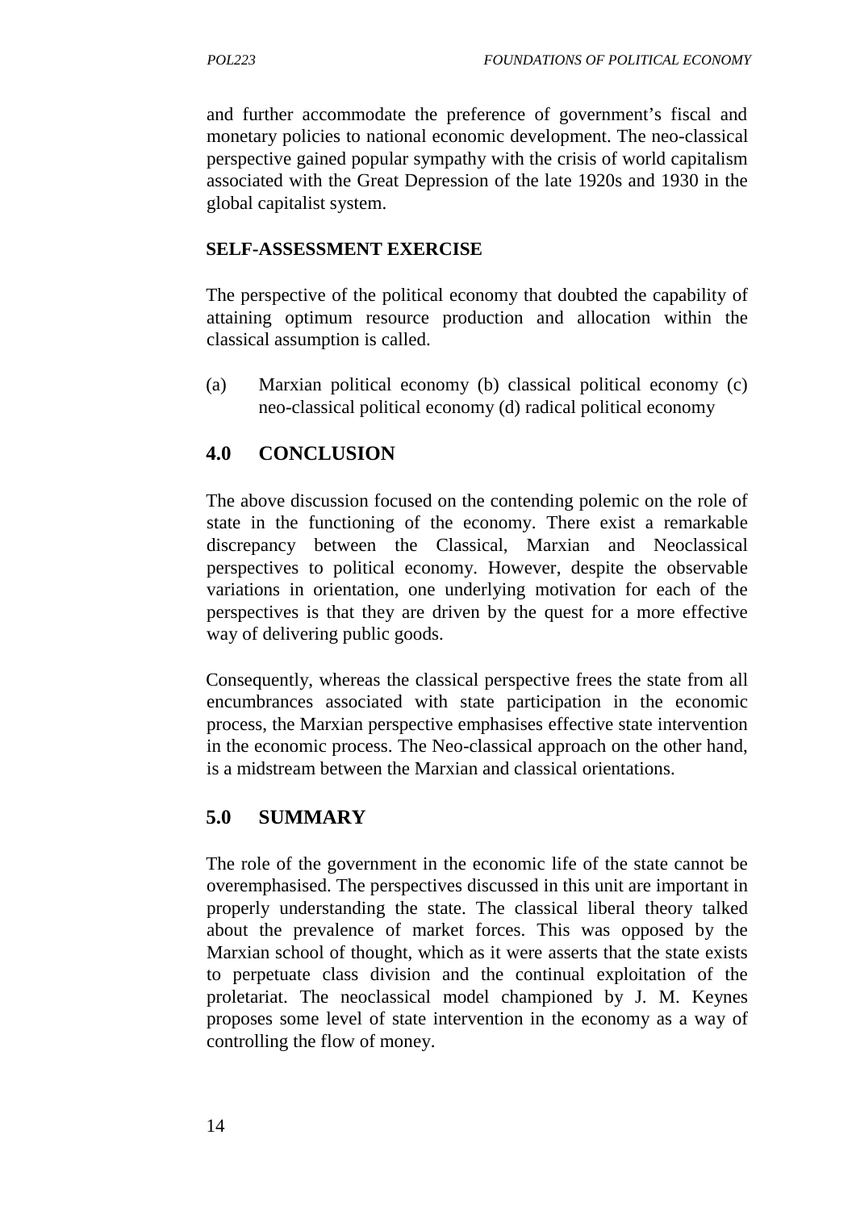and further accommodate the preference of government's fiscal and monetary policies to national economic development. The neo-classical perspective gained popular sympathy with the crisis of world capitalism associated with the Great Depression of the late 1920s and 1930 in the global capitalist system.

**SELF-ASSESSMENT EXERCISE**

The perspective of the political economy that doubted the capability of attaining optimum resource production and allocation within the classical assumption is called.

(a) Marxian political economy (b) classical political economy (c) neo-classical political economy (d) radical political economy

## 4.0 CONCLUSION

The above discussion focused on the contending polemic on the role of state in the functioning of the economy. There exist a remarkable discrepancy between the Classical, Marxian and Neoclassical perspectives to political economy. However, despite the observable variations in orientation, one underlying motivation for each of the perspectives is that they are driven by the quest for a more effective way of delivering public goods.

Consequently, whereas the classical perspective frees the state from all encumbrances associated with state participation in the economic process, the Marxian perspective emphasises effective state intervention in the economic process. The Neo-classical approach on the other hand, is a midstream between the Marxian and classical orientations.

## 5.0 SUMMARY

The role of the government in the economic life of the state cannot be overemphasised. The perspectives discussed in this unit are important in properly understanding the state. The classical liberal theory talked about the prevalence of market forces. This was opposed by the Marxian school of thought, which as it were asserts that the state exists to perpetuate class division and the continual exploitation of the proletariat. The neoclassical model championed by J. M. Keynes proposes some level of state intervention in the economy as a way of controlling the flow of money.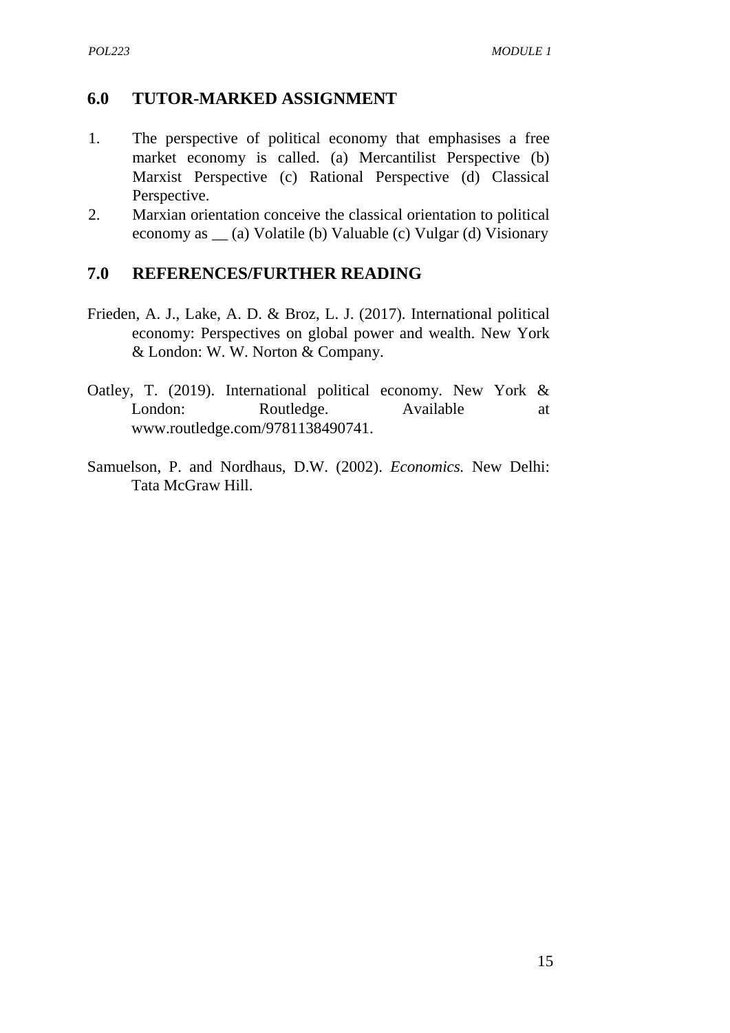## 6.0 TUTOR-MARKED ASSIGNMENT

1. The perspective of political economy that emphasises a free market economy is called. (a) Mercantilist Perspective (b) Marxist Perspective (c) Rational Perspective (d) Classical Perspective.
2. Marxian orientation conceive the classical orientation to political economy as __ (a) Volatile (b) Valuable (c) Vulgar (d) Visionary

## 7.0 REFERENCES/FURTHER READING

Frieden, A. J., Lake, A. D. & Broz, L. J. (2017). International political economy: Perspectives on global power and wealth. New York & London: W. W. Norton & Company.

Oatley, T. (2019). International political economy. New York & London: Routledge. Available at www.routledge.com/9781138490741.

Samuelson, P. and Nordhaus, D.W. (2002). *Economics.* New Delhi: Tata McGraw Hill.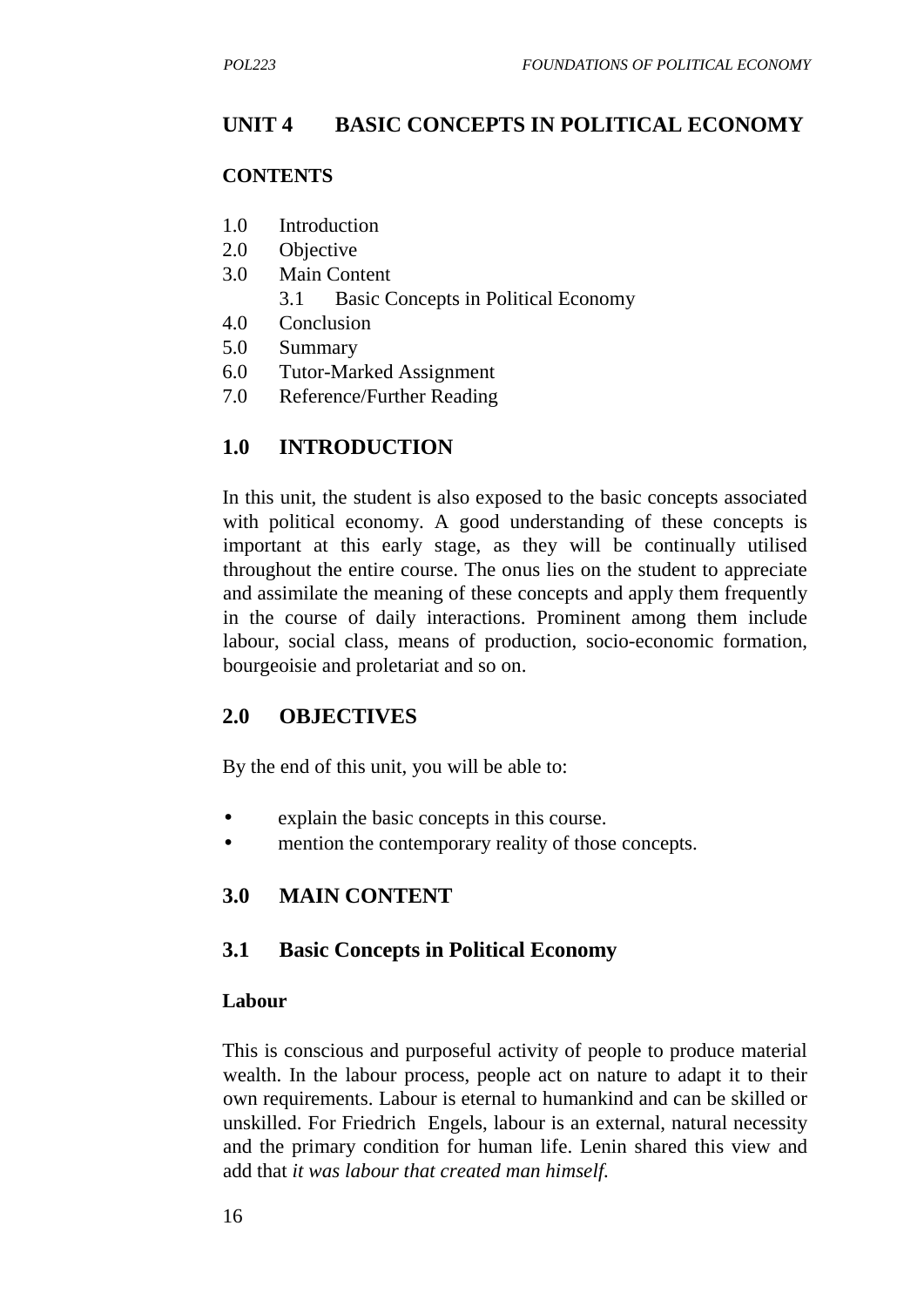# UNIT 4 BASIC CONCEPTS IN POLITICAL ECONOMY

**CONTENTS**

1.0 Introduction
2.0 Objective
3.0 Main Content
 3.1 Basic Concepts in Political Economy
4.0 Conclusion
5.0 Summary
6.0 Tutor-Marked Assignment
7.0 Reference/Further Reading

## 1.0 INTRODUCTION

In this unit, the student is also exposed to the basic concepts associated with political economy. A good understanding of these concepts is important at this early stage, as they will be continually utilised throughout the entire course. The onus lies on the student to appreciate and assimilate the meaning of these concepts and apply them frequently in the course of daily interactions. Prominent among them include labour, social class, means of production, socio-economic formation, bourgeoisie and proletariat and so on.

## 2.0 OBJECTIVES

By the end of this unit, you will be able to:

- explain the basic concepts in this course.
- mention the contemporary reality of those concepts.

## 3.0 MAIN CONTENT

### 3.1 Basic Concepts in Political Economy

**Labour**

This is conscious and purposeful activity of people to produce material wealth. In the labour process, people act on nature to adapt it to their own requirements. Labour is eternal to humankind and can be skilled or unskilled. For Friedrich Engels, labour is an external, natural necessity and the primary condition for human life. Lenin shared this view and add that *it was labour that created man himself.*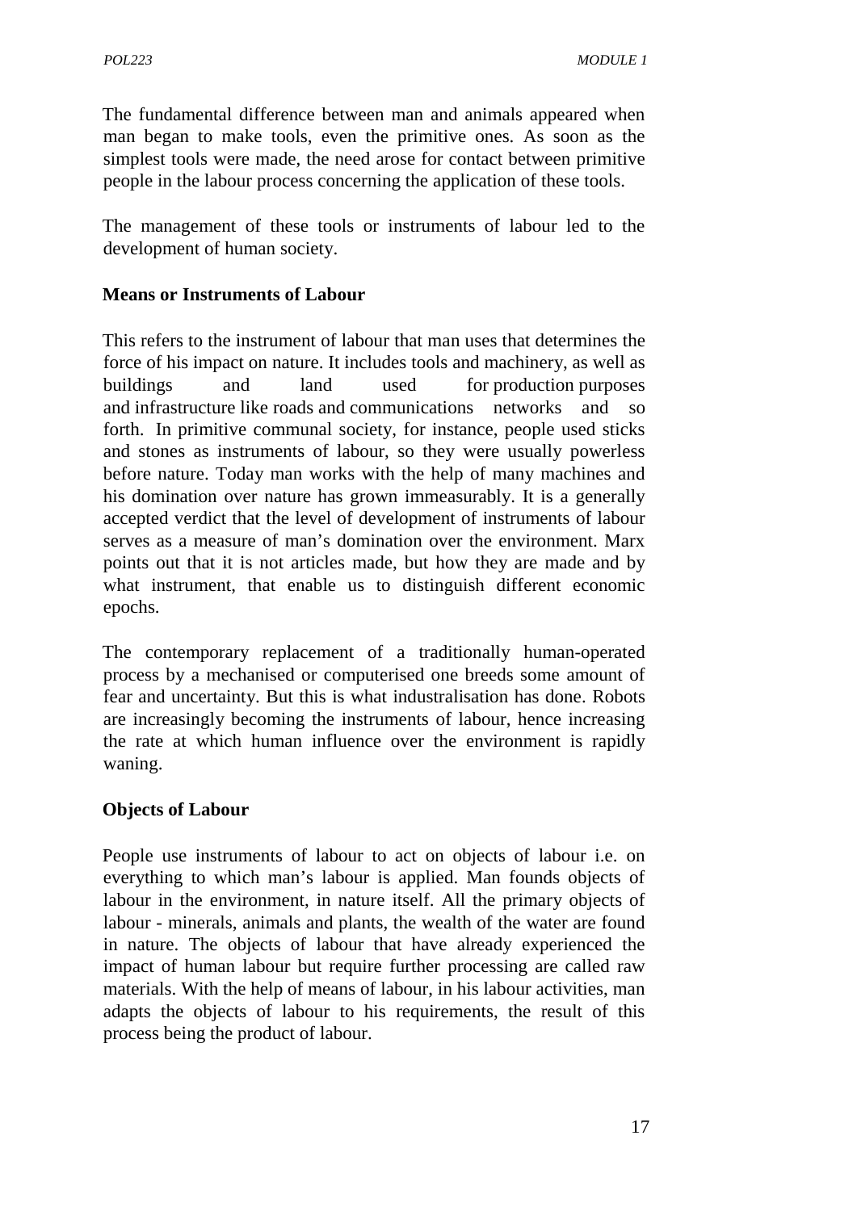The fundamental difference between man and animals appeared when man began to make tools, even the primitive ones. As soon as the simplest tools were made, the need arose for contact between primitive people in the labour process concerning the application of these tools.

The management of these tools or instruments of labour led to the development of human society.

**Means or Instruments of Labour**

This refers to the instrument of labour that man uses that determines the force of his impact on nature. It includes tools and machinery, as well as buildings and land used for production purposes and infrastructure like roads and communications networks and so forth. In primitive communal society, for instance, people used sticks and stones as instruments of labour, so they were usually powerless before nature. Today man works with the help of many machines and his domination over nature has grown immeasurably. It is a generally accepted verdict that the level of development of instruments of labour serves as a measure of man's domination over the environment. Marx points out that it is not articles made, but how they are made and by what instrument, that enable us to distinguish different economic epochs.

The contemporary replacement of a traditionally human-operated process by a mechanised or computerised one breeds some amount of fear and uncertainty. But this is what industralisation has done. Robots are increasingly becoming the instruments of labour, hence increasing the rate at which human influence over the environment is rapidly waning.

**Objects of Labour**

People use instruments of labour to act on objects of labour i.e. on everything to which man's labour is applied. Man founds objects of labour in the environment, in nature itself. All the primary objects of labour - minerals, animals and plants, the wealth of the water are found in nature. The objects of labour that have already experienced the impact of human labour but require further processing are called raw materials. With the help of means of labour, in his labour activities, man adapts the objects of labour to his requirements, the result of this process being the product of labour.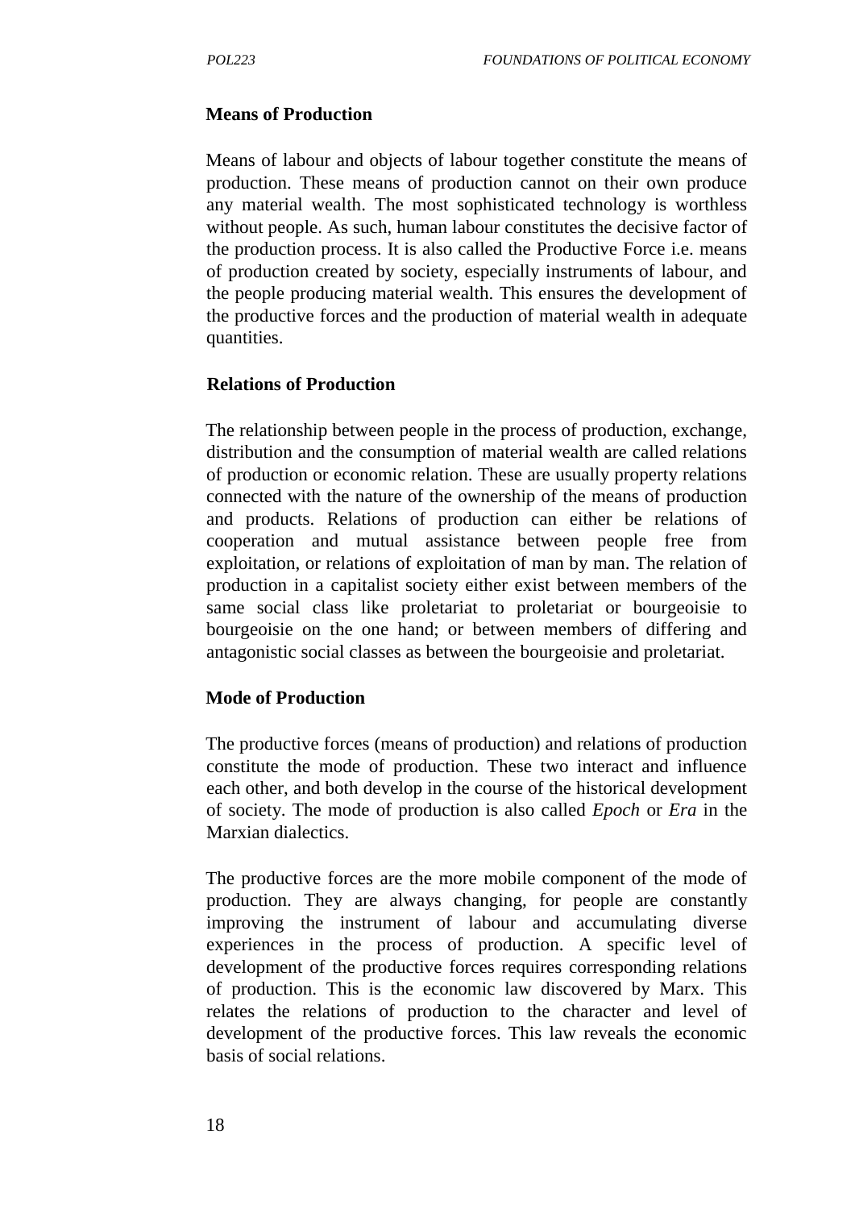### Means of Production

Means of labour and objects of labour together constitute the means of production. These means of production cannot on their own produce any material wealth. The most sophisticated technology is worthless without people. As such, human labour constitutes the decisive factor of the production process. It is also called the Productive Force i.e. means of production created by society, especially instruments of labour, and the people producing material wealth. This ensures the development of the productive forces and the production of material wealth in adequate quantities.

### Relations of Production

The relationship between people in the process of production, exchange, distribution and the consumption of material wealth are called relations of production or economic relation. These are usually property relations connected with the nature of the ownership of the means of production and products. Relations of production can either be relations of cooperation and mutual assistance between people free from exploitation, or relations of exploitation of man by man. The relation of production in a capitalist society either exist between members of the same social class like proletariat to proletariat or bourgeoisie to bourgeoisie on the one hand; or between members of differing and antagonistic social classes as between the bourgeoisie and proletariat.

### Mode of Production

The productive forces (means of production) and relations of production constitute the mode of production. These two interact and influence each other, and both develop in the course of the historical development of society. The mode of production is also called *Epoch* or *Era* in the Marxian dialectics.

The productive forces are the more mobile component of the mode of production. They are always changing, for people are constantly improving the instrument of labour and accumulating diverse experiences in the process of production. A specific level of development of the productive forces requires corresponding relations of production. This is the economic law discovered by Marx. This relates the relations of production to the character and level of development of the productive forces. This law reveals the economic basis of social relations.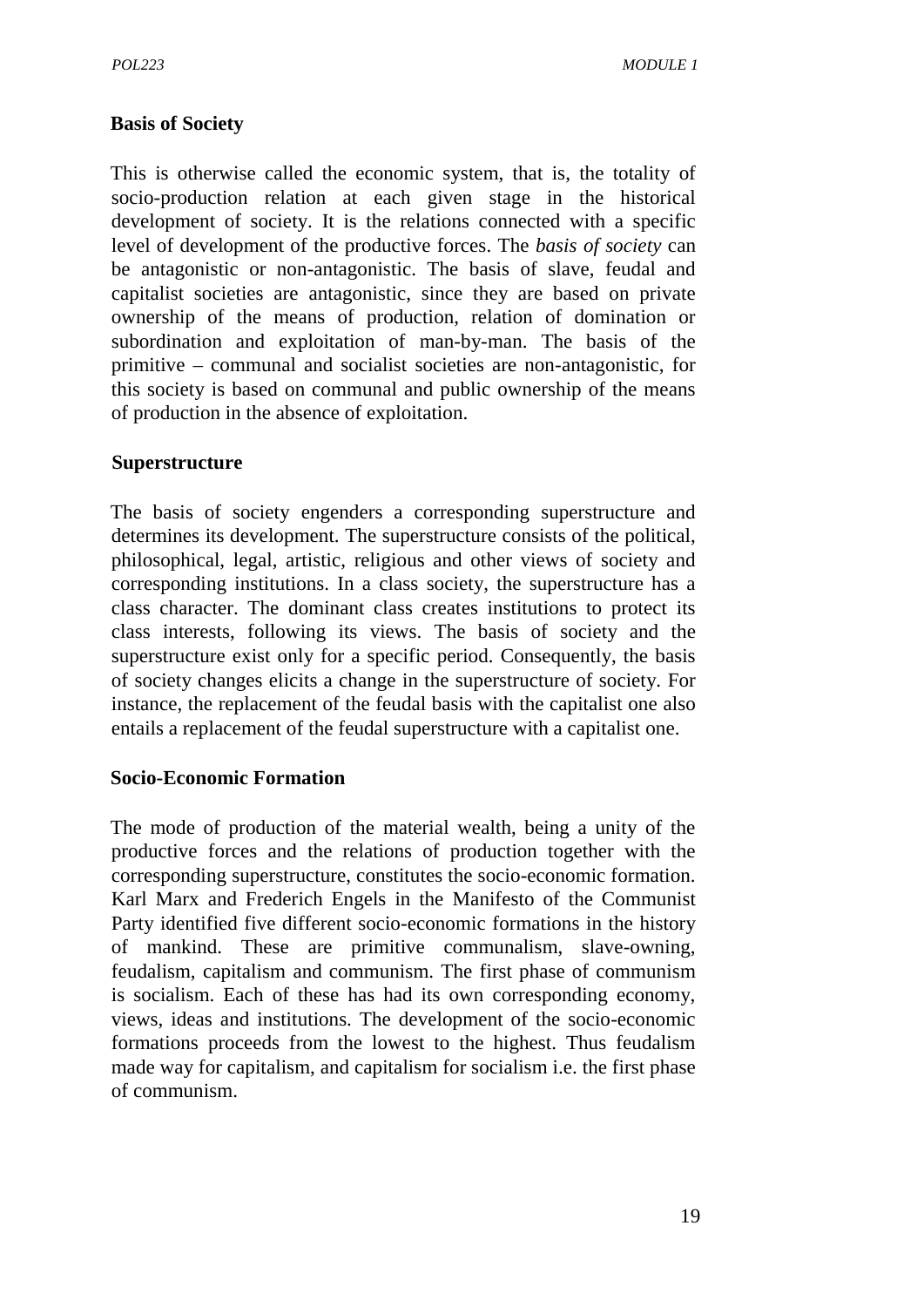**Basis of Society**

This is otherwise called the economic system, that is, the totality of socio-production relation at each given stage in the historical development of society. It is the relations connected with a specific level of development of the productive forces. The *basis of society* can be antagonistic or non-antagonistic. The basis of slave, feudal and capitalist societies are antagonistic, since they are based on private ownership of the means of production, relation of domination or subordination and exploitation of man-by-man. The basis of the primitive – communal and socialist societies are non-antagonistic, for this society is based on communal and public ownership of the means of production in the absence of exploitation.

**Superstructure**

The basis of society engenders a corresponding superstructure and determines its development. The superstructure consists of the political, philosophical, legal, artistic, religious and other views of society and corresponding institutions. In a class society, the superstructure has a class character. The dominant class creates institutions to protect its class interests, following its views. The basis of society and the superstructure exist only for a specific period. Consequently, the basis of society changes elicits a change in the superstructure of society. For instance, the replacement of the feudal basis with the capitalist one also entails a replacement of the feudal superstructure with a capitalist one.

**Socio-Economic Formation**

The mode of production of the material wealth, being a unity of the productive forces and the relations of production together with the corresponding superstructure, constitutes the socio-economic formation. Karl Marx and Frederich Engels in the Manifesto of the Communist Party identified five different socio-economic formations in the history of mankind. These are primitive communalism, slave-owning, feudalism, capitalism and communism. The first phase of communism is socialism. Each of these has had its own corresponding economy, views, ideas and institutions. The development of the socio-economic formations proceeds from the lowest to the highest. Thus feudalism made way for capitalism, and capitalism for socialism i.e. the first phase of communism.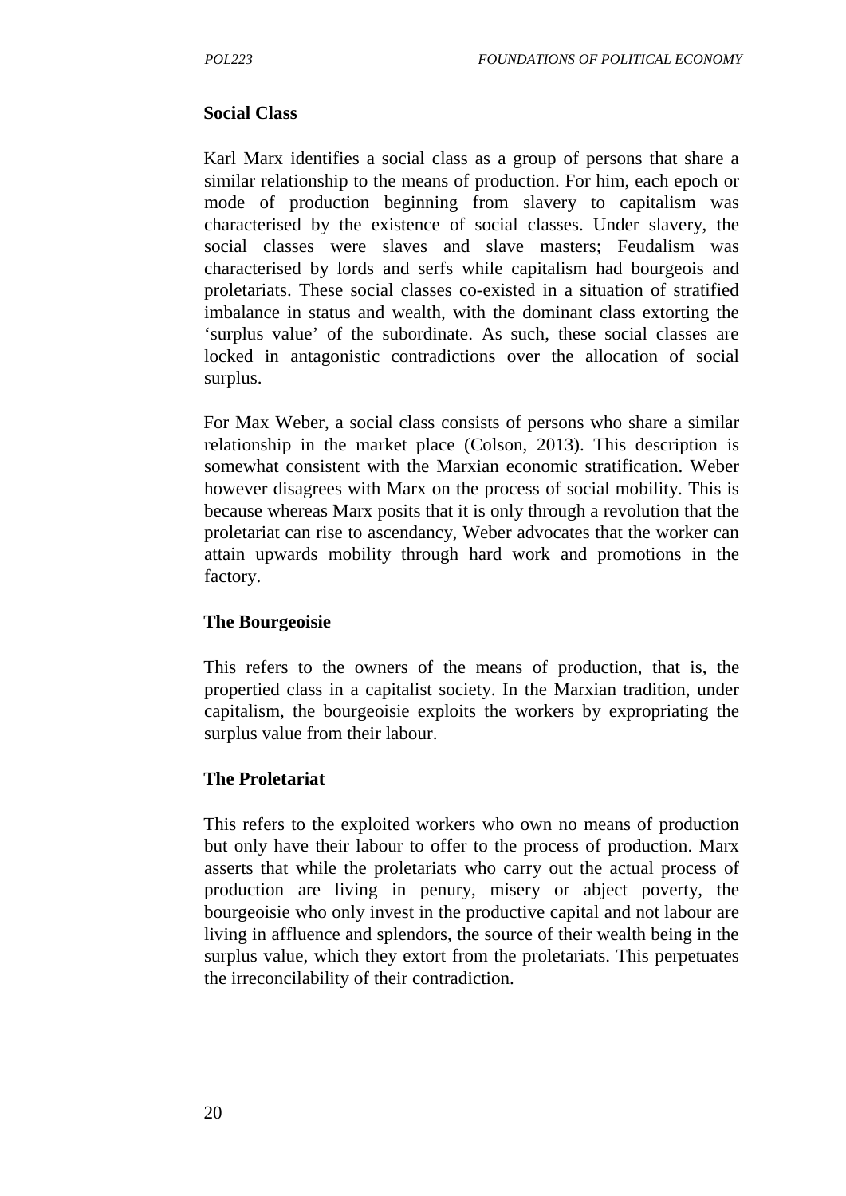### Social Class

Karl Marx identifies a social class as a group of persons that share a similar relationship to the means of production. For him, each epoch or mode of production beginning from slavery to capitalism was characterised by the existence of social classes. Under slavery, the social classes were slaves and slave masters; Feudalism was characterised by lords and serfs while capitalism had bourgeois and proletariats. These social classes co-existed in a situation of stratified imbalance in status and wealth, with the dominant class extorting the 'surplus value' of the subordinate. As such, these social classes are locked in antagonistic contradictions over the allocation of social surplus.

For Max Weber, a social class consists of persons who share a similar relationship in the market place (Colson, 2013). This description is somewhat consistent with the Marxian economic stratification. Weber however disagrees with Marx on the process of social mobility. This is because whereas Marx posits that it is only through a revolution that the proletariat can rise to ascendancy, Weber advocates that the worker can attain upwards mobility through hard work and promotions in the factory.

### The Bourgeoisie

This refers to the owners of the means of production, that is, the propertied class in a capitalist society. In the Marxian tradition, under capitalism, the bourgeoisie exploits the workers by expropriating the surplus value from their labour.

### The Proletariat

This refers to the exploited workers who own no means of production but only have their labour to offer to the process of production. Marx asserts that while the proletariats who carry out the actual process of production are living in penury, misery or abject poverty, the bourgeoisie who only invest in the productive capital and not labour are living in affluence and splendors, the source of their wealth being in the surplus value, which they extort from the proletariats. This perpetuates the irreconcilability of their contradiction.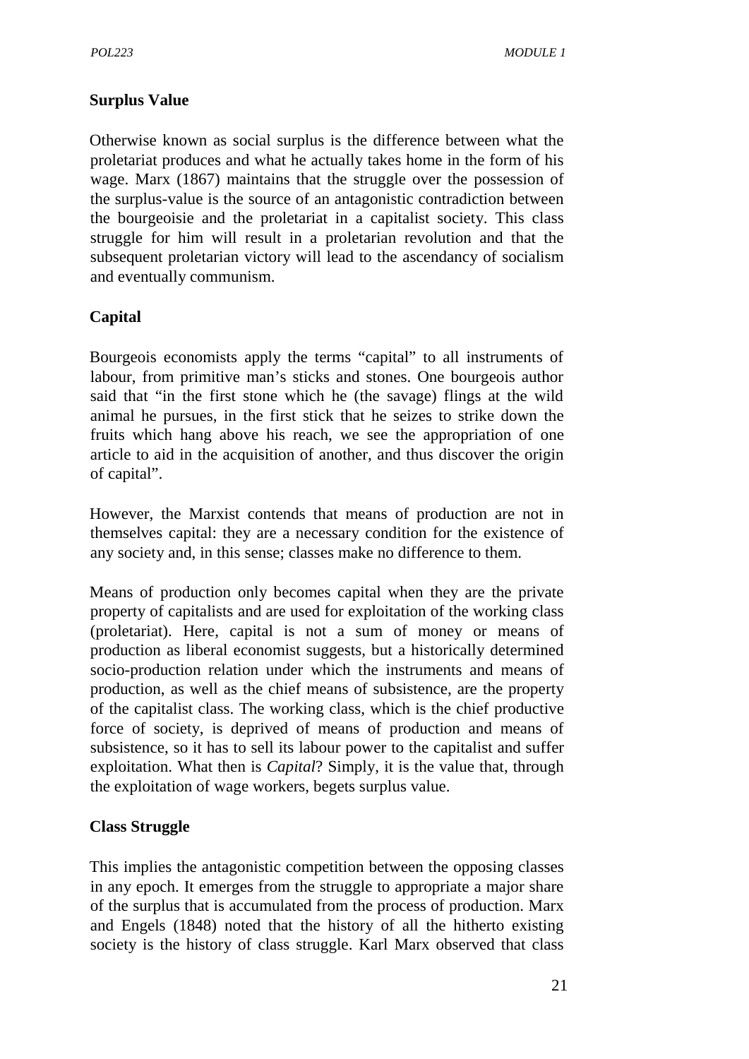**Surplus Value**

Otherwise known as social surplus is the difference between what the proletariat produces and what he actually takes home in the form of his wage. Marx (1867) maintains that the struggle over the possession of the surplus-value is the source of an antagonistic contradiction between the bourgeoisie and the proletariat in a capitalist society. This class struggle for him will result in a proletarian revolution and that the subsequent proletarian victory will lead to the ascendancy of socialism and eventually communism.

**Capital**

Bourgeois economists apply the terms "capital" to all instruments of labour, from primitive man's sticks and stones. One bourgeois author said that "in the first stone which he (the savage) flings at the wild animal he pursues, in the first stick that he seizes to strike down the fruits which hang above his reach, we see the appropriation of one article to aid in the acquisition of another, and thus discover the origin of capital".

However, the Marxist contends that means of production are not in themselves capital: they are a necessary condition for the existence of any society and, in this sense; classes make no difference to them.

Means of production only becomes capital when they are the private property of capitalists and are used for exploitation of the working class (proletariat). Here, capital is not a sum of money or means of production as liberal economist suggests, but a historically determined socio-production relation under which the instruments and means of production, as well as the chief means of subsistence, are the property of the capitalist class. The working class, which is the chief productive force of society, is deprived of means of production and means of subsistence, so it has to sell its labour power to the capitalist and suffer exploitation. What then is *Capital*? Simply, it is the value that, through the exploitation of wage workers, begets surplus value.

**Class Struggle**

This implies the antagonistic competition between the opposing classes in any epoch. It emerges from the struggle to appropriate a major share of the surplus that is accumulated from the process of production. Marx and Engels (1848) noted that the history of all the hitherto existing society is the history of class struggle. Karl Marx observed that class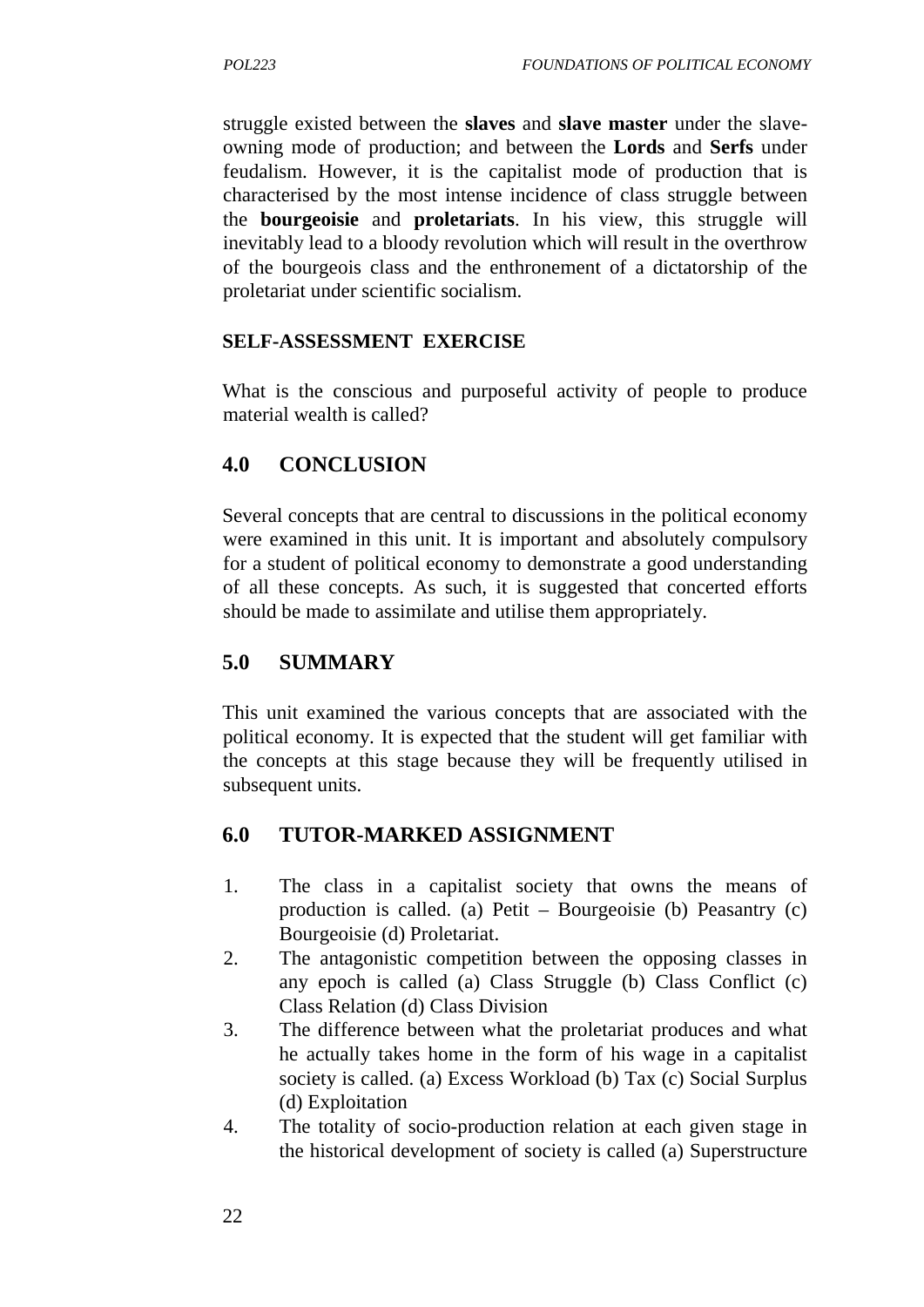struggle existed between the **slaves** and **slave master** under the slave-owning mode of production; and between the **Lords** and **Serfs** under feudalism. However, it is the capitalist mode of production that is characterised by the most intense incidence of class struggle between the **bourgeoisie** and **proletariats**. In his view, this struggle will inevitably lead to a bloody revolution which will result in the overthrow of the bourgeois class and the enthronement of a dictatorship of the proletariat under scientific socialism.

**SELF-ASSESSMENT EXERCISE**

What is the conscious and purposeful activity of people to produce material wealth is called?

## 4.0 CONCLUSION

Several concepts that are central to discussions in the political economy were examined in this unit. It is important and absolutely compulsory for a student of political economy to demonstrate a good understanding of all these concepts. As such, it is suggested that concerted efforts should be made to assimilate and utilise them appropriately.

## 5.0 SUMMARY

This unit examined the various concepts that are associated with the political economy. It is expected that the student will get familiar with the concepts at this stage because they will be frequently utilised in subsequent units.

## 6.0 TUTOR-MARKED ASSIGNMENT

1. The class in a capitalist society that owns the means of production is called. (a) Petit – Bourgeoisie (b) Peasantry (c) Bourgeoisie (d) Proletariat.
2. The antagonistic competition between the opposing classes in any epoch is called (a) Class Struggle (b) Class Conflict (c) Class Relation (d) Class Division
3. The difference between what the proletariat produces and what he actually takes home in the form of his wage in a capitalist society is called. (a) Excess Workload (b) Tax (c) Social Surplus (d) Exploitation
4. The totality of socio-production relation at each given stage in the historical development of society is called (a) Superstructure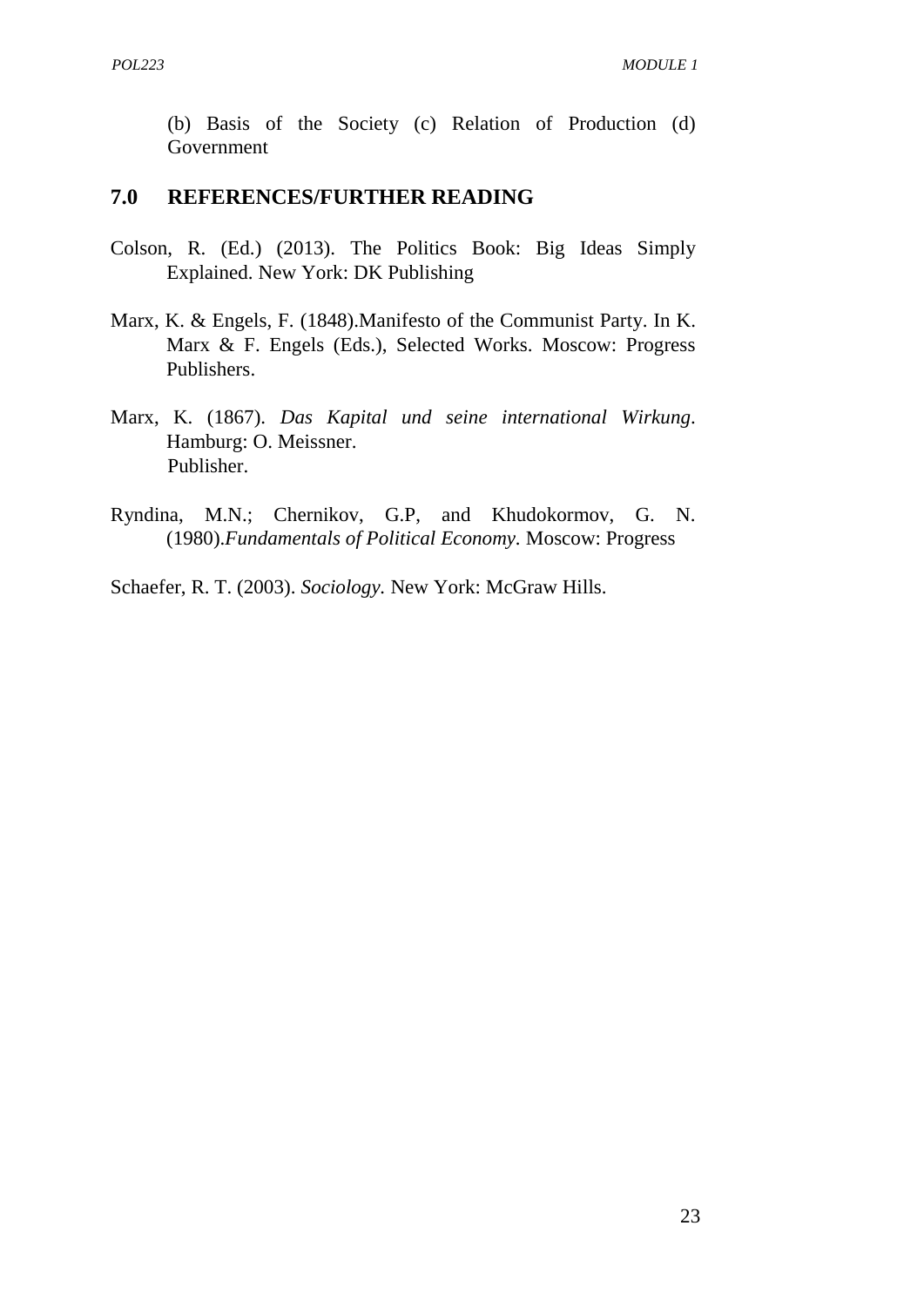(b) Basis of the Society (c) Relation of Production (d) Government

## 7.0 REFERENCES/FURTHER READING

Colson, R. (Ed.) (2013). The Politics Book: Big Ideas Simply Explained. New York: DK Publishing

Marx, K. & Engels, F. (1848).Manifesto of the Communist Party. In K. Marx & F. Engels (Eds.), Selected Works. Moscow: Progress Publishers.

Marx, K. (1867). *Das Kapital und seine international Wirkung*. Hamburg: O. Meissner. Publisher.

Ryndina, M.N.; Chernikov, G.P, and Khudokormov, G. N. (1980).*Fundamentals of Political Economy*. Moscow: Progress

Schaefer, R. T. (2003). *Sociology.* New York: McGraw Hills.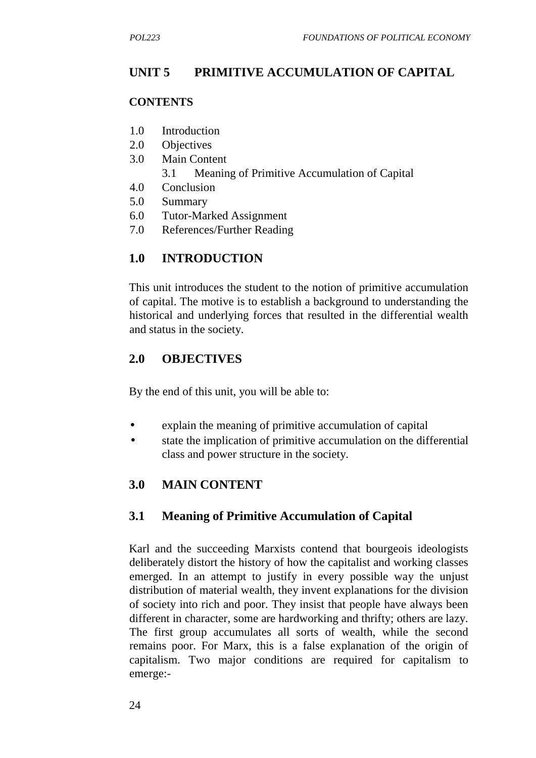# UNIT 5 PRIMITIVE ACCUMULATION OF CAPITAL

**CONTENTS**

1.0 Introduction
2.0 Objectives
3.0 Main Content
    3.1 Meaning of Primitive Accumulation of Capital
4.0 Conclusion
5.0 Summary
6.0 Tutor-Marked Assignment
7.0 References/Further Reading

## 1.0 INTRODUCTION

This unit introduces the student to the notion of primitive accumulation of capital. The motive is to establish a background to understanding the historical and underlying forces that resulted in the differential wealth and status in the society.

## 2.0 OBJECTIVES

By the end of this unit, you will be able to:

- explain the meaning of primitive accumulation of capital
- state the implication of primitive accumulation on the differential class and power structure in the society.

## 3.0 MAIN CONTENT

### 3.1 Meaning of Primitive Accumulation of Capital

Karl and the succeeding Marxists contend that bourgeois ideologists deliberately distort the history of how the capitalist and working classes emerged. In an attempt to justify in every possible way the unjust distribution of material wealth, they invent explanations for the division of society into rich and poor. They insist that people have always been different in character, some are hardworking and thrifty; others are lazy. The first group accumulates all sorts of wealth, while the second remains poor. For Marx, this is a false explanation of the origin of capitalism. Two major conditions are required for capitalism to emerge:-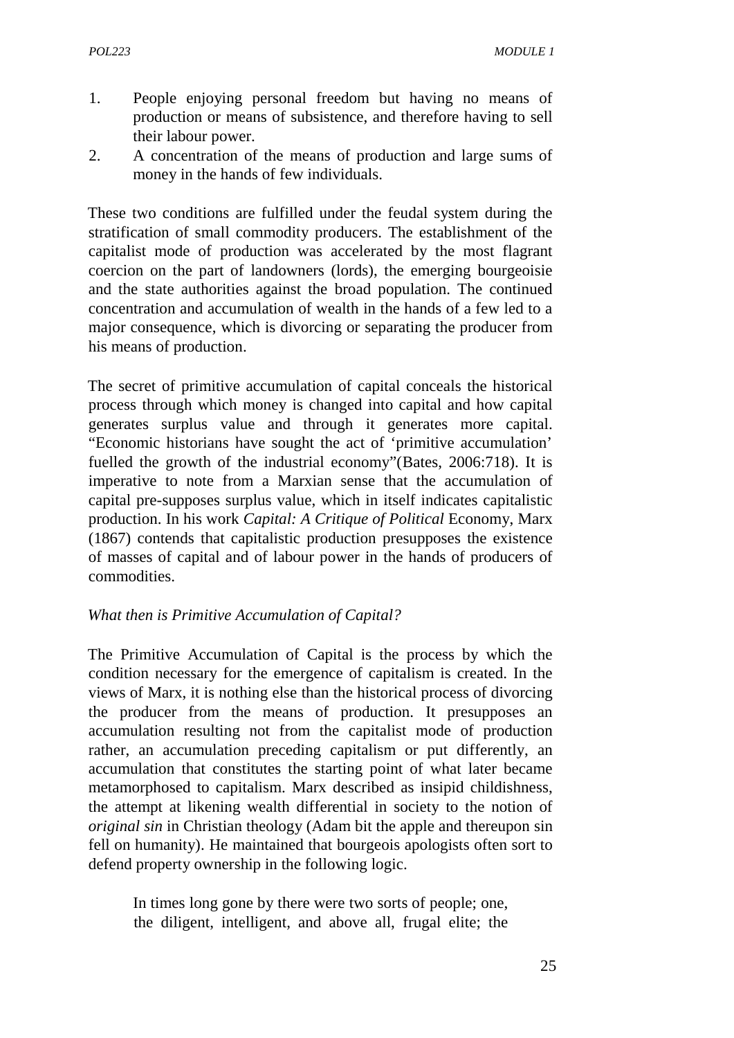1. People enjoying personal freedom but having no means of production or means of subsistence, and therefore having to sell their labour power.
2. A concentration of the means of production and large sums of money in the hands of few individuals.

These two conditions are fulfilled under the feudal system during the stratification of small commodity producers. The establishment of the capitalist mode of production was accelerated by the most flagrant coercion on the part of landowners (lords), the emerging bourgeoisie and the state authorities against the broad population. The continued concentration and accumulation of wealth in the hands of a few led to a major consequence, which is divorcing or separating the producer from his means of production.

The secret of primitive accumulation of capital conceals the historical process through which money is changed into capital and how capital generates surplus value and through it generates more capital. "Economic historians have sought the act of 'primitive accumulation' fuelled the growth of the industrial economy"(Bates, 2006:718). It is imperative to note from a Marxian sense that the accumulation of capital pre-supposes surplus value, which in itself indicates capitalistic production. In his work *Capital: A Critique of Political* Economy, Marx (1867) contends that capitalistic production presupposes the existence of masses of capital and of labour power in the hands of producers of commodities.

*What then is Primitive Accumulation of Capital?*

The Primitive Accumulation of Capital is the process by which the condition necessary for the emergence of capitalism is created. In the views of Marx, it is nothing else than the historical process of divorcing the producer from the means of production. It presupposes an accumulation resulting not from the capitalist mode of production rather, an accumulation preceding capitalism or put differently, an accumulation that constitutes the starting point of what later became metamorphosed to capitalism. Marx described as insipid childishness, the attempt at likening wealth differential in society to the notion of *original sin* in Christian theology (Adam bit the apple and thereupon sin fell on humanity). He maintained that bourgeois apologists often sort to defend property ownership in the following logic.

> In times long gone by there were two sorts of people; one, the diligent, intelligent, and above all, frugal elite; the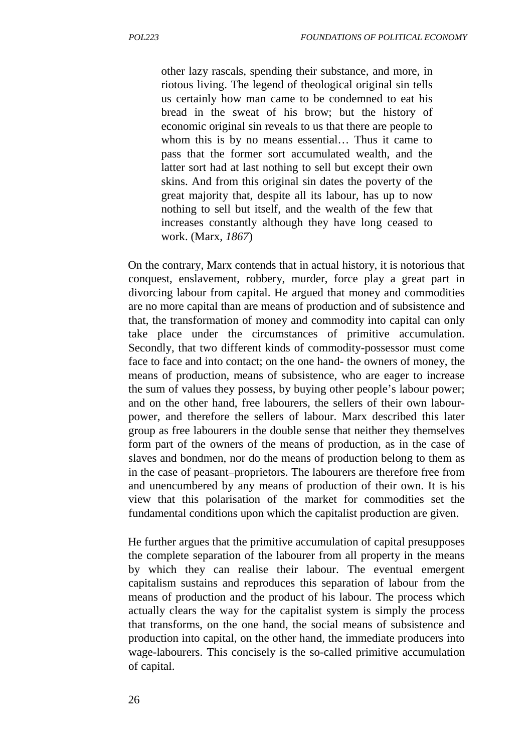> other lazy rascals, spending their substance, and more, in riotous living. The legend of theological original sin tells us certainly how man came to be condemned to eat his bread in the sweat of his brow; but the history of economic original sin reveals to us that there are people to whom this is by no means essential… Thus it came to pass that the former sort accumulated wealth, and the latter sort had at last nothing to sell but except their own skins. And from this original sin dates the poverty of the great majority that, despite all its labour, has up to now nothing to sell but itself, and the wealth of the few that increases constantly although they have long ceased to work. (Marx, *1867*)

On the contrary, Marx contends that in actual history, it is notorious that conquest, enslavement, robbery, murder, force play a great part in divorcing labour from capital. He argued that money and commodities are no more capital than are means of production and of subsistence and that, the transformation of money and commodity into capital can only take place under the circumstances of primitive accumulation. Secondly, that two different kinds of commodity-possessor must come face to face and into contact; on the one hand- the owners of money, the means of production, means of subsistence, who are eager to increase the sum of values they possess, by buying other people's labour power; and on the other hand, free labourers, the sellers of their own labour-power, and therefore the sellers of labour. Marx described this later group as free labourers in the double sense that neither they themselves form part of the owners of the means of production, as in the case of slaves and bondmen, nor do the means of production belong to them as in the case of peasant–proprietors. The labourers are therefore free from and unencumbered by any means of production of their own. It is his view that this polarisation of the market for commodities set the fundamental conditions upon which the capitalist production are given.

He further argues that the primitive accumulation of capital presupposes the complete separation of the labourer from all property in the means by which they can realise their labour. The eventual emergent capitalism sustains and reproduces this separation of labour from the means of production and the product of his labour. The process which actually clears the way for the capitalist system is simply the process that transforms, on the one hand, the social means of subsistence and production into capital, on the other hand, the immediate producers into wage-labourers. This concisely is the so-called primitive accumulation of capital.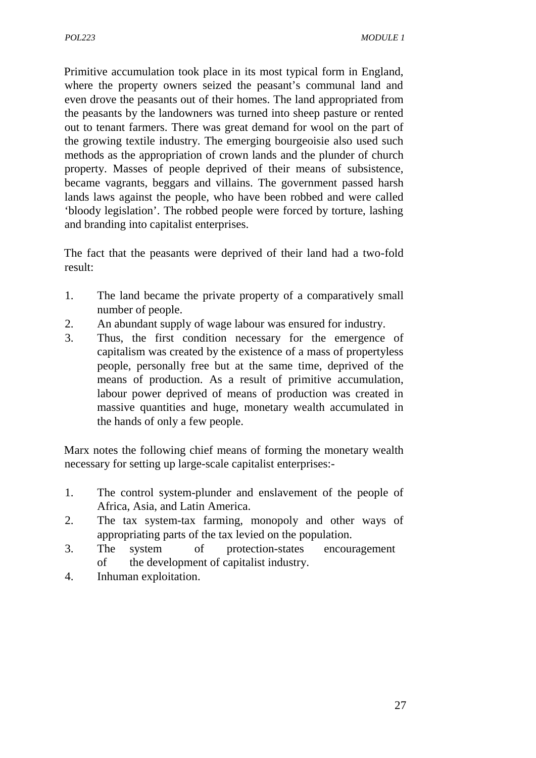Primitive accumulation took place in its most typical form in England, where the property owners seized the peasant's communal land and even drove the peasants out of their homes. The land appropriated from the peasants by the landowners was turned into sheep pasture or rented out to tenant farmers. There was great demand for wool on the part of the growing textile industry. The emerging bourgeoisie also used such methods as the appropriation of crown lands and the plunder of church property. Masses of people deprived of their means of subsistence, became vagrants, beggars and villains. The government passed harsh lands laws against the people, who have been robbed and were called 'bloody legislation'. The robbed people were forced by torture, lashing and branding into capitalist enterprises.

The fact that the peasants were deprived of their land had a two-fold result:

1. The land became the private property of a comparatively small number of people.
2. An abundant supply of wage labour was ensured for industry.
3. Thus, the first condition necessary for the emergence of capitalism was created by the existence of a mass of propertyless people, personally free but at the same time, deprived of the means of production. As a result of primitive accumulation, labour power deprived of means of production was created in massive quantities and huge, monetary wealth accumulated in the hands of only a few people.

Marx notes the following chief means of forming the monetary wealth necessary for setting up large-scale capitalist enterprises:-

1. The control system-plunder and enslavement of the people of Africa, Asia, and Latin America.
2. The tax system-tax farming, monopoly and other ways of appropriating parts of the tax levied on the population.
3. The system of protection-states encouragement of the development of capitalist industry.
4. Inhuman exploitation.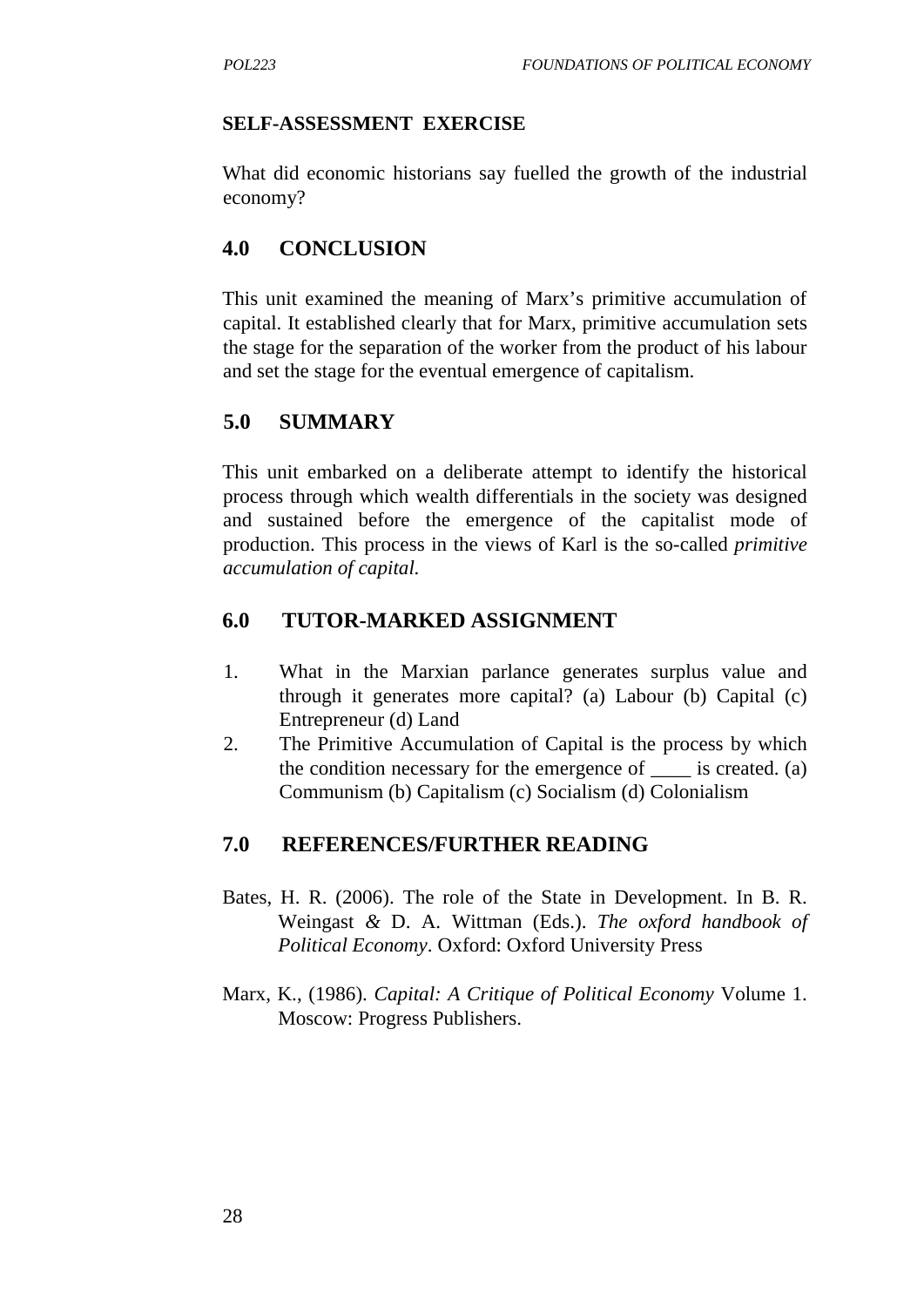**SELF-ASSESSMENT EXERCISE**

What did economic historians say fuelled the growth of the industrial economy?

## 4.0 CONCLUSION

This unit examined the meaning of Marx's primitive accumulation of capital. It established clearly that for Marx, primitive accumulation sets the stage for the separation of the worker from the product of his labour and set the stage for the eventual emergence of capitalism.

## 5.0 SUMMARY

This unit embarked on a deliberate attempt to identify the historical process through which wealth differentials in the society was designed and sustained before the emergence of the capitalist mode of production. This process in the views of Karl is the so-called *primitive accumulation of capital.*

## 6.0 TUTOR-MARKED ASSIGNMENT

1. What in the Marxian parlance generates surplus value and through it generates more capital? (a) Labour (b) Capital (c) Entrepreneur (d) Land
2. The Primitive Accumulation of Capital is the process by which the condition necessary for the emergence of ____ is created. (a) Communism (b) Capitalism (c) Socialism (d) Colonialism

## 7.0 REFERENCES/FURTHER READING

Bates, H. R. (2006). The role of the State in Development. In B. R. Weingast & D. A. Wittman (Eds.). *The oxford handbook of Political Economy*. Oxford: Oxford University Press

Marx, K., (1986). *Capital: A Critique of Political Economy* Volume 1. Moscow: Progress Publishers.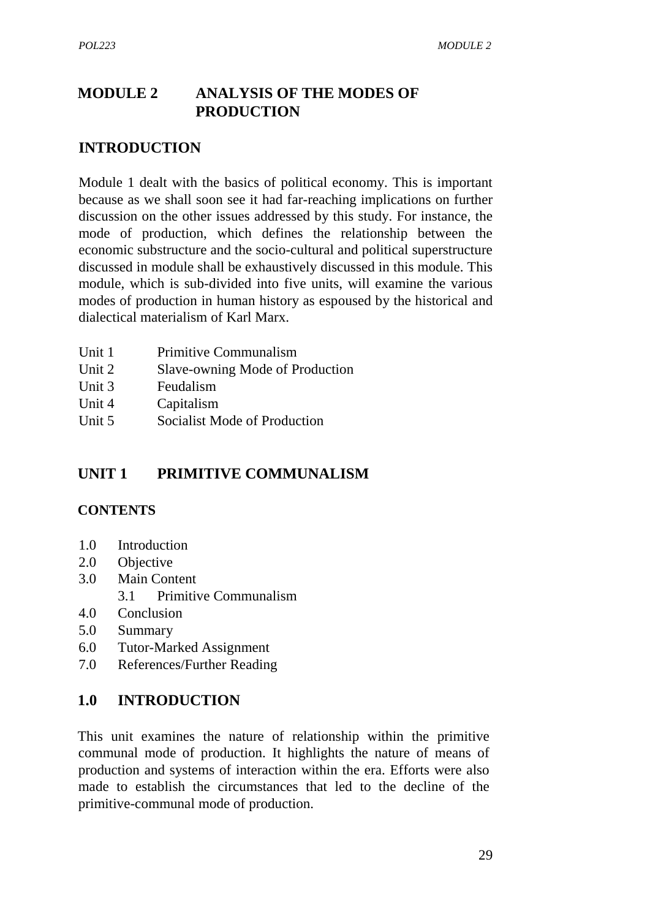# MODULE 2 ANALYSIS OF THE MODES OF PRODUCTION

## INTRODUCTION

Module 1 dealt with the basics of political economy. This is important because as we shall soon see it had far-reaching implications on further discussion on the other issues addressed by this study. For instance, the mode of production, which defines the relationship between the economic substructure and the socio-cultural and political superstructure discussed in module shall be exhaustively discussed in this module. This module, which is sub-divided into five units, will examine the various modes of production in human history as espoused by the historical and dialectical materialism of Karl Marx.

- Unit 1 Primitive Communalism
- Unit 2 Slave-owning Mode of Production
- Unit 3 Feudalism
- Unit 4 Capitalism
- Unit 5 Socialist Mode of Production

## UNIT 1 PRIMITIVE COMMUNALISM

### CONTENTS

- 1.0 Introduction
- 2.0 Objective
- 3.0 Main Content
  - 3.1 Primitive Communalism
- 4.0 Conclusion
- 5.0 Summary
- 6.0 Tutor-Marked Assignment
- 7.0 References/Further Reading

### 1.0 INTRODUCTION

This unit examines the nature of relationship within the primitive communal mode of production. It highlights the nature of means of production and systems of interaction within the era. Efforts were also made to establish the circumstances that led to the decline of the primitive-communal mode of production.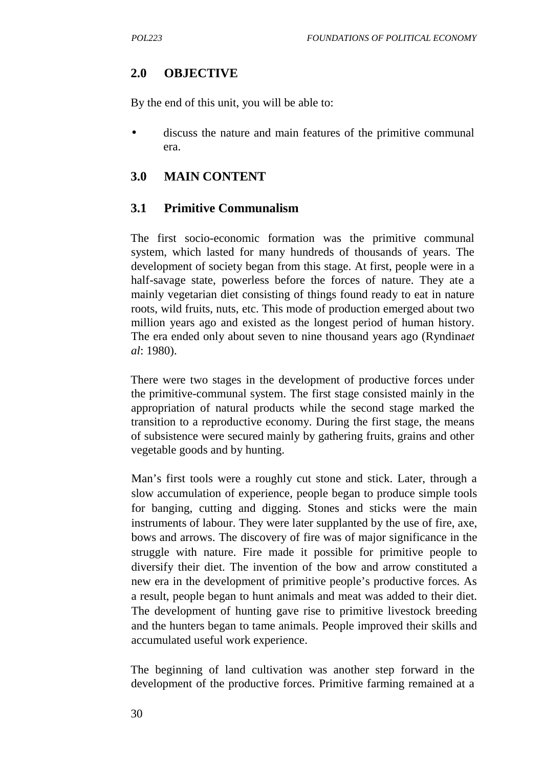## 2.0 OBJECTIVE

By the end of this unit, you will be able to:

- discuss the nature and main features of the primitive communal era.

## 3.0 MAIN CONTENT

### 3.1 Primitive Communalism

The first socio-economic formation was the primitive communal system, which lasted for many hundreds of thousands of years. The development of society began from this stage. At first, people were in a half-savage state, powerless before the forces of nature. They ate a mainly vegetarian diet consisting of things found ready to eat in nature roots, wild fruits, nuts, etc. This mode of production emerged about two million years ago and existed as the longest period of human history. The era ended only about seven to nine thousand years ago (Ryndina*et al*: 1980).

There were two stages in the development of productive forces under the primitive-communal system. The first stage consisted mainly in the appropriation of natural products while the second stage marked the transition to a reproductive economy. During the first stage, the means of subsistence were secured mainly by gathering fruits, grains and other vegetable goods and by hunting.

Man's first tools were a roughly cut stone and stick. Later, through a slow accumulation of experience, people began to produce simple tools for banging, cutting and digging. Stones and sticks were the main instruments of labour. They were later supplanted by the use of fire, axe, bows and arrows. The discovery of fire was of major significance in the struggle with nature. Fire made it possible for primitive people to diversify their diet. The invention of the bow and arrow constituted a new era in the development of primitive people's productive forces. As a result, people began to hunt animals and meat was added to their diet. The development of hunting gave rise to primitive livestock breeding and the hunters began to tame animals. People improved their skills and accumulated useful work experience.

The beginning of land cultivation was another step forward in the development of the productive forces. Primitive farming remained at a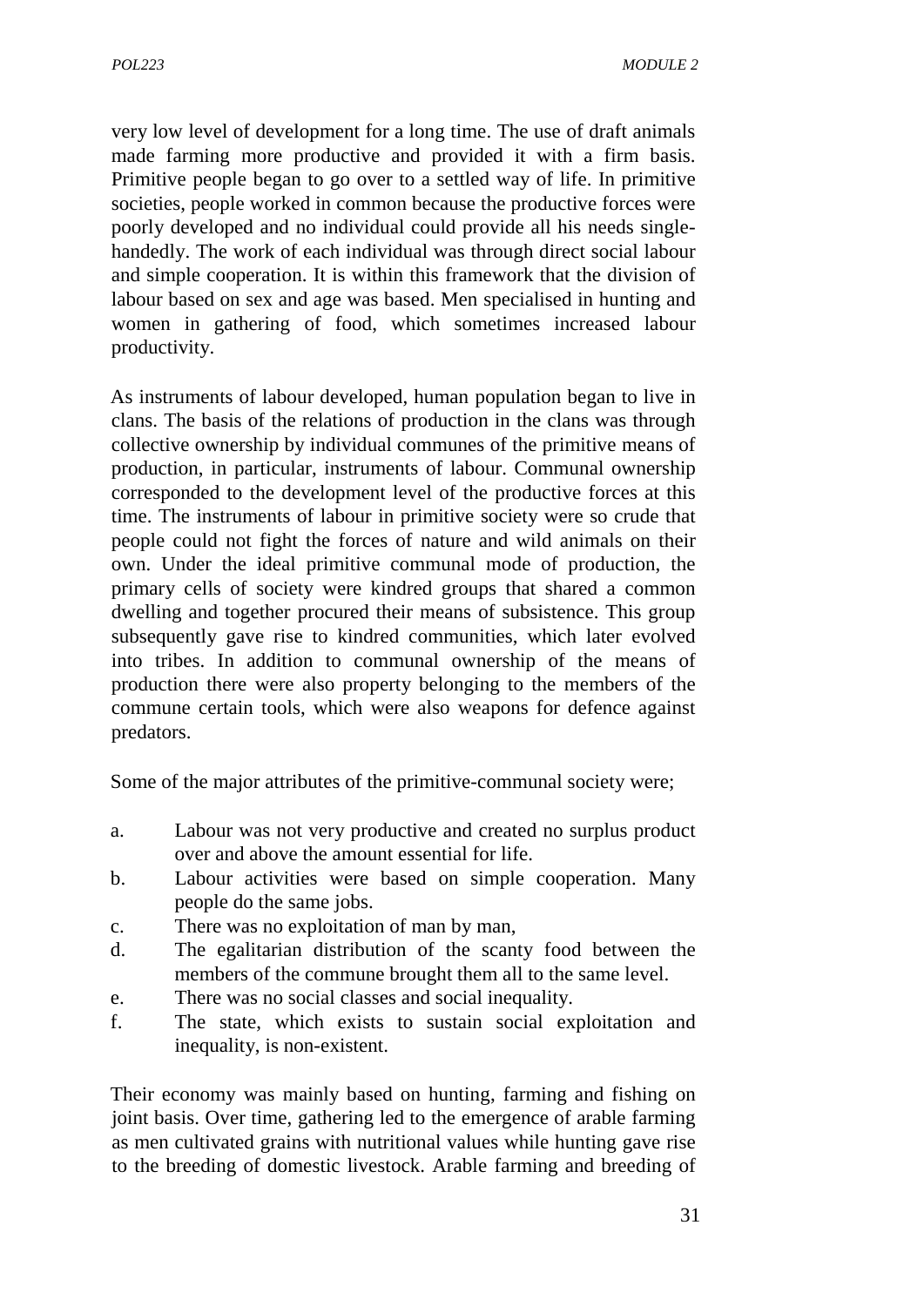very low level of development for a long time. The use of draft animals made farming more productive and provided it with a firm basis. Primitive people began to go over to a settled way of life. In primitive societies, people worked in common because the productive forces were poorly developed and no individual could provide all his needs single-handedly. The work of each individual was through direct social labour and simple cooperation. It is within this framework that the division of labour based on sex and age was based. Men specialised in hunting and women in gathering of food, which sometimes increased labour productivity.

As instruments of labour developed, human population began to live in clans. The basis of the relations of production in the clans was through collective ownership by individual communes of the primitive means of production, in particular, instruments of labour. Communal ownership corresponded to the development level of the productive forces at this time. The instruments of labour in primitive society were so crude that people could not fight the forces of nature and wild animals on their own. Under the ideal primitive communal mode of production, the primary cells of society were kindred groups that shared a common dwelling and together procured their means of subsistence. This group subsequently gave rise to kindred communities, which later evolved into tribes. In addition to communal ownership of the means of production there were also property belonging to the members of the commune certain tools, which were also weapons for defence against predators.

Some of the major attributes of the primitive-communal society were;

a. Labour was not very productive and created no surplus product over and above the amount essential for life.
b. Labour activities were based on simple cooperation. Many people do the same jobs.
c. There was no exploitation of man by man,
d. The egalitarian distribution of the scanty food between the members of the commune brought them all to the same level.
e. There was no social classes and social inequality.
f. The state, which exists to sustain social exploitation and inequality, is non-existent.

Their economy was mainly based on hunting, farming and fishing on joint basis. Over time, gathering led to the emergence of arable farming as men cultivated grains with nutritional values while hunting gave rise to the breeding of domestic livestock. Arable farming and breeding of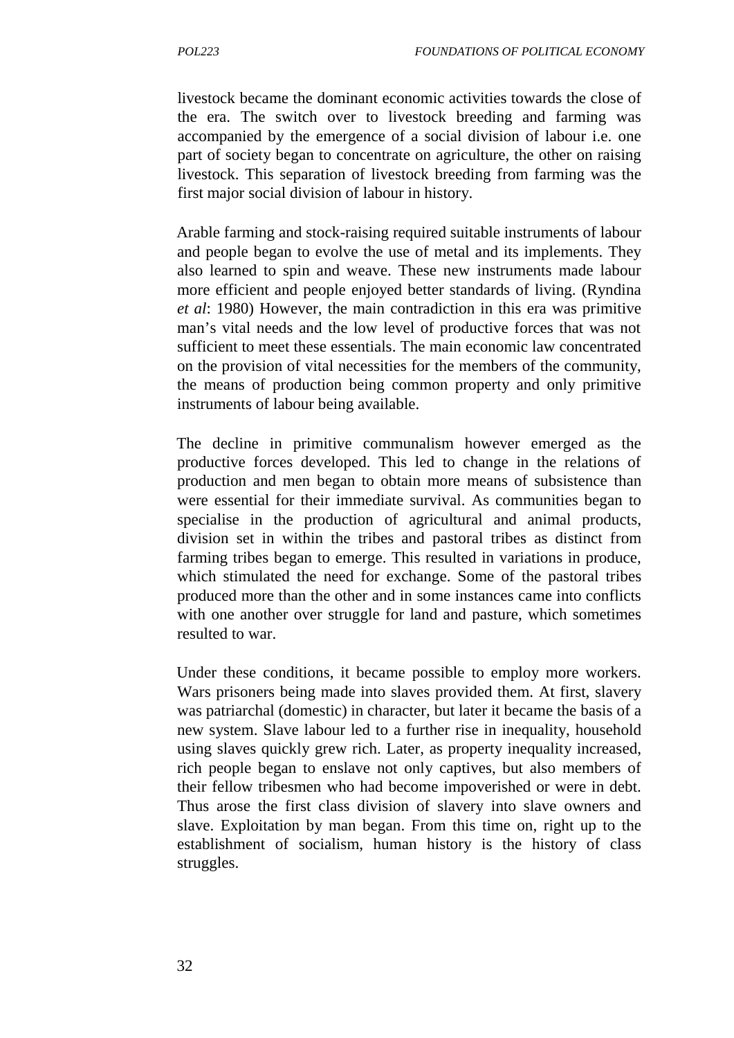livestock became the dominant economic activities towards the close of the era. The switch over to livestock breeding and farming was accompanied by the emergence of a social division of labour i.e. one part of society began to concentrate on agriculture, the other on raising livestock. This separation of livestock breeding from farming was the first major social division of labour in history.

Arable farming and stock-raising required suitable instruments of labour and people began to evolve the use of metal and its implements. They also learned to spin and weave. These new instruments made labour more efficient and people enjoyed better standards of living. (Ryndina *et al*: 1980) However, the main contradiction in this era was primitive man's vital needs and the low level of productive forces that was not sufficient to meet these essentials. The main economic law concentrated on the provision of vital necessities for the members of the community, the means of production being common property and only primitive instruments of labour being available.

The decline in primitive communalism however emerged as the productive forces developed. This led to change in the relations of production and men began to obtain more means of subsistence than were essential for their immediate survival. As communities began to specialise in the production of agricultural and animal products, division set in within the tribes and pastoral tribes as distinct from farming tribes began to emerge. This resulted in variations in produce, which stimulated the need for exchange. Some of the pastoral tribes produced more than the other and in some instances came into conflicts with one another over struggle for land and pasture, which sometimes resulted to war.

Under these conditions, it became possible to employ more workers. Wars prisoners being made into slaves provided them. At first, slavery was patriarchal (domestic) in character, but later it became the basis of a new system. Slave labour led to a further rise in inequality, household using slaves quickly grew rich. Later, as property inequality increased, rich people began to enslave not only captives, but also members of their fellow tribesmen who had become impoverished or were in debt. Thus arose the first class division of slavery into slave owners and slave. Exploitation by man began. From this time on, right up to the establishment of socialism, human history is the history of class struggles.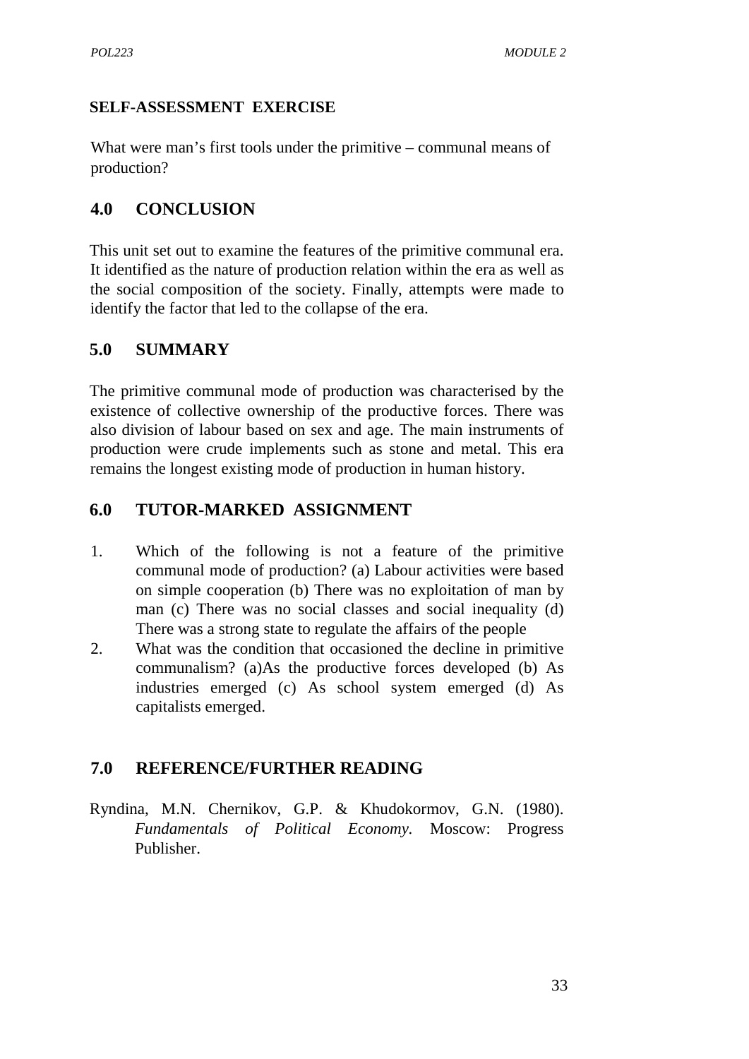**SELF-ASSESSMENT EXERCISE**

What were man's first tools under the primitive – communal means of production?

## 4.0 CONCLUSION

This unit set out to examine the features of the primitive communal era. It identified as the nature of production relation within the era as well as the social composition of the society. Finally, attempts were made to identify the factor that led to the collapse of the era.

## 5.0 SUMMARY

The primitive communal mode of production was characterised by the existence of collective ownership of the productive forces. There was also division of labour based on sex and age. The main instruments of production were crude implements such as stone and metal. This era remains the longest existing mode of production in human history.

## 6.0 TUTOR-MARKED ASSIGNMENT

1. Which of the following is not a feature of the primitive communal mode of production? (a) Labour activities were based on simple cooperation (b) There was no exploitation of man by man (c) There was no social classes and social inequality (d) There was a strong state to regulate the affairs of the people
2. What was the condition that occasioned the decline in primitive communalism? (a)As the productive forces developed (b) As industries emerged (c) As school system emerged (d) As capitalists emerged.

## 7.0 REFERENCE/FURTHER READING

Ryndina, M.N. Chernikov, G.P. & Khudokormov, G.N. (1980). *Fundamentals of Political Economy.* Moscow: Progress Publisher.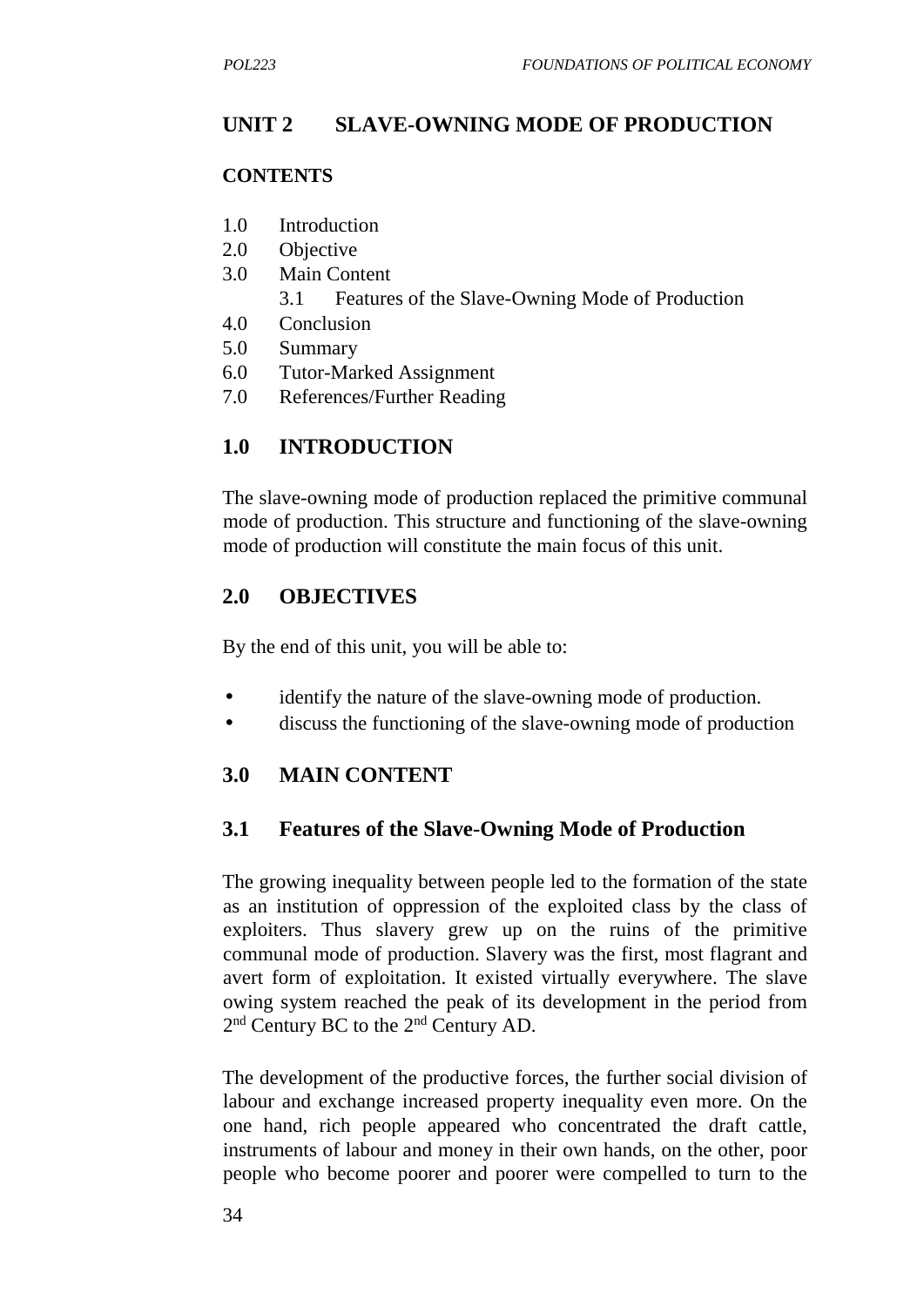## UNIT 2 SLAVE-OWNING MODE OF PRODUCTION

**CONTENTS**

1.0 Introduction
2.0 Objective
3.0 Main Content
  3.1 Features of the Slave-Owning Mode of Production
4.0 Conclusion
5.0 Summary
6.0 Tutor-Marked Assignment
7.0 References/Further Reading

### 1.0 INTRODUCTION

The slave-owning mode of production replaced the primitive communal mode of production. This structure and functioning of the slave-owning mode of production will constitute the main focus of this unit.

### 2.0 OBJECTIVES

By the end of this unit, you will be able to:

- identify the nature of the slave-owning mode of production.
- discuss the functioning of the slave-owning mode of production

### 3.0 MAIN CONTENT

### 3.1 Features of the Slave-Owning Mode of Production

The growing inequality between people led to the formation of the state as an institution of oppression of the exploited class by the class of exploiters. Thus slavery grew up on the ruins of the primitive communal mode of production. Slavery was the first, most flagrant and avert form of exploitation. It existed virtually everywhere. The slave owing system reached the peak of its development in the period from 2nd Century BC to the 2nd Century AD.

The development of the productive forces, the further social division of labour and exchange increased property inequality even more. On the one hand, rich people appeared who concentrated the draft cattle, instruments of labour and money in their own hands, on the other, poor people who become poorer and poorer were compelled to turn to the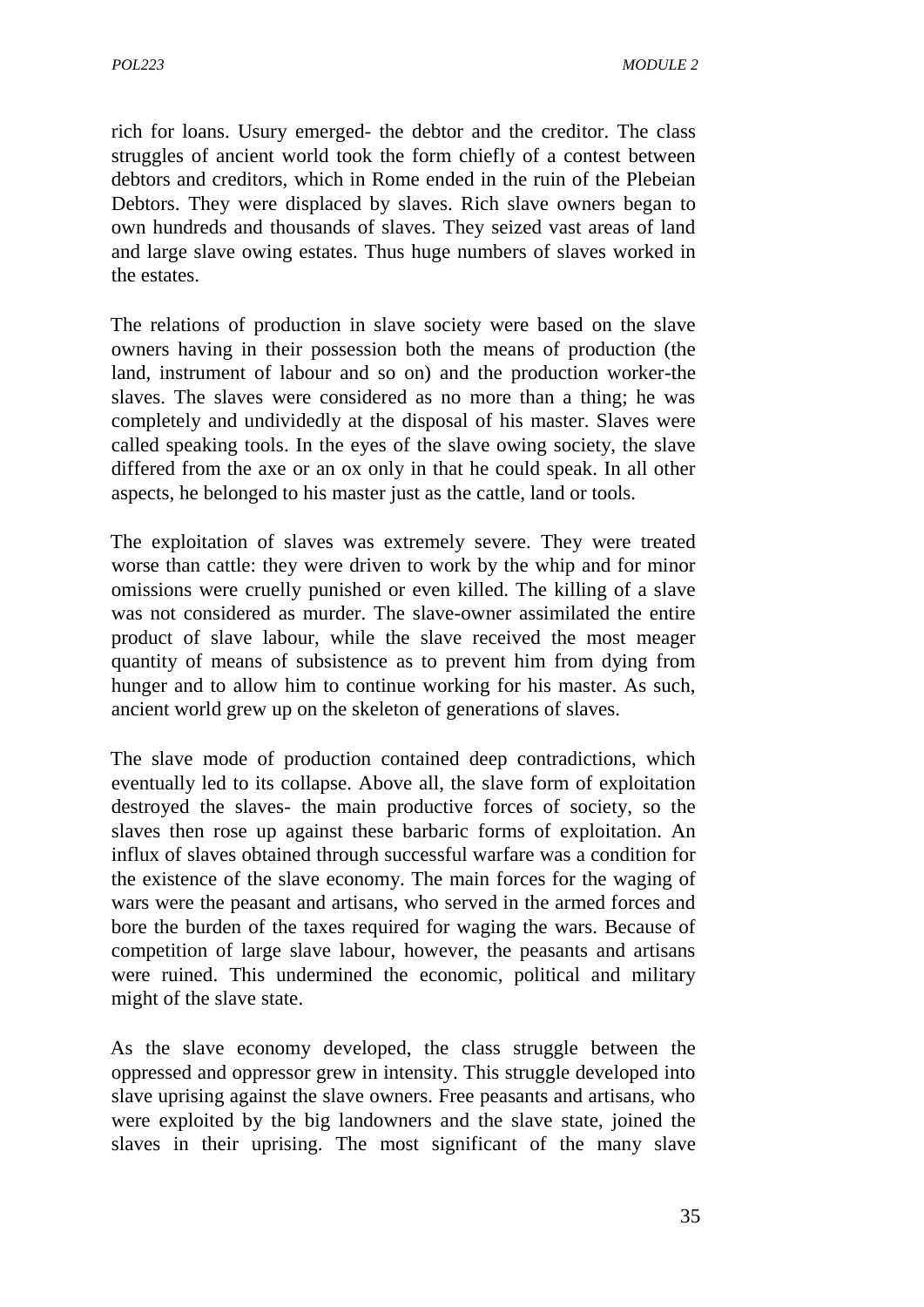rich for loans. Usury emerged- the debtor and the creditor. The class struggles of ancient world took the form chiefly of a contest between debtors and creditors, which in Rome ended in the ruin of the Plebeian Debtors. They were displaced by slaves. Rich slave owners began to own hundreds and thousands of slaves. They seized vast areas of land and large slave owing estates. Thus huge numbers of slaves worked in the estates.

The relations of production in slave society were based on the slave owners having in their possession both the means of production (the land, instrument of labour and so on) and the production worker-the slaves. The slaves were considered as no more than a thing; he was completely and undividedly at the disposal of his master. Slaves were called speaking tools. In the eyes of the slave owing society, the slave differed from the axe or an ox only in that he could speak. In all other aspects, he belonged to his master just as the cattle, land or tools.

The exploitation of slaves was extremely severe. They were treated worse than cattle: they were driven to work by the whip and for minor omissions were cruelly punished or even killed. The killing of a slave was not considered as murder. The slave-owner assimilated the entire product of slave labour, while the slave received the most meager quantity of means of subsistence as to prevent him from dying from hunger and to allow him to continue working for his master. As such, ancient world grew up on the skeleton of generations of slaves.

The slave mode of production contained deep contradictions, which eventually led to its collapse. Above all, the slave form of exploitation destroyed the slaves- the main productive forces of society, so the slaves then rose up against these barbaric forms of exploitation. An influx of slaves obtained through successful warfare was a condition for the existence of the slave economy. The main forces for the waging of wars were the peasant and artisans, who served in the armed forces and bore the burden of the taxes required for waging the wars. Because of competition of large slave labour, however, the peasants and artisans were ruined. This undermined the economic, political and military might of the slave state.

As the slave economy developed, the class struggle between the oppressed and oppressor grew in intensity. This struggle developed into slave uprising against the slave owners. Free peasants and artisans, who were exploited by the big landowners and the slave state, joined the slaves in their uprising. The most significant of the many slave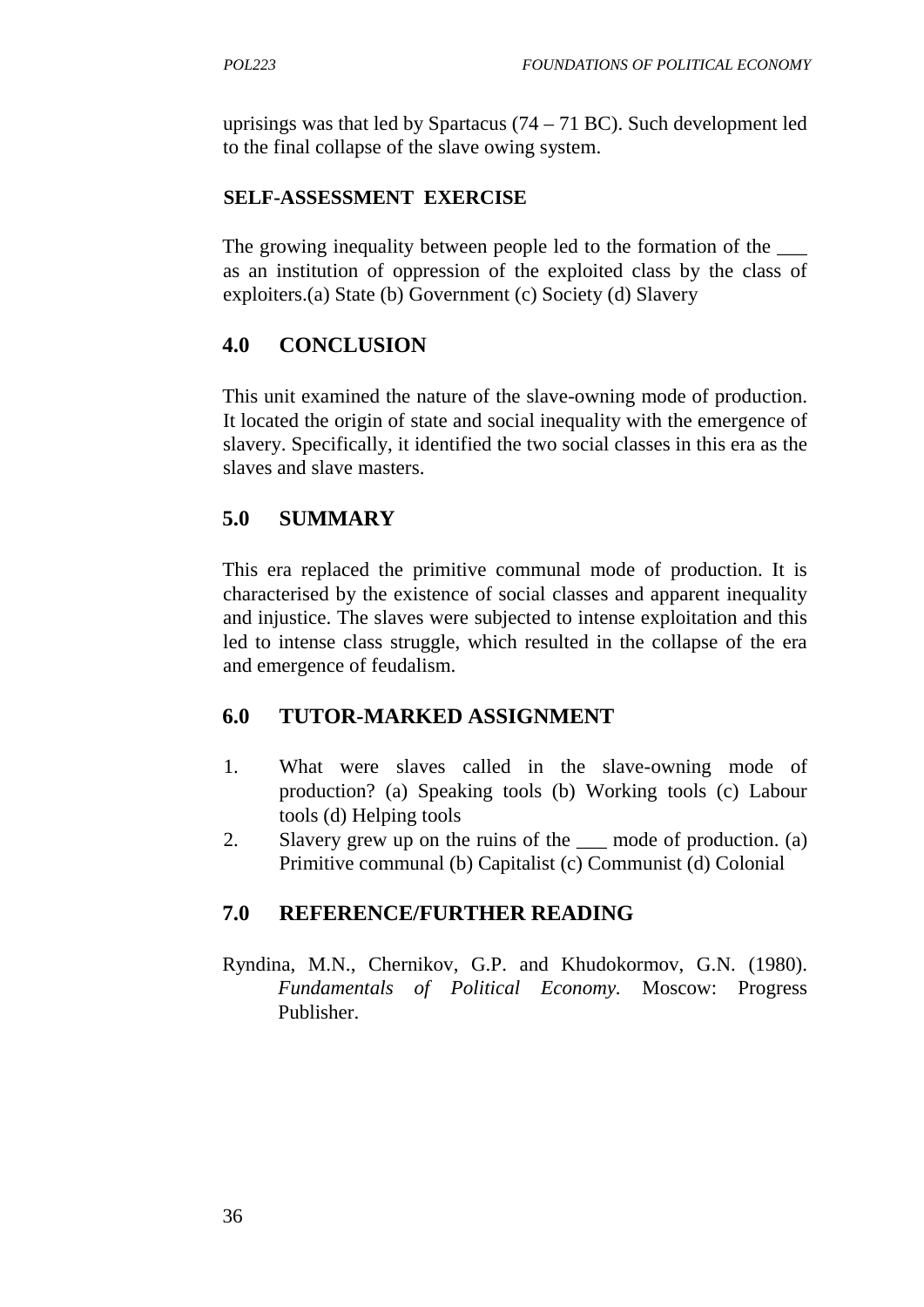uprisings was that led by Spartacus (74 – 71 BC). Such development led to the final collapse of the slave owing system.

**SELF-ASSESSMENT EXERCISE**

The growing inequality between people led to the formation of the ___ as an institution of oppression of the exploited class by the class of exploiters.(a) State (b) Government (c) Society (d) Slavery

## 4.0 CONCLUSION

This unit examined the nature of the slave-owning mode of production. It located the origin of state and social inequality with the emergence of slavery. Specifically, it identified the two social classes in this era as the slaves and slave masters.

## 5.0 SUMMARY

This era replaced the primitive communal mode of production. It is characterised by the existence of social classes and apparent inequality and injustice. The slaves were subjected to intense exploitation and this led to intense class struggle, which resulted in the collapse of the era and emergence of feudalism.

## 6.0 TUTOR-MARKED ASSIGNMENT

1. What were slaves called in the slave-owning mode of production? (a) Speaking tools (b) Working tools (c) Labour tools (d) Helping tools
2. Slavery grew up on the ruins of the ___ mode of production. (a) Primitive communal (b) Capitalist (c) Communist (d) Colonial

## 7.0 REFERENCE/FURTHER READING

Ryndina, M.N., Chernikov, G.P. and Khudokormov, G.N. (1980). *Fundamentals of Political Economy*. Moscow: Progress Publisher.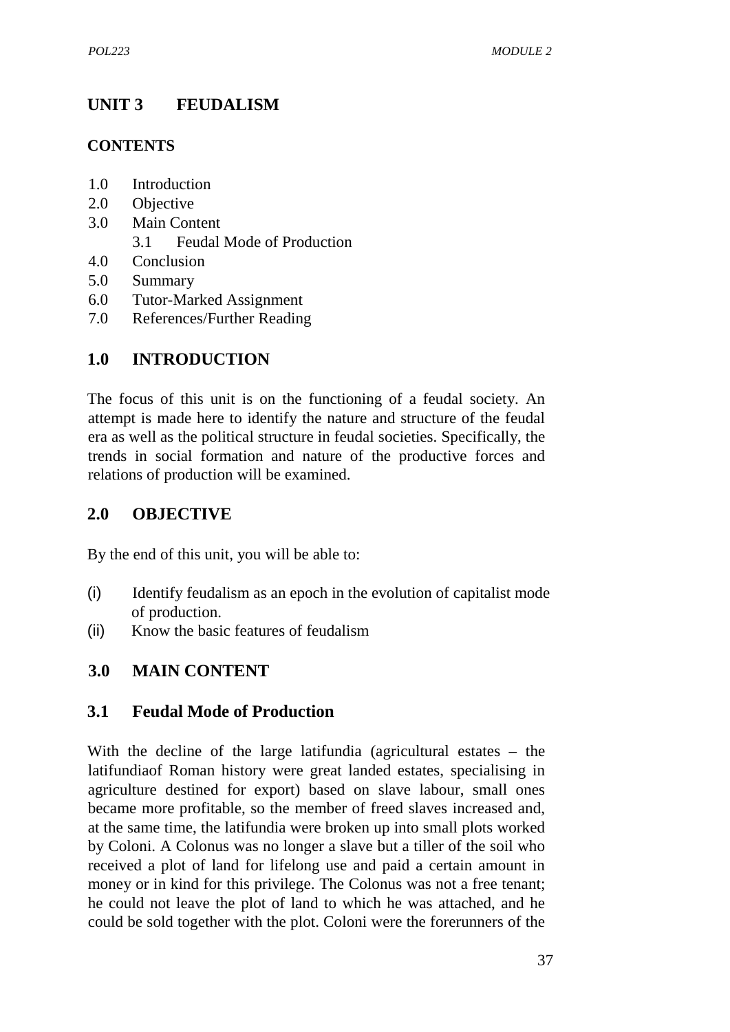## UNIT 3 FEUDALISM

### CONTENTS

1.0 Introduction
2.0 Objective
3.0 Main Content
 3.1 Feudal Mode of Production
4.0 Conclusion
5.0 Summary
6.0 Tutor-Marked Assignment
7.0 References/Further Reading

## 1.0 INTRODUCTION

The focus of this unit is on the functioning of a feudal society. An attempt is made here to identify the nature and structure of the feudal era as well as the political structure in feudal societies. Specifically, the trends in social formation and nature of the productive forces and relations of production will be examined.

## 2.0 OBJECTIVE

By the end of this unit, you will be able to:

(i) Identify feudalism as an epoch in the evolution of capitalist mode of production.
(ii) Know the basic features of feudalism

## 3.0 MAIN CONTENT

### 3.1 Feudal Mode of Production

With the decline of the large latifundia (agricultural estates – the latifundiaof Roman history were great landed estates, specialising in agriculture destined for export) based on slave labour, small ones became more profitable, so the member of freed slaves increased and, at the same time, the latifundia were broken up into small plots worked by Coloni. A Colonus was no longer a slave but a tiller of the soil who received a plot of land for lifelong use and paid a certain amount in money or in kind for this privilege. The Colonus was not a free tenant; he could not leave the plot of land to which he was attached, and he could be sold together with the plot. Coloni were the forerunners of the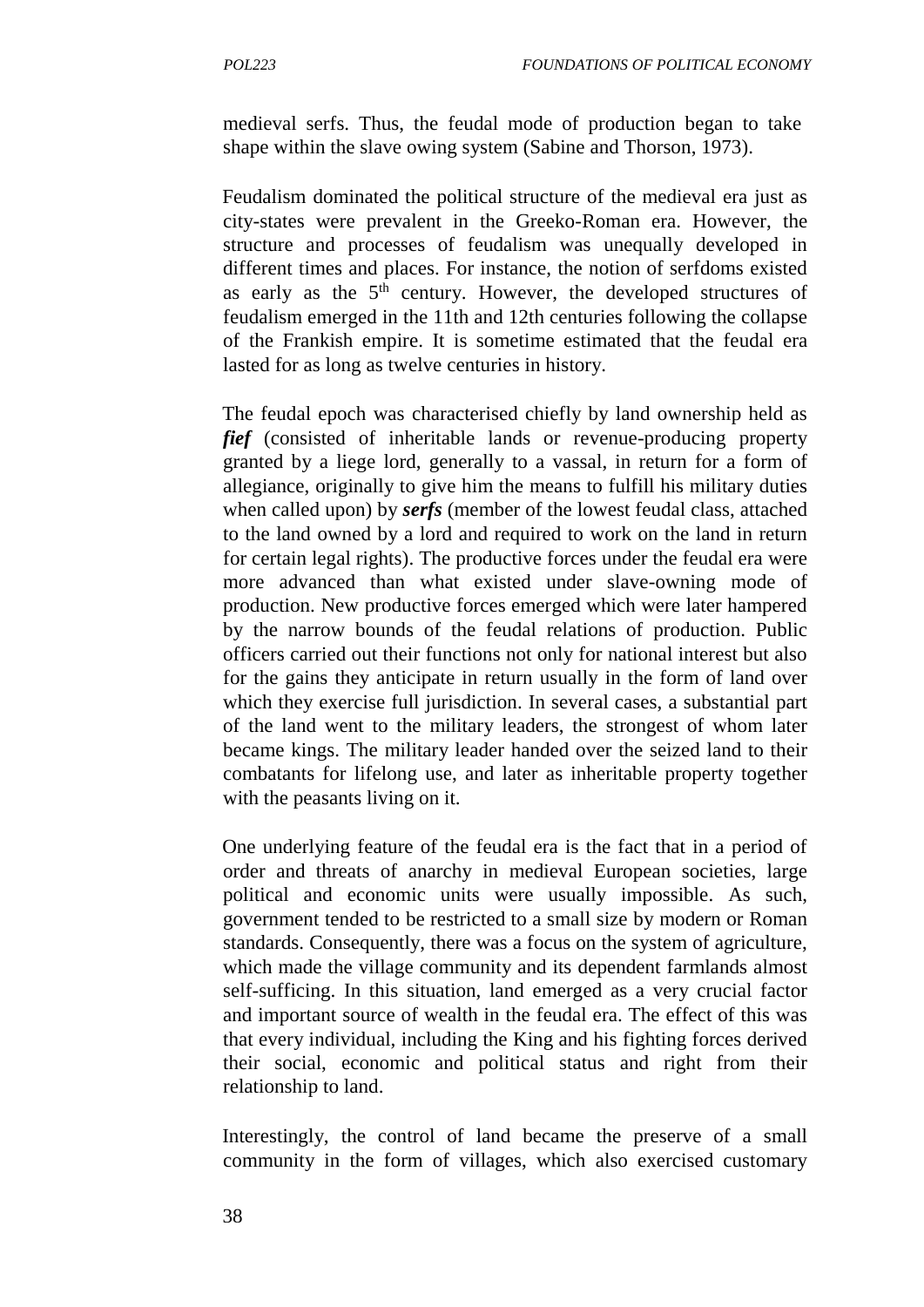medieval serfs. Thus, the feudal mode of production began to take shape within the slave owing system (Sabine and Thorson, 1973).

Feudalism dominated the political structure of the medieval era just as city-states were prevalent in the Greeko-Roman era. However, the structure and processes of feudalism was unequally developed in different times and places. For instance, the notion of serfdoms existed as early as the 5th century. However, the developed structures of feudalism emerged in the 11th and 12th centuries following the collapse of the Frankish empire. It is sometime estimated that the feudal era lasted for as long as twelve centuries in history.

The feudal epoch was characterised chiefly by land ownership held as ***fief*** (consisted of inheritable lands or revenue-producing property granted by a liege lord, generally to a vassal, in return for a form of allegiance, originally to give him the means to fulfill his military duties when called upon) by ***serfs*** (member of the lowest feudal class, attached to the land owned by a lord and required to work on the land in return for certain legal rights). The productive forces under the feudal era were more advanced than what existed under slave-owning mode of production. New productive forces emerged which were later hampered by the narrow bounds of the feudal relations of production. Public officers carried out their functions not only for national interest but also for the gains they anticipate in return usually in the form of land over which they exercise full jurisdiction. In several cases, a substantial part of the land went to the military leaders, the strongest of whom later became kings. The military leader handed over the seized land to their combatants for lifelong use, and later as inheritable property together with the peasants living on it.

One underlying feature of the feudal era is the fact that in a period of order and threats of anarchy in medieval European societies, large political and economic units were usually impossible. As such, government tended to be restricted to a small size by modern or Roman standards. Consequently, there was a focus on the system of agriculture, which made the village community and its dependent farmlands almost self-sufficing. In this situation, land emerged as a very crucial factor and important source of wealth in the feudal era. The effect of this was that every individual, including the King and his fighting forces derived their social, economic and political status and right from their relationship to land.

Interestingly, the control of land became the preserve of a small community in the form of villages, which also exercised customary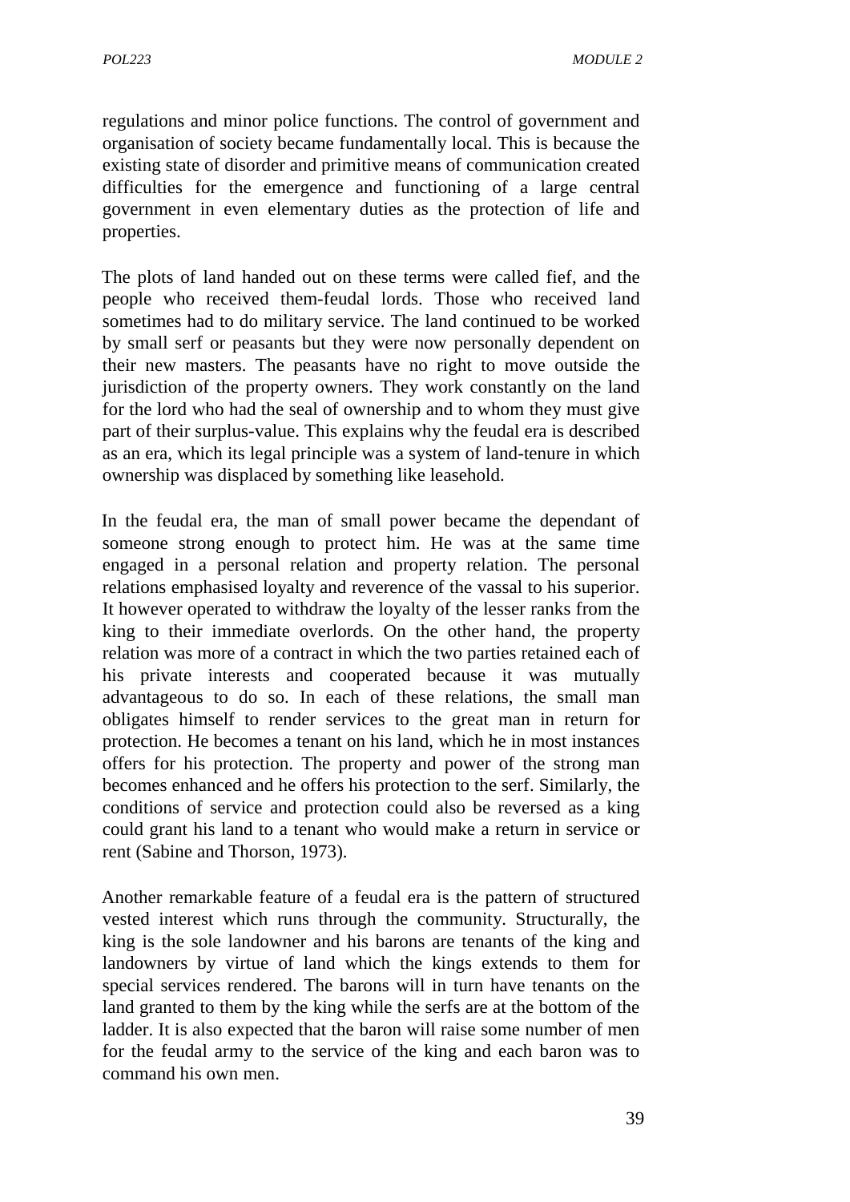regulations and minor police functions. The control of government and organisation of society became fundamentally local. This is because the existing state of disorder and primitive means of communication created difficulties for the emergence and functioning of a large central government in even elementary duties as the protection of life and properties.

The plots of land handed out on these terms were called fief, and the people who received them-feudal lords. Those who received land sometimes had to do military service. The land continued to be worked by small serf or peasants but they were now personally dependent on their new masters. The peasants have no right to move outside the jurisdiction of the property owners. They work constantly on the land for the lord who had the seal of ownership and to whom they must give part of their surplus-value. This explains why the feudal era is described as an era, which its legal principle was a system of land-tenure in which ownership was displaced by something like leasehold.

In the feudal era, the man of small power became the dependant of someone strong enough to protect him. He was at the same time engaged in a personal relation and property relation. The personal relations emphasised loyalty and reverence of the vassal to his superior. It however operated to withdraw the loyalty of the lesser ranks from the king to their immediate overlords. On the other hand, the property relation was more of a contract in which the two parties retained each of his private interests and cooperated because it was mutually advantageous to do so. In each of these relations, the small man obligates himself to render services to the great man in return for protection. He becomes a tenant on his land, which he in most instances offers for his protection. The property and power of the strong man becomes enhanced and he offers his protection to the serf. Similarly, the conditions of service and protection could also be reversed as a king could grant his land to a tenant who would make a return in service or rent (Sabine and Thorson, 1973).

Another remarkable feature of a feudal era is the pattern of structured vested interest which runs through the community. Structurally, the king is the sole landowner and his barons are tenants of the king and landowners by virtue of land which the kings extends to them for special services rendered. The barons will in turn have tenants on the land granted to them by the king while the serfs are at the bottom of the ladder. It is also expected that the baron will raise some number of men for the feudal army to the service of the king and each baron was to command his own men.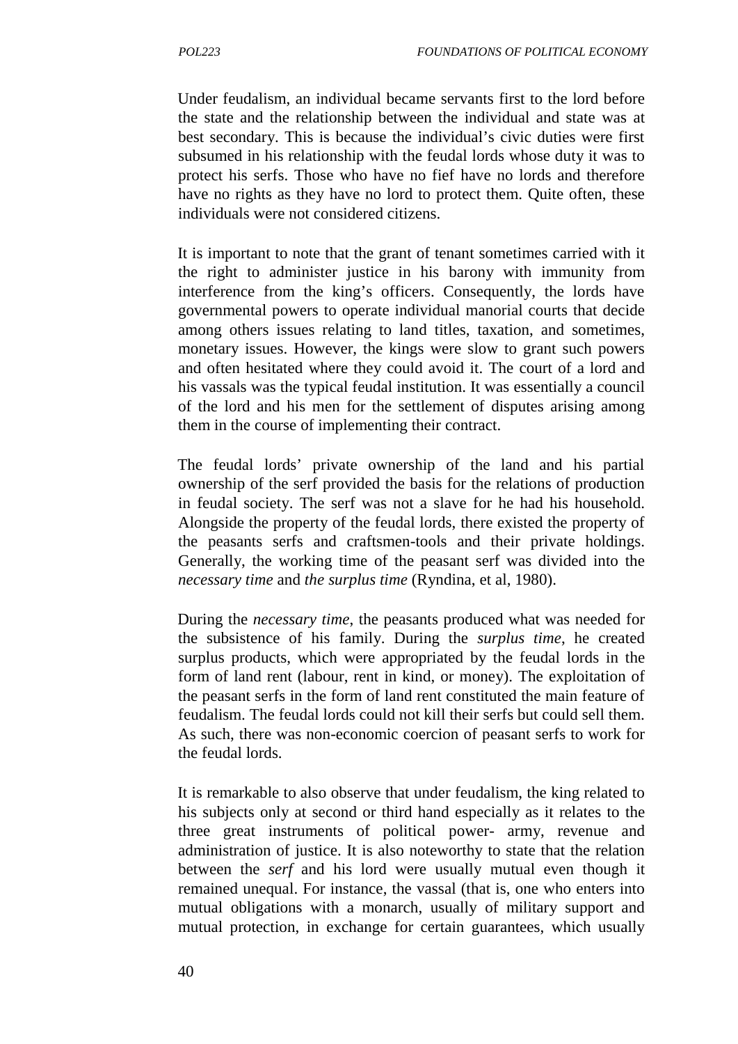Under feudalism, an individual became servants first to the lord before the state and the relationship between the individual and state was at best secondary. This is because the individual's civic duties were first subsumed in his relationship with the feudal lords whose duty it was to protect his serfs. Those who have no fief have no lords and therefore have no rights as they have no lord to protect them. Quite often, these individuals were not considered citizens.

It is important to note that the grant of tenant sometimes carried with it the right to administer justice in his barony with immunity from interference from the king's officers. Consequently, the lords have governmental powers to operate individual manorial courts that decide among others issues relating to land titles, taxation, and sometimes, monetary issues. However, the kings were slow to grant such powers and often hesitated where they could avoid it. The court of a lord and his vassals was the typical feudal institution. It was essentially a council of the lord and his men for the settlement of disputes arising among them in the course of implementing their contract.

The feudal lords' private ownership of the land and his partial ownership of the serf provided the basis for the relations of production in feudal society. The serf was not a slave for he had his household. Alongside the property of the feudal lords, there existed the property of the peasants serfs and craftsmen-tools and their private holdings. Generally, the working time of the peasant serf was divided into the *necessary time* and *the surplus time* (Ryndina, et al, 1980).

During the *necessary time*, the peasants produced what was needed for the subsistence of his family. During the *surplus time*, he created surplus products, which were appropriated by the feudal lords in the form of land rent (labour, rent in kind, or money). The exploitation of the peasant serfs in the form of land rent constituted the main feature of feudalism. The feudal lords could not kill their serfs but could sell them. As such, there was non-economic coercion of peasant serfs to work for the feudal lords.

It is remarkable to also observe that under feudalism, the king related to his subjects only at second or third hand especially as it relates to the three great instruments of political power- army, revenue and administration of justice. It is also noteworthy to state that the relation between the *serf* and his lord were usually mutual even though it remained unequal. For instance, the vassal (that is, one who enters into mutual obligations with a monarch, usually of military support and mutual protection, in exchange for certain guarantees, which usually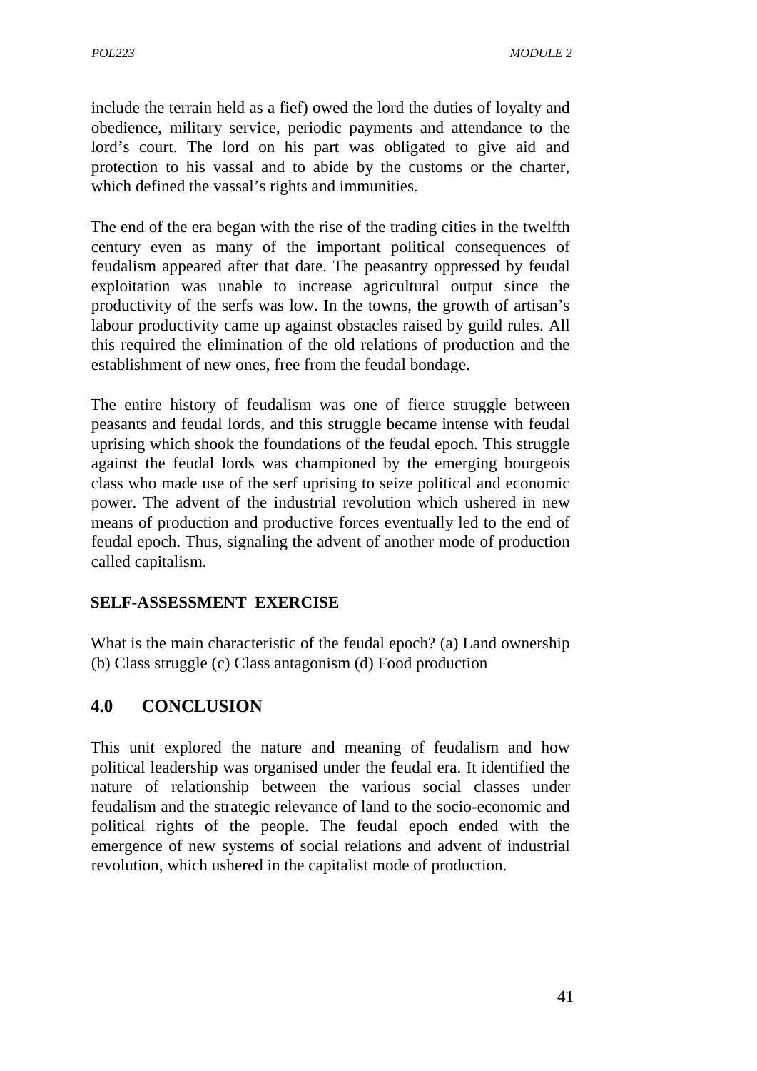include the terrain held as a fief) owed the lord the duties of loyalty and obedience, military service, periodic payments and attendance to the lord's court. The lord on his part was obligated to give aid and protection to his vassal and to abide by the customs or the charter, which defined the vassal's rights and immunities.

The end of the era began with the rise of the trading cities in the twelfth century even as many of the important political consequences of feudalism appeared after that date. The peasantry oppressed by feudal exploitation was unable to increase agricultural output since the productivity of the serfs was low. In the towns, the growth of artisan's labour productivity came up against obstacles raised by guild rules. All this required the elimination of the old relations of production and the establishment of new ones, free from the feudal bondage.

The entire history of feudalism was one of fierce struggle between peasants and feudal lords, and this struggle became intense with feudal uprising which shook the foundations of the feudal epoch. This struggle against the feudal lords was championed by the emerging bourgeois class who made use of the serf uprising to seize political and economic power. The advent of the industrial revolution which ushered in new means of production and productive forces eventually led to the end of feudal epoch. Thus, signaling the advent of another mode of production called capitalism.

**SELF-ASSESSMENT EXERCISE**

What is the main characteristic of the feudal epoch? (a) Land ownership (b) Class struggle (c) Class antagonism (d) Food production

## 4.0 CONCLUSION

This unit explored the nature and meaning of feudalism and how political leadership was organised under the feudal era. It identified the nature of relationship between the various social classes under feudalism and the strategic relevance of land to the socio-economic and political rights of the people. The feudal epoch ended with the emergence of new systems of social relations and advent of industrial revolution, which ushered in the capitalist mode of production.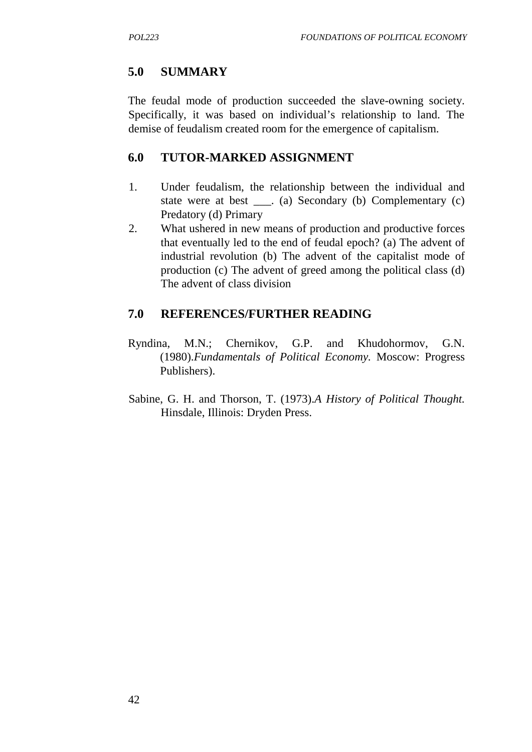## 5.0 SUMMARY

The feudal mode of production succeeded the slave-owning society. Specifically, it was based on individual's relationship to land. The demise of feudalism created room for the emergence of capitalism.

## 6.0 TUTOR-MARKED ASSIGNMENT

1. Under feudalism, the relationship between the individual and state were at best ___. (a) Secondary (b) Complementary (c) Predatory (d) Primary
2. What ushered in new means of production and productive forces that eventually led to the end of feudal epoch? (a) The advent of industrial revolution (b) The advent of the capitalist mode of production (c) The advent of greed among the political class (d) The advent of class division

## 7.0 REFERENCES/FURTHER READING

Ryndina, M.N.; Chernikov, G.P. and Khudohormov, G.N. (1980).*Fundamentals of Political Economy.* Moscow: Progress Publishers).

Sabine, G. H. and Thorson, T. (1973).*A History of Political Thought.* Hinsdale, Illinois: Dryden Press.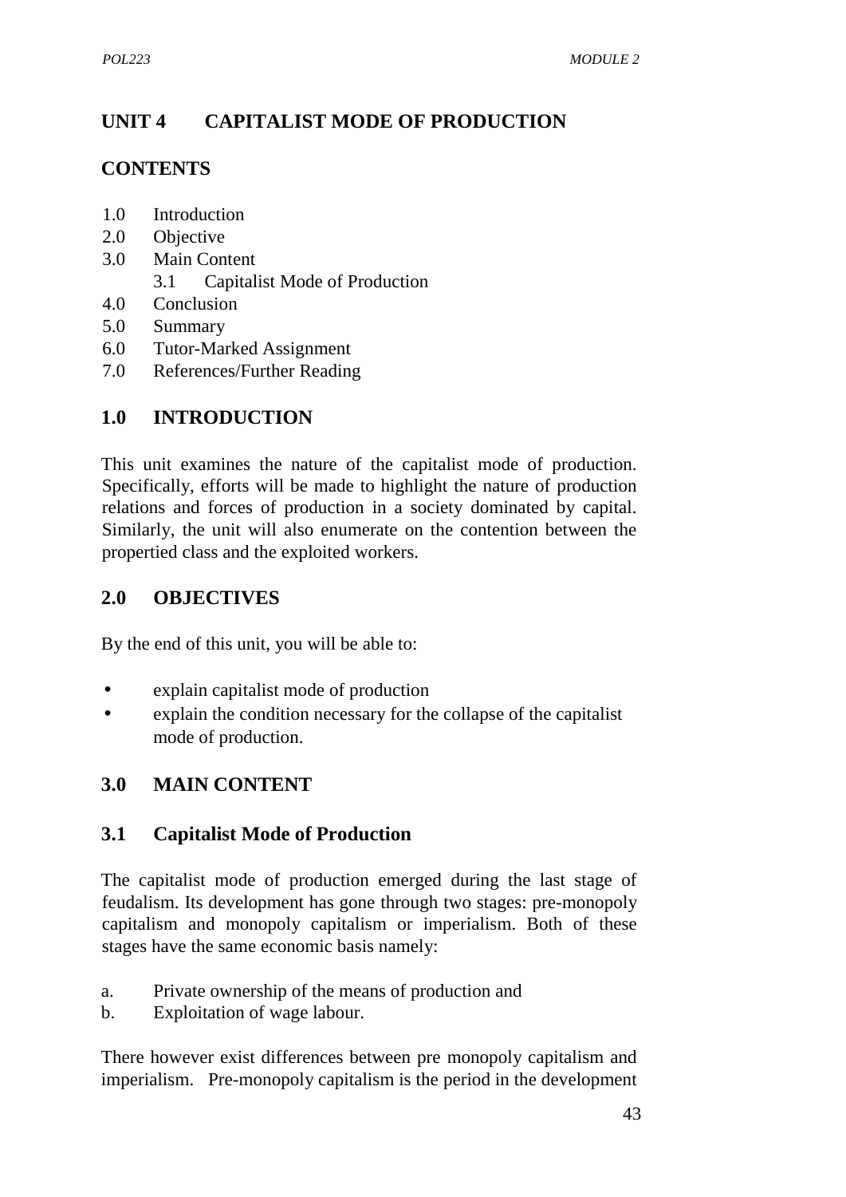# UNIT 4 CAPITALIST MODE OF PRODUCTION

## CONTENTS

- 1.0 Introduction
- 2.0 Objective
- 3.0 Main Content
  - 3.1 Capitalist Mode of Production
- 4.0 Conclusion
- 5.0 Summary
- 6.0 Tutor-Marked Assignment
- 7.0 References/Further Reading

## 1.0 INTRODUCTION

This unit examines the nature of the capitalist mode of production. Specifically, efforts will be made to highlight the nature of production relations and forces of production in a society dominated by capital. Similarly, the unit will also enumerate on the contention between the propertied class and the exploited workers.

## 2.0 OBJECTIVES

By the end of this unit, you will be able to:

- explain capitalist mode of production
- explain the condition necessary for the collapse of the capitalist mode of production.

## 3.0 MAIN CONTENT

### 3.1 Capitalist Mode of Production

The capitalist mode of production emerged during the last stage of feudalism. Its development has gone through two stages: pre-monopoly capitalism and monopoly capitalism or imperialism. Both of these stages have the same economic basis namely:

a. Private ownership of the means of production and
b. Exploitation of wage labour.

There however exist differences between pre monopoly capitalism and imperialism. Pre-monopoly capitalism is the period in the development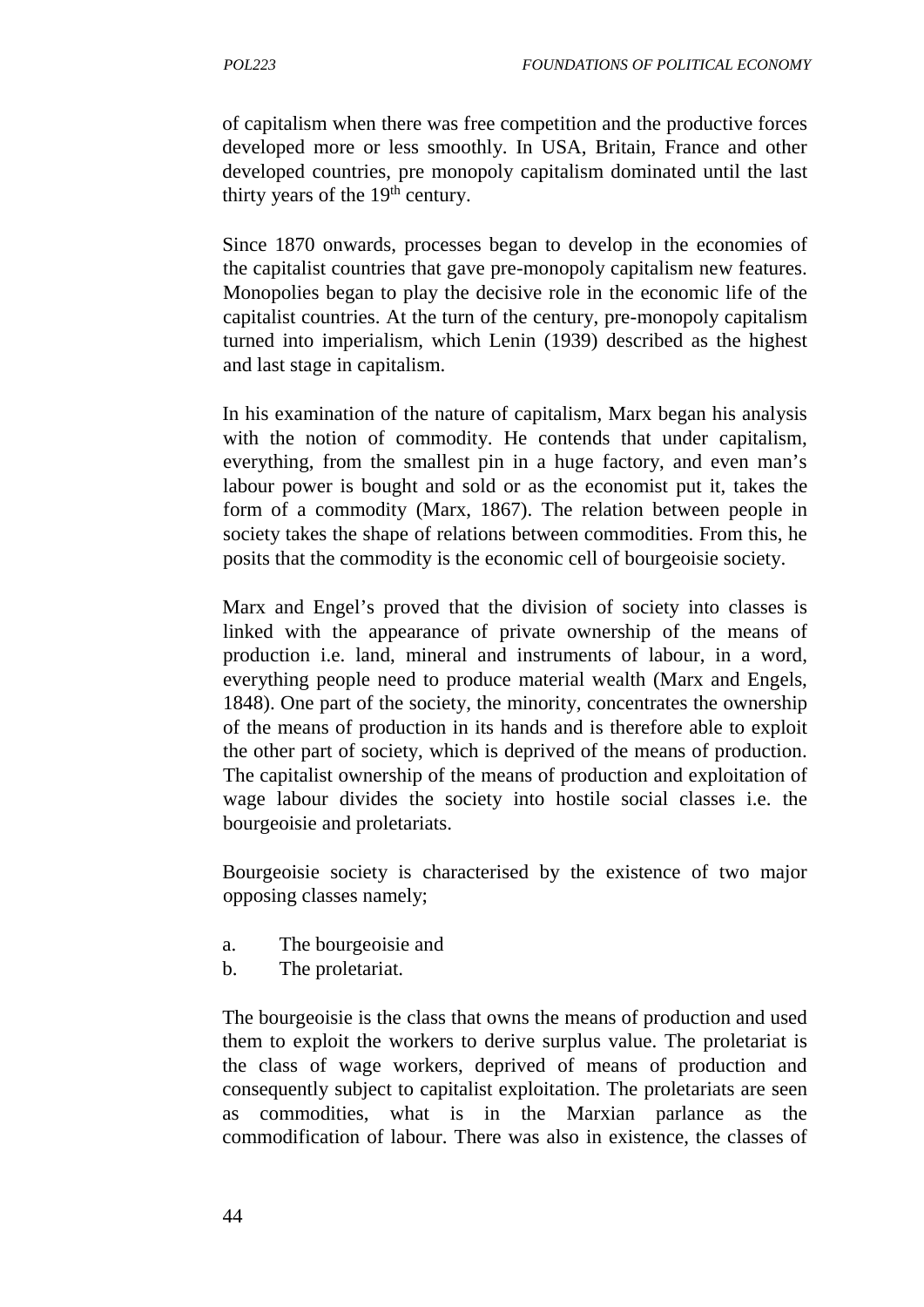of capitalism when there was free competition and the productive forces developed more or less smoothly. In USA, Britain, France and other developed countries, pre monopoly capitalism dominated until the last thirty years of the 19th century.

Since 1870 onwards, processes began to develop in the economies of the capitalist countries that gave pre-monopoly capitalism new features. Monopolies began to play the decisive role in the economic life of the capitalist countries. At the turn of the century, pre-monopoly capitalism turned into imperialism, which Lenin (1939) described as the highest and last stage in capitalism.

In his examination of the nature of capitalism, Marx began his analysis with the notion of commodity. He contends that under capitalism, everything, from the smallest pin in a huge factory, and even man's labour power is bought and sold or as the economist put it, takes the form of a commodity (Marx, 1867). The relation between people in society takes the shape of relations between commodities. From this, he posits that the commodity is the economic cell of bourgeoisie society.

Marx and Engel's proved that the division of society into classes is linked with the appearance of private ownership of the means of production i.e. land, mineral and instruments of labour, in a word, everything people need to produce material wealth (Marx and Engels, 1848). One part of the society, the minority, concentrates the ownership of the means of production in its hands and is therefore able to exploit the other part of society, which is deprived of the means of production. The capitalist ownership of the means of production and exploitation of wage labour divides the society into hostile social classes i.e. the bourgeoisie and proletariats.

Bourgeoisie society is characterised by the existence of two major opposing classes namely;

a. The bourgeoisie and
b. The proletariat.

The bourgeoisie is the class that owns the means of production and used them to exploit the workers to derive surplus value. The proletariat is the class of wage workers, deprived of means of production and consequently subject to capitalist exploitation. The proletariats are seen as commodities, what is in the Marxian parlance as the commodification of labour. There was also in existence, the classes of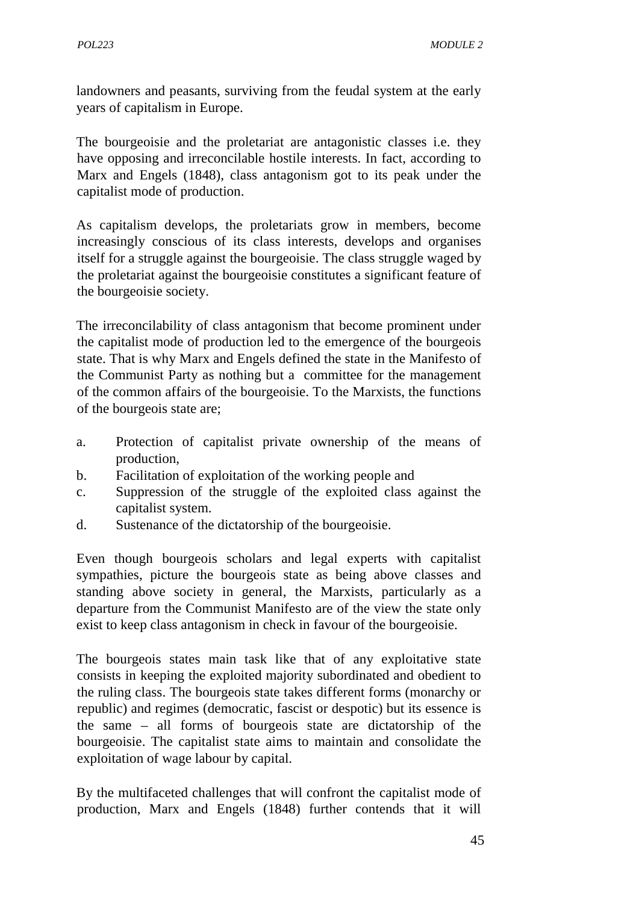landowners and peasants, surviving from the feudal system at the early years of capitalism in Europe.

The bourgeoisie and the proletariat are antagonistic classes i.e. they have opposing and irreconcilable hostile interests. In fact, according to Marx and Engels (1848), class antagonism got to its peak under the capitalist mode of production.

As capitalism develops, the proletariats grow in members, become increasingly conscious of its class interests, develops and organises itself for a struggle against the bourgeoisie. The class struggle waged by the proletariat against the bourgeoisie constitutes a significant feature of the bourgeoisie society.

The irreconcilability of class antagonism that become prominent under the capitalist mode of production led to the emergence of the bourgeois state. That is why Marx and Engels defined the state in the Manifesto of the Communist Party as nothing but a committee for the management of the common affairs of the bourgeoisie. To the Marxists, the functions of the bourgeois state are;

a. Protection of capitalist private ownership of the means of production,
b. Facilitation of exploitation of the working people and
c. Suppression of the struggle of the exploited class against the capitalist system.
d. Sustenance of the dictatorship of the bourgeoisie.

Even though bourgeois scholars and legal experts with capitalist sympathies, picture the bourgeois state as being above classes and standing above society in general, the Marxists, particularly as a departure from the Communist Manifesto are of the view the state only exist to keep class antagonism in check in favour of the bourgeoisie.

The bourgeois states main task like that of any exploitative state consists in keeping the exploited majority subordinated and obedient to the ruling class. The bourgeois state takes different forms (monarchy or republic) and regimes (democratic, fascist or despotic) but its essence is the same – all forms of bourgeois state are dictatorship of the bourgeoisie. The capitalist state aims to maintain and consolidate the exploitation of wage labour by capital.

By the multifaceted challenges that will confront the capitalist mode of production, Marx and Engels (1848) further contends that it will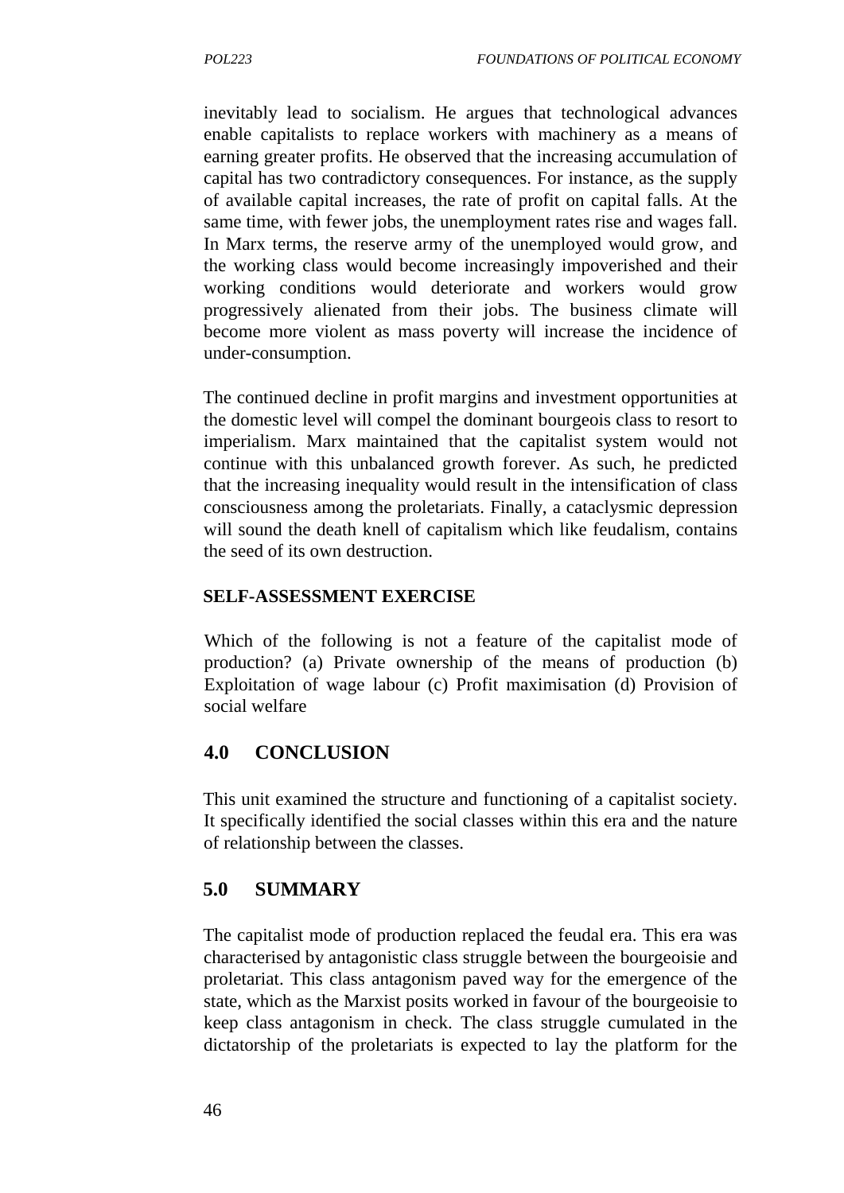inevitably lead to socialism. He argues that technological advances enable capitalists to replace workers with machinery as a means of earning greater profits. He observed that the increasing accumulation of capital has two contradictory consequences. For instance, as the supply of available capital increases, the rate of profit on capital falls. At the same time, with fewer jobs, the unemployment rates rise and wages fall. In Marx terms, the reserve army of the unemployed would grow, and the working class would become increasingly impoverished and their working conditions would deteriorate and workers would grow progressively alienated from their jobs. The business climate will become more violent as mass poverty will increase the incidence of under-consumption.

The continued decline in profit margins and investment opportunities at the domestic level will compel the dominant bourgeois class to resort to imperialism. Marx maintained that the capitalist system would not continue with this unbalanced growth forever. As such, he predicted that the increasing inequality would result in the intensification of class consciousness among the proletariats. Finally, a cataclysmic depression will sound the death knell of capitalism which like feudalism, contains the seed of its own destruction.

**SELF-ASSESSMENT EXERCISE**

Which of the following is not a feature of the capitalist mode of production? (a) Private ownership of the means of production (b) Exploitation of wage labour (c) Profit maximisation (d) Provision of social welfare

## 4.0 CONCLUSION

This unit examined the structure and functioning of a capitalist society. It specifically identified the social classes within this era and the nature of relationship between the classes.

## 5.0 SUMMARY

The capitalist mode of production replaced the feudal era. This era was characterised by antagonistic class struggle between the bourgeoisie and proletariat. This class antagonism paved way for the emergence of the state, which as the Marxist posits worked in favour of the bourgeoisie to keep class antagonism in check. The class struggle cumulated in the dictatorship of the proletariats is expected to lay the platform for the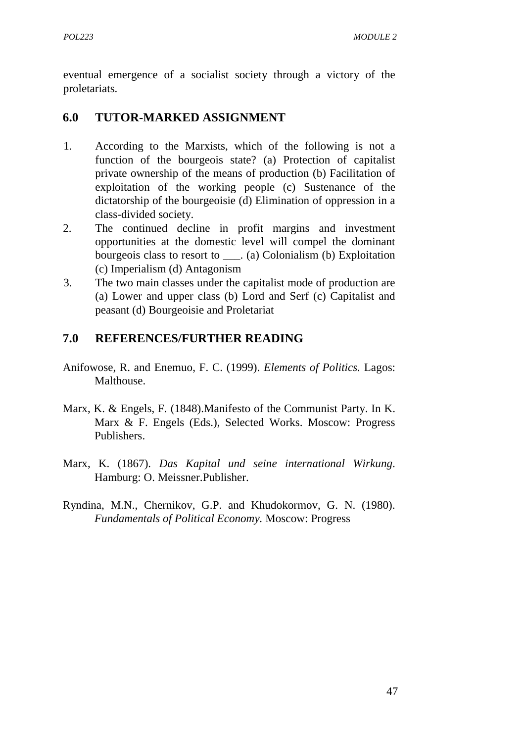eventual emergence of a socialist society through a victory of the proletariats.

## 6.0 TUTOR-MARKED ASSIGNMENT

1. According to the Marxists, which of the following is not a function of the bourgeois state? (a) Protection of capitalist private ownership of the means of production (b) Facilitation of exploitation of the working people (c) Sustenance of the dictatorship of the bourgeoisie (d) Elimination of oppression in a class-divided society.
2. The continued decline in profit margins and investment opportunities at the domestic level will compel the dominant bourgeois class to resort to ___. (a) Colonialism (b) Exploitation (c) Imperialism (d) Antagonism
3. The two main classes under the capitalist mode of production are (a) Lower and upper class (b) Lord and Serf (c) Capitalist and peasant (d) Bourgeoisie and Proletariat

## 7.0 REFERENCES/FURTHER READING

Anifowose, R. and Enemuo, F. C. (1999). *Elements of Politics.* Lagos: Malthouse.

Marx, K. & Engels, F. (1848).Manifesto of the Communist Party. In K. Marx & F. Engels (Eds.), Selected Works. Moscow: Progress Publishers.

Marx, K. (1867). *Das Kapital und seine international Wirkung*. Hamburg: O. Meissner.Publisher.

Ryndina, M.N., Chernikov, G.P. and Khudokormov, G. N. (1980). *Fundamentals of Political Economy.* Moscow: Progress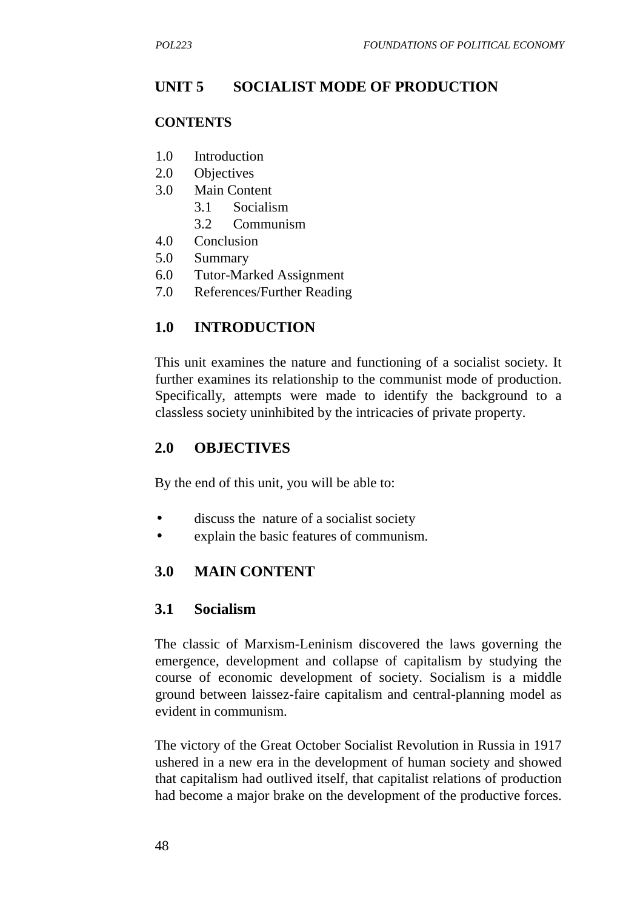## UNIT 5 SOCIALIST MODE OF PRODUCTION

**CONTENTS**

1.0 Introduction
2.0 Objectives
3.0 Main Content
    3.1 Socialism
    3.2 Communism
4.0 Conclusion
5.0 Summary
6.0 Tutor-Marked Assignment
7.0 References/Further Reading

### 1.0 INTRODUCTION

This unit examines the nature and functioning of a socialist society. It further examines its relationship to the communist mode of production. Specifically, attempts were made to identify the background to a classless society uninhibited by the intricacies of private property.

### 2.0 OBJECTIVES

By the end of this unit, you will be able to:

- discuss the nature of a socialist society
- explain the basic features of communism.

### 3.0 MAIN CONTENT

#### 3.1 Socialism

The classic of Marxism-Leninism discovered the laws governing the emergence, development and collapse of capitalism by studying the course of economic development of society. Socialism is a middle ground between laissez-faire capitalism and central-planning model as evident in communism.

The victory of the Great October Socialist Revolution in Russia in 1917 ushered in a new era in the development of human society and showed that capitalism had outlived itself, that capitalist relations of production had become a major brake on the development of the productive forces.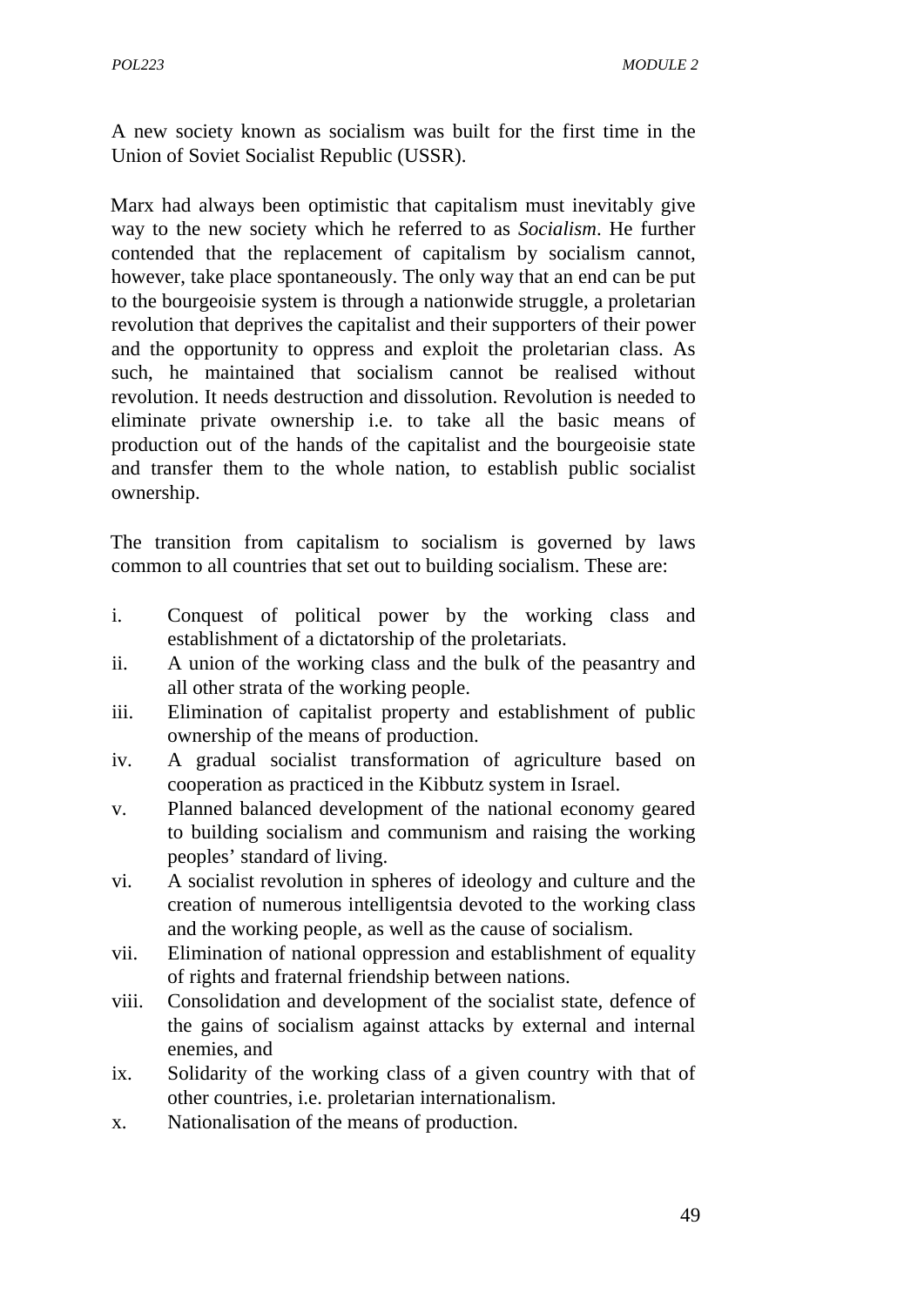A new society known as socialism was built for the first time in the Union of Soviet Socialist Republic (USSR).

Marx had always been optimistic that capitalism must inevitably give way to the new society which he referred to as *Socialism*. He further contended that the replacement of capitalism by socialism cannot, however, take place spontaneously. The only way that an end can be put to the bourgeoisie system is through a nationwide struggle, a proletarian revolution that deprives the capitalist and their supporters of their power and the opportunity to oppress and exploit the proletarian class. As such, he maintained that socialism cannot be realised without revolution. It needs destruction and dissolution. Revolution is needed to eliminate private ownership i.e. to take all the basic means of production out of the hands of the capitalist and the bourgeoisie state and transfer them to the whole nation, to establish public socialist ownership.

The transition from capitalism to socialism is governed by laws common to all countries that set out to building socialism. These are:

i. Conquest of political power by the working class and establishment of a dictatorship of the proletariats.
ii. A union of the working class and the bulk of the peasantry and all other strata of the working people.
iii. Elimination of capitalist property and establishment of public ownership of the means of production.
iv. A gradual socialist transformation of agriculture based on cooperation as practiced in the Kibbutz system in Israel.
v. Planned balanced development of the national economy geared to building socialism and communism and raising the working peoples' standard of living.
vi. A socialist revolution in spheres of ideology and culture and the creation of numerous intelligentsia devoted to the working class and the working people, as well as the cause of socialism.
vii. Elimination of national oppression and establishment of equality of rights and fraternal friendship between nations.
viii. Consolidation and development of the socialist state, defence of the gains of socialism against attacks by external and internal enemies, and
ix. Solidarity of the working class of a given country with that of other countries, i.e. proletarian internationalism.
x. Nationalisation of the means of production.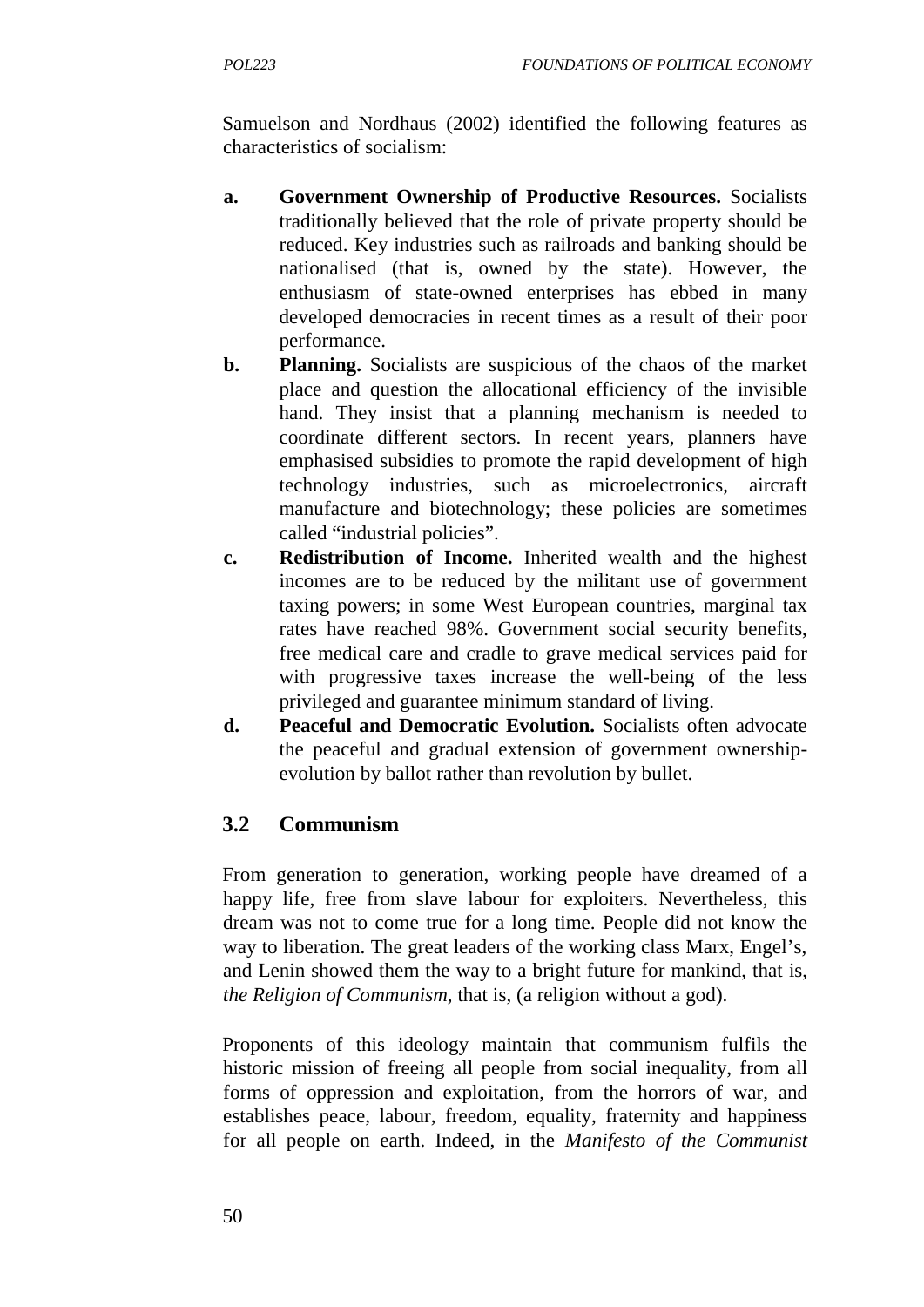Samuelson and Nordhaus (2002) identified the following features as characteristics of socialism:

a. **Government Ownership of Productive Resources.** Socialists traditionally believed that the role of private property should be reduced. Key industries such as railroads and banking should be nationalised (that is, owned by the state). However, the enthusiasm of state-owned enterprises has ebbed in many developed democracies in recent times as a result of their poor performance.

b. **Planning.** Socialists are suspicious of the chaos of the market place and question the allocational efficiency of the invisible hand. They insist that a planning mechanism is needed to coordinate different sectors. In recent years, planners have emphasised subsidies to promote the rapid development of high technology industries, such as microelectronics, aircraft manufacture and biotechnology; these policies are sometimes called "industrial policies".

c. **Redistribution of Income.** Inherited wealth and the highest incomes are to be reduced by the militant use of government taxing powers; in some West European countries, marginal tax rates have reached 98%. Government social security benefits, free medical care and cradle to grave medical services paid for with progressive taxes increase the well-being of the less privileged and guarantee minimum standard of living.

d. **Peaceful and Democratic Evolution.** Socialists often advocate the peaceful and gradual extension of government ownership-evolution by ballot rather than revolution by bullet.

## 3.2 Communism

From generation to generation, working people have dreamed of a happy life, free from slave labour for exploiters. Nevertheless, this dream was not to come true for a long time. People did not know the way to liberation. The great leaders of the working class Marx, Engel's, and Lenin showed them the way to a bright future for mankind, that is, *the Religion of Communism*, that is, (a religion without a god).

Proponents of this ideology maintain that communism fulfils the historic mission of freeing all people from social inequality, from all forms of oppression and exploitation, from the horrors of war, and establishes peace, labour, freedom, equality, fraternity and happiness for all people on earth. Indeed, in the *Manifesto of the Communist*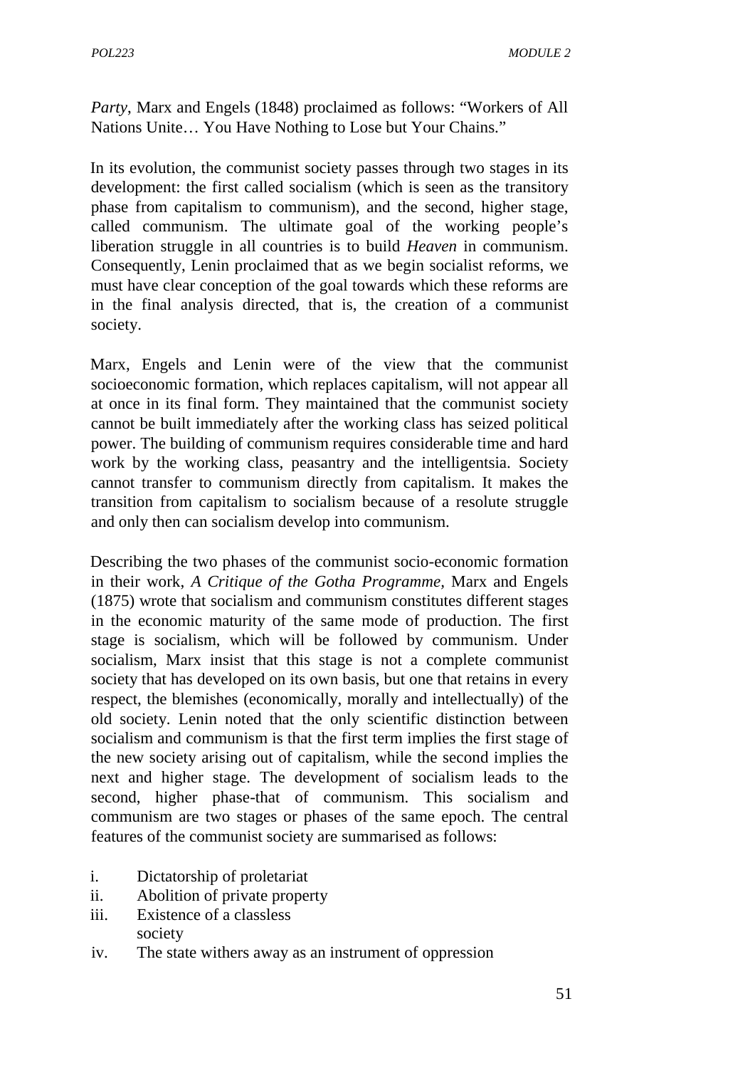*Party*, Marx and Engels (1848) proclaimed as follows: "Workers of All Nations Unite… You Have Nothing to Lose but Your Chains."

In its evolution, the communist society passes through two stages in its development: the first called socialism (which is seen as the transitory phase from capitalism to communism), and the second, higher stage, called communism. The ultimate goal of the working people's liberation struggle in all countries is to build *Heaven* in communism. Consequently, Lenin proclaimed that as we begin socialist reforms, we must have clear conception of the goal towards which these reforms are in the final analysis directed, that is, the creation of a communist society.

Marx, Engels and Lenin were of the view that the communist socioeconomic formation, which replaces capitalism, will not appear all at once in its final form. They maintained that the communist society cannot be built immediately after the working class has seized political power. The building of communism requires considerable time and hard work by the working class, peasantry and the intelligentsia. Society cannot transfer to communism directly from capitalism. It makes the transition from capitalism to socialism because of a resolute struggle and only then can socialism develop into communism.

Describing the two phases of the communist socio-economic formation in their work, *A Critique of the Gotha Programme*, Marx and Engels (1875) wrote that socialism and communism constitutes different stages in the economic maturity of the same mode of production. The first stage is socialism, which will be followed by communism. Under socialism, Marx insist that this stage is not a complete communist society that has developed on its own basis, but one that retains in every respect, the blemishes (economically, morally and intellectually) of the old society. Lenin noted that the only scientific distinction between socialism and communism is that the first term implies the first stage of the new society arising out of capitalism, while the second implies the next and higher stage. The development of socialism leads to the second, higher phase-that of communism. This socialism and communism are two stages or phases of the same epoch. The central features of the communist society are summarised as follows:

i. Dictatorship of proletariat
ii. Abolition of private property
iii. Existence of a classless society
iv. The state withers away as an instrument of oppression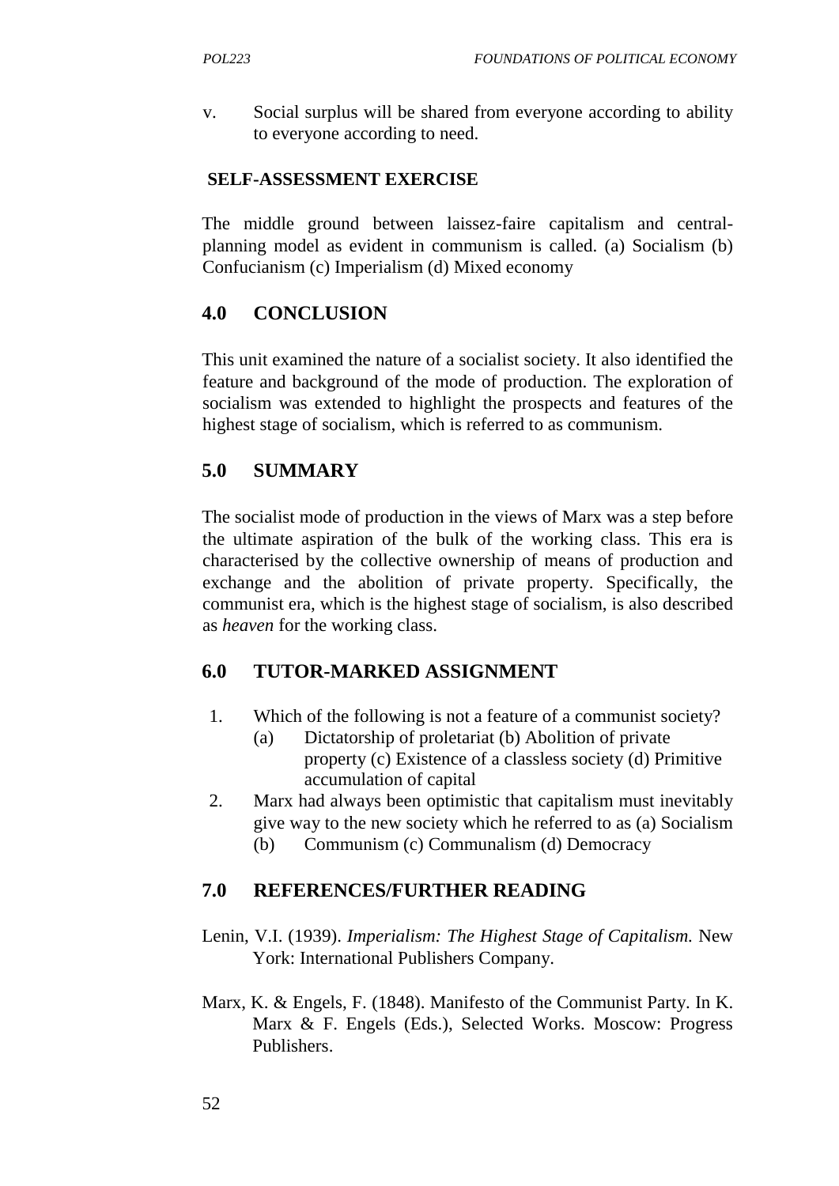v. Social surplus will be shared from everyone according to ability to everyone according to need.

**SELF-ASSESSMENT EXERCISE**

The middle ground between laissez-faire capitalism and central-planning model as evident in communism is called. (a) Socialism (b) Confucianism (c) Imperialism (d) Mixed economy

## 4.0 CONCLUSION

This unit examined the nature of a socialist society. It also identified the feature and background of the mode of production. The exploration of socialism was extended to highlight the prospects and features of the highest stage of socialism, which is referred to as communism.

## 5.0 SUMMARY

The socialist mode of production in the views of Marx was a step before the ultimate aspiration of the bulk of the working class. This era is characterised by the collective ownership of means of production and exchange and the abolition of private property. Specifically, the communist era, which is the highest stage of socialism, is also described as *heaven* for the working class.

## 6.0 TUTOR-MARKED ASSIGNMENT

1. Which of the following is not a feature of a communist society?
   (a) Dictatorship of proletariat (b) Abolition of private property (c) Existence of a classless society (d) Primitive accumulation of capital
2. Marx had always been optimistic that capitalism must inevitably give way to the new society which he referred to as (a) Socialism
   (b) Communism (c) Communalism (d) Democracy

## 7.0 REFERENCES/FURTHER READING

Lenin, V.I. (1939). *Imperialism: The Highest Stage of Capitalism.* New York: International Publishers Company.

Marx, K. & Engels, F. (1848). Manifesto of the Communist Party. In K. Marx & F. Engels (Eds.), Selected Works. Moscow: Progress Publishers.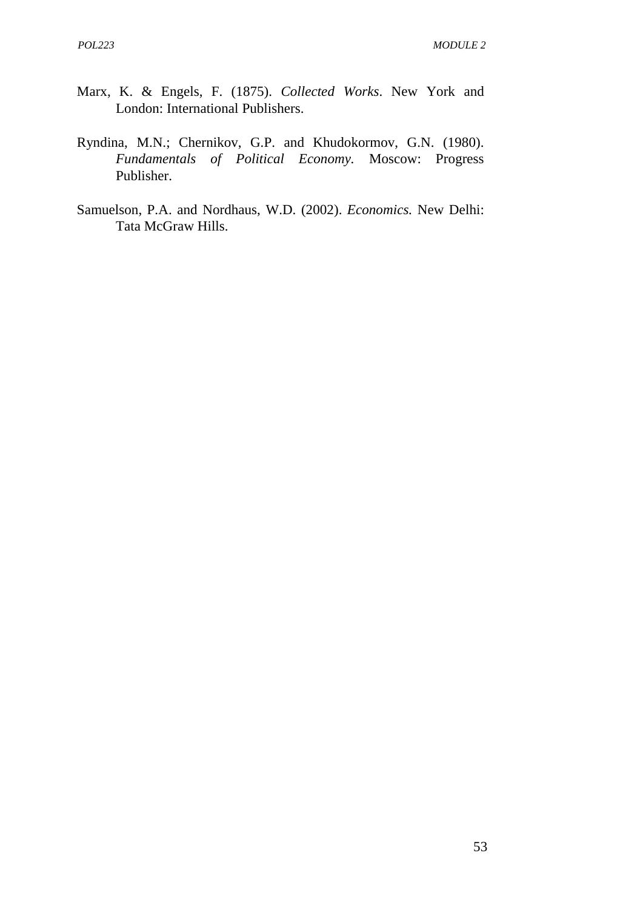Marx, K. & Engels, F. (1875). *Collected Works*. New York and London: International Publishers.

Ryndina, M.N.; Chernikov, G.P. and Khudokormov, G.N. (1980). *Fundamentals of Political Economy*. Moscow: Progress Publisher.

Samuelson, P.A. and Nordhaus, W.D. (2002). *Economics*. New Delhi: Tata McGraw Hills.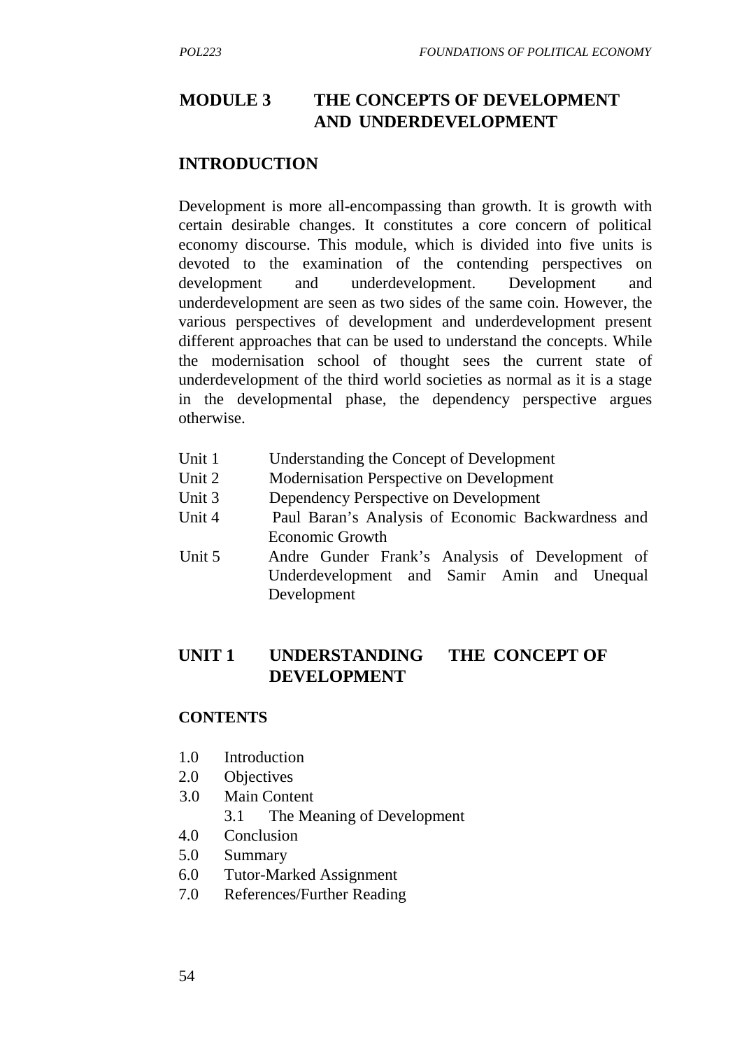# MODULE 3 THE CONCEPTS OF DEVELOPMENT AND UNDERDEVELOPMENT

## INTRODUCTION

Development is more all-encompassing than growth. It is growth with certain desirable changes. It constitutes a core concern of political economy discourse. This module, which is divided into five units is devoted to the examination of the contending perspectives on development and underdevelopment. Development and underdevelopment are seen as two sides of the same coin. However, the various perspectives of development and underdevelopment present different approaches that can be used to understand the concepts. While the modernisation school of thought sees the current state of underdevelopment of the third world societies as normal as it is a stage in the developmental phase, the dependency perspective argues otherwise.

- Unit 1 Understanding the Concept of Development
- Unit 2 Modernisation Perspective on Development
- Unit 3 Dependency Perspective on Development
- Unit 4 Paul Baran's Analysis of Economic Backwardness and Economic Growth
- Unit 5 Andre Gunder Frank's Analysis of Development of Underdevelopment and Samir Amin and Unequal Development

## UNIT 1 UNDERSTANDING THE CONCEPT OF DEVELOPMENT

### CONTENTS

- 1.0 Introduction
- 2.0 Objectives
- 3.0 Main Content
  - 3.1 The Meaning of Development
- 4.0 Conclusion
- 5.0 Summary
- 6.0 Tutor-Marked Assignment
- 7.0 References/Further Reading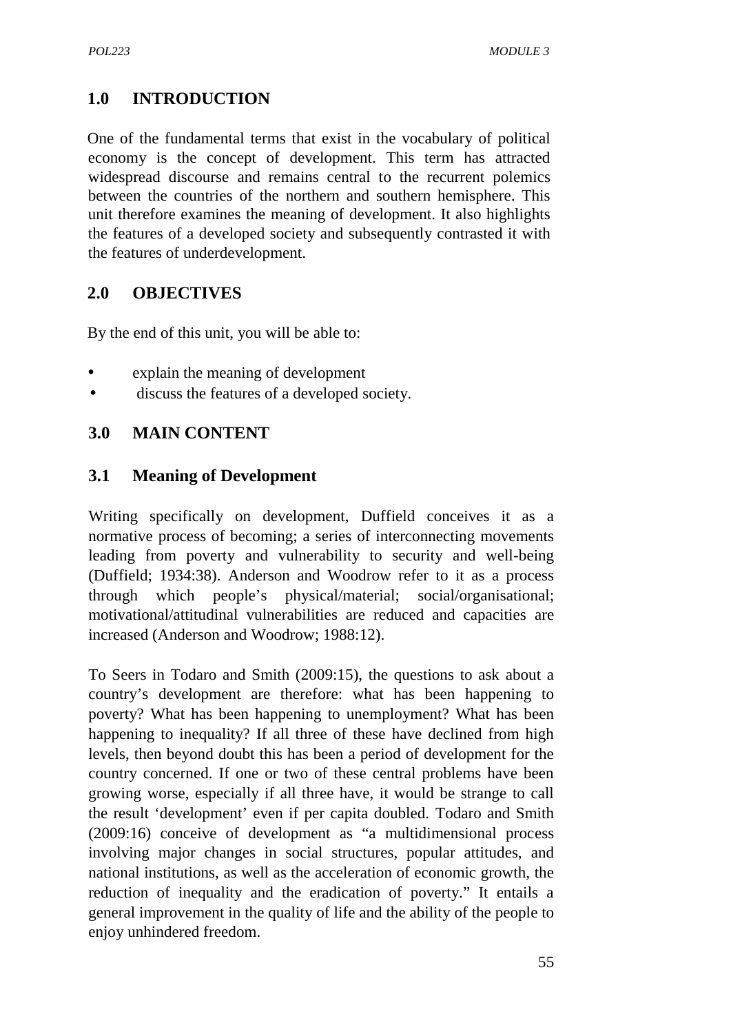## 1.0 INTRODUCTION

One of the fundamental terms that exist in the vocabulary of political economy is the concept of development. This term has attracted widespread discourse and remains central to the recurrent polemics between the countries of the northern and southern hemisphere. This unit therefore examines the meaning of development. It also highlights the features of a developed society and subsequently contrasted it with the features of underdevelopment.

## 2.0 OBJECTIVES

By the end of this unit, you will be able to:

- explain the meaning of development
- discuss the features of a developed society.

## 3.0 MAIN CONTENT

### 3.1 Meaning of Development

Writing specifically on development, Duffield conceives it as a normative process of becoming; a series of interconnecting movements leading from poverty and vulnerability to security and well-being (Duffield; 1934:38). Anderson and Woodrow refer to it as a process through which people's physical/material; social/organisational; motivational/attitudinal vulnerabilities are reduced and capacities are increased (Anderson and Woodrow; 1988:12).

To Seers in Todaro and Smith (2009:15), the questions to ask about a country's development are therefore: what has been happening to poverty? What has been happening to unemployment? What has been happening to inequality? If all three of these have declined from high levels, then beyond doubt this has been a period of development for the country concerned. If one or two of these central problems have been growing worse, especially if all three have, it would be strange to call the result 'development' even if per capita doubled. Todaro and Smith (2009:16) conceive of development as "a multidimensional process involving major changes in social structures, popular attitudes, and national institutions, as well as the acceleration of economic growth, the reduction of inequality and the eradication of poverty." It entails a general improvement in the quality of life and the ability of the people to enjoy unhindered freedom.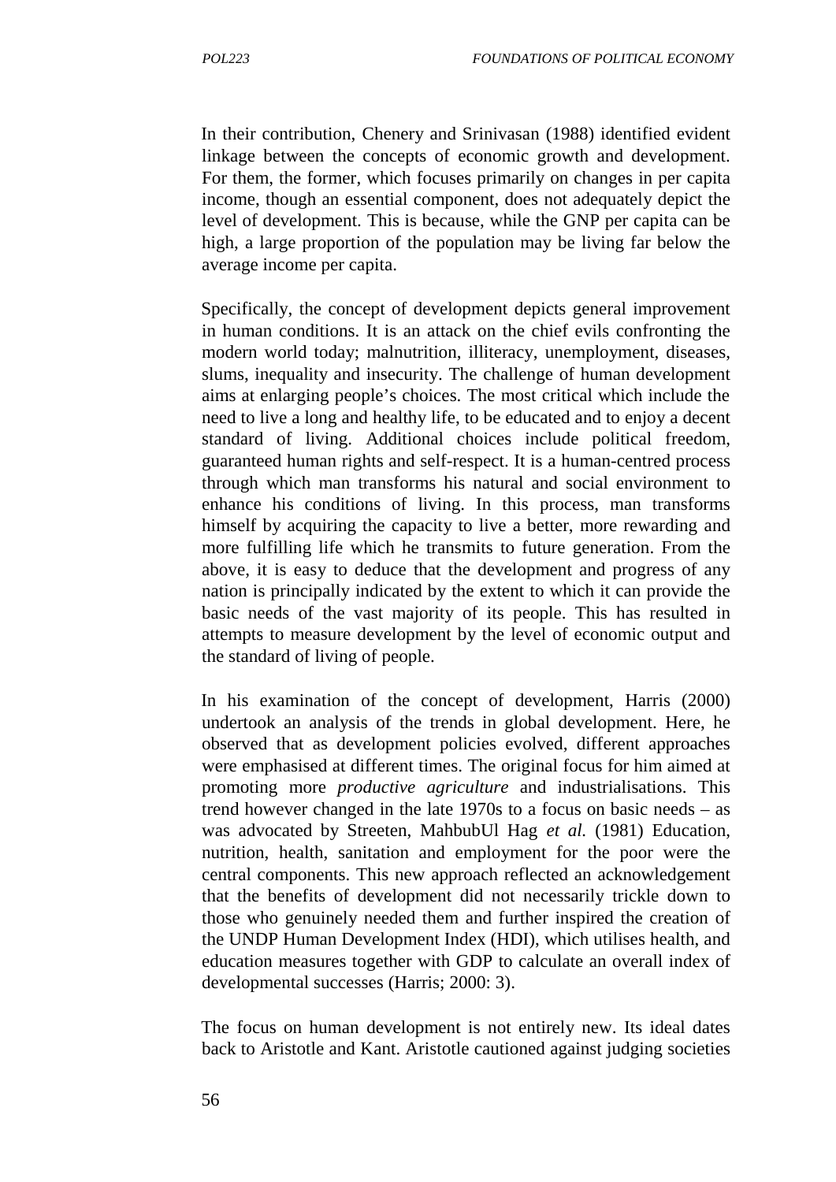In their contribution, Chenery and Srinivasan (1988) identified evident linkage between the concepts of economic growth and development. For them, the former, which focuses primarily on changes in per capita income, though an essential component, does not adequately depict the level of development. This is because, while the GNP per capita can be high, a large proportion of the population may be living far below the average income per capita.

Specifically, the concept of development depicts general improvement in human conditions. It is an attack on the chief evils confronting the modern world today; malnutrition, illiteracy, unemployment, diseases, slums, inequality and insecurity. The challenge of human development aims at enlarging people's choices. The most critical which include the need to live a long and healthy life, to be educated and to enjoy a decent standard of living. Additional choices include political freedom, guaranteed human rights and self-respect. It is a human-centred process through which man transforms his natural and social environment to enhance his conditions of living. In this process, man transforms himself by acquiring the capacity to live a better, more rewarding and more fulfilling life which he transmits to future generation. From the above, it is easy to deduce that the development and progress of any nation is principally indicated by the extent to which it can provide the basic needs of the vast majority of its people. This has resulted in attempts to measure development by the level of economic output and the standard of living of people.

In his examination of the concept of development, Harris (2000) undertook an analysis of the trends in global development. Here, he observed that as development policies evolved, different approaches were emphasised at different times. The original focus for him aimed at promoting more *productive agriculture* and industrialisations. This trend however changed in the late 1970s to a focus on basic needs – as was advocated by Streeten, MahbubUl Hag *et al.* (1981) Education, nutrition, health, sanitation and employment for the poor were the central components. This new approach reflected an acknowledgement that the benefits of development did not necessarily trickle down to those who genuinely needed them and further inspired the creation of the UNDP Human Development Index (HDI), which utilises health, and education measures together with GDP to calculate an overall index of developmental successes (Harris; 2000: 3).

The focus on human development is not entirely new. Its ideal dates back to Aristotle and Kant. Aristotle cautioned against judging societies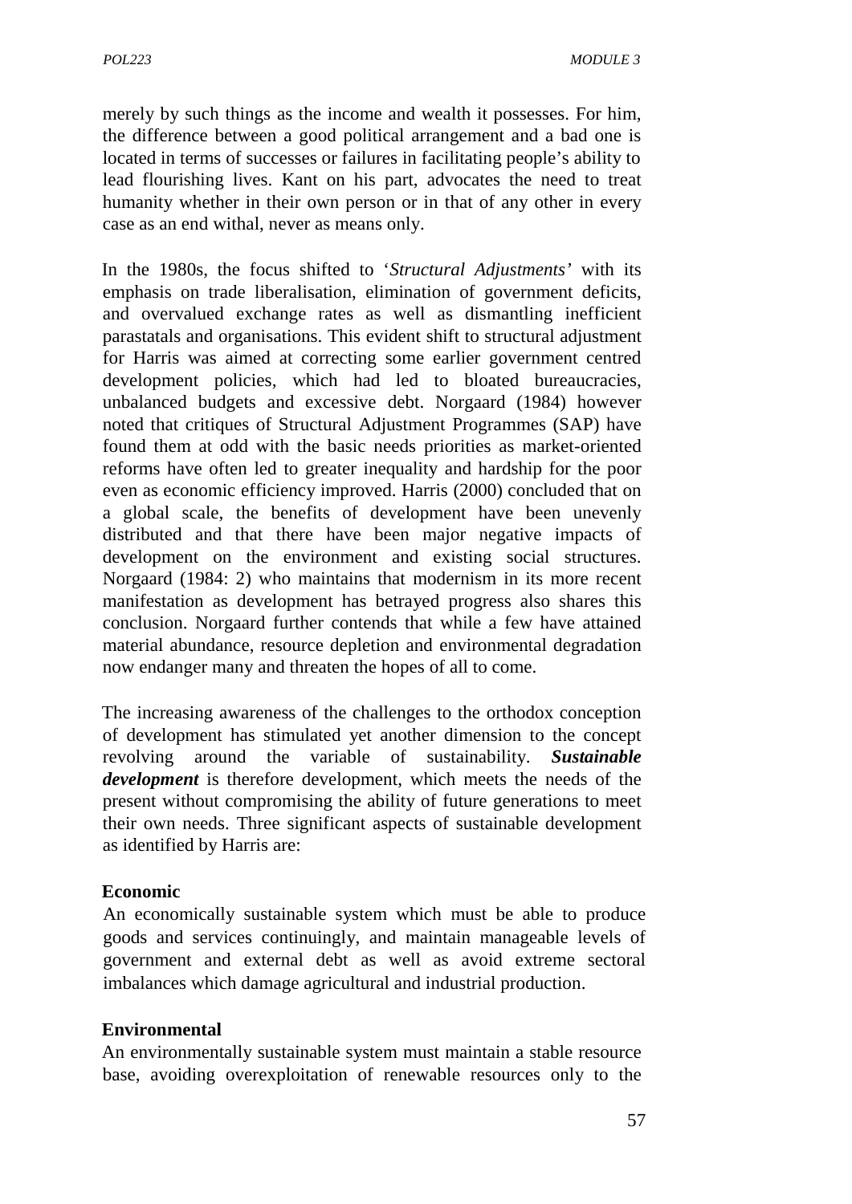merely by such things as the income and wealth it possesses. For him, the difference between a good political arrangement and a bad one is located in terms of successes or failures in facilitating people's ability to lead flourishing lives. Kant on his part, advocates the need to treat humanity whether in their own person or in that of any other in every case as an end withal, never as means only.

In the 1980s, the focus shifted to '*Structural Adjustments'* with its emphasis on trade liberalisation, elimination of government deficits, and overvalued exchange rates as well as dismantling inefficient parastatals and organisations. This evident shift to structural adjustment for Harris was aimed at correcting some earlier government centred development policies, which had led to bloated bureaucracies, unbalanced budgets and excessive debt. Norgaard (1984) however noted that critiques of Structural Adjustment Programmes (SAP) have found them at odd with the basic needs priorities as market-oriented reforms have often led to greater inequality and hardship for the poor even as economic efficiency improved. Harris (2000) concluded that on a global scale, the benefits of development have been unevenly distributed and that there have been major negative impacts of development on the environment and existing social structures. Norgaard (1984: 2) who maintains that modernism in its more recent manifestation as development has betrayed progress also shares this conclusion. Norgaard further contends that while a few have attained material abundance, resource depletion and environmental degradation now endanger many and threaten the hopes of all to come.

The increasing awareness of the challenges to the orthodox conception of development has stimulated yet another dimension to the concept revolving around the variable of sustainability. ***Sustainable development*** is therefore development, which meets the needs of the present without compromising the ability of future generations to meet their own needs. Three significant aspects of sustainable development as identified by Harris are:

**Economic**

An economically sustainable system which must be able to produce goods and services continuingly, and maintain manageable levels of government and external debt as well as avoid extreme sectoral imbalances which damage agricultural and industrial production.

**Environmental**

An environmentally sustainable system must maintain a stable resource base, avoiding overexploitation of renewable resources only to the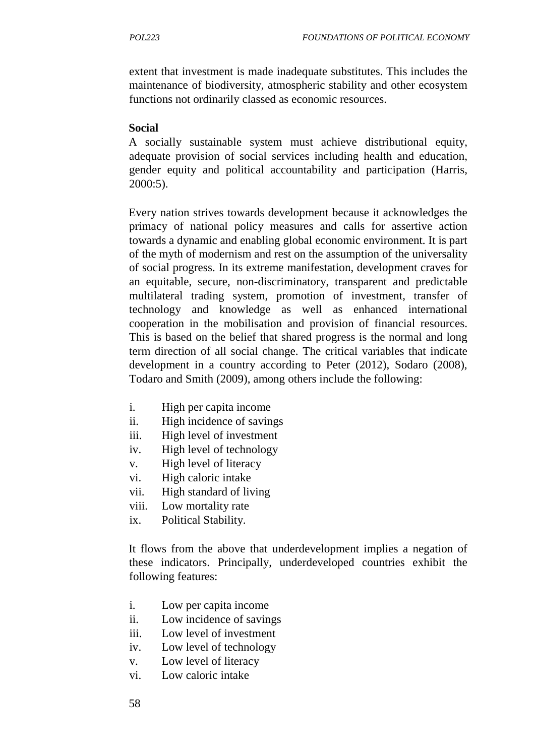extent that investment is made inadequate substitutes. This includes the maintenance of biodiversity, atmospheric stability and other ecosystem functions not ordinarily classed as economic resources.

**Social**

A socially sustainable system must achieve distributional equity, adequate provision of social services including health and education, gender equity and political accountability and participation (Harris, 2000:5).

Every nation strives towards development because it acknowledges the primacy of national policy measures and calls for assertive action towards a dynamic and enabling global economic environment. It is part of the myth of modernism and rest on the assumption of the universality of social progress. In its extreme manifestation, development craves for an equitable, secure, non-discriminatory, transparent and predictable multilateral trading system, promotion of investment, transfer of technology and knowledge as well as enhanced international cooperation in the mobilisation and provision of financial resources. This is based on the belief that shared progress is the normal and long term direction of all social change. The critical variables that indicate development in a country according to Peter (2012), Sodaro (2008), Todaro and Smith (2009), among others include the following:

i. High per capita income
ii. High incidence of savings
iii. High level of investment
iv. High level of technology
v. High level of literacy
vi. High caloric intake
vii. High standard of living
viii. Low mortality rate
ix. Political Stability.

It flows from the above that underdevelopment implies a negation of these indicators. Principally, underdeveloped countries exhibit the following features:

i. Low per capita income
ii. Low incidence of savings
iii. Low level of investment
iv. Low level of technology
v. Low level of literacy
vi. Low caloric intake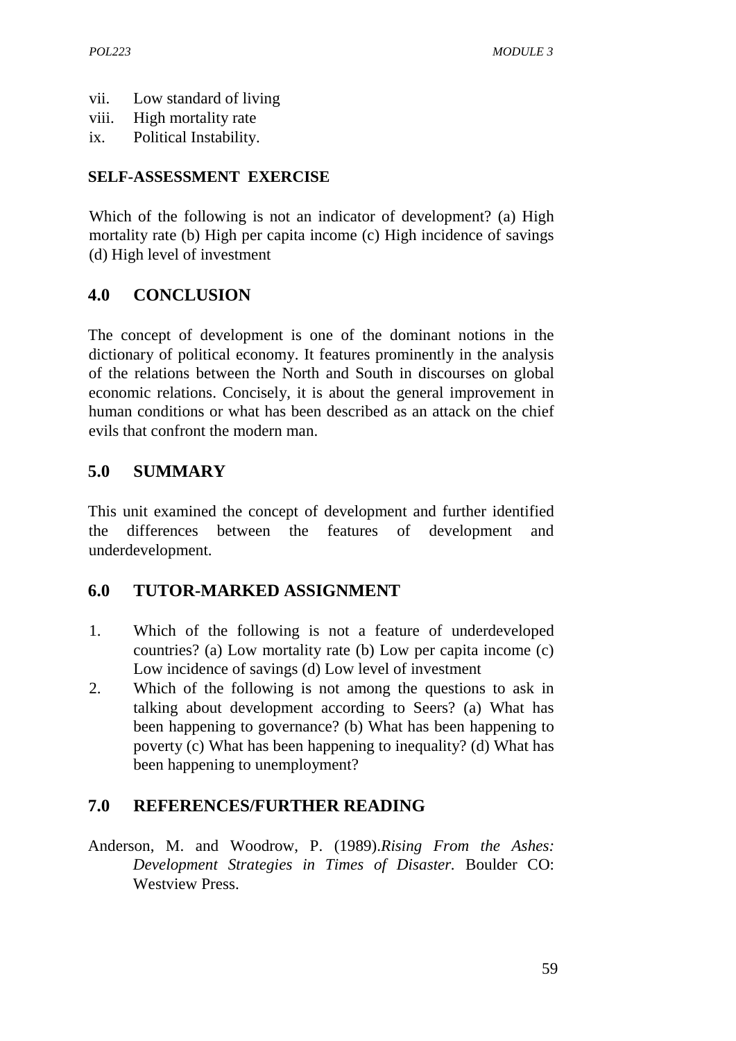vii. Low standard of living
viii. High mortality rate
ix. Political Instability.

**SELF-ASSESSMENT EXERCISE**

Which of the following is not an indicator of development? (a) High mortality rate (b) High per capita income (c) High incidence of savings (d) High level of investment

## 4.0 CONCLUSION

The concept of development is one of the dominant notions in the dictionary of political economy. It features prominently in the analysis of the relations between the North and South in discourses on global economic relations. Concisely, it is about the general improvement in human conditions or what has been described as an attack on the chief evils that confront the modern man.

## 5.0 SUMMARY

This unit examined the concept of development and further identified the differences between the features of development and underdevelopment.

## 6.0 TUTOR-MARKED ASSIGNMENT

1. Which of the following is not a feature of underdeveloped countries? (a) Low mortality rate (b) Low per capita income (c) Low incidence of savings (d) Low level of investment
2. Which of the following is not among the questions to ask in talking about development according to Seers? (a) What has been happening to governance? (b) What has been happening to poverty (c) What has been happening to inequality? (d) What has been happening to unemployment?

## 7.0 REFERENCES/FURTHER READING

Anderson, M. and Woodrow, P. (1989).*Rising From the Ashes: Development Strategies in Times of Disaster.* Boulder CO: Westview Press.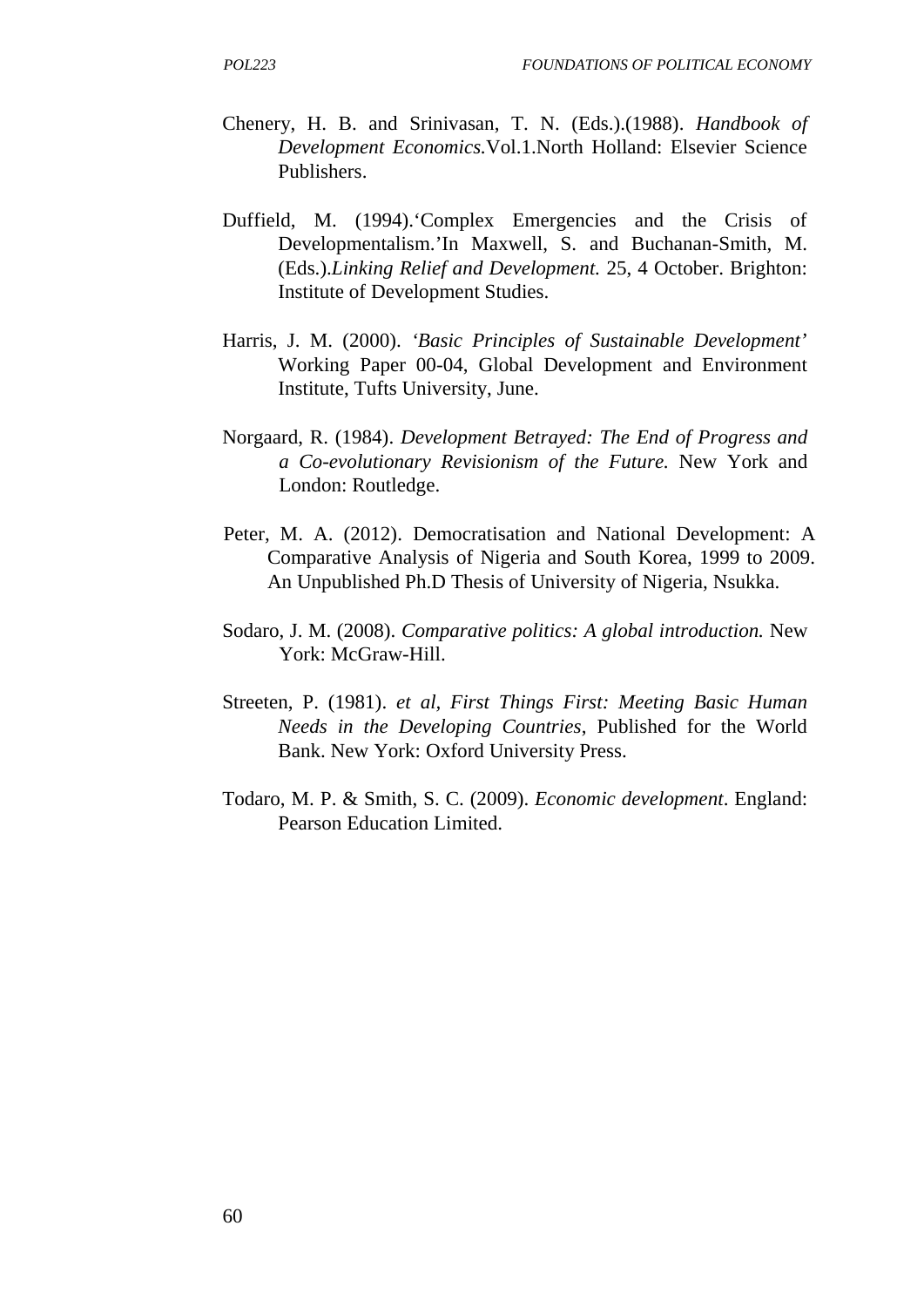Chenery, H. B. and Srinivasan, T. N. (Eds.).(1988). *Handbook of Development Economics.*Vol.1.North Holland: Elsevier Science Publishers.

Duffield, M. (1994).'Complex Emergencies and the Crisis of Developmentalism.'In Maxwell, S. and Buchanan-Smith, M. (Eds.).*Linking Relief and Development.* 25, 4 October. Brighton: Institute of Development Studies.

Harris, J. M. (2000). *'Basic Principles of Sustainable Development'* Working Paper 00-04, Global Development and Environment Institute, Tufts University, June.

Norgaard, R. (1984). *Development Betrayed: The End of Progress and a Co-evolutionary Revisionism of the Future.* New York and London: Routledge.

Peter, M. A. (2012). Democratisation and National Development: A Comparative Analysis of Nigeria and South Korea, 1999 to 2009. An Unpublished Ph.D Thesis of University of Nigeria, Nsukka.

Sodaro, J. M. (2008). *Comparative politics: A global introduction.* New York: McGraw-Hill.

Streeten, P. (1981). *et al, First Things First: Meeting Basic Human Needs in the Developing Countries*, Published for the World Bank. New York: Oxford University Press.

Todaro, M. P. & Smith, S. C. (2009). *Economic development*. England: Pearson Education Limited.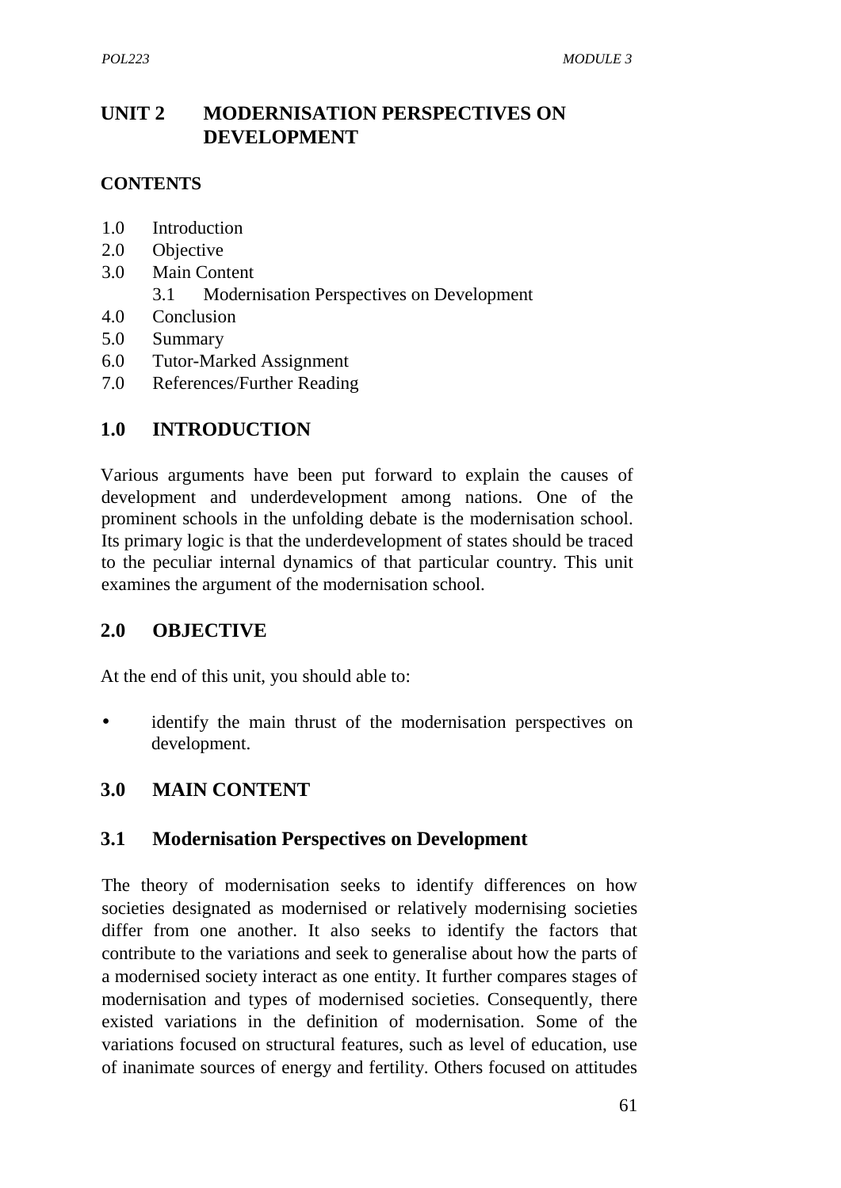# UNIT 2 MODERNISATION PERSPECTIVES ON DEVELOPMENT

**CONTENTS**

1.0 Introduction
2.0 Objective
3.0 Main Content
   3.1 Modernisation Perspectives on Development
4.0 Conclusion
5.0 Summary
6.0 Tutor-Marked Assignment
7.0 References/Further Reading

## 1.0 INTRODUCTION

Various arguments have been put forward to explain the causes of development and underdevelopment among nations. One of the prominent schools in the unfolding debate is the modernisation school. Its primary logic is that the underdevelopment of states should be traced to the peculiar internal dynamics of that particular country. This unit examines the argument of the modernisation school.

## 2.0 OBJECTIVE

At the end of this unit, you should able to:

- identify the main thrust of the modernisation perspectives on development.

## 3.0 MAIN CONTENT

### 3.1 Modernisation Perspectives on Development

The theory of modernisation seeks to identify differences on how societies designated as modernised or relatively modernising societies differ from one another. It also seeks to identify the factors that contribute to the variations and seek to generalise about how the parts of a modernised society interact as one entity. It further compares stages of modernisation and types of modernised societies. Consequently, there existed variations in the definition of modernisation. Some of the variations focused on structural features, such as level of education, use of inanimate sources of energy and fertility. Others focused on attitudes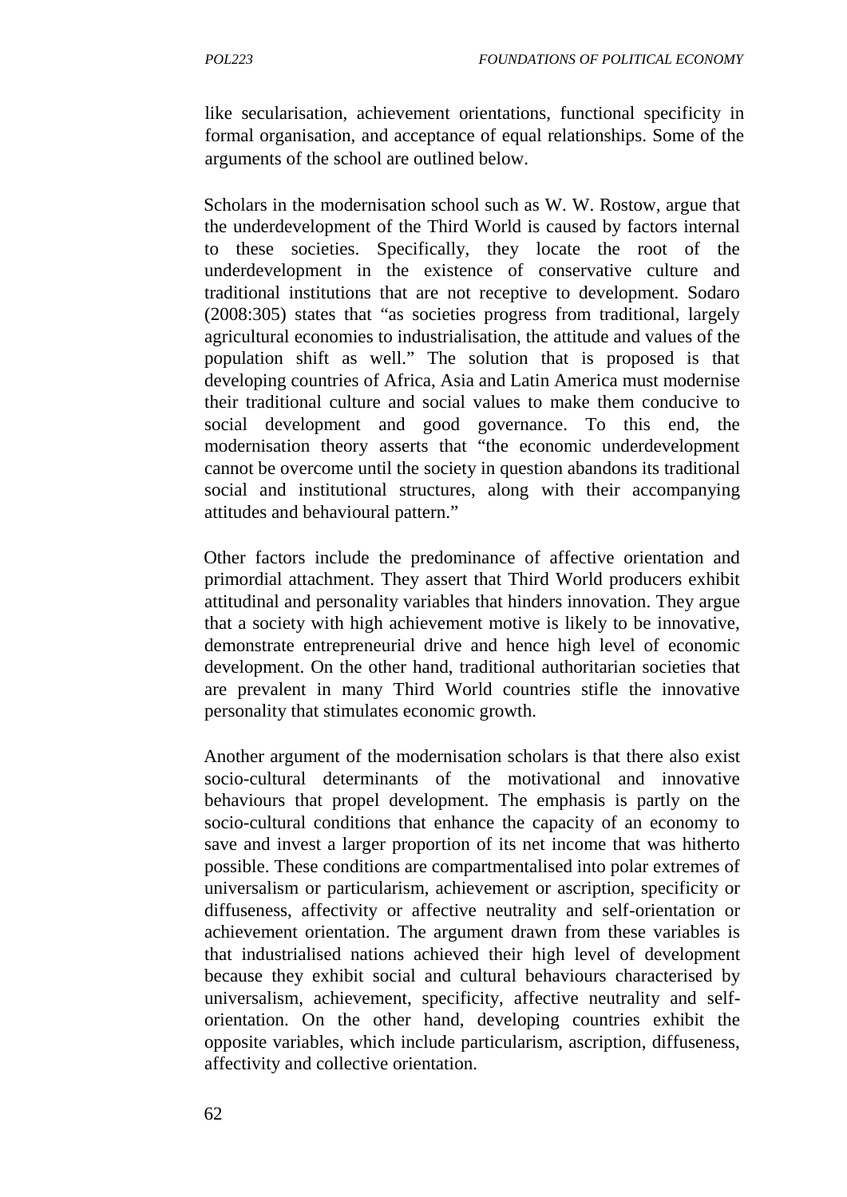like secularisation, achievement orientations, functional specificity in formal organisation, and acceptance of equal relationships. Some of the arguments of the school are outlined below.

Scholars in the modernisation school such as W. W. Rostow, argue that the underdevelopment of the Third World is caused by factors internal to these societies. Specifically, they locate the root of the underdevelopment in the existence of conservative culture and traditional institutions that are not receptive to development. Sodaro (2008:305) states that "as societies progress from traditional, largely agricultural economies to industrialisation, the attitude and values of the population shift as well." The solution that is proposed is that developing countries of Africa, Asia and Latin America must modernise their traditional culture and social values to make them conducive to social development and good governance. To this end, the modernisation theory asserts that "the economic underdevelopment cannot be overcome until the society in question abandons its traditional social and institutional structures, along with their accompanying attitudes and behavioural pattern."

Other factors include the predominance of affective orientation and primordial attachment. They assert that Third World producers exhibit attitudinal and personality variables that hinders innovation. They argue that a society with high achievement motive is likely to be innovative, demonstrate entrepreneurial drive and hence high level of economic development. On the other hand, traditional authoritarian societies that are prevalent in many Third World countries stifle the innovative personality that stimulates economic growth.

Another argument of the modernisation scholars is that there also exist socio-cultural determinants of the motivational and innovative behaviours that propel development. The emphasis is partly on the socio-cultural conditions that enhance the capacity of an economy to save and invest a larger proportion of its net income that was hitherto possible. These conditions are compartmentalised into polar extremes of universalism or particularism, achievement or ascription, specificity or diffuseness, affectivity or affective neutrality and self-orientation or achievement orientation. The argument drawn from these variables is that industrialised nations achieved their high level of development because they exhibit social and cultural behaviours characterised by universalism, achievement, specificity, affective neutrality and self-orientation. On the other hand, developing countries exhibit the opposite variables, which include particularism, ascription, diffuseness, affectivity and collective orientation.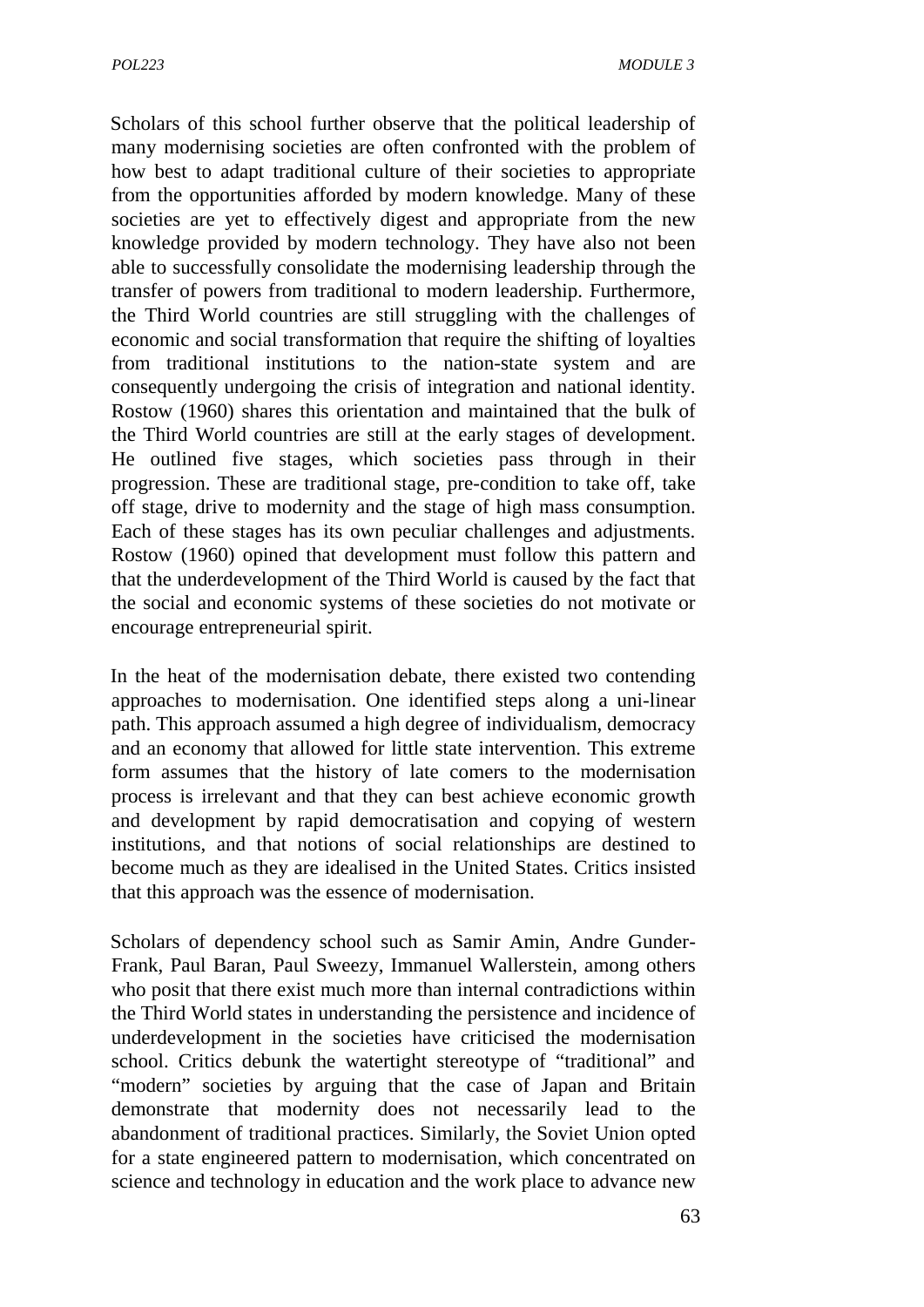Scholars of this school further observe that the political leadership of many modernising societies are often confronted with the problem of how best to adapt traditional culture of their societies to appropriate from the opportunities afforded by modern knowledge. Many of these societies are yet to effectively digest and appropriate from the new knowledge provided by modern technology. They have also not been able to successfully consolidate the modernising leadership through the transfer of powers from traditional to modern leadership. Furthermore, the Third World countries are still struggling with the challenges of economic and social transformation that require the shifting of loyalties from traditional institutions to the nation-state system and are consequently undergoing the crisis of integration and national identity. Rostow (1960) shares this orientation and maintained that the bulk of the Third World countries are still at the early stages of development. He outlined five stages, which societies pass through in their progression. These are traditional stage, pre-condition to take off, take off stage, drive to modernity and the stage of high mass consumption. Each of these stages has its own peculiar challenges and adjustments. Rostow (1960) opined that development must follow this pattern and that the underdevelopment of the Third World is caused by the fact that the social and economic systems of these societies do not motivate or encourage entrepreneurial spirit.

In the heat of the modernisation debate, there existed two contending approaches to modernisation. One identified steps along a uni-linear path. This approach assumed a high degree of individualism, democracy and an economy that allowed for little state intervention. This extreme form assumes that the history of late comers to the modernisation process is irrelevant and that they can best achieve economic growth and development by rapid democratisation and copying of western institutions, and that notions of social relationships are destined to become much as they are idealised in the United States. Critics insisted that this approach was the essence of modernisation.

Scholars of dependency school such as Samir Amin, Andre Gunder-Frank, Paul Baran, Paul Sweezy, Immanuel Wallerstein, among others who posit that there exist much more than internal contradictions within the Third World states in understanding the persistence and incidence of underdevelopment in the societies have criticised the modernisation school. Critics debunk the watertight stereotype of "traditional" and "modern" societies by arguing that the case of Japan and Britain demonstrate that modernity does not necessarily lead to the abandonment of traditional practices. Similarly, the Soviet Union opted for a state engineered pattern to modernisation, which concentrated on science and technology in education and the work place to advance new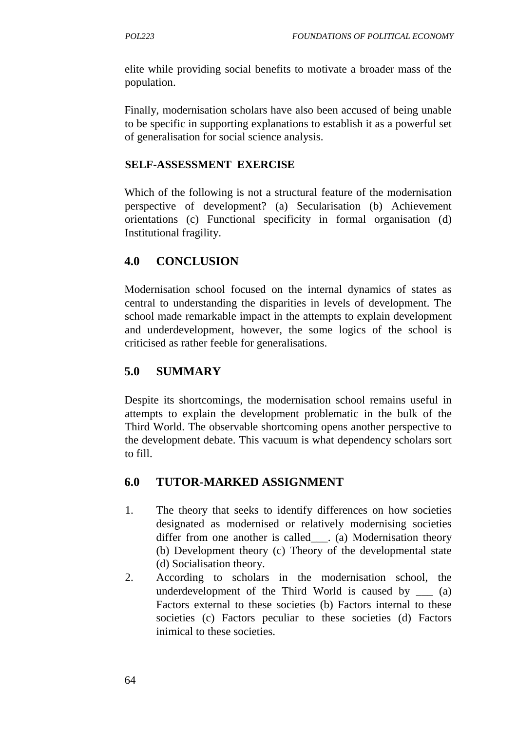elite while providing social benefits to motivate a broader mass of the population.

Finally, modernisation scholars have also been accused of being unable to be specific in supporting explanations to establish it as a powerful set of generalisation for social science analysis.

**SELF-ASSESSMENT EXERCISE**

Which of the following is not a structural feature of the modernisation perspective of development? (a) Secularisation (b) Achievement orientations (c) Functional specificity in formal organisation (d) Institutional fragility.

## 4.0 CONCLUSION

Modernisation school focused on the internal dynamics of states as central to understanding the disparities in levels of development. The school made remarkable impact in the attempts to explain development and underdevelopment, however, the some logics of the school is criticised as rather feeble for generalisations.

## 5.0 SUMMARY

Despite its shortcomings, the modernisation school remains useful in attempts to explain the development problematic in the bulk of the Third World. The observable shortcoming opens another perspective to the development debate. This vacuum is what dependency scholars sort to fill.

## 6.0 TUTOR-MARKED ASSIGNMENT

1. The theory that seeks to identify differences on how societies designated as modernised or relatively modernising societies differ from one another is called___. (a) Modernisation theory (b) Development theory (c) Theory of the developmental state (d) Socialisation theory.
2. According to scholars in the modernisation school, the underdevelopment of the Third World is caused by ___ (a) Factors external to these societies (b) Factors internal to these societies (c) Factors peculiar to these societies (d) Factors inimical to these societies.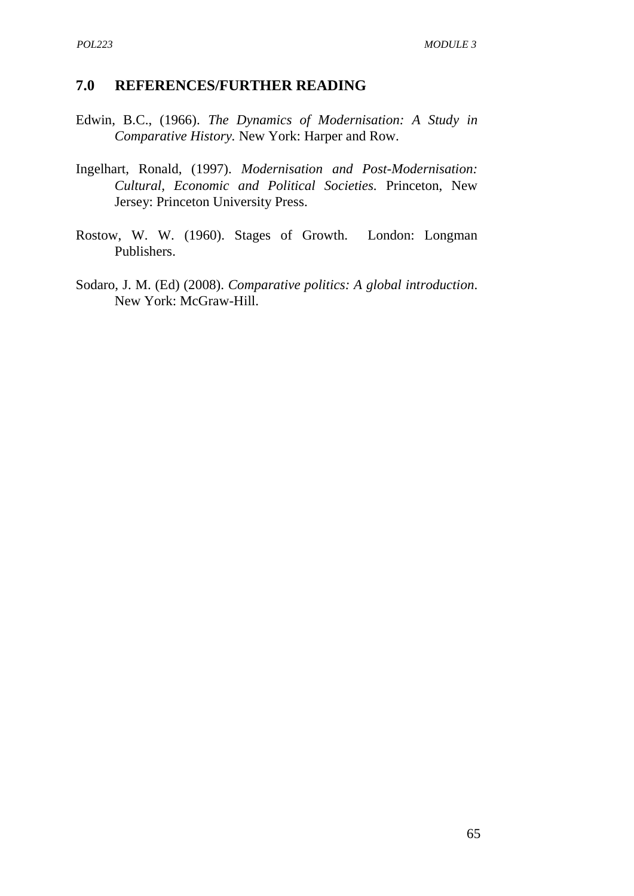## 7.0 REFERENCES/FURTHER READING

Edwin, B.C., (1966). *The Dynamics of Modernisation: A Study in Comparative History.* New York: Harper and Row.

Ingelhart, Ronald, (1997). *Modernisation and Post-Modernisation: Cultural, Economic and Political Societies.* Princeton, New Jersey: Princeton University Press.

Rostow, W. W. (1960). Stages of Growth. London: Longman Publishers.

Sodaro, J. M. (Ed) (2008). *Comparative politics: A global introduction*. New York: McGraw-Hill.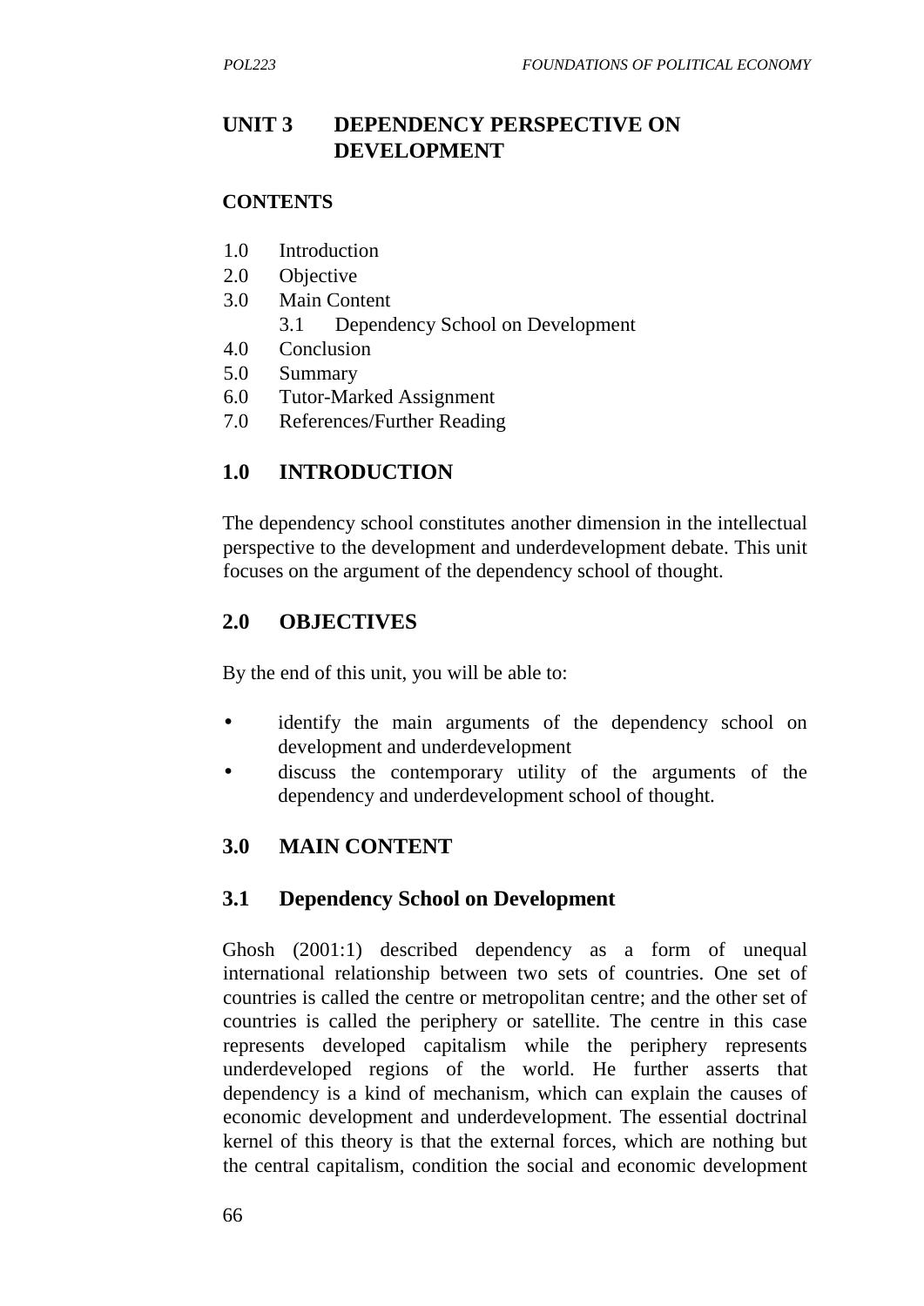# UNIT 3 DEPENDENCY PERSPECTIVE ON DEVELOPMENT

**CONTENTS**

1.0 Introduction
2.0 Objective
3.0 Main Content
    3.1 Dependency School on Development
4.0 Conclusion
5.0 Summary
6.0 Tutor-Marked Assignment
7.0 References/Further Reading

## 1.0 INTRODUCTION

The dependency school constitutes another dimension in the intellectual perspective to the development and underdevelopment debate. This unit focuses on the argument of the dependency school of thought.

## 2.0 OBJECTIVES

By the end of this unit, you will be able to:

- identify the main arguments of the dependency school on development and underdevelopment
- discuss the contemporary utility of the arguments of the dependency and underdevelopment school of thought.

## 3.0 MAIN CONTENT

### 3.1 Dependency School on Development

Ghosh (2001:1) described dependency as a form of unequal international relationship between two sets of countries. One set of countries is called the centre or metropolitan centre; and the other set of countries is called the periphery or satellite. The centre in this case represents developed capitalism while the periphery represents underdeveloped regions of the world. He further asserts that dependency is a kind of mechanism, which can explain the causes of economic development and underdevelopment. The essential doctrinal kernel of this theory is that the external forces, which are nothing but the central capitalism, condition the social and economic development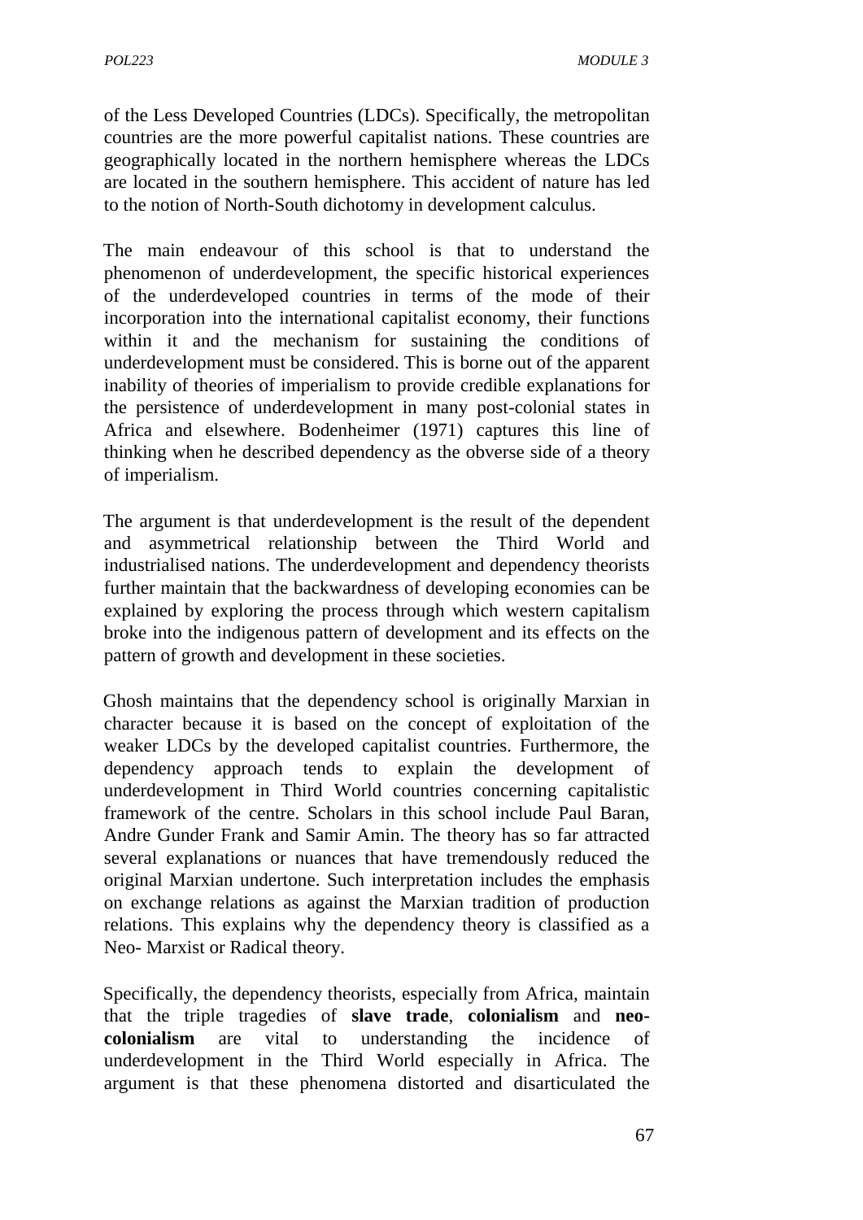of the Less Developed Countries (LDCs). Specifically, the metropolitan countries are the more powerful capitalist nations. These countries are geographically located in the northern hemisphere whereas the LDCs are located in the southern hemisphere. This accident of nature has led to the notion of North-South dichotomy in development calculus.

The main endeavour of this school is that to understand the phenomenon of underdevelopment, the specific historical experiences of the underdeveloped countries in terms of the mode of their incorporation into the international capitalist economy, their functions within it and the mechanism for sustaining the conditions of underdevelopment must be considered. This is borne out of the apparent inability of theories of imperialism to provide credible explanations for the persistence of underdevelopment in many post-colonial states in Africa and elsewhere. Bodenheimer (1971) captures this line of thinking when he described dependency as the obverse side of a theory of imperialism.

The argument is that underdevelopment is the result of the dependent and asymmetrical relationship between the Third World and industrialised nations. The underdevelopment and dependency theorists further maintain that the backwardness of developing economies can be explained by exploring the process through which western capitalism broke into the indigenous pattern of development and its effects on the pattern of growth and development in these societies.

Ghosh maintains that the dependency school is originally Marxian in character because it is based on the concept of exploitation of the weaker LDCs by the developed capitalist countries. Furthermore, the dependency approach tends to explain the development of underdevelopment in Third World countries concerning capitalistic framework of the centre. Scholars in this school include Paul Baran, Andre Gunder Frank and Samir Amin. The theory has so far attracted several explanations or nuances that have tremendously reduced the original Marxian undertone. Such interpretation includes the emphasis on exchange relations as against the Marxian tradition of production relations. This explains why the dependency theory is classified as a Neo- Marxist or Radical theory.

Specifically, the dependency theorists, especially from Africa, maintain that the triple tragedies of **slave trade**, **colonialism** and **neo-colonialism** are vital to understanding the incidence of underdevelopment in the Third World especially in Africa. The argument is that these phenomena distorted and disarticulated the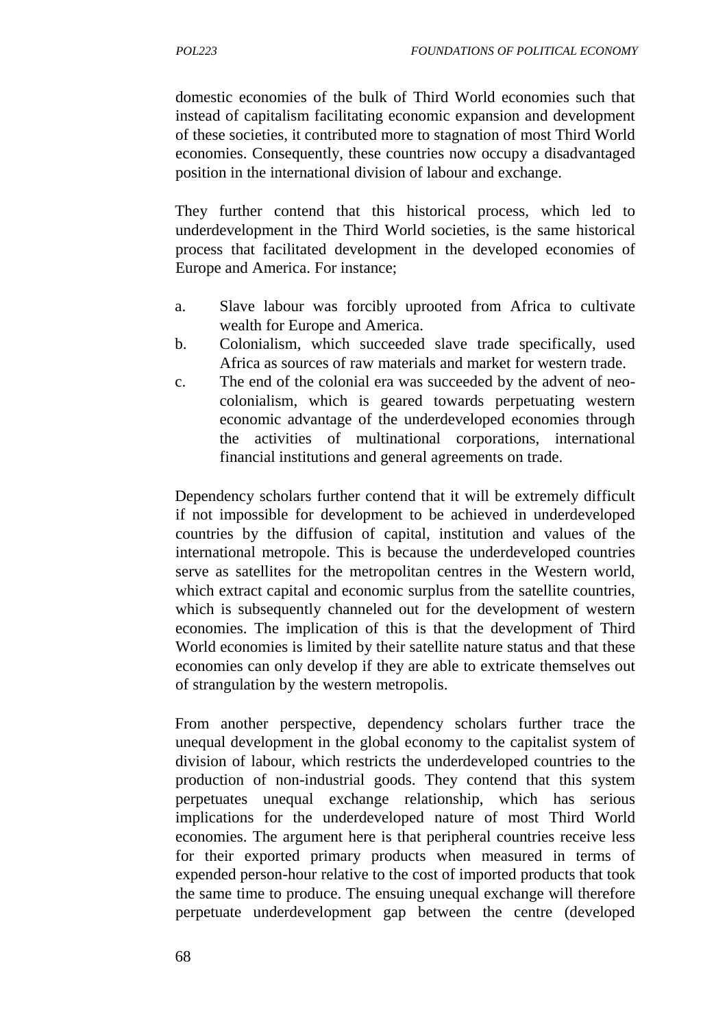domestic economies of the bulk of Third World economies such that instead of capitalism facilitating economic expansion and development of these societies, it contributed more to stagnation of most Third World economies. Consequently, these countries now occupy a disadvantaged position in the international division of labour and exchange.

They further contend that this historical process, which led to underdevelopment in the Third World societies, is the same historical process that facilitated development in the developed economies of Europe and America. For instance;

a. Slave labour was forcibly uprooted from Africa to cultivate wealth for Europe and America.
b. Colonialism, which succeeded slave trade specifically, used Africa as sources of raw materials and market for western trade.
c. The end of the colonial era was succeeded by the advent of neo-colonialism, which is geared towards perpetuating western economic advantage of the underdeveloped economies through the activities of multinational corporations, international financial institutions and general agreements on trade.

Dependency scholars further contend that it will be extremely difficult if not impossible for development to be achieved in underdeveloped countries by the diffusion of capital, institution and values of the international metropole. This is because the underdeveloped countries serve as satellites for the metropolitan centres in the Western world, which extract capital and economic surplus from the satellite countries, which is subsequently channeled out for the development of western economies. The implication of this is that the development of Third World economies is limited by their satellite nature status and that these economies can only develop if they are able to extricate themselves out of strangulation by the western metropolis.

From another perspective, dependency scholars further trace the unequal development in the global economy to the capitalist system of division of labour, which restricts the underdeveloped countries to the production of non-industrial goods. They contend that this system perpetuates unequal exchange relationship, which has serious implications for the underdeveloped nature of most Third World economies. The argument here is that peripheral countries receive less for their exported primary products when measured in terms of expended person-hour relative to the cost of imported products that took the same time to produce. The ensuing unequal exchange will therefore perpetuate underdevelopment gap between the centre (developed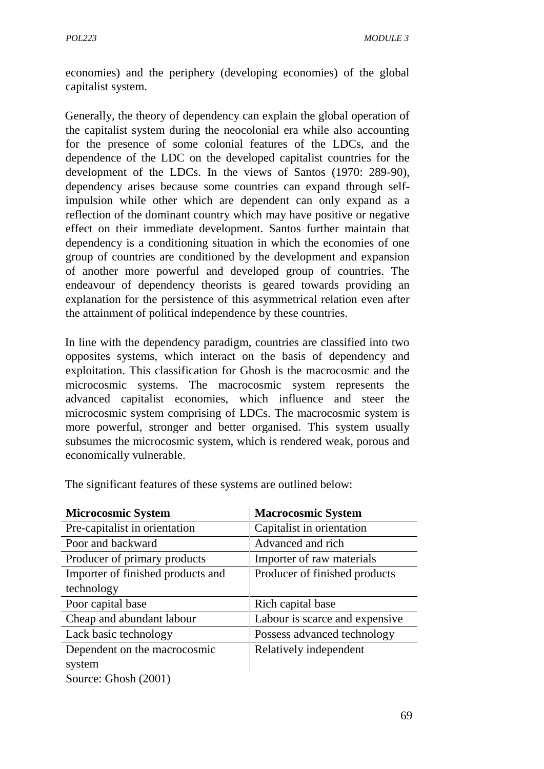economies) and the periphery (developing economies) of the global capitalist system.

Generally, the theory of dependency can explain the global operation of the capitalist system during the neocolonial era while also accounting for the presence of some colonial features of the LDCs, and the dependence of the LDC on the developed capitalist countries for the development of the LDCs. In the views of Santos (1970: 289-90), dependency arises because some countries can expand through self-impulsion while other which are dependent can only expand as a reflection of the dominant country which may have positive or negative effect on their immediate development. Santos further maintain that dependency is a conditioning situation in which the economies of one group of countries are conditioned by the development and expansion of another more powerful and developed group of countries. The endeavour of dependency theorists is geared towards providing an explanation for the persistence of this asymmetrical relation even after the attainment of political independence by these countries.

In line with the dependency paradigm, countries are classified into two opposites systems, which interact on the basis of dependency and exploitation. This classification for Ghosh is the macrocosmic and the microcosmic systems. The macrocosmic system represents the advanced capitalist economies, which influence and steer the microcosmic system comprising of LDCs. The macrocosmic system is more powerful, stronger and better organised. This system usually subsumes the microcosmic system, which is rendered weak, porous and economically vulnerable.

The significant features of these systems are outlined below:

| **Microcosmic System** | **Macrocosmic System** |
|---|---|
| Pre-capitalist in orientation | Capitalist in orientation |
| Poor and backward | Advanced and rich |
| Producer of primary products | Importer of raw materials |
| Importer of finished products and technology | Producer of finished products |
| Poor capital base | Rich capital base |
| Cheap and abundant labour | Labour is scarce and expensive |
| Lack basic technology | Possess advanced technology |
| Dependent on the macrocosmic system | Relatively independent |

Source: Ghosh (2001)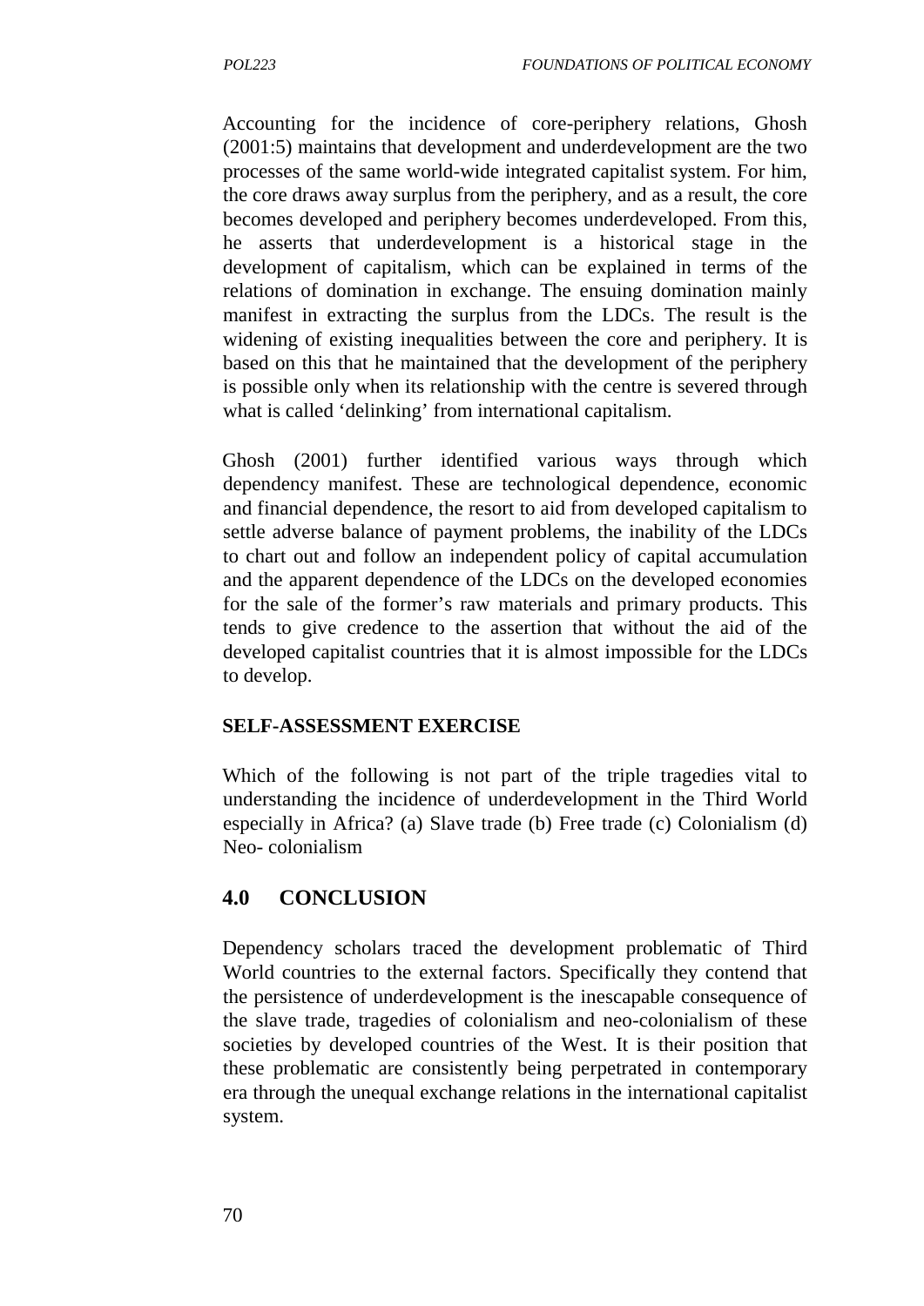Accounting for the incidence of core-periphery relations, Ghosh (2001:5) maintains that development and underdevelopment are the two processes of the same world-wide integrated capitalist system. For him, the core draws away surplus from the periphery, and as a result, the core becomes developed and periphery becomes underdeveloped. From this, he asserts that underdevelopment is a historical stage in the development of capitalism, which can be explained in terms of the relations of domination in exchange. The ensuing domination mainly manifest in extracting the surplus from the LDCs. The result is the widening of existing inequalities between the core and periphery. It is based on this that he maintained that the development of the periphery is possible only when its relationship with the centre is severed through what is called 'delinking' from international capitalism.

Ghosh (2001) further identified various ways through which dependency manifest. These are technological dependence, economic and financial dependence, the resort to aid from developed capitalism to settle adverse balance of payment problems, the inability of the LDCs to chart out and follow an independent policy of capital accumulation and the apparent dependence of the LDCs on the developed economies for the sale of the former's raw materials and primary products. This tends to give credence to the assertion that without the aid of the developed capitalist countries that it is almost impossible for the LDCs to develop.

**SELF-ASSESSMENT EXERCISE**

Which of the following is not part of the triple tragedies vital to understanding the incidence of underdevelopment in the Third World especially in Africa? (a) Slave trade (b) Free trade (c) Colonialism (d) Neo- colonialism

## 4.0 CONCLUSION

Dependency scholars traced the development problematic of Third World countries to the external factors. Specifically they contend that the persistence of underdevelopment is the inescapable consequence of the slave trade, tragedies of colonialism and neo-colonialism of these societies by developed countries of the West. It is their position that these problematic are consistently being perpetrated in contemporary era through the unequal exchange relations in the international capitalist system.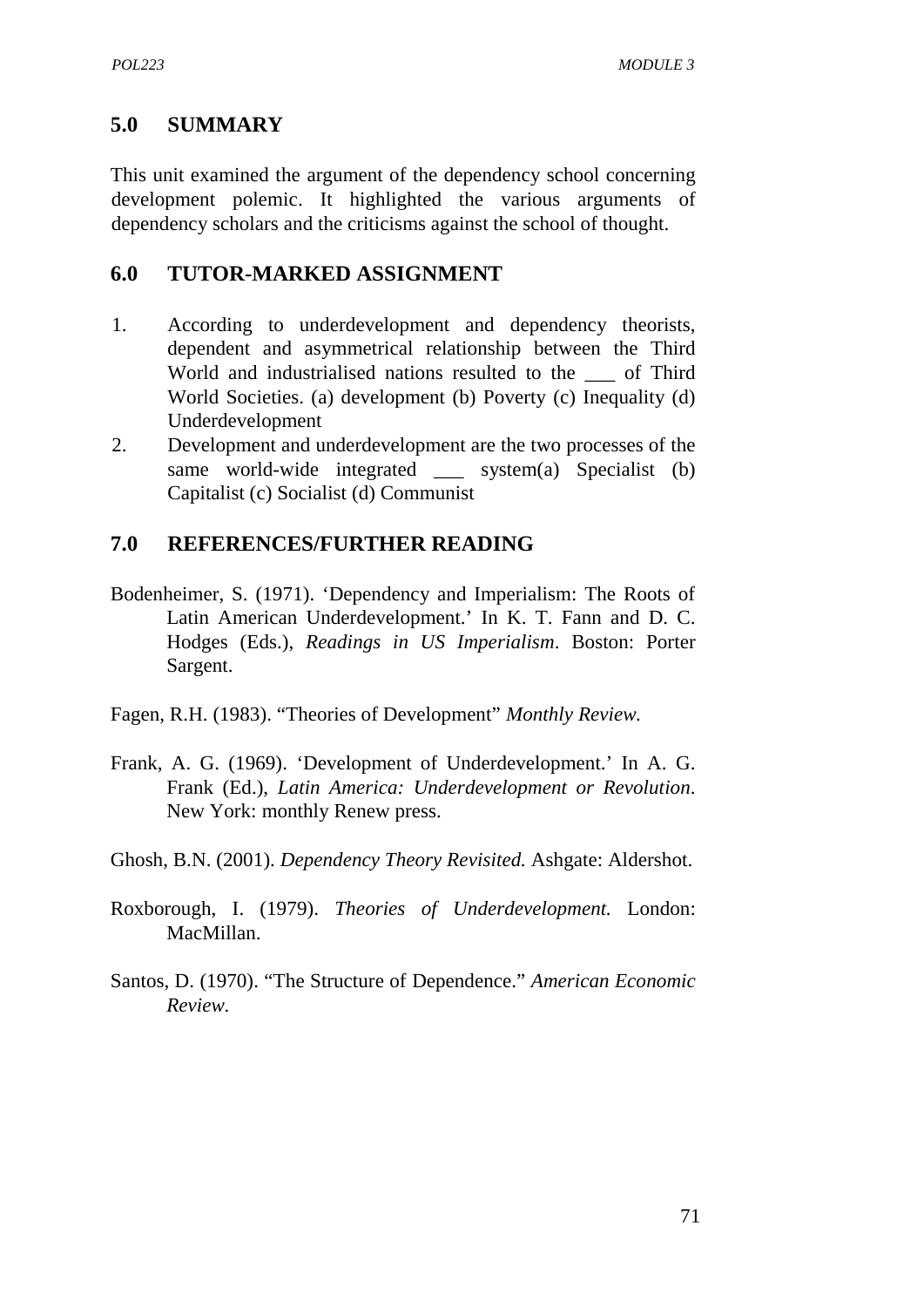## 5.0 SUMMARY

This unit examined the argument of the dependency school concerning development polemic. It highlighted the various arguments of dependency scholars and the criticisms against the school of thought.

## 6.0 TUTOR-MARKED ASSIGNMENT

1. According to underdevelopment and dependency theorists, dependent and asymmetrical relationship between the Third World and industrialised nations resulted to the ___ of Third World Societies. (a) development (b) Poverty (c) Inequality (d) Underdevelopment
2. Development and underdevelopment are the two processes of the same world-wide integrated ___ system(a) Specialist (b) Capitalist (c) Socialist (d) Communist

## 7.0 REFERENCES/FURTHER READING

Bodenheimer, S. (1971). 'Dependency and Imperialism: The Roots of Latin American Underdevelopment.' In K. T. Fann and D. C. Hodges (Eds.), *Readings in US Imperialism*. Boston: Porter Sargent.

Fagen, R.H. (1983). "Theories of Development" *Monthly Review.*

Frank, A. G. (1969). 'Development of Underdevelopment.' In A. G. Frank (Ed.), *Latin America: Underdevelopment or Revolution*. New York: monthly Renew press.

Ghosh, B.N. (2001). *Dependency Theory Revisited.* Ashgate: Aldershot.

Roxborough, I. (1979). *Theories of Underdevelopment.* London: MacMillan.

Santos, D. (1970). "The Structure of Dependence." *American Economic Review.*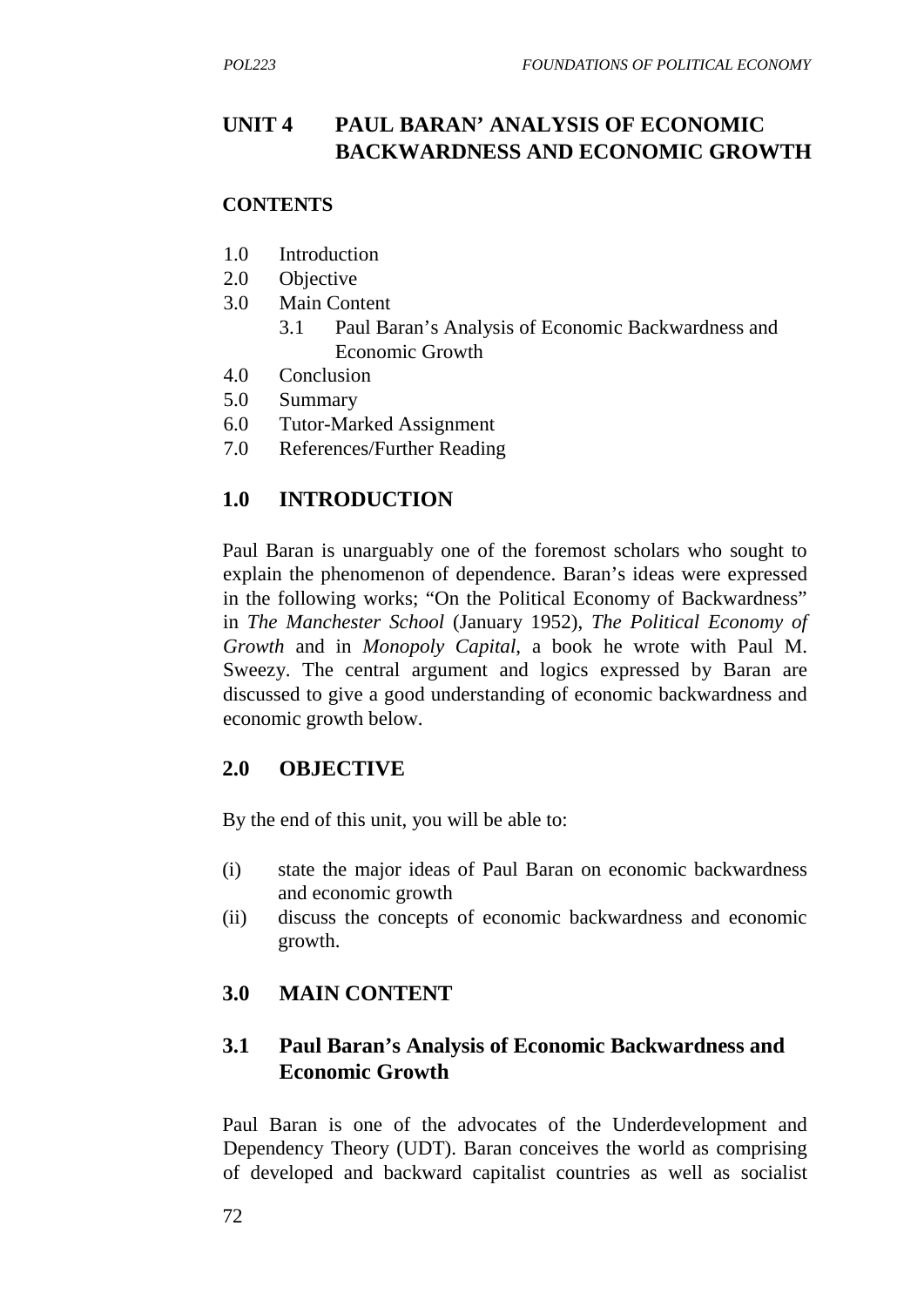# UNIT 4 PAUL BARAN' ANALYSIS OF ECONOMIC BACKWARDNESS AND ECONOMIC GROWTH

**CONTENTS**

- 1.0 Introduction
- 2.0 Objective
- 3.0 Main Content
  - 3.1 Paul Baran's Analysis of Economic Backwardness and Economic Growth
- 4.0 Conclusion
- 5.0 Summary
- 6.0 Tutor-Marked Assignment
- 7.0 References/Further Reading

## 1.0 INTRODUCTION

Paul Baran is unarguably one of the foremost scholars who sought to explain the phenomenon of dependence. Baran's ideas were expressed in the following works; "On the Political Economy of Backwardness" in *The Manchester School* (January 1952), *The Political Economy of Growth* and in *Monopoly Capital*, a book he wrote with Paul M. Sweezy. The central argument and logics expressed by Baran are discussed to give a good understanding of economic backwardness and economic growth below.

## 2.0 OBJECTIVE

By the end of this unit, you will be able to:

- (i) state the major ideas of Paul Baran on economic backwardness and economic growth
- (ii) discuss the concepts of economic backwardness and economic growth.

## 3.0 MAIN CONTENT

### 3.1 Paul Baran's Analysis of Economic Backwardness and Economic Growth

Paul Baran is one of the advocates of the Underdevelopment and Dependency Theory (UDT). Baran conceives the world as comprising of developed and backward capitalist countries as well as socialist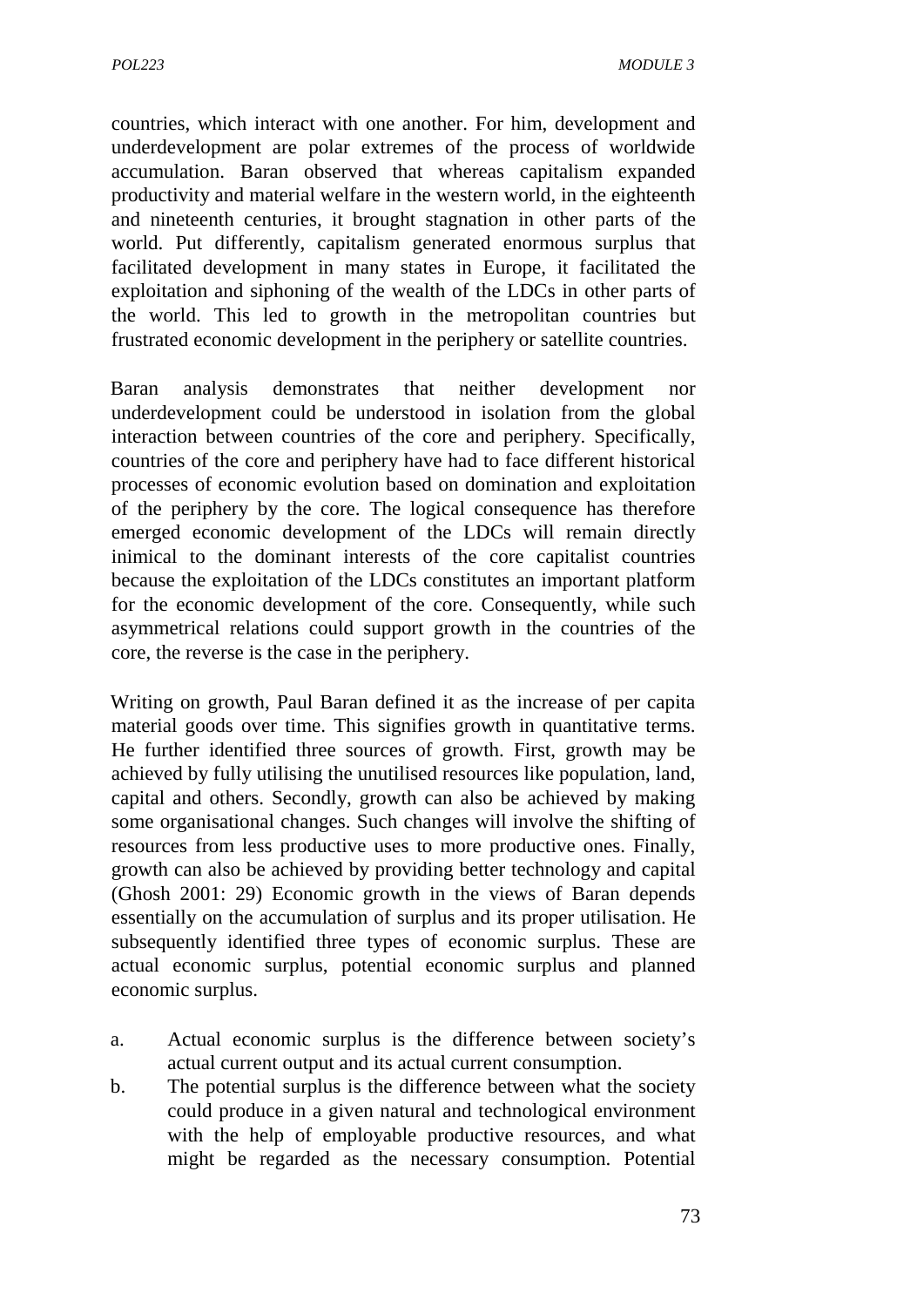countries, which interact with one another. For him, development and underdevelopment are polar extremes of the process of worldwide accumulation. Baran observed that whereas capitalism expanded productivity and material welfare in the western world, in the eighteenth and nineteenth centuries, it brought stagnation in other parts of the world. Put differently, capitalism generated enormous surplus that facilitated development in many states in Europe, it facilitated the exploitation and siphoning of the wealth of the LDCs in other parts of the world. This led to growth in the metropolitan countries but frustrated economic development in the periphery or satellite countries.

Baran analysis demonstrates that neither development nor underdevelopment could be understood in isolation from the global interaction between countries of the core and periphery. Specifically, countries of the core and periphery have had to face different historical processes of economic evolution based on domination and exploitation of the periphery by the core. The logical consequence has therefore emerged economic development of the LDCs will remain directly inimical to the dominant interests of the core capitalist countries because the exploitation of the LDCs constitutes an important platform for the economic development of the core. Consequently, while such asymmetrical relations could support growth in the countries of the core, the reverse is the case in the periphery.

Writing on growth, Paul Baran defined it as the increase of per capita material goods over time. This signifies growth in quantitative terms. He further identified three sources of growth. First, growth may be achieved by fully utilising the unutilised resources like population, land, capital and others. Secondly, growth can also be achieved by making some organisational changes. Such changes will involve the shifting of resources from less productive uses to more productive ones. Finally, growth can also be achieved by providing better technology and capital (Ghosh 2001: 29) Economic growth in the views of Baran depends essentially on the accumulation of surplus and its proper utilisation. He subsequently identified three types of economic surplus. These are actual economic surplus, potential economic surplus and planned economic surplus.

a. Actual economic surplus is the difference between society's actual current output and its actual current consumption.
b. The potential surplus is the difference between what the society could produce in a given natural and technological environment with the help of employable productive resources, and what might be regarded as the necessary consumption. Potential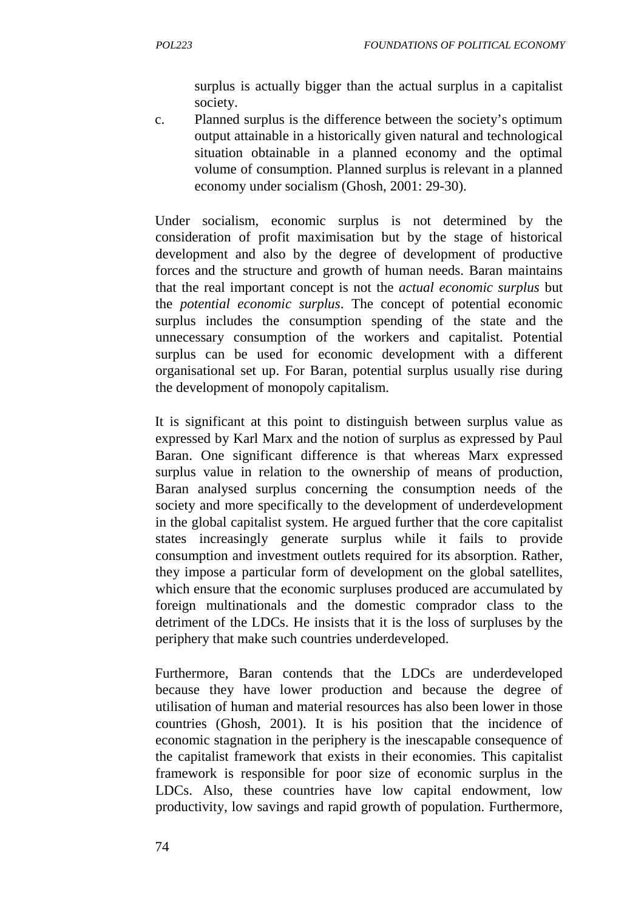surplus is actually bigger than the actual surplus in a capitalist society.

c. Planned surplus is the difference between the society's optimum output attainable in a historically given natural and technological situation obtainable in a planned economy and the optimal volume of consumption. Planned surplus is relevant in a planned economy under socialism (Ghosh, 2001: 29-30).

Under socialism, economic surplus is not determined by the consideration of profit maximisation but by the stage of historical development and also by the degree of development of productive forces and the structure and growth of human needs. Baran maintains that the real important concept is not the *actual economic surplus* but the *potential economic surplus*. The concept of potential economic surplus includes the consumption spending of the state and the unnecessary consumption of the workers and capitalist. Potential surplus can be used for economic development with a different organisational set up. For Baran, potential surplus usually rise during the development of monopoly capitalism.

It is significant at this point to distinguish between surplus value as expressed by Karl Marx and the notion of surplus as expressed by Paul Baran. One significant difference is that whereas Marx expressed surplus value in relation to the ownership of means of production, Baran analysed surplus concerning the consumption needs of the society and more specifically to the development of underdevelopment in the global capitalist system. He argued further that the core capitalist states increasingly generate surplus while it fails to provide consumption and investment outlets required for its absorption. Rather, they impose a particular form of development on the global satellites, which ensure that the economic surpluses produced are accumulated by foreign multinationals and the domestic comprador class to the detriment of the LDCs. He insists that it is the loss of surpluses by the periphery that make such countries underdeveloped.

Furthermore, Baran contends that the LDCs are underdeveloped because they have lower production and because the degree of utilisation of human and material resources has also been lower in those countries (Ghosh, 2001). It is his position that the incidence of economic stagnation in the periphery is the inescapable consequence of the capitalist framework that exists in their economies. This capitalist framework is responsible for poor size of economic surplus in the LDCs. Also, these countries have low capital endowment, low productivity, low savings and rapid growth of population. Furthermore,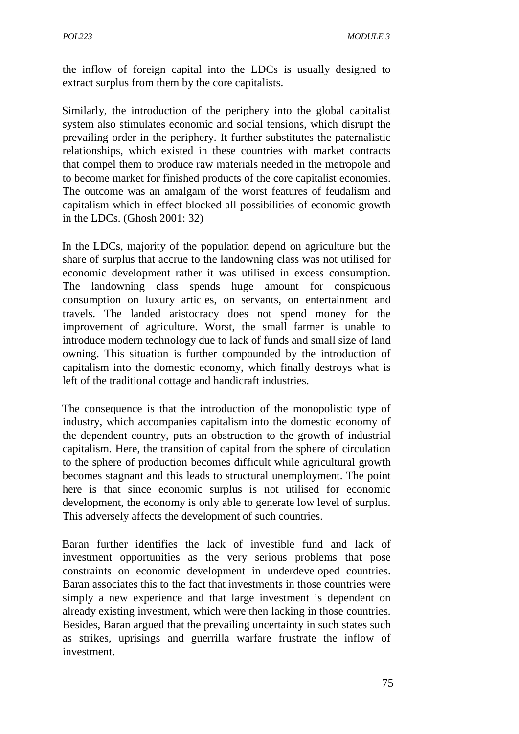the inflow of foreign capital into the LDCs is usually designed to extract surplus from them by the core capitalists.

Similarly, the introduction of the periphery into the global capitalist system also stimulates economic and social tensions, which disrupt the prevailing order in the periphery. It further substitutes the paternalistic relationships, which existed in these countries with market contracts that compel them to produce raw materials needed in the metropole and to become market for finished products of the core capitalist economies. The outcome was an amalgam of the worst features of feudalism and capitalism which in effect blocked all possibilities of economic growth in the LDCs. (Ghosh 2001: 32)

In the LDCs, majority of the population depend on agriculture but the share of surplus that accrue to the landowning class was not utilised for economic development rather it was utilised in excess consumption. The landowning class spends huge amount for conspicuous consumption on luxury articles, on servants, on entertainment and travels. The landed aristocracy does not spend money for the improvement of agriculture. Worst, the small farmer is unable to introduce modern technology due to lack of funds and small size of land owning. This situation is further compounded by the introduction of capitalism into the domestic economy, which finally destroys what is left of the traditional cottage and handicraft industries.

The consequence is that the introduction of the monopolistic type of industry, which accompanies capitalism into the domestic economy of the dependent country, puts an obstruction to the growth of industrial capitalism. Here, the transition of capital from the sphere of circulation to the sphere of production becomes difficult while agricultural growth becomes stagnant and this leads to structural unemployment. The point here is that since economic surplus is not utilised for economic development, the economy is only able to generate low level of surplus. This adversely affects the development of such countries.

Baran further identifies the lack of investible fund and lack of investment opportunities as the very serious problems that pose constraints on economic development in underdeveloped countries. Baran associates this to the fact that investments in those countries were simply a new experience and that large investment is dependent on already existing investment, which were then lacking in those countries. Besides, Baran argued that the prevailing uncertainty in such states such as strikes, uprisings and guerrilla warfare frustrate the inflow of investment.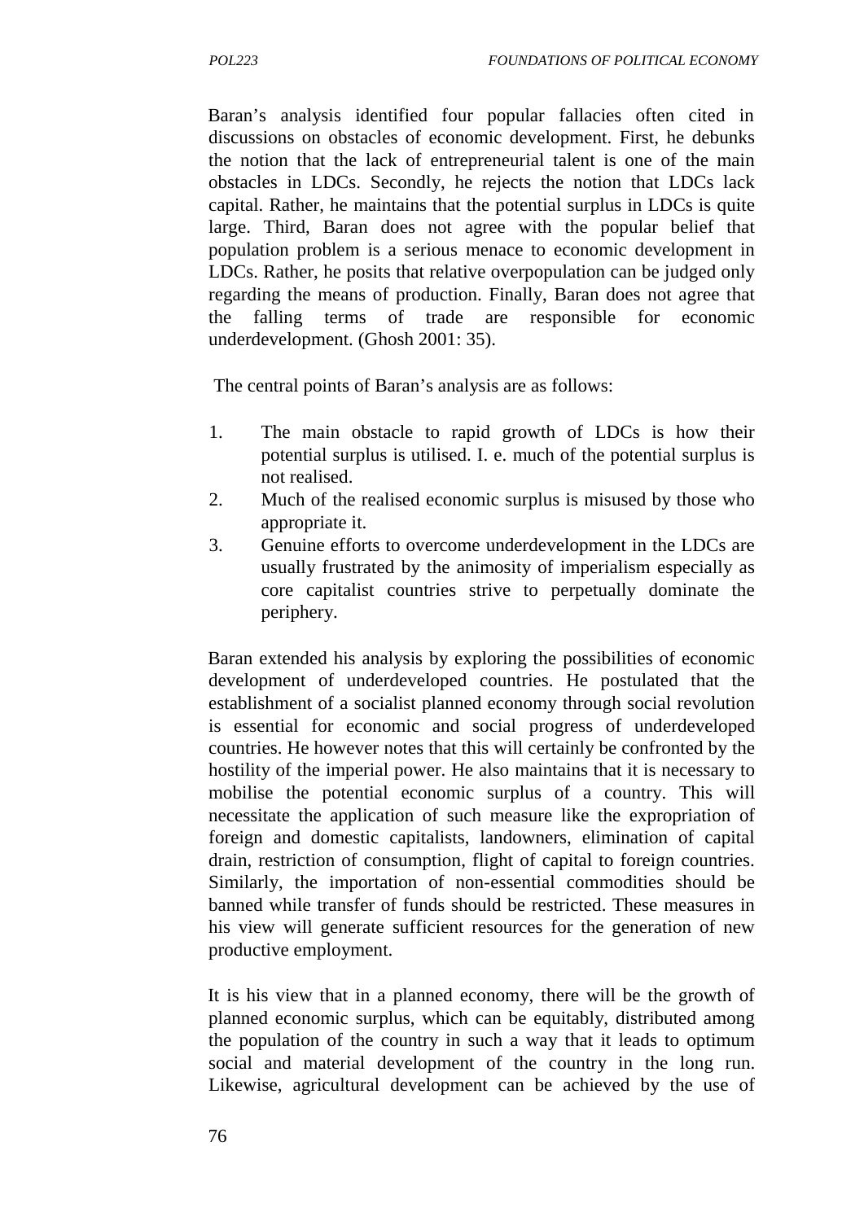Baran's analysis identified four popular fallacies often cited in discussions on obstacles of economic development. First, he debunks the notion that the lack of entrepreneurial talent is one of the main obstacles in LDCs. Secondly, he rejects the notion that LDCs lack capital. Rather, he maintains that the potential surplus in LDCs is quite large. Third, Baran does not agree with the popular belief that population problem is a serious menace to economic development in LDCs. Rather, he posits that relative overpopulation can be judged only regarding the means of production. Finally, Baran does not agree that the falling terms of trade are responsible for economic underdevelopment. (Ghosh 2001: 35).

The central points of Baran's analysis are as follows:

1. The main obstacle to rapid growth of LDCs is how their potential surplus is utilised. I. e. much of the potential surplus is not realised.
2. Much of the realised economic surplus is misused by those who appropriate it.
3. Genuine efforts to overcome underdevelopment in the LDCs are usually frustrated by the animosity of imperialism especially as core capitalist countries strive to perpetually dominate the periphery.

Baran extended his analysis by exploring the possibilities of economic development of underdeveloped countries. He postulated that the establishment of a socialist planned economy through social revolution is essential for economic and social progress of underdeveloped countries. He however notes that this will certainly be confronted by the hostility of the imperial power. He also maintains that it is necessary to mobilise the potential economic surplus of a country. This will necessitate the application of such measure like the expropriation of foreign and domestic capitalists, landowners, elimination of capital drain, restriction of consumption, flight of capital to foreign countries. Similarly, the importation of non-essential commodities should be banned while transfer of funds should be restricted. These measures in his view will generate sufficient resources for the generation of new productive employment.

It is his view that in a planned economy, there will be the growth of planned economic surplus, which can be equitably, distributed among the population of the country in such a way that it leads to optimum social and material development of the country in the long run. Likewise, agricultural development can be achieved by the use of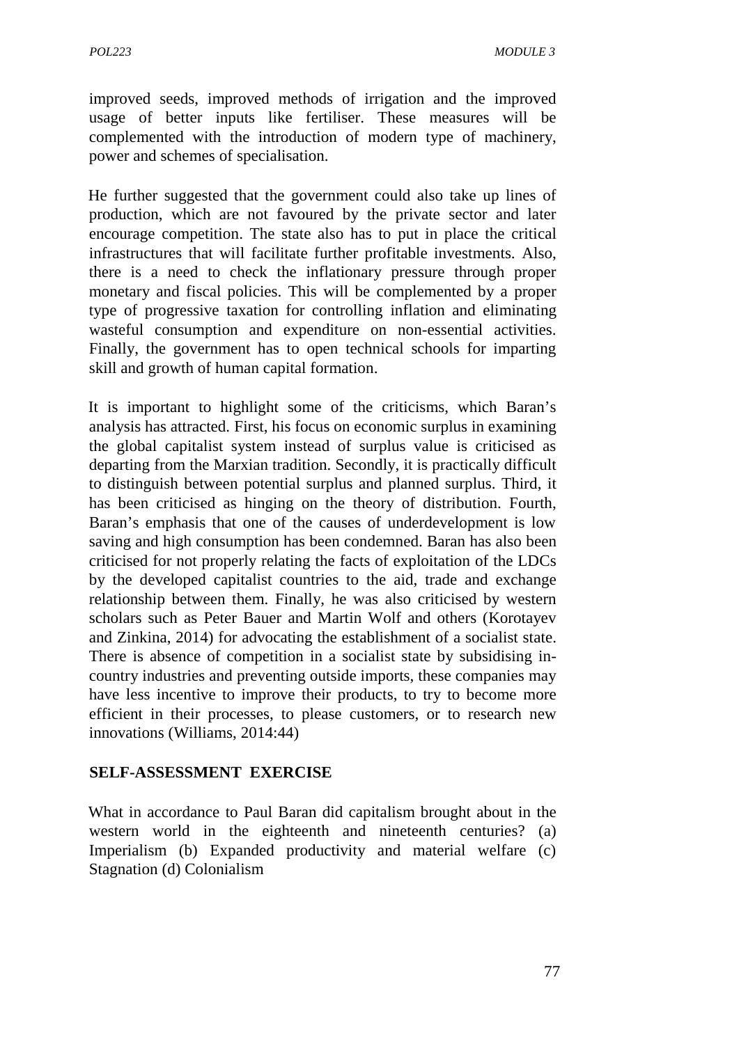improved seeds, improved methods of irrigation and the improved usage of better inputs like fertiliser. These measures will be complemented with the introduction of modern type of machinery, power and schemes of specialisation.

He further suggested that the government could also take up lines of production, which are not favoured by the private sector and later encourage competition. The state also has to put in place the critical infrastructures that will facilitate further profitable investments. Also, there is a need to check the inflationary pressure through proper monetary and fiscal policies. This will be complemented by a proper type of progressive taxation for controlling inflation and eliminating wasteful consumption and expenditure on non-essential activities. Finally, the government has to open technical schools for imparting skill and growth of human capital formation.

It is important to highlight some of the criticisms, which Baran's analysis has attracted. First, his focus on economic surplus in examining the global capitalist system instead of surplus value is criticised as departing from the Marxian tradition. Secondly, it is practically difficult to distinguish between potential surplus and planned surplus. Third, it has been criticised as hinging on the theory of distribution. Fourth, Baran's emphasis that one of the causes of underdevelopment is low saving and high consumption has been condemned. Baran has also been criticised for not properly relating the facts of exploitation of the LDCs by the developed capitalist countries to the aid, trade and exchange relationship between them. Finally, he was also criticised by western scholars such as Peter Bauer and Martin Wolf and others (Korotayev and Zinkina, 2014) for advocating the establishment of a socialist state. There is absence of competition in a socialist state by subsidising in-country industries and preventing outside imports, these companies may have less incentive to improve their products, to try to become more efficient in their processes, to please customers, or to research new innovations (Williams, 2014:44)

## SELF-ASSESSMENT EXERCISE

What in accordance to Paul Baran did capitalism brought about in the western world in the eighteenth and nineteenth centuries? (a) Imperialism (b) Expanded productivity and material welfare (c) Stagnation (d) Colonialism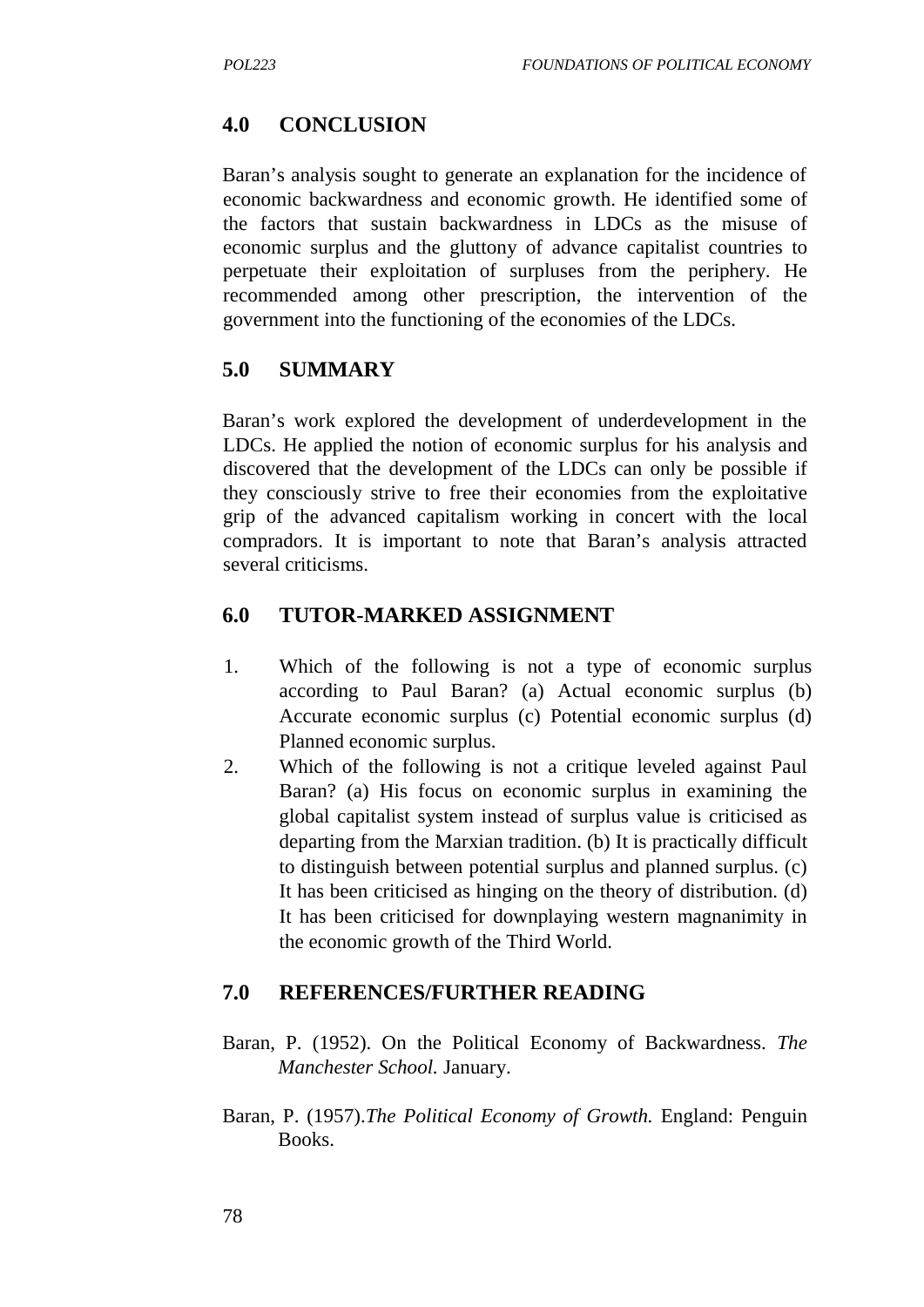## 4.0 CONCLUSION

Baran's analysis sought to generate an explanation for the incidence of economic backwardness and economic growth. He identified some of the factors that sustain backwardness in LDCs as the misuse of economic surplus and the gluttony of advance capitalist countries to perpetuate their exploitation of surpluses from the periphery. He recommended among other prescription, the intervention of the government into the functioning of the economies of the LDCs.

## 5.0 SUMMARY

Baran's work explored the development of underdevelopment in the LDCs. He applied the notion of economic surplus for his analysis and discovered that the development of the LDCs can only be possible if they consciously strive to free their economies from the exploitative grip of the advanced capitalism working in concert with the local compradors. It is important to note that Baran's analysis attracted several criticisms.

## 6.0 TUTOR-MARKED ASSIGNMENT

1. Which of the following is not a type of economic surplus according to Paul Baran? (a) Actual economic surplus (b) Accurate economic surplus (c) Potential economic surplus (d) Planned economic surplus.
2. Which of the following is not a critique leveled against Paul Baran? (a) His focus on economic surplus in examining the global capitalist system instead of surplus value is criticised as departing from the Marxian tradition. (b) It is practically difficult to distinguish between potential surplus and planned surplus. (c) It has been criticised as hinging on the theory of distribution. (d) It has been criticised for downplaying western magnanimity in the economic growth of the Third World.

## 7.0 REFERENCES/FURTHER READING

Baran, P. (1952). On the Political Economy of Backwardness. *The Manchester School.* January.

Baran, P. (1957).*The Political Economy of Growth.* England: Penguin Books.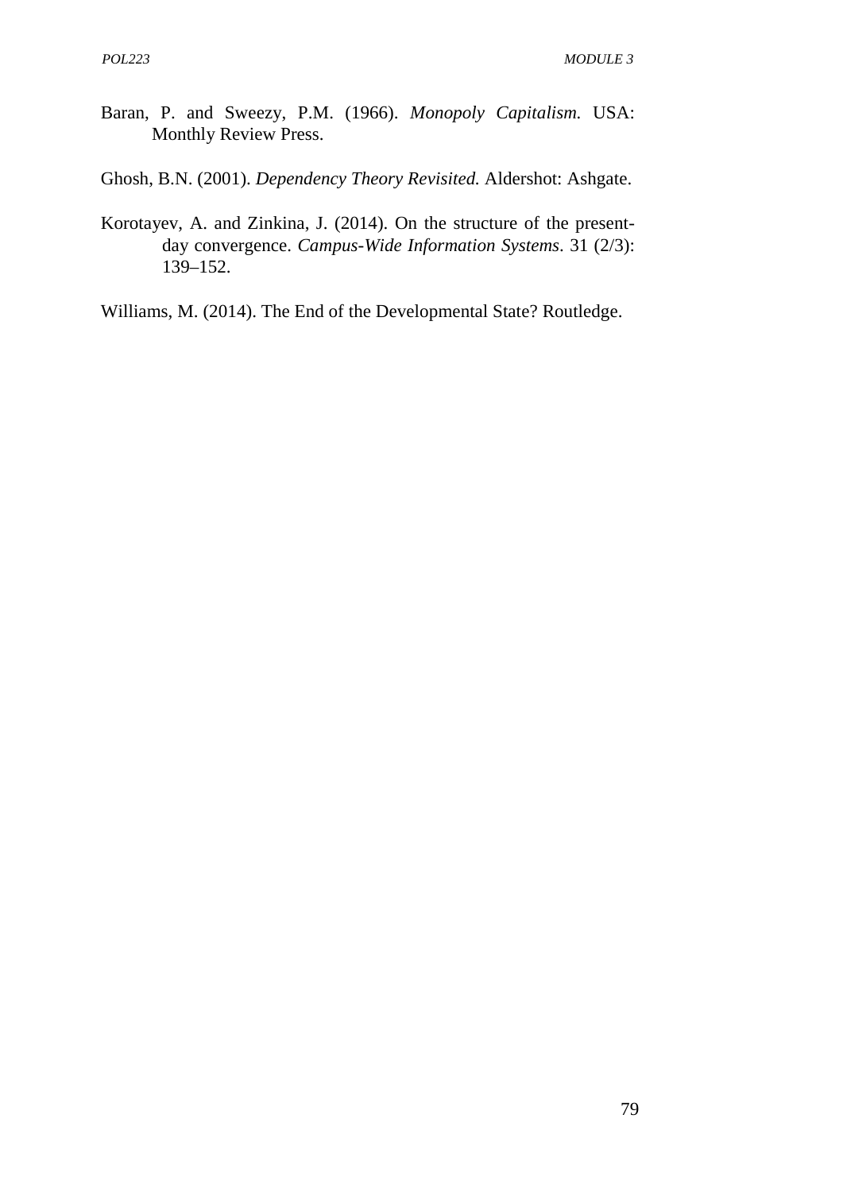Baran, P. and Sweezy, P.M. (1966). *Monopoly Capitalism.* USA: Monthly Review Press.

Ghosh, B.N. (2001). *Dependency Theory Revisited.* Aldershot: Ashgate.

Korotayev, A. and Zinkina, J. (2014). On the structure of the present-day convergence. *Campus-Wide Information Systems*. 31 (2/3): 139–152.

Williams, M. (2014). The End of the Developmental State? Routledge.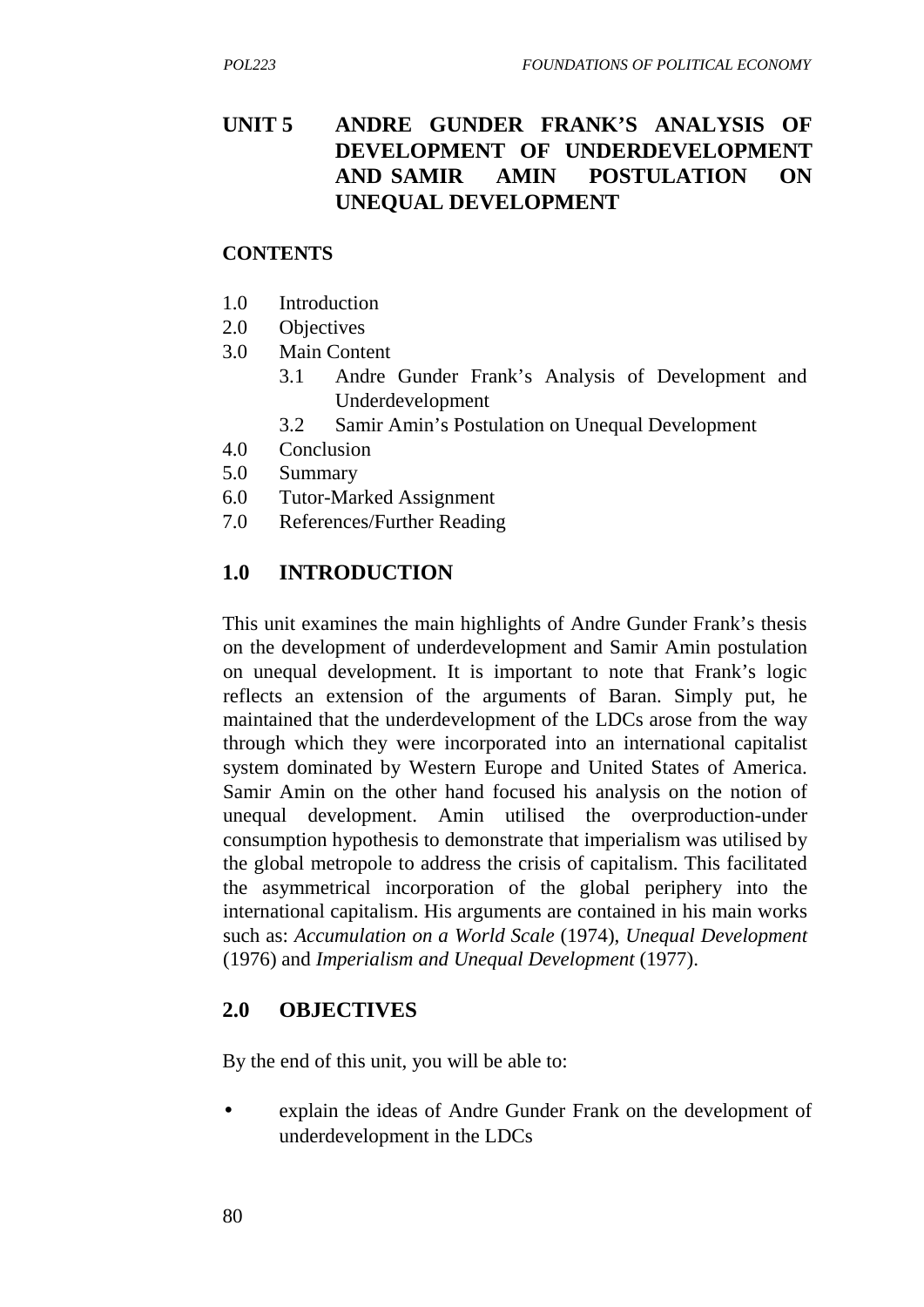# UNIT 5 ANDRE GUNDER FRANK'S ANALYSIS OF DEVELOPMENT OF UNDERDEVELOPMENT AND SAMIR AMIN POSTULATION ON UNEQUAL DEVELOPMENT

**CONTENTS**

1.0 Introduction
2.0 Objectives
3.0 Main Content
   3.1 Andre Gunder Frank's Analysis of Development and Underdevelopment
   3.2 Samir Amin's Postulation on Unequal Development
4.0 Conclusion
5.0 Summary
6.0 Tutor-Marked Assignment
7.0 References/Further Reading

## 1.0 INTRODUCTION

This unit examines the main highlights of Andre Gunder Frank's thesis on the development of underdevelopment and Samir Amin postulation on unequal development. It is important to note that Frank's logic reflects an extension of the arguments of Baran. Simply put, he maintained that the underdevelopment of the LDCs arose from the way through which they were incorporated into an international capitalist system dominated by Western Europe and United States of America. Samir Amin on the other hand focused his analysis on the notion of unequal development. Amin utilised the overproduction-under consumption hypothesis to demonstrate that imperialism was utilised by the global metropole to address the crisis of capitalism. This facilitated the asymmetrical incorporation of the global periphery into the international capitalism. His arguments are contained in his main works such as: *Accumulation on a World Scale* (1974), *Unequal Development* (1976) and *Imperialism and Unequal Development* (1977).

## 2.0 OBJECTIVES

By the end of this unit, you will be able to:

- explain the ideas of Andre Gunder Frank on the development of underdevelopment in the LDCs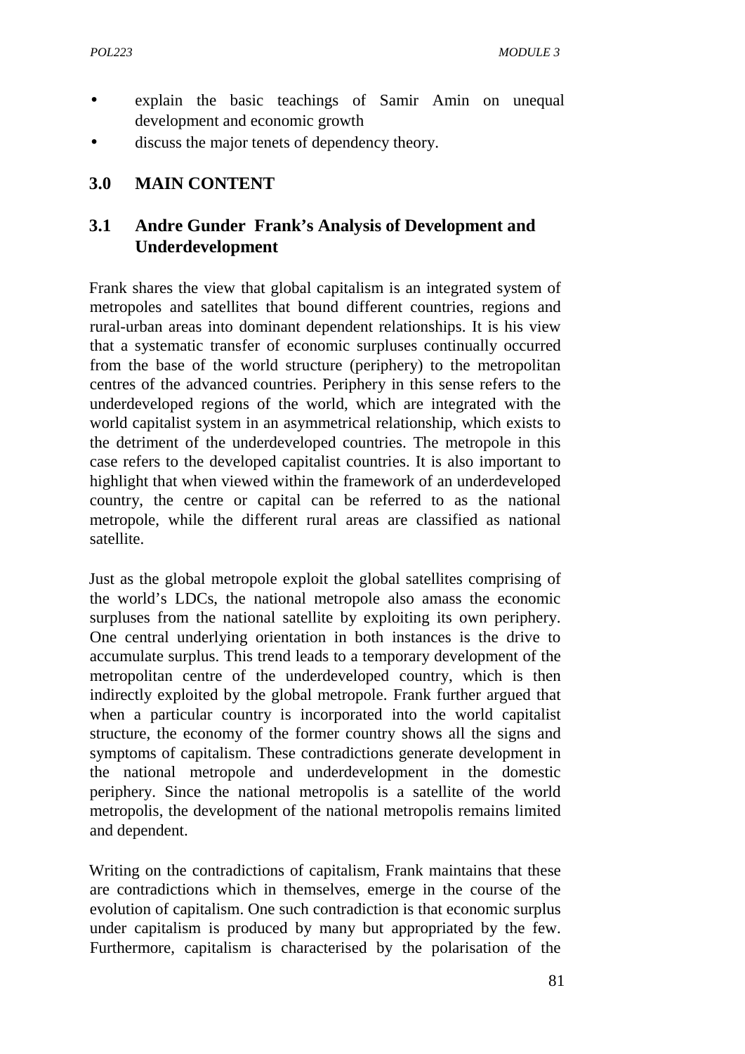- explain the basic teachings of Samir Amin on unequal development and economic growth
- discuss the major tenets of dependency theory.

## 3.0 MAIN CONTENT

### 3.1 Andre Gunder Frank's Analysis of Development and Underdevelopment

Frank shares the view that global capitalism is an integrated system of metropoles and satellites that bound different countries, regions and rural-urban areas into dominant dependent relationships. It is his view that a systematic transfer of economic surpluses continually occurred from the base of the world structure (periphery) to the metropolitan centres of the advanced countries. Periphery in this sense refers to the underdeveloped regions of the world, which are integrated with the world capitalist system in an asymmetrical relationship, which exists to the detriment of the underdeveloped countries. The metropole in this case refers to the developed capitalist countries. It is also important to highlight that when viewed within the framework of an underdeveloped country, the centre or capital can be referred to as the national metropole, while the different rural areas are classified as national satellite.

Just as the global metropole exploit the global satellites comprising of the world's LDCs, the national metropole also amass the economic surpluses from the national satellite by exploiting its own periphery. One central underlying orientation in both instances is the drive to accumulate surplus. This trend leads to a temporary development of the metropolitan centre of the underdeveloped country, which is then indirectly exploited by the global metropole. Frank further argued that when a particular country is incorporated into the world capitalist structure, the economy of the former country shows all the signs and symptoms of capitalism. These contradictions generate development in the national metropole and underdevelopment in the domestic periphery. Since the national metropolis is a satellite of the world metropolis, the development of the national metropolis remains limited and dependent.

Writing on the contradictions of capitalism, Frank maintains that these are contradictions which in themselves, emerge in the course of the evolution of capitalism. One such contradiction is that economic surplus under capitalism is produced by many but appropriated by the few. Furthermore, capitalism is characterised by the polarisation of the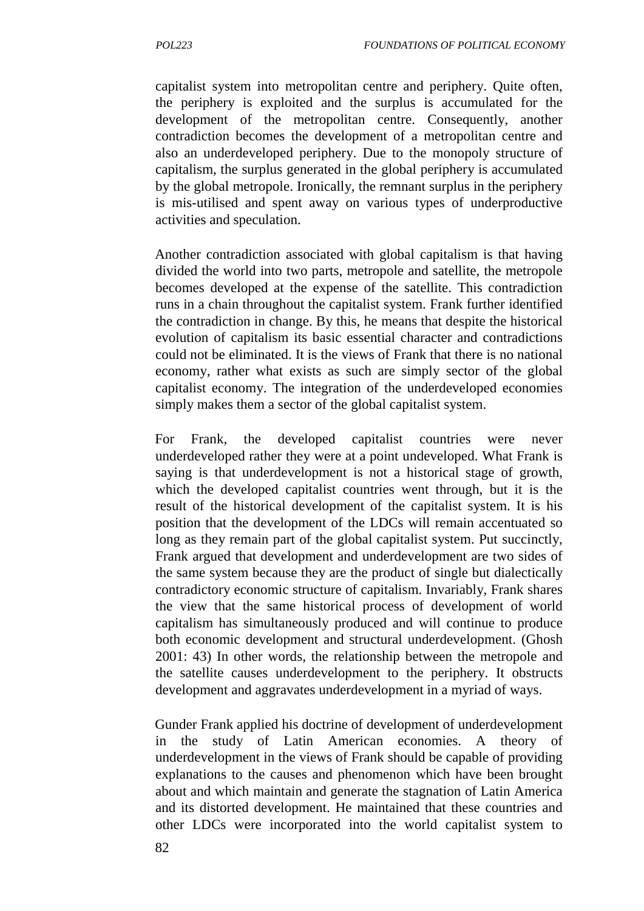capitalist system into metropolitan centre and periphery. Quite often, the periphery is exploited and the surplus is accumulated for the development of the metropolitan centre. Consequently, another contradiction becomes the development of a metropolitan centre and also an underdeveloped periphery. Due to the monopoly structure of capitalism, the surplus generated in the global periphery is accumulated by the global metropole. Ironically, the remnant surplus in the periphery is mis-utilised and spent away on various types of underproductive activities and speculation.

Another contradiction associated with global capitalism is that having divided the world into two parts, metropole and satellite, the metropole becomes developed at the expense of the satellite. This contradiction runs in a chain throughout the capitalist system. Frank further identified the contradiction in change. By this, he means that despite the historical evolution of capitalism its basic essential character and contradictions could not be eliminated. It is the views of Frank that there is no national economy, rather what exists as such are simply sector of the global capitalist economy. The integration of the underdeveloped economies simply makes them a sector of the global capitalist system.

For Frank, the developed capitalist countries were never underdeveloped rather they were at a point undeveloped. What Frank is saying is that underdevelopment is not a historical stage of growth, which the developed capitalist countries went through, but it is the result of the historical development of the capitalist system. It is his position that the development of the LDCs will remain accentuated so long as they remain part of the global capitalist system. Put succinctly, Frank argued that development and underdevelopment are two sides of the same system because they are the product of single but dialectically contradictory economic structure of capitalism. Invariably, Frank shares the view that the same historical process of development of world capitalism has simultaneously produced and will continue to produce both economic development and structural underdevelopment. (Ghosh 2001: 43) In other words, the relationship between the metropole and the satellite causes underdevelopment to the periphery. It obstructs development and aggravates underdevelopment in a myriad of ways.

Gunder Frank applied his doctrine of development of underdevelopment in the study of Latin American economies. A theory of underdevelopment in the views of Frank should be capable of providing explanations to the causes and phenomenon which have been brought about and which maintain and generate the stagnation of Latin America and its distorted development. He maintained that these countries and other LDCs were incorporated into the world capitalist system to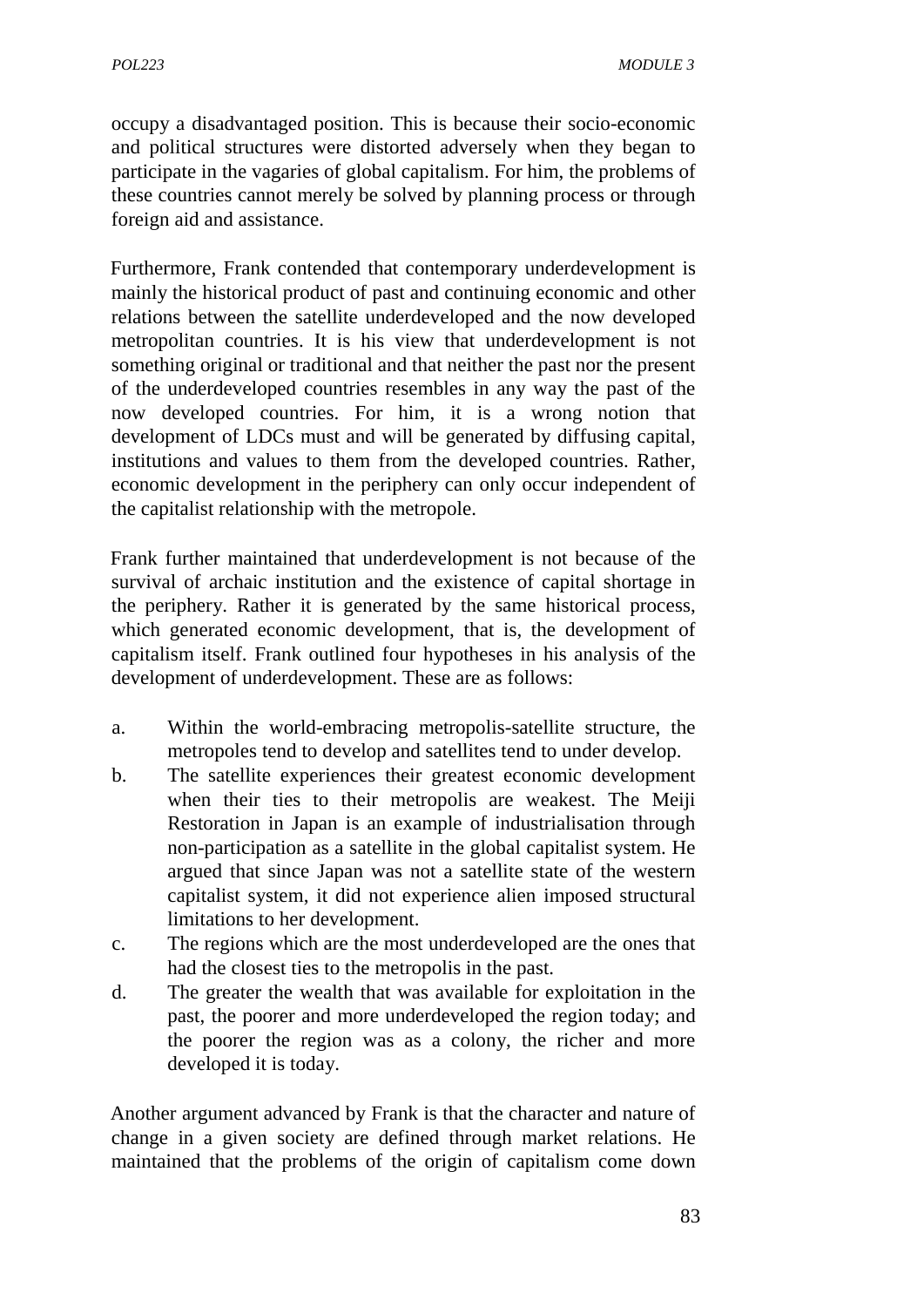occupy a disadvantaged position. This is because their socio-economic and political structures were distorted adversely when they began to participate in the vagaries of global capitalism. For him, the problems of these countries cannot merely be solved by planning process or through foreign aid and assistance.

Furthermore, Frank contended that contemporary underdevelopment is mainly the historical product of past and continuing economic and other relations between the satellite underdeveloped and the now developed metropolitan countries. It is his view that underdevelopment is not something original or traditional and that neither the past nor the present of the underdeveloped countries resembles in any way the past of the now developed countries. For him, it is a wrong notion that development of LDCs must and will be generated by diffusing capital, institutions and values to them from the developed countries. Rather, economic development in the periphery can only occur independent of the capitalist relationship with the metropole.

Frank further maintained that underdevelopment is not because of the survival of archaic institution and the existence of capital shortage in the periphery. Rather it is generated by the same historical process, which generated economic development, that is, the development of capitalism itself. Frank outlined four hypotheses in his analysis of the development of underdevelopment. These are as follows:

a. Within the world-embracing metropolis-satellite structure, the metropoles tend to develop and satellites tend to under develop.
b. The satellite experiences their greatest economic development when their ties to their metropolis are weakest. The Meiji Restoration in Japan is an example of industrialisation through non-participation as a satellite in the global capitalist system. He argued that since Japan was not a satellite state of the western capitalist system, it did not experience alien imposed structural limitations to her development.
c. The regions which are the most underdeveloped are the ones that had the closest ties to the metropolis in the past.
d. The greater the wealth that was available for exploitation in the past, the poorer and more underdeveloped the region today; and the poorer the region was as a colony, the richer and more developed it is today.

Another argument advanced by Frank is that the character and nature of change in a given society are defined through market relations. He maintained that the problems of the origin of capitalism come down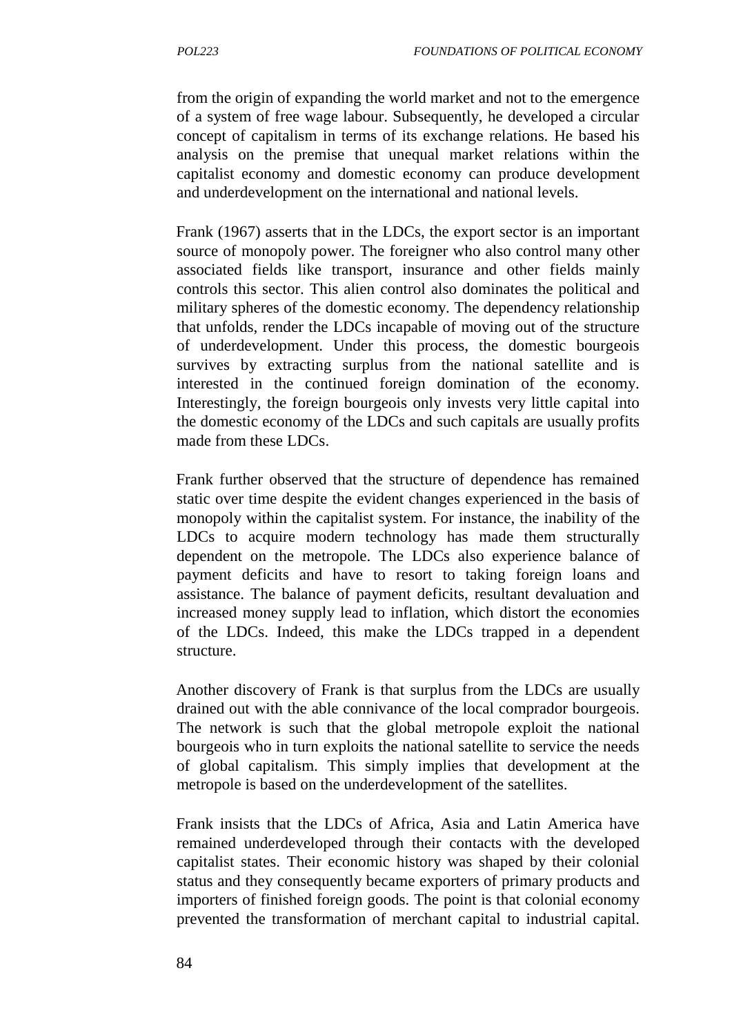from the origin of expanding the world market and not to the emergence of a system of free wage labour. Subsequently, he developed a circular concept of capitalism in terms of its exchange relations. He based his analysis on the premise that unequal market relations within the capitalist economy and domestic economy can produce development and underdevelopment on the international and national levels.

Frank (1967) asserts that in the LDCs, the export sector is an important source of monopoly power. The foreigner who also control many other associated fields like transport, insurance and other fields mainly controls this sector. This alien control also dominates the political and military spheres of the domestic economy. The dependency relationship that unfolds, render the LDCs incapable of moving out of the structure of underdevelopment. Under this process, the domestic bourgeois survives by extracting surplus from the national satellite and is interested in the continued foreign domination of the economy. Interestingly, the foreign bourgeois only invests very little capital into the domestic economy of the LDCs and such capitals are usually profits made from these LDCs.

Frank further observed that the structure of dependence has remained static over time despite the evident changes experienced in the basis of monopoly within the capitalist system. For instance, the inability of the LDCs to acquire modern technology has made them structurally dependent on the metropole. The LDCs also experience balance of payment deficits and have to resort to taking foreign loans and assistance. The balance of payment deficits, resultant devaluation and increased money supply lead to inflation, which distort the economies of the LDCs. Indeed, this make the LDCs trapped in a dependent structure.

Another discovery of Frank is that surplus from the LDCs are usually drained out with the able connivance of the local comprador bourgeois. The network is such that the global metropole exploit the national bourgeois who in turn exploits the national satellite to service the needs of global capitalism. This simply implies that development at the metropole is based on the underdevelopment of the satellites.

Frank insists that the LDCs of Africa, Asia and Latin America have remained underdeveloped through their contacts with the developed capitalist states. Their economic history was shaped by their colonial status and they consequently became exporters of primary products and importers of finished foreign goods. The point is that colonial economy prevented the transformation of merchant capital to industrial capital.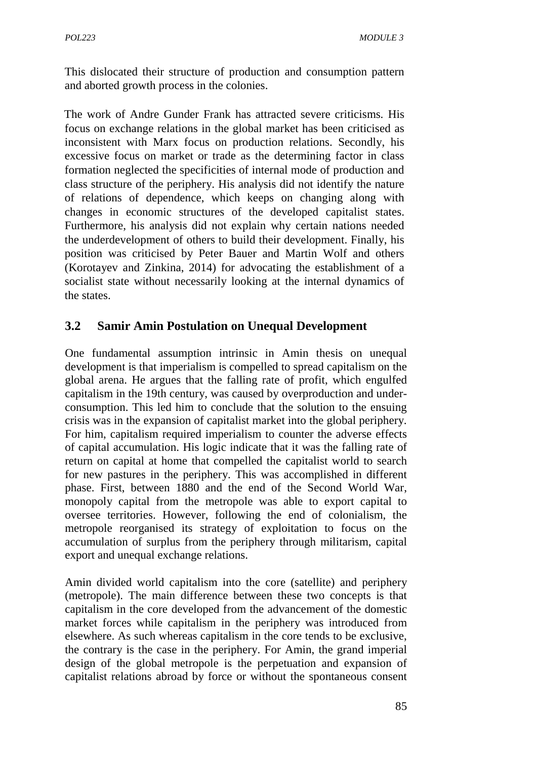This dislocated their structure of production and consumption pattern and aborted growth process in the colonies.

The work of Andre Gunder Frank has attracted severe criticisms. His focus on exchange relations in the global market has been criticised as inconsistent with Marx focus on production relations. Secondly, his excessive focus on market or trade as the determining factor in class formation neglected the specificities of internal mode of production and class structure of the periphery. His analysis did not identify the nature of relations of dependence, which keeps on changing along with changes in economic structures of the developed capitalist states. Furthermore, his analysis did not explain why certain nations needed the underdevelopment of others to build their development. Finally, his position was criticised by Peter Bauer and Martin Wolf and others (Korotayev and Zinkina, 2014) for advocating the establishment of a socialist state without necessarily looking at the internal dynamics of the states.

## 3.2 Samir Amin Postulation on Unequal Development

One fundamental assumption intrinsic in Amin thesis on unequal development is that imperialism is compelled to spread capitalism on the global arena. He argues that the falling rate of profit, which engulfed capitalism in the 19th century, was caused by overproduction and under-consumption. This led him to conclude that the solution to the ensuing crisis was in the expansion of capitalist market into the global periphery. For him, capitalism required imperialism to counter the adverse effects of capital accumulation. His logic indicate that it was the falling rate of return on capital at home that compelled the capitalist world to search for new pastures in the periphery. This was accomplished in different phase. First, between 1880 and the end of the Second World War, monopoly capital from the metropole was able to export capital to oversee territories. However, following the end of colonialism, the metropole reorganised its strategy of exploitation to focus on the accumulation of surplus from the periphery through militarism, capital export and unequal exchange relations.

Amin divided world capitalism into the core (satellite) and periphery (metropole). The main difference between these two concepts is that capitalism in the core developed from the advancement of the domestic market forces while capitalism in the periphery was introduced from elsewhere. As such whereas capitalism in the core tends to be exclusive, the contrary is the case in the periphery. For Amin, the grand imperial design of the global metropole is the perpetuation and expansion of capitalist relations abroad by force or without the spontaneous consent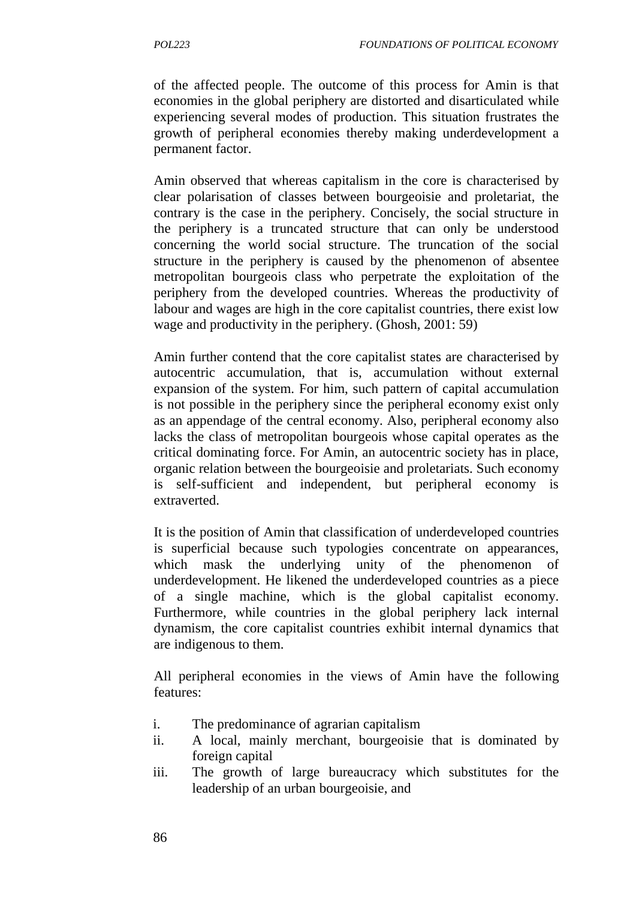of the affected people. The outcome of this process for Amin is that economies in the global periphery are distorted and disarticulated while experiencing several modes of production. This situation frustrates the growth of peripheral economies thereby making underdevelopment a permanent factor.

Amin observed that whereas capitalism in the core is characterised by clear polarisation of classes between bourgeoisie and proletariat, the contrary is the case in the periphery. Concisely, the social structure in the periphery is a truncated structure that can only be understood concerning the world social structure. The truncation of the social structure in the periphery is caused by the phenomenon of absentee metropolitan bourgeois class who perpetrate the exploitation of the periphery from the developed countries. Whereas the productivity of labour and wages are high in the core capitalist countries, there exist low wage and productivity in the periphery. (Ghosh, 2001: 59)

Amin further contend that the core capitalist states are characterised by autocentric accumulation, that is, accumulation without external expansion of the system. For him, such pattern of capital accumulation is not possible in the periphery since the peripheral economy exist only as an appendage of the central economy. Also, peripheral economy also lacks the class of metropolitan bourgeois whose capital operates as the critical dominating force. For Amin, an autocentric society has in place, organic relation between the bourgeoisie and proletariats. Such economy is self-sufficient and independent, but peripheral economy is extraverted.

It is the position of Amin that classification of underdeveloped countries is superficial because such typologies concentrate on appearances, which mask the underlying unity of the phenomenon of underdevelopment. He likened the underdeveloped countries as a piece of a single machine, which is the global capitalist economy. Furthermore, while countries in the global periphery lack internal dynamism, the core capitalist countries exhibit internal dynamics that are indigenous to them.

All peripheral economies in the views of Amin have the following features:

i. The predominance of agrarian capitalism
ii. A local, mainly merchant, bourgeoisie that is dominated by foreign capital
iii. The growth of large bureaucracy which substitutes for the leadership of an urban bourgeoisie, and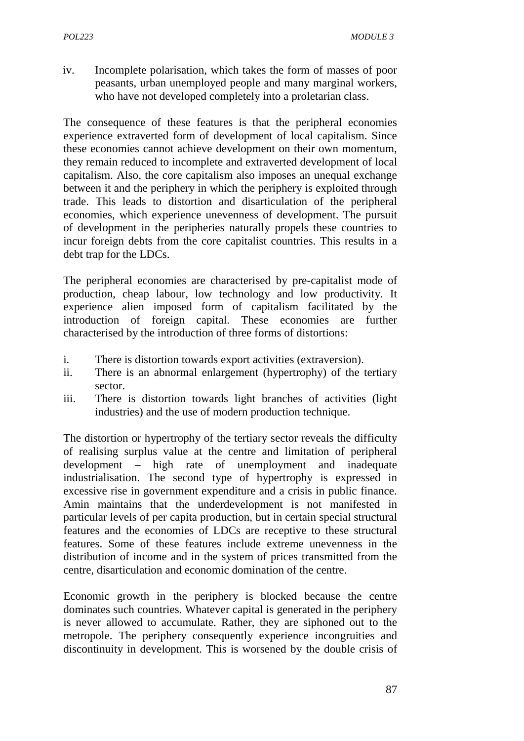iv. Incomplete polarisation, which takes the form of masses of poor peasants, urban unemployed people and many marginal workers, who have not developed completely into a proletarian class.

The consequence of these features is that the peripheral economies experience extraverted form of development of local capitalism. Since these economies cannot achieve development on their own momentum, they remain reduced to incomplete and extraverted development of local capitalism. Also, the core capitalism also imposes an unequal exchange between it and the periphery in which the periphery is exploited through trade. This leads to distortion and disarticulation of the peripheral economies, which experience unevenness of development. The pursuit of development in the peripheries naturally propels these countries to incur foreign debts from the core capitalist countries. This results in a debt trap for the LDCs.

The peripheral economies are characterised by pre-capitalist mode of production, cheap labour, low technology and low productivity. It experience alien imposed form of capitalism facilitated by the introduction of foreign capital. These economies are further characterised by the introduction of three forms of distortions:

i. There is distortion towards export activities (extraversion).
ii. There is an abnormal enlargement (hypertrophy) of the tertiary sector.
iii. There is distortion towards light branches of activities (light industries) and the use of modern production technique.

The distortion or hypertrophy of the tertiary sector reveals the difficulty of realising surplus value at the centre and limitation of peripheral development – high rate of unemployment and inadequate industrialisation. The second type of hypertrophy is expressed in excessive rise in government expenditure and a crisis in public finance. Amin maintains that the underdevelopment is not manifested in particular levels of per capita production, but in certain special structural features and the economies of LDCs are receptive to these structural features. Some of these features include extreme unevenness in the distribution of income and in the system of prices transmitted from the centre, disarticulation and economic domination of the centre.

Economic growth in the periphery is blocked because the centre dominates such countries. Whatever capital is generated in the periphery is never allowed to accumulate. Rather, they are siphoned out to the metropole. The periphery consequently experience incongruities and discontinuity in development. This is worsened by the double crisis of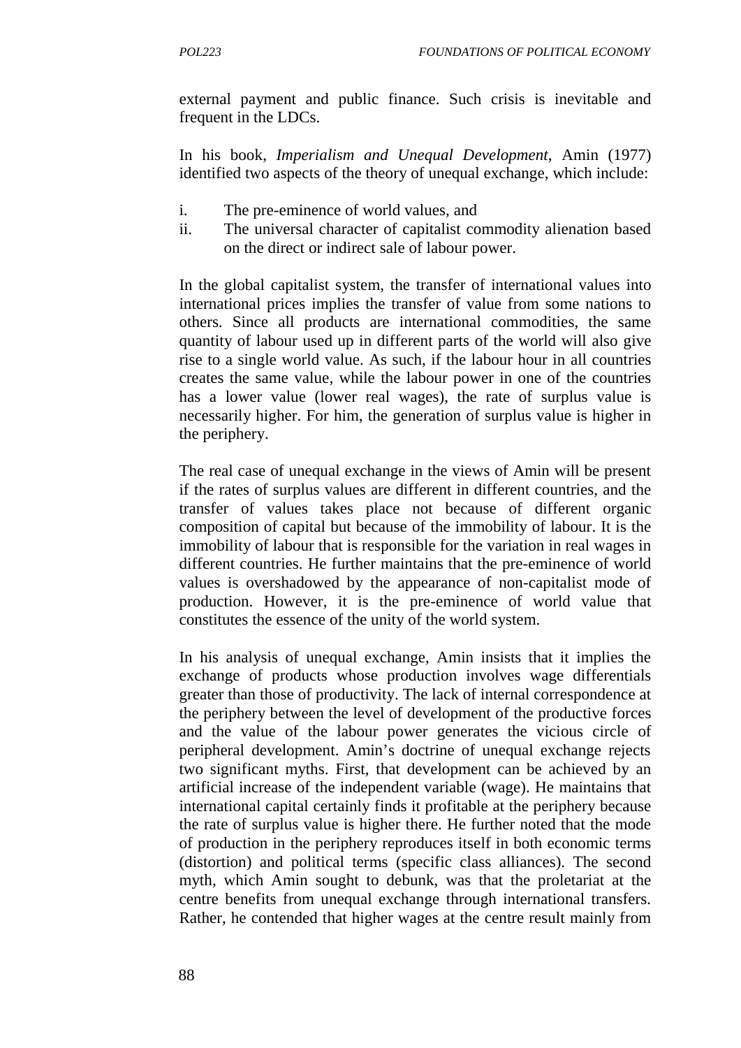external payment and public finance. Such crisis is inevitable and frequent in the LDCs.

In his book, *Imperialism and Unequal Development*, Amin (1977) identified two aspects of the theory of unequal exchange, which include:

i. The pre-eminence of world values, and
ii. The universal character of capitalist commodity alienation based on the direct or indirect sale of labour power.

In the global capitalist system, the transfer of international values into international prices implies the transfer of value from some nations to others. Since all products are international commodities, the same quantity of labour used up in different parts of the world will also give rise to a single world value. As such, if the labour hour in all countries creates the same value, while the labour power in one of the countries has a lower value (lower real wages), the rate of surplus value is necessarily higher. For him, the generation of surplus value is higher in the periphery.

The real case of unequal exchange in the views of Amin will be present if the rates of surplus values are different in different countries, and the transfer of values takes place not because of different organic composition of capital but because of the immobility of labour. It is the immobility of labour that is responsible for the variation in real wages in different countries. He further maintains that the pre-eminence of world values is overshadowed by the appearance of non-capitalist mode of production. However, it is the pre-eminence of world value that constitutes the essence of the unity of the world system.

In his analysis of unequal exchange, Amin insists that it implies the exchange of products whose production involves wage differentials greater than those of productivity. The lack of internal correspondence at the periphery between the level of development of the productive forces and the value of the labour power generates the vicious circle of peripheral development. Amin's doctrine of unequal exchange rejects two significant myths. First, that development can be achieved by an artificial increase of the independent variable (wage). He maintains that international capital certainly finds it profitable at the periphery because the rate of surplus value is higher there. He further noted that the mode of production in the periphery reproduces itself in both economic terms (distortion) and political terms (specific class alliances). The second myth, which Amin sought to debunk, was that the proletariat at the centre benefits from unequal exchange through international transfers. Rather, he contended that higher wages at the centre result mainly from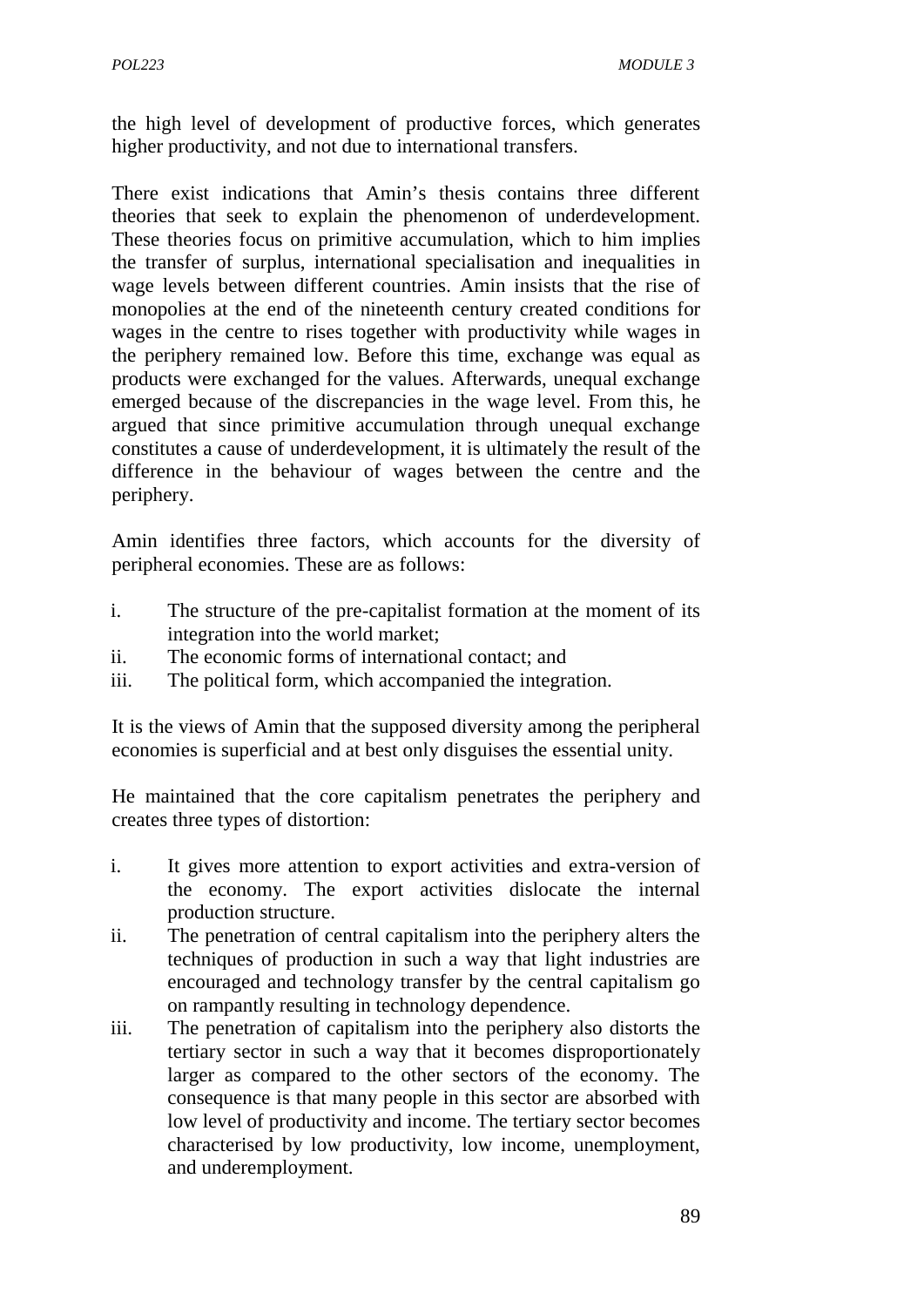the high level of development of productive forces, which generates higher productivity, and not due to international transfers.

There exist indications that Amin's thesis contains three different theories that seek to explain the phenomenon of underdevelopment. These theories focus on primitive accumulation, which to him implies the transfer of surplus, international specialisation and inequalities in wage levels between different countries. Amin insists that the rise of monopolies at the end of the nineteenth century created conditions for wages in the centre to rises together with productivity while wages in the periphery remained low. Before this time, exchange was equal as products were exchanged for the values. Afterwards, unequal exchange emerged because of the discrepancies in the wage level. From this, he argued that since primitive accumulation through unequal exchange constitutes a cause of underdevelopment, it is ultimately the result of the difference in the behaviour of wages between the centre and the periphery.

Amin identifies three factors, which accounts for the diversity of peripheral economies. These are as follows:

i. The structure of the pre-capitalist formation at the moment of its integration into the world market;
ii. The economic forms of international contact; and
iii. The political form, which accompanied the integration.

It is the views of Amin that the supposed diversity among the peripheral economies is superficial and at best only disguises the essential unity.

He maintained that the core capitalism penetrates the periphery and creates three types of distortion:

i. It gives more attention to export activities and extra-version of the economy. The export activities dislocate the internal production structure.
ii. The penetration of central capitalism into the periphery alters the techniques of production in such a way that light industries are encouraged and technology transfer by the central capitalism go on rampantly resulting in technology dependence.
iii. The penetration of capitalism into the periphery also distorts the tertiary sector in such a way that it becomes disproportionately larger as compared to the other sectors of the economy. The consequence is that many people in this sector are absorbed with low level of productivity and income. The tertiary sector becomes characterised by low productivity, low income, unemployment, and underemployment.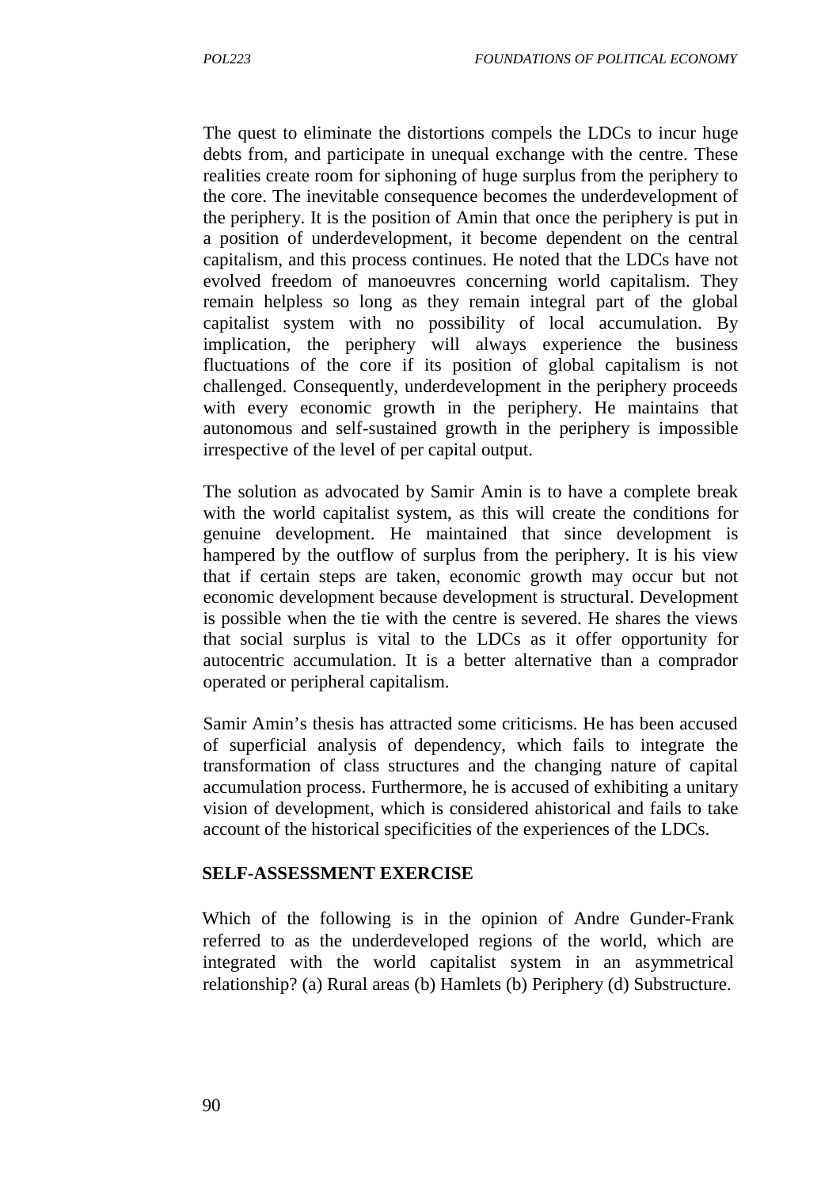The quest to eliminate the distortions compels the LDCs to incur huge debts from, and participate in unequal exchange with the centre. These realities create room for siphoning of huge surplus from the periphery to the core. The inevitable consequence becomes the underdevelopment of the periphery. It is the position of Amin that once the periphery is put in a position of underdevelopment, it become dependent on the central capitalism, and this process continues. He noted that the LDCs have not evolved freedom of manoeuvres concerning world capitalism. They remain helpless so long as they remain integral part of the global capitalist system with no possibility of local accumulation. By implication, the periphery will always experience the business fluctuations of the core if its position of global capitalism is not challenged. Consequently, underdevelopment in the periphery proceeds with every economic growth in the periphery. He maintains that autonomous and self-sustained growth in the periphery is impossible irrespective of the level of per capital output.

The solution as advocated by Samir Amin is to have a complete break with the world capitalist system, as this will create the conditions for genuine development. He maintained that since development is hampered by the outflow of surplus from the periphery. It is his view that if certain steps are taken, economic growth may occur but not economic development because development is structural. Development is possible when the tie with the centre is severed. He shares the views that social surplus is vital to the LDCs as it offer opportunity for autocentric accumulation. It is a better alternative than a comprador operated or peripheral capitalism.

Samir Amin's thesis has attracted some criticisms. He has been accused of superficial analysis of dependency, which fails to integrate the transformation of class structures and the changing nature of capital accumulation process. Furthermore, he is accused of exhibiting a unitary vision of development, which is considered ahistorical and fails to take account of the historical specificities of the experiences of the LDCs.

**SELF-ASSESSMENT EXERCISE**

Which of the following is in the opinion of Andre Gunder-Frank referred to as the underdeveloped regions of the world, which are integrated with the world capitalist system in an asymmetrical relationship? (a) Rural areas (b) Hamlets (b) Periphery (d) Substructure.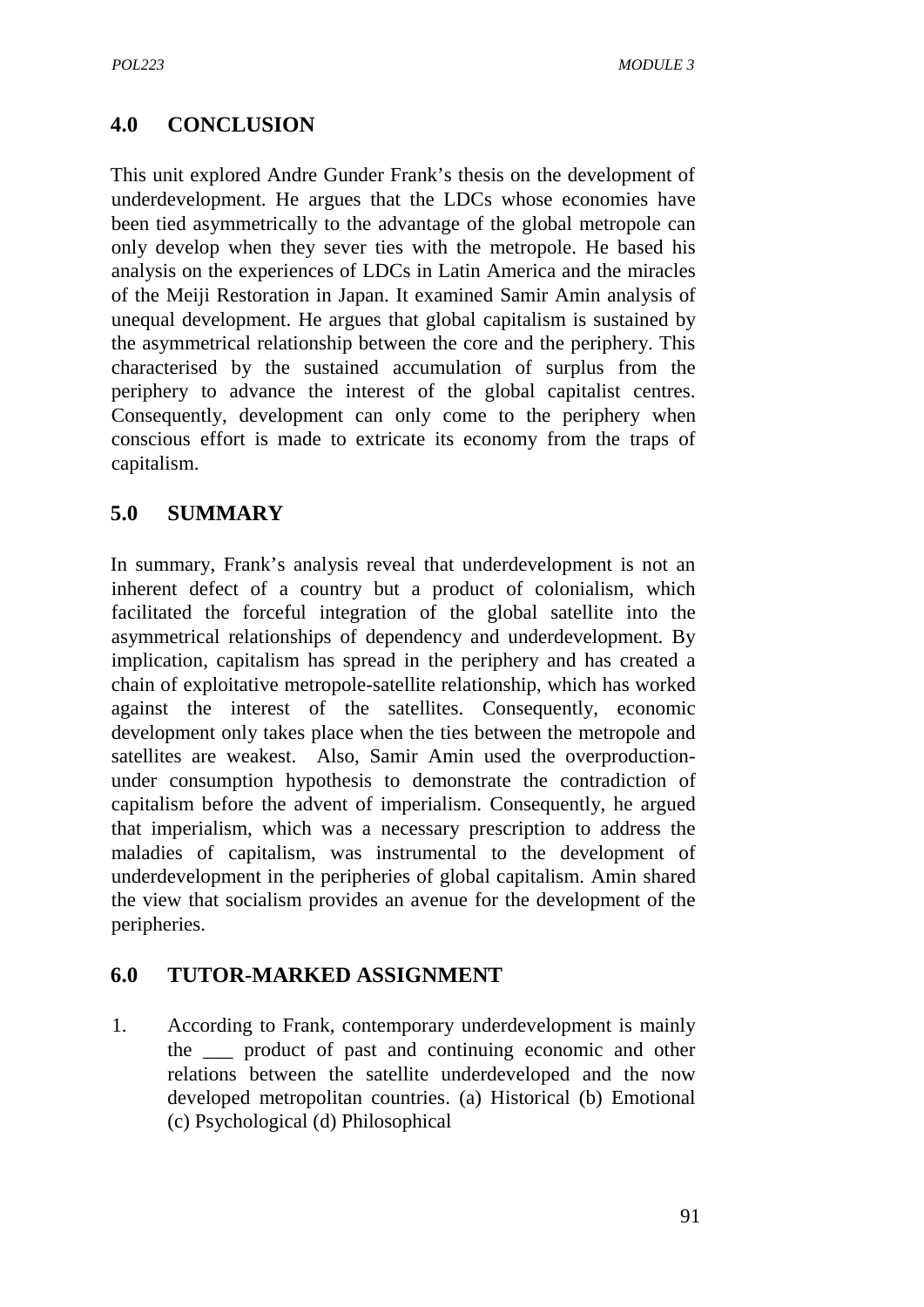## 4.0 CONCLUSION

This unit explored Andre Gunder Frank's thesis on the development of underdevelopment. He argues that the LDCs whose economies have been tied asymmetrically to the advantage of the global metropole can only develop when they sever ties with the metropole. He based his analysis on the experiences of LDCs in Latin America and the miracles of the Meiji Restoration in Japan. It examined Samir Amin analysis of unequal development. He argues that global capitalism is sustained by the asymmetrical relationship between the core and the periphery. This characterised by the sustained accumulation of surplus from the periphery to advance the interest of the global capitalist centres. Consequently, development can only come to the periphery when conscious effort is made to extricate its economy from the traps of capitalism.

## 5.0 SUMMARY

In summary, Frank's analysis reveal that underdevelopment is not an inherent defect of a country but a product of colonialism, which facilitated the forceful integration of the global satellite into the asymmetrical relationships of dependency and underdevelopment. By implication, capitalism has spread in the periphery and has created a chain of exploitative metropole-satellite relationship, which has worked against the interest of the satellites. Consequently, economic development only takes place when the ties between the metropole and satellites are weakest. Also, Samir Amin used the overproduction-under consumption hypothesis to demonstrate the contradiction of capitalism before the advent of imperialism. Consequently, he argued that imperialism, which was a necessary prescription to address the maladies of capitalism, was instrumental to the development of underdevelopment in the peripheries of global capitalism. Amin shared the view that socialism provides an avenue for the development of the peripheries.

## 6.0 TUTOR-MARKED ASSIGNMENT

1. According to Frank, contemporary underdevelopment is mainly the ___ product of past and continuing economic and other relations between the satellite underdeveloped and the now developed metropolitan countries. (a) Historical (b) Emotional (c) Psychological (d) Philosophical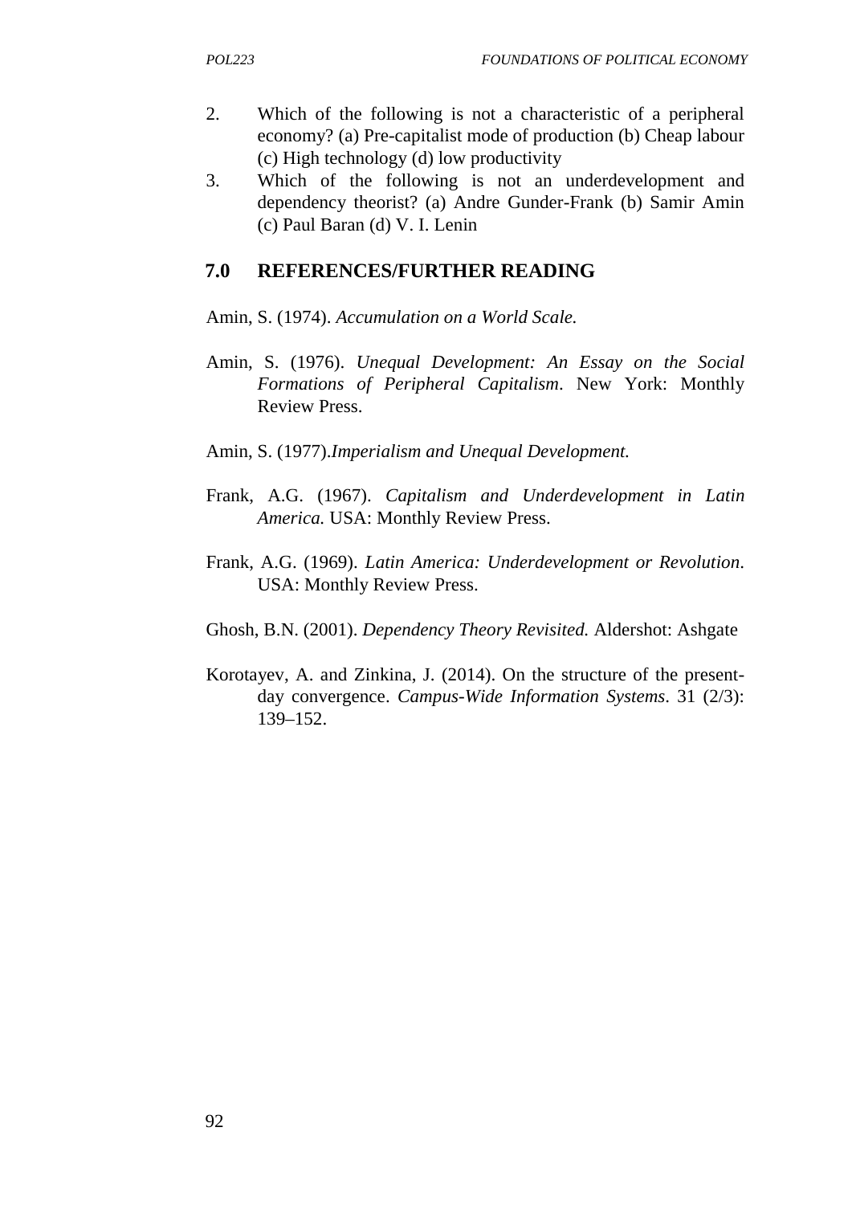2. Which of the following is not a characteristic of a peripheral economy? (a) Pre-capitalist mode of production (b) Cheap labour (c) High technology (d) low productivity
3. Which of the following is not an underdevelopment and dependency theorist? (a) Andre Gunder-Frank (b) Samir Amin (c) Paul Baran (d) V. I. Lenin

## 7.0 REFERENCES/FURTHER READING

Amin, S. (1974). *Accumulation on a World Scale.*

Amin, S. (1976). *Unequal Development: An Essay on the Social Formations of Peripheral Capitalism*. New York: Monthly Review Press.

Amin, S. (1977).*Imperialism and Unequal Development.*

Frank, A.G. (1967). *Capitalism and Underdevelopment in Latin America.* USA: Monthly Review Press.

Frank, A.G. (1969). *Latin America: Underdevelopment or Revolution*. USA: Monthly Review Press.

Ghosh, B.N. (2001). *Dependency Theory Revisited.* Aldershot: Ashgate

Korotayev, A. and Zinkina, J. (2014). On the structure of the present-day convergence. *Campus-Wide Information Systems*. 31 (2/3): 139–152.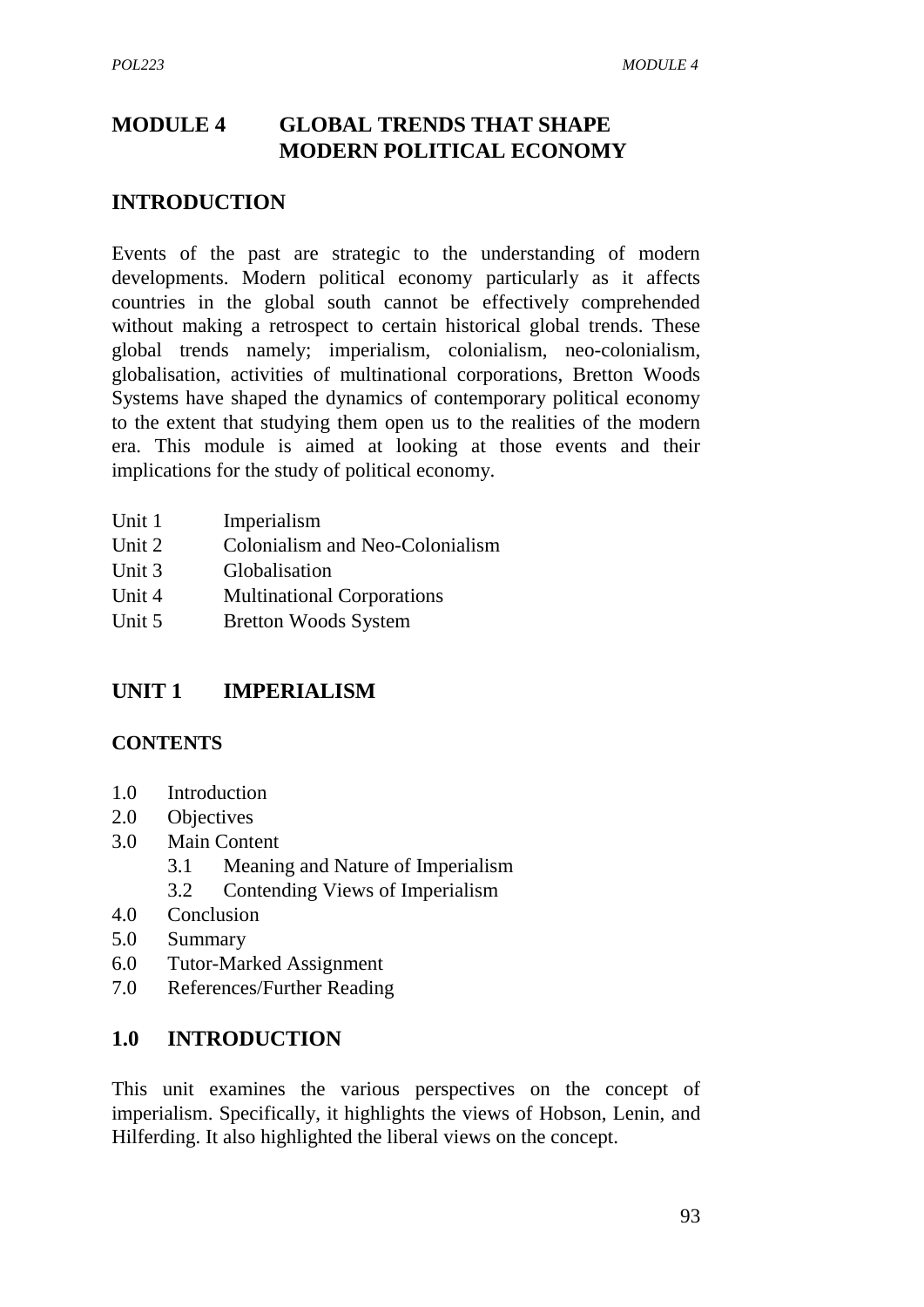# MODULE 4 GLOBAL TRENDS THAT SHAPE MODERN POLITICAL ECONOMY

## INTRODUCTION

Events of the past are strategic to the understanding of modern developments. Modern political economy particularly as it affects countries in the global south cannot be effectively comprehended without making a retrospect to certain historical global trends. These global trends namely; imperialism, colonialism, neo-colonialism, globalisation, activities of multinational corporations, Bretton Woods Systems have shaped the dynamics of contemporary political economy to the extent that studying them open us to the realities of the modern era. This module is aimed at looking at those events and their implications for the study of political economy.

- Unit 1 Imperialism
- Unit 2 Colonialism and Neo-Colonialism
- Unit 3 Globalisation
- Unit 4 Multinational Corporations
- Unit 5 Bretton Woods System

## UNIT 1 IMPERIALISM

### CONTENTS

- 1.0 Introduction
- 2.0 Objectives
- 3.0 Main Content
  - 3.1 Meaning and Nature of Imperialism
  - 3.2 Contending Views of Imperialism
- 4.0 Conclusion
- 5.0 Summary
- 6.0 Tutor-Marked Assignment
- 7.0 References/Further Reading

## 1.0 INTRODUCTION

This unit examines the various perspectives on the concept of imperialism. Specifically, it highlights the views of Hobson, Lenin, and Hilferding. It also highlighted the liberal views on the concept.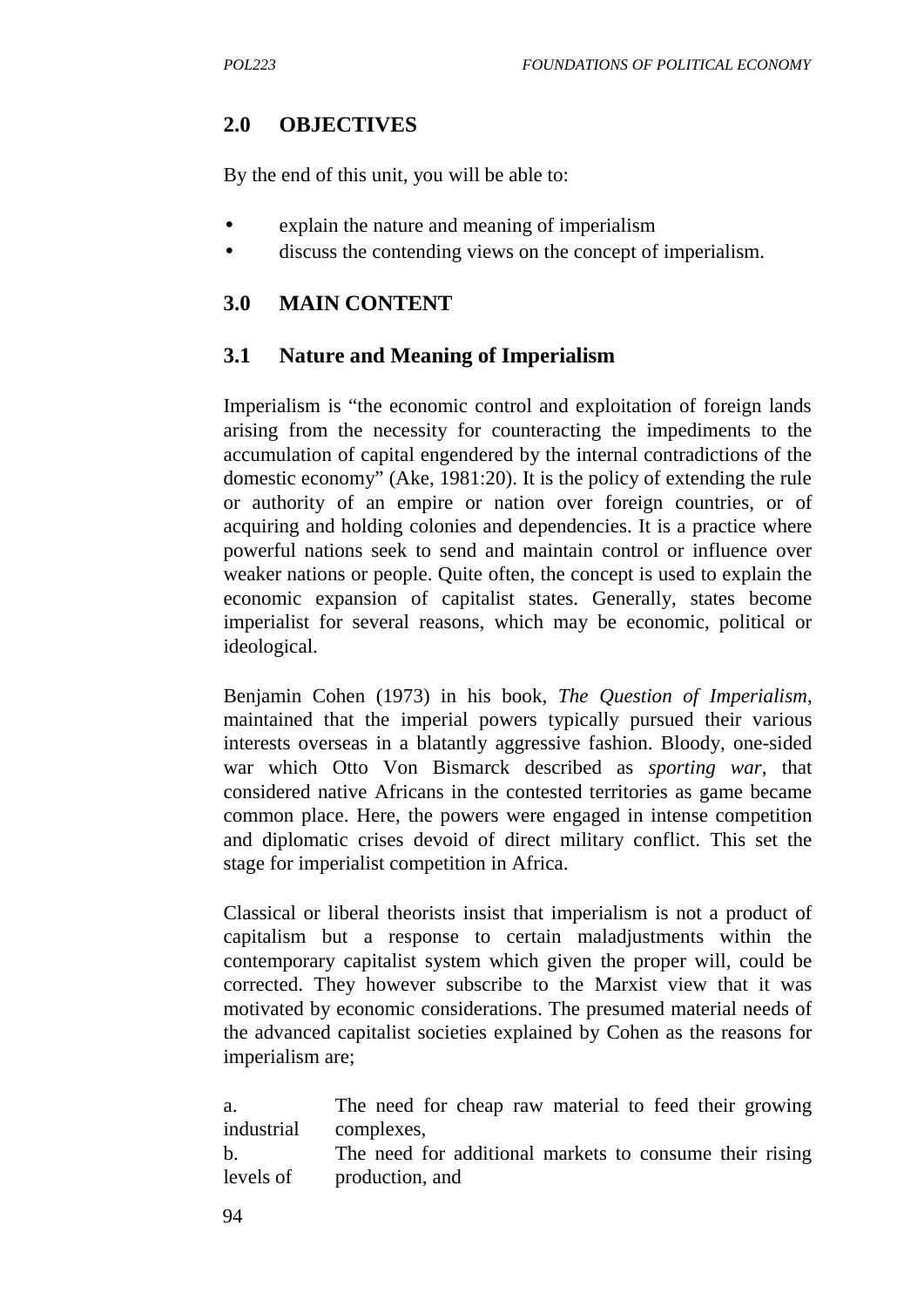## 2.0 OBJECTIVES

By the end of this unit, you will be able to:

- explain the nature and meaning of imperialism
- discuss the contending views on the concept of imperialism.

## 3.0 MAIN CONTENT

### 3.1 Nature and Meaning of Imperialism

Imperialism is "the economic control and exploitation of foreign lands arising from the necessity for counteracting the impediments to the accumulation of capital engendered by the internal contradictions of the domestic economy" (Ake, 1981:20). It is the policy of extending the rule or authority of an empire or nation over foreign countries, or of acquiring and holding colonies and dependencies. It is a practice where powerful nations seek to send and maintain control or influence over weaker nations or people. Quite often, the concept is used to explain the economic expansion of capitalist states. Generally, states become imperialist for several reasons, which may be economic, political or ideological.

Benjamin Cohen (1973) in his book, *The Question of Imperialism*, maintained that the imperial powers typically pursued their various interests overseas in a blatantly aggressive fashion. Bloody, one-sided war which Otto Von Bismarck described as *sporting war*, that considered native Africans in the contested territories as game became common place. Here, the powers were engaged in intense competition and diplomatic crises devoid of direct military conflict. This set the stage for imperialist competition in Africa.

Classical or liberal theorists insist that imperialism is not a product of capitalism but a response to certain maladjustments within the contemporary capitalist system which given the proper will, could be corrected. They however subscribe to the Marxist view that it was motivated by economic considerations. The presumed material needs of the advanced capitalist societies explained by Cohen as the reasons for imperialism are;

a. The need for cheap raw material to feed their growing industrial complexes,

b. The need for additional markets to consume their rising levels of production, and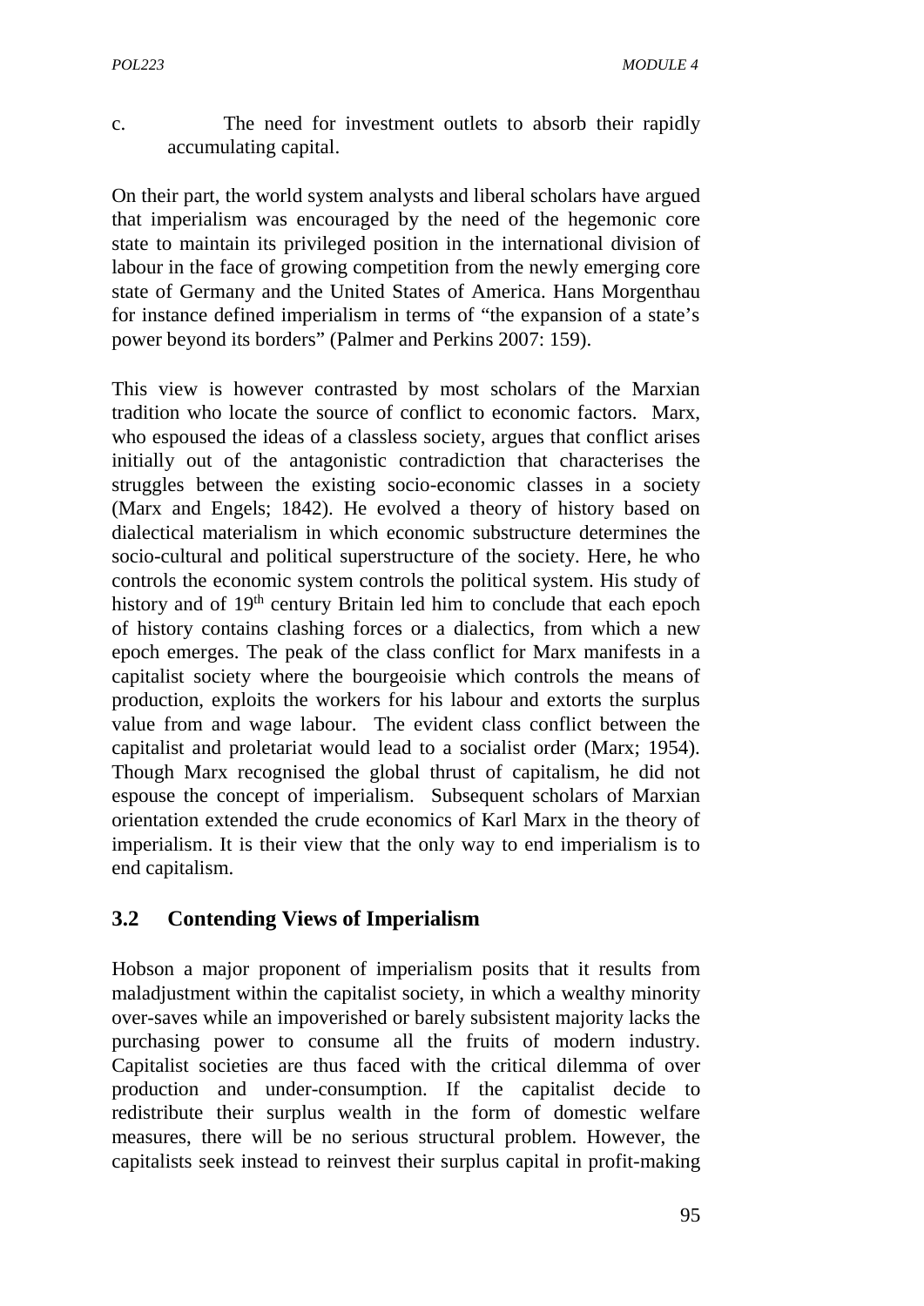c. The need for investment outlets to absorb their rapidly accumulating capital.

On their part, the world system analysts and liberal scholars have argued that imperialism was encouraged by the need of the hegemonic core state to maintain its privileged position in the international division of labour in the face of growing competition from the newly emerging core state of Germany and the United States of America. Hans Morgenthau for instance defined imperialism in terms of "the expansion of a state's power beyond its borders" (Palmer and Perkins 2007: 159).

This view is however contrasted by most scholars of the Marxian tradition who locate the source of conflict to economic factors. Marx, who espoused the ideas of a classless society, argues that conflict arises initially out of the antagonistic contradiction that characterises the struggles between the existing socio-economic classes in a society (Marx and Engels; 1842). He evolved a theory of history based on dialectical materialism in which economic substructure determines the socio-cultural and political superstructure of the society. Here, he who controls the economic system controls the political system. His study of history and of 19th century Britain led him to conclude that each epoch of history contains clashing forces or a dialectics, from which a new epoch emerges. The peak of the class conflict for Marx manifests in a capitalist society where the bourgeoisie which controls the means of production, exploits the workers for his labour and extorts the surplus value from and wage labour. The evident class conflict between the capitalist and proletariat would lead to a socialist order (Marx; 1954). Though Marx recognised the global thrust of capitalism, he did not espouse the concept of imperialism. Subsequent scholars of Marxian orientation extended the crude economics of Karl Marx in the theory of imperialism. It is their view that the only way to end imperialism is to end capitalism.

## 3.2 Contending Views of Imperialism

Hobson a major proponent of imperialism posits that it results from maladjustment within the capitalist society, in which a wealthy minority over-saves while an impoverished or barely subsistent majority lacks the purchasing power to consume all the fruits of modern industry. Capitalist societies are thus faced with the critical dilemma of over production and under-consumption. If the capitalist decide to redistribute their surplus wealth in the form of domestic welfare measures, there will be no serious structural problem. However, the capitalists seek instead to reinvest their surplus capital in profit-making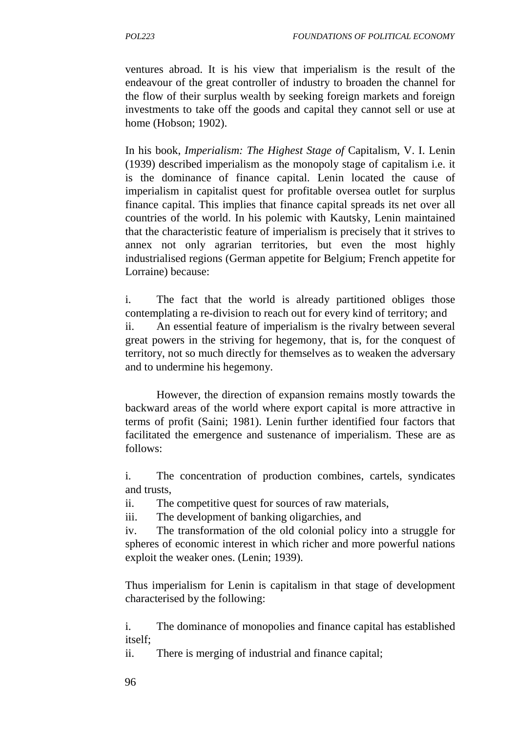ventures abroad. It is his view that imperialism is the result of the endeavour of the great controller of industry to broaden the channel for the flow of their surplus wealth by seeking foreign markets and foreign investments to take off the goods and capital they cannot sell or use at home (Hobson; 1902).

In his book, *Imperialism: The Highest Stage of* Capitalism, V. I. Lenin (1939) described imperialism as the monopoly stage of capitalism i.e. it is the dominance of finance capital. Lenin located the cause of imperialism in capitalist quest for profitable oversea outlet for surplus finance capital. This implies that finance capital spreads its net over all countries of the world. In his polemic with Kautsky, Lenin maintained that the characteristic feature of imperialism is precisely that it strives to annex not only agrarian territories, but even the most highly industrialised regions (German appetite for Belgium; French appetite for Lorraine) because:

i. The fact that the world is already partitioned obliges those contemplating a re-division to reach out for every kind of territory; and
ii. An essential feature of imperialism is the rivalry between several great powers in the striving for hegemony, that is, for the conquest of territory, not so much directly for themselves as to weaken the adversary and to undermine his hegemony.

However, the direction of expansion remains mostly towards the backward areas of the world where export capital is more attractive in terms of profit (Saini; 1981). Lenin further identified four factors that facilitated the emergence and sustenance of imperialism. These are as follows:

i. The concentration of production combines, cartels, syndicates and trusts,
ii. The competitive quest for sources of raw materials,
iii. The development of banking oligarchies, and
iv. The transformation of the old colonial policy into a struggle for spheres of economic interest in which richer and more powerful nations exploit the weaker ones. (Lenin; 1939).

Thus imperialism for Lenin is capitalism in that stage of development characterised by the following:

i. The dominance of monopolies and finance capital has established itself;
ii. There is merging of industrial and finance capital;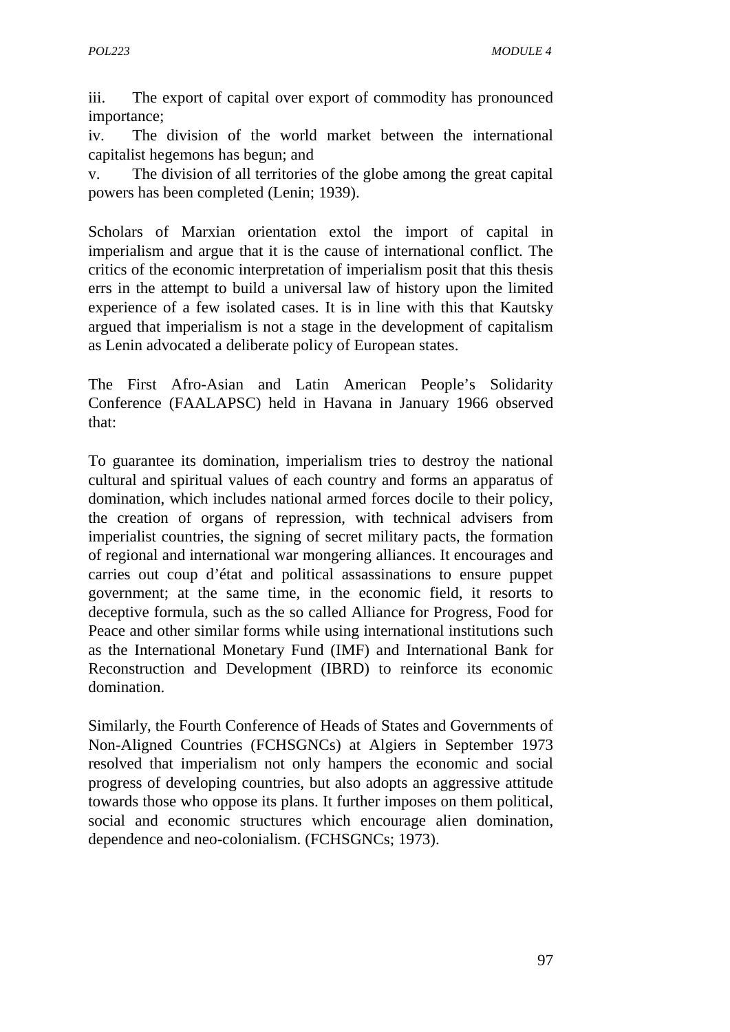iii. The export of capital over export of commodity has pronounced importance;

iv. The division of the world market between the international capitalist hegemons has begun; and

v. The division of all territories of the globe among the great capital powers has been completed (Lenin; 1939).

Scholars of Marxian orientation extol the import of capital in imperialism and argue that it is the cause of international conflict. The critics of the economic interpretation of imperialism posit that this thesis errs in the attempt to build a universal law of history upon the limited experience of a few isolated cases. It is in line with this that Kautsky argued that imperialism is not a stage in the development of capitalism as Lenin advocated a deliberate policy of European states.

The First Afro-Asian and Latin American People's Solidarity Conference (FAALAPSC) held in Havana in January 1966 observed that:

To guarantee its domination, imperialism tries to destroy the national cultural and spiritual values of each country and forms an apparatus of domination, which includes national armed forces docile to their policy, the creation of organs of repression, with technical advisers from imperialist countries, the signing of secret military pacts, the formation of regional and international war mongering alliances. It encourages and carries out coup d'état and political assassinations to ensure puppet government; at the same time, in the economic field, it resorts to deceptive formula, such as the so called Alliance for Progress, Food for Peace and other similar forms while using international institutions such as the International Monetary Fund (IMF) and International Bank for Reconstruction and Development (IBRD) to reinforce its economic domination.

Similarly, the Fourth Conference of Heads of States and Governments of Non-Aligned Countries (FCHSGNCs) at Algiers in September 1973 resolved that imperialism not only hampers the economic and social progress of developing countries, but also adopts an aggressive attitude towards those who oppose its plans. It further imposes on them political, social and economic structures which encourage alien domination, dependence and neo-colonialism. (FCHSGNCs; 1973).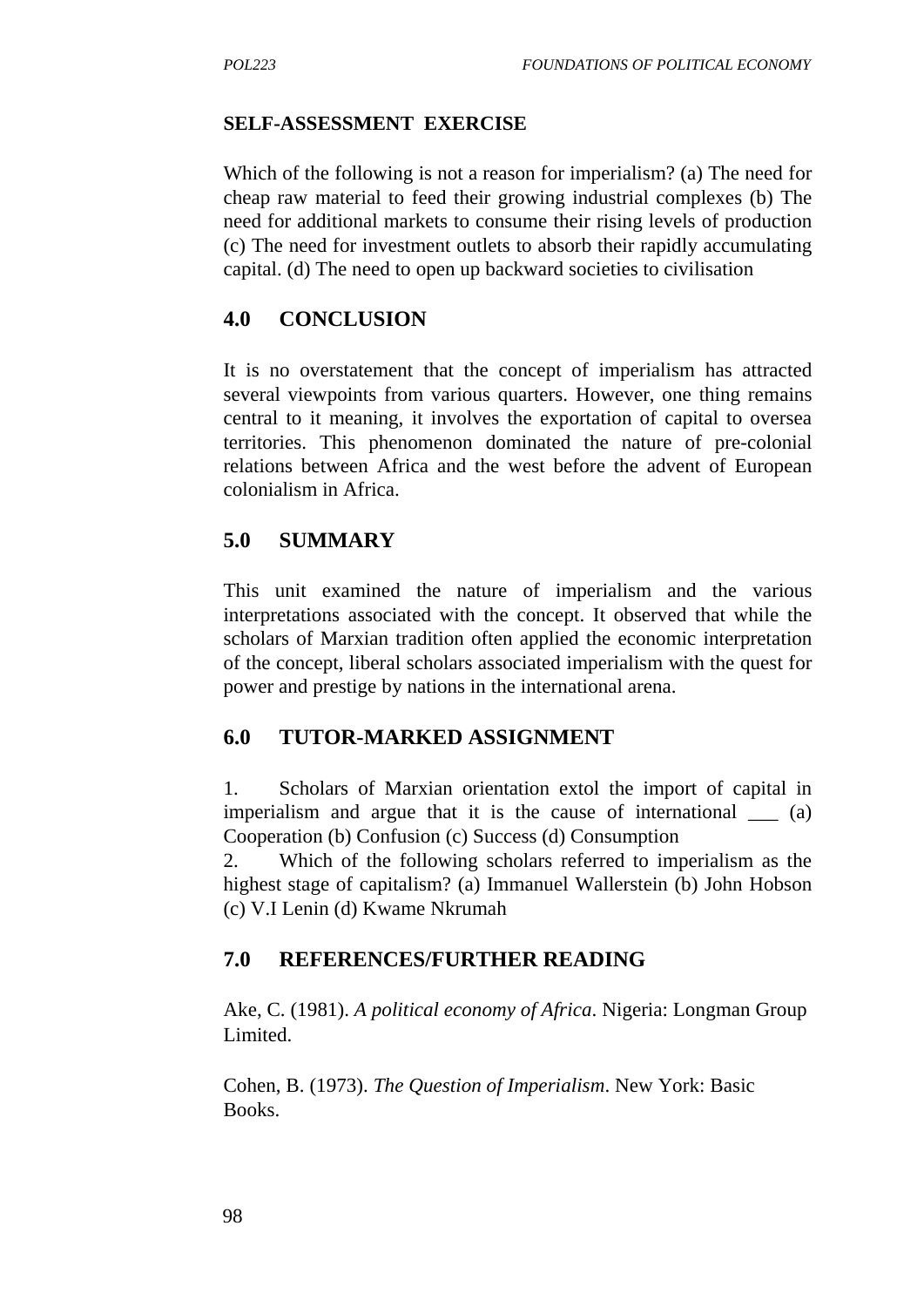**SELF-ASSESSMENT EXERCISE**

Which of the following is not a reason for imperialism? (a) The need for cheap raw material to feed their growing industrial complexes (b) The need for additional markets to consume their rising levels of production (c) The need for investment outlets to absorb their rapidly accumulating capital. (d) The need to open up backward societies to civilisation

## 4.0 CONCLUSION

It is no overstatement that the concept of imperialism has attracted several viewpoints from various quarters. However, one thing remains central to it meaning, it involves the exportation of capital to oversea territories. This phenomenon dominated the nature of pre-colonial relations between Africa and the west before the advent of European colonialism in Africa.

## 5.0 SUMMARY

This unit examined the nature of imperialism and the various interpretations associated with the concept. It observed that while the scholars of Marxian tradition often applied the economic interpretation of the concept, liberal scholars associated imperialism with the quest for power and prestige by nations in the international arena.

## 6.0 TUTOR-MARKED ASSIGNMENT

1. Scholars of Marxian orientation extol the import of capital in imperialism and argue that it is the cause of international ___ (a) Cooperation (b) Confusion (c) Success (d) Consumption
2. Which of the following scholars referred to imperialism as the highest stage of capitalism? (a) Immanuel Wallerstein (b) John Hobson (c) V.I Lenin (d) Kwame Nkrumah

## 7.0 REFERENCES/FURTHER READING

Ake, C. (1981). *A political economy of Africa*. Nigeria: Longman Group Limited.

Cohen, B. (1973). *The Question of Imperialism*. New York: Basic Books.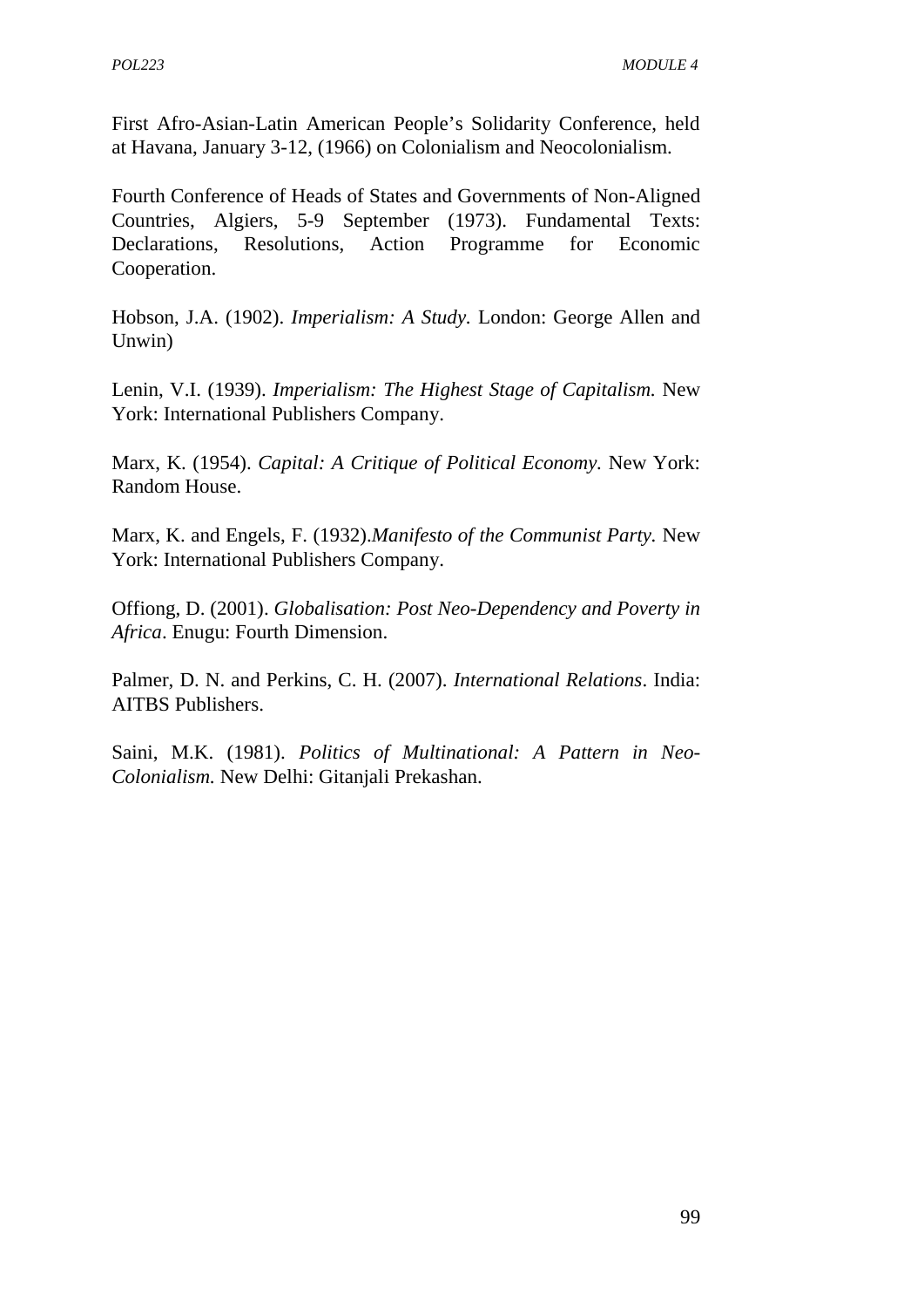First Afro-Asian-Latin American People's Solidarity Conference, held at Havana, January 3-12, (1966) on Colonialism and Neocolonialism.

Fourth Conference of Heads of States and Governments of Non-Aligned Countries, Algiers, 5-9 September (1973). Fundamental Texts: Declarations, Resolutions, Action Programme for Economic Cooperation.

Hobson, J.A. (1902). *Imperialism: A Study*. London: George Allen and Unwin)

Lenin, V.I. (1939). *Imperialism: The Highest Stage of Capitalism.* New York: International Publishers Company.

Marx, K. (1954). *Capital: A Critique of Political Economy.* New York: Random House.

Marx, K. and Engels, F. (1932).*Manifesto of the Communist Party.* New York: International Publishers Company.

Offiong, D. (2001). *Globalisation: Post Neo-Dependency and Poverty in Africa*. Enugu: Fourth Dimension.

Palmer, D. N. and Perkins, C. H. (2007). *International Relations*. India: AITBS Publishers.

Saini, M.K. (1981). *Politics of Multinational: A Pattern in Neo-Colonialism.* New Delhi: Gitanjali Prekashan.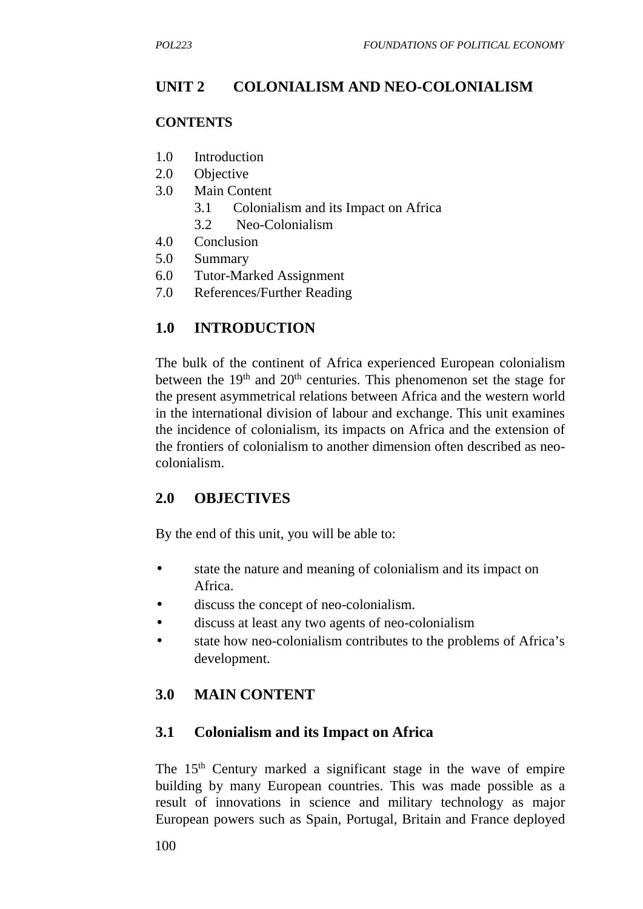# UNIT 2 COLONIALISM AND NEO-COLONIALISM

**CONTENTS**

1.0 Introduction
2.0 Objective
3.0 Main Content
    3.1 Colonialism and its Impact on Africa
    3.2 Neo-Colonialism
4.0 Conclusion
5.0 Summary
6.0 Tutor-Marked Assignment
7.0 References/Further Reading

## 1.0 INTRODUCTION

The bulk of the continent of Africa experienced European colonialism between the 19th and 20th centuries. This phenomenon set the stage for the present asymmetrical relations between Africa and the western world in the international division of labour and exchange. This unit examines the incidence of colonialism, its impacts on Africa and the extension of the frontiers of colonialism to another dimension often described as neo-colonialism.

## 2.0 OBJECTIVES

By the end of this unit, you will be able to:

- state the nature and meaning of colonialism and its impact on Africa.
- discuss the concept of neo-colonialism.
- discuss at least any two agents of neo-colonialism
- state how neo-colonialism contributes to the problems of Africa's development.

## 3.0 MAIN CONTENT

### 3.1 Colonialism and its Impact on Africa

The 15th Century marked a significant stage in the wave of empire building by many European countries. This was made possible as a result of innovations in science and military technology as major European powers such as Spain, Portugal, Britain and France deployed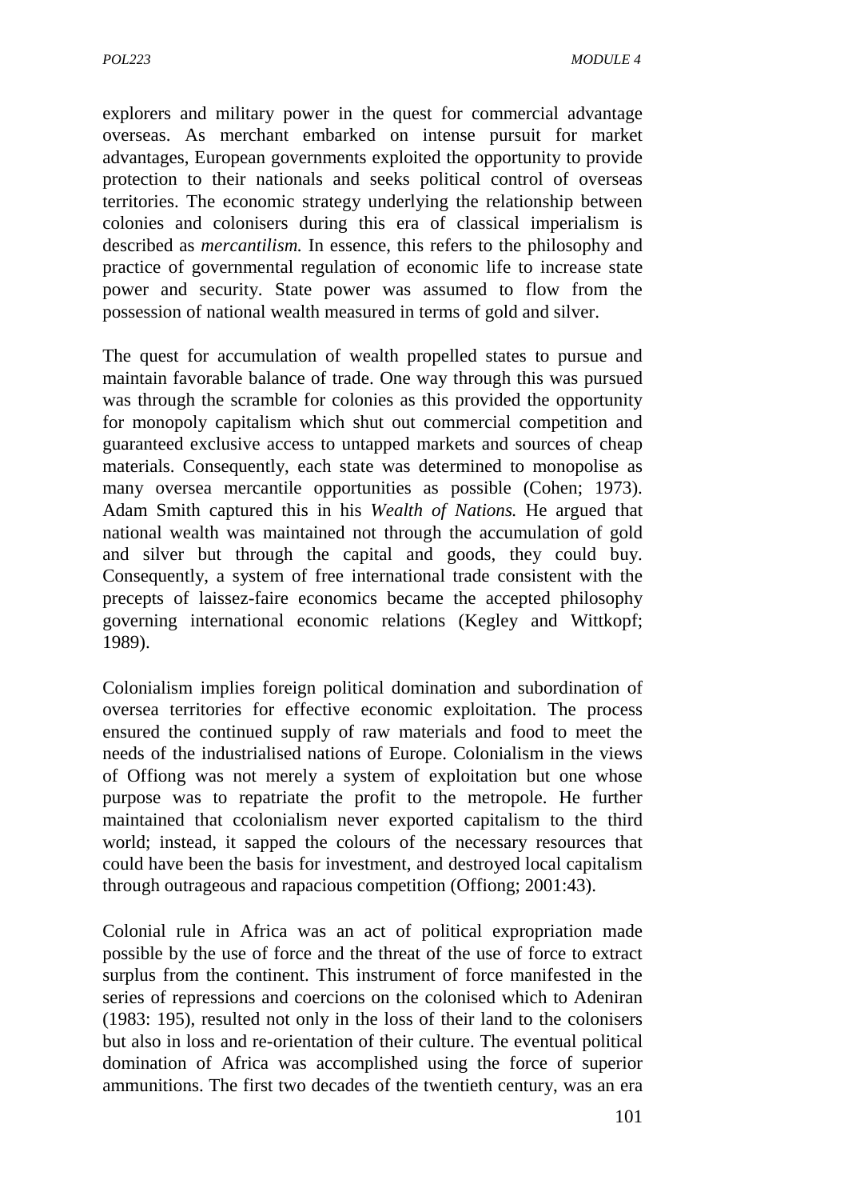explorers and military power in the quest for commercial advantage overseas. As merchant embarked on intense pursuit for market advantages, European governments exploited the opportunity to provide protection to their nationals and seeks political control of overseas territories. The economic strategy underlying the relationship between colonies and colonisers during this era of classical imperialism is described as *mercantilism.* In essence, this refers to the philosophy and practice of governmental regulation of economic life to increase state power and security. State power was assumed to flow from the possession of national wealth measured in terms of gold and silver.

The quest for accumulation of wealth propelled states to pursue and maintain favorable balance of trade. One way through this was pursued was through the scramble for colonies as this provided the opportunity for monopoly capitalism which shut out commercial competition and guaranteed exclusive access to untapped markets and sources of cheap materials. Consequently, each state was determined to monopolise as many oversea mercantile opportunities as possible (Cohen; 1973). Adam Smith captured this in his *Wealth of Nations.* He argued that national wealth was maintained not through the accumulation of gold and silver but through the capital and goods, they could buy. Consequently, a system of free international trade consistent with the precepts of laissez-faire economics became the accepted philosophy governing international economic relations (Kegley and Wittkopf; 1989).

Colonialism implies foreign political domination and subordination of oversea territories for effective economic exploitation. The process ensured the continued supply of raw materials and food to meet the needs of the industrialised nations of Europe. Colonialism in the views of Offiong was not merely a system of exploitation but one whose purpose was to repatriate the profit to the metropole. He further maintained that ccolonialism never exported capitalism to the third world; instead, it sapped the colours of the necessary resources that could have been the basis for investment, and destroyed local capitalism through outrageous and rapacious competition (Offiong; 2001:43).

Colonial rule in Africa was an act of political expropriation made possible by the use of force and the threat of the use of force to extract surplus from the continent. This instrument of force manifested in the series of repressions and coercions on the colonised which to Adeniran (1983: 195), resulted not only in the loss of their land to the colonisers but also in loss and re-orientation of their culture. The eventual political domination of Africa was accomplished using the force of superior ammunitions. The first two decades of the twentieth century, was an era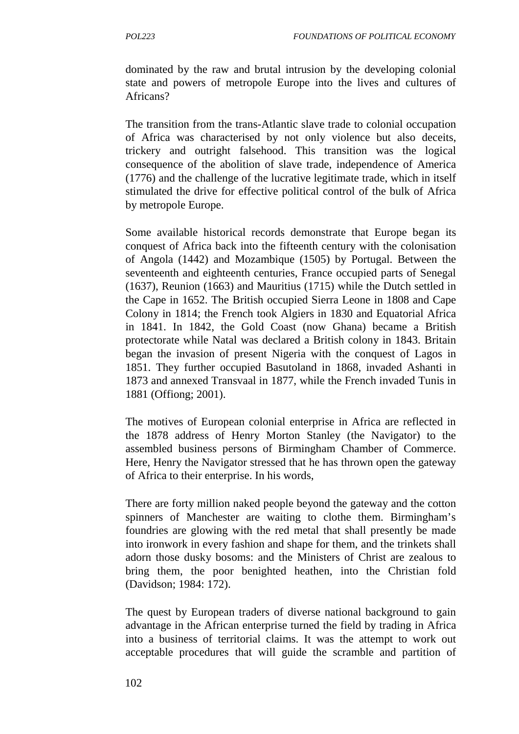dominated by the raw and brutal intrusion by the developing colonial state and powers of metropole Europe into the lives and cultures of Africans?

The transition from the trans-Atlantic slave trade to colonial occupation of Africa was characterised by not only violence but also deceits, trickery and outright falsehood. This transition was the logical consequence of the abolition of slave trade, independence of America (1776) and the challenge of the lucrative legitimate trade, which in itself stimulated the drive for effective political control of the bulk of Africa by metropole Europe.

Some available historical records demonstrate that Europe began its conquest of Africa back into the fifteenth century with the colonisation of Angola (1442) and Mozambique (1505) by Portugal. Between the seventeenth and eighteenth centuries, France occupied parts of Senegal (1637), Reunion (1663) and Mauritius (1715) while the Dutch settled in the Cape in 1652. The British occupied Sierra Leone in 1808 and Cape Colony in 1814; the French took Algiers in 1830 and Equatorial Africa in 1841. In 1842, the Gold Coast (now Ghana) became a British protectorate while Natal was declared a British colony in 1843. Britain began the invasion of present Nigeria with the conquest of Lagos in 1851. They further occupied Basutoland in 1868, invaded Ashanti in 1873 and annexed Transvaal in 1877, while the French invaded Tunis in 1881 (Offiong; 2001).

The motives of European colonial enterprise in Africa are reflected in the 1878 address of Henry Morton Stanley (the Navigator) to the assembled business persons of Birmingham Chamber of Commerce. Here, Henry the Navigator stressed that he has thrown open the gateway of Africa to their enterprise. In his words,

There are forty million naked people beyond the gateway and the cotton spinners of Manchester are waiting to clothe them. Birmingham's foundries are glowing with the red metal that shall presently be made into ironwork in every fashion and shape for them, and the trinkets shall adorn those dusky bosoms: and the Ministers of Christ are zealous to bring them, the poor benighted heathen, into the Christian fold (Davidson; 1984: 172).

The quest by European traders of diverse national background to gain advantage in the African enterprise turned the field by trading in Africa into a business of territorial claims. It was the attempt to work out acceptable procedures that will guide the scramble and partition of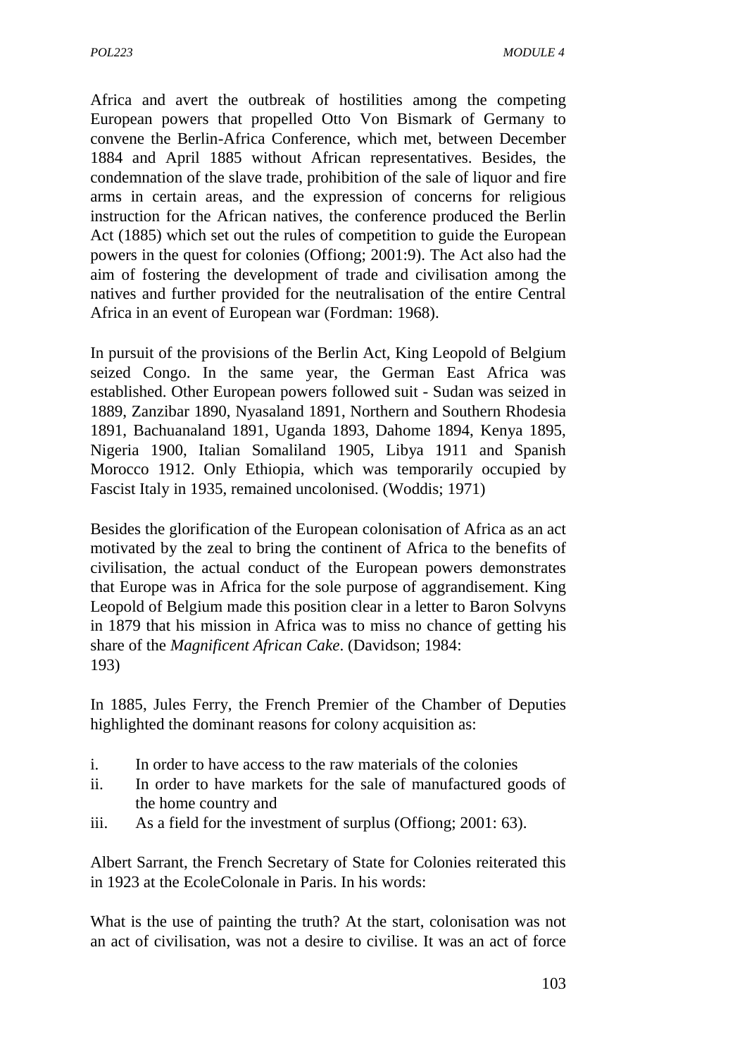Africa and avert the outbreak of hostilities among the competing European powers that propelled Otto Von Bismark of Germany to convene the Berlin-Africa Conference, which met, between December 1884 and April 1885 without African representatives. Besides, the condemnation of the slave trade, prohibition of the sale of liquor and fire arms in certain areas, and the expression of concerns for religious instruction for the African natives, the conference produced the Berlin Act (1885) which set out the rules of competition to guide the European powers in the quest for colonies (Offiong; 2001:9). The Act also had the aim of fostering the development of trade and civilisation among the natives and further provided for the neutralisation of the entire Central Africa in an event of European war (Fordman: 1968).

In pursuit of the provisions of the Berlin Act, King Leopold of Belgium seized Congo. In the same year, the German East Africa was established. Other European powers followed suit - Sudan was seized in 1889, Zanzibar 1890, Nyasaland 1891, Northern and Southern Rhodesia 1891, Bachuanaland 1891, Uganda 1893, Dahome 1894, Kenya 1895, Nigeria 1900, Italian Somaliland 1905, Libya 1911 and Spanish Morocco 1912. Only Ethiopia, which was temporarily occupied by Fascist Italy in 1935, remained uncolonised. (Woddis; 1971)

Besides the glorification of the European colonisation of Africa as an act motivated by the zeal to bring the continent of Africa to the benefits of civilisation, the actual conduct of the European powers demonstrates that Europe was in Africa for the sole purpose of aggrandisement. King Leopold of Belgium made this position clear in a letter to Baron Solvyns in 1879 that his mission in Africa was to miss no chance of getting his share of the *Magnificent African Cake*. (Davidson; 1984: 193)

In 1885, Jules Ferry, the French Premier of the Chamber of Deputies highlighted the dominant reasons for colony acquisition as:

i. In order to have access to the raw materials of the colonies
ii. In order to have markets for the sale of manufactured goods of the home country and
iii. As a field for the investment of surplus (Offiong; 2001: 63).

Albert Sarrant, the French Secretary of State for Colonies reiterated this in 1923 at the EcoleColonale in Paris. In his words:

What is the use of painting the truth? At the start, colonisation was not an act of civilisation, was not a desire to civilise. It was an act of force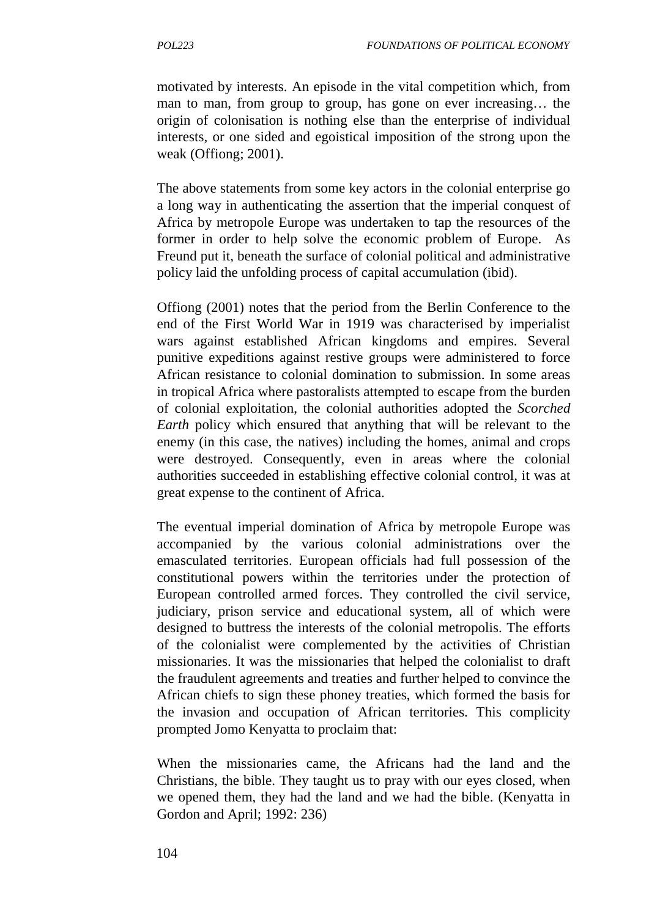motivated by interests. An episode in the vital competition which, from man to man, from group to group, has gone on ever increasing… the origin of colonisation is nothing else than the enterprise of individual interests, or one sided and egoistical imposition of the strong upon the weak (Offiong; 2001).

The above statements from some key actors in the colonial enterprise go a long way in authenticating the assertion that the imperial conquest of Africa by metropole Europe was undertaken to tap the resources of the former in order to help solve the economic problem of Europe. As Freund put it, beneath the surface of colonial political and administrative policy laid the unfolding process of capital accumulation (ibid).

Offiong (2001) notes that the period from the Berlin Conference to the end of the First World War in 1919 was characterised by imperialist wars against established African kingdoms and empires. Several punitive expeditions against restive groups were administered to force African resistance to colonial domination to submission. In some areas in tropical Africa where pastoralists attempted to escape from the burden of colonial exploitation, the colonial authorities adopted the *Scorched Earth* policy which ensured that anything that will be relevant to the enemy (in this case, the natives) including the homes, animal and crops were destroyed. Consequently, even in areas where the colonial authorities succeeded in establishing effective colonial control, it was at great expense to the continent of Africa.

The eventual imperial domination of Africa by metropole Europe was accompanied by the various colonial administrations over the emasculated territories. European officials had full possession of the constitutional powers within the territories under the protection of European controlled armed forces. They controlled the civil service, judiciary, prison service and educational system, all of which were designed to buttress the interests of the colonial metropolis. The efforts of the colonialist were complemented by the activities of Christian missionaries. It was the missionaries that helped the colonialist to draft the fraudulent agreements and treaties and further helped to convince the African chiefs to sign these phoney treaties, which formed the basis for the invasion and occupation of African territories. This complicity prompted Jomo Kenyatta to proclaim that:

When the missionaries came, the Africans had the land and the Christians, the bible. They taught us to pray with our eyes closed, when we opened them, they had the land and we had the bible. (Kenyatta in Gordon and April; 1992: 236)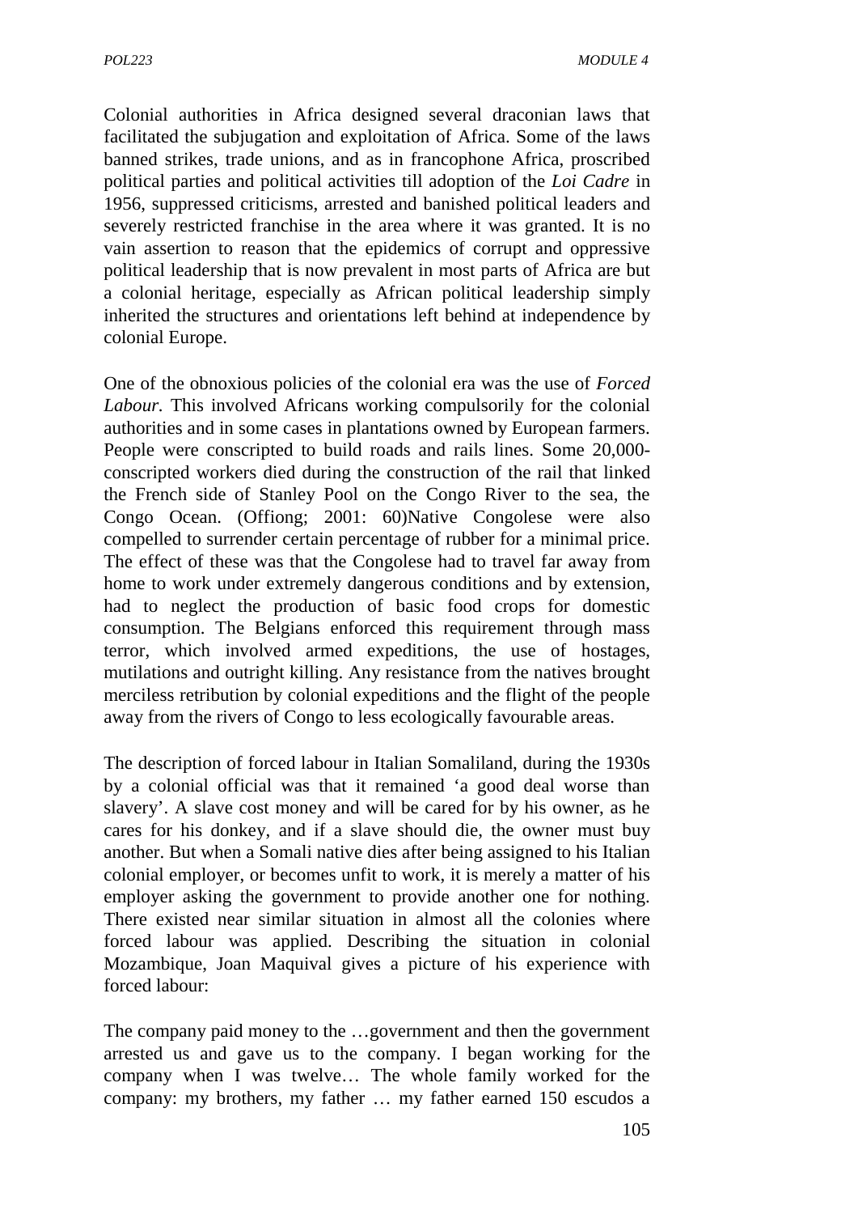Colonial authorities in Africa designed several draconian laws that facilitated the subjugation and exploitation of Africa. Some of the laws banned strikes, trade unions, and as in francophone Africa, proscribed political parties and political activities till adoption of the *Loi Cadre* in 1956, suppressed criticisms, arrested and banished political leaders and severely restricted franchise in the area where it was granted. It is no vain assertion to reason that the epidemics of corrupt and oppressive political leadership that is now prevalent in most parts of Africa are but a colonial heritage, especially as African political leadership simply inherited the structures and orientations left behind at independence by colonial Europe.

One of the obnoxious policies of the colonial era was the use of *Forced Labour.* This involved Africans working compulsorily for the colonial authorities and in some cases in plantations owned by European farmers. People were conscripted to build roads and rails lines. Some 20,000-conscripted workers died during the construction of the rail that linked the French side of Stanley Pool on the Congo River to the sea, the Congo Ocean. (Offiong; 2001: 60)Native Congolese were also compelled to surrender certain percentage of rubber for a minimal price. The effect of these was that the Congolese had to travel far away from home to work under extremely dangerous conditions and by extension, had to neglect the production of basic food crops for domestic consumption. The Belgians enforced this requirement through mass terror, which involved armed expeditions, the use of hostages, mutilations and outright killing. Any resistance from the natives brought merciless retribution by colonial expeditions and the flight of the people away from the rivers of Congo to less ecologically favourable areas.

The description of forced labour in Italian Somaliland, during the 1930s by a colonial official was that it remained 'a good deal worse than slavery'. A slave cost money and will be cared for by his owner, as he cares for his donkey, and if a slave should die, the owner must buy another. But when a Somali native dies after being assigned to his Italian colonial employer, or becomes unfit to work, it is merely a matter of his employer asking the government to provide another one for nothing. There existed near similar situation in almost all the colonies where forced labour was applied. Describing the situation in colonial Mozambique, Joan Maquival gives a picture of his experience with forced labour:

The company paid money to the …government and then the government arrested us and gave us to the company. I began working for the company when I was twelve… The whole family worked for the company: my brothers, my father … my father earned 150 escudos a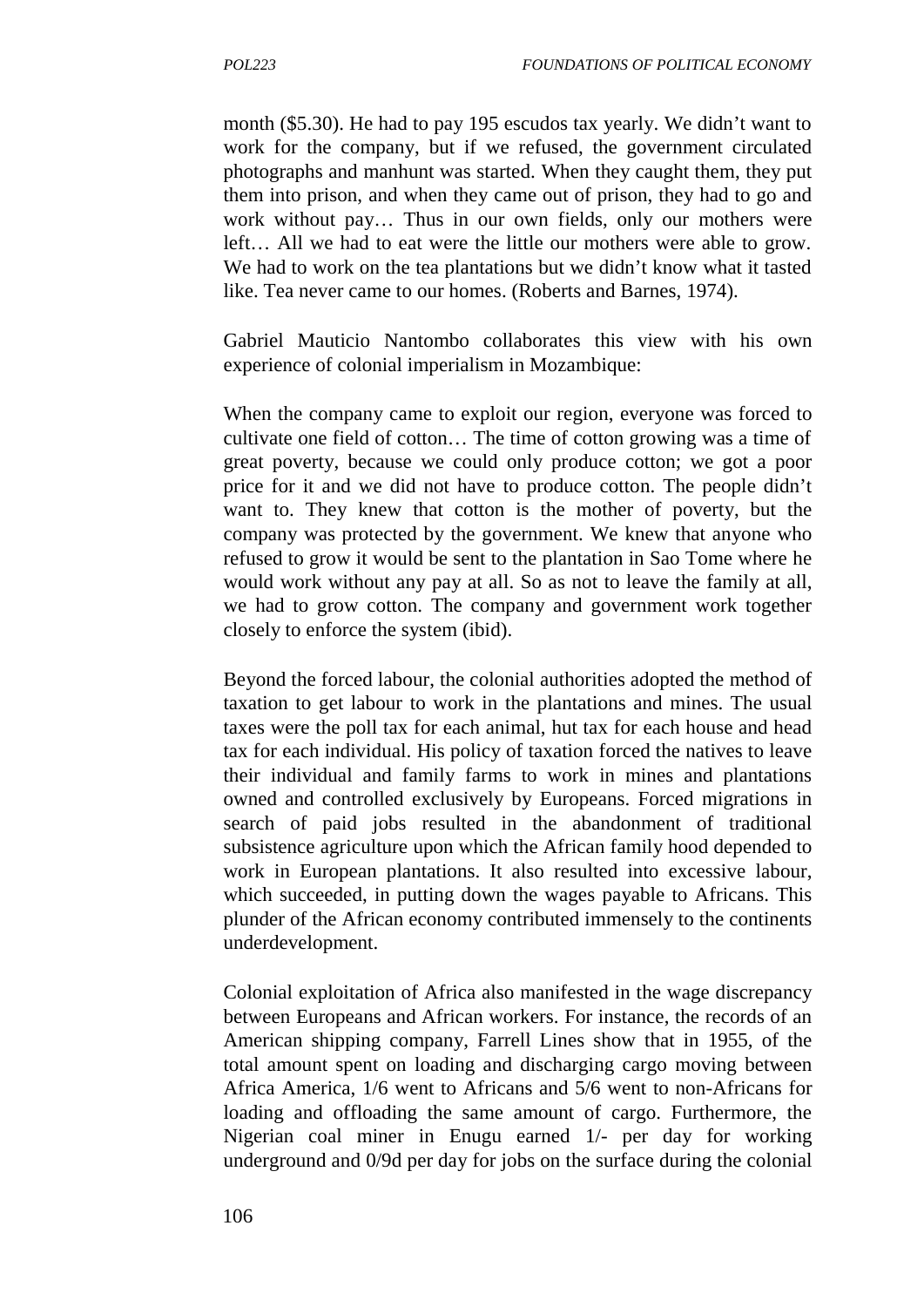month ($5.30). He had to pay 195 escudos tax yearly. We didn't want to work for the company, but if we refused, the government circulated photographs and manhunt was started. When they caught them, they put them into prison, and when they came out of prison, they had to go and work without pay… Thus in our own fields, only our mothers were left… All we had to eat were the little our mothers were able to grow. We had to work on the tea plantations but we didn't know what it tasted like. Tea never came to our homes. (Roberts and Barnes, 1974).

Gabriel Mauticio Nantombo collaborates this view with his own experience of colonial imperialism in Mozambique:

When the company came to exploit our region, everyone was forced to cultivate one field of cotton… The time of cotton growing was a time of great poverty, because we could only produce cotton; we got a poor price for it and we did not have to produce cotton. The people didn't want to. They knew that cotton is the mother of poverty, but the company was protected by the government. We knew that anyone who refused to grow it would be sent to the plantation in Sao Tome where he would work without any pay at all. So as not to leave the family at all, we had to grow cotton. The company and government work together closely to enforce the system (ibid).

Beyond the forced labour, the colonial authorities adopted the method of taxation to get labour to work in the plantations and mines. The usual taxes were the poll tax for each animal, hut tax for each house and head tax for each individual. His policy of taxation forced the natives to leave their individual and family farms to work in mines and plantations owned and controlled exclusively by Europeans. Forced migrations in search of paid jobs resulted in the abandonment of traditional subsistence agriculture upon which the African family hood depended to work in European plantations. It also resulted into excessive labour, which succeeded, in putting down the wages payable to Africans. This plunder of the African economy contributed immensely to the continents underdevelopment.

Colonial exploitation of Africa also manifested in the wage discrepancy between Europeans and African workers. For instance, the records of an American shipping company, Farrell Lines show that in 1955, of the total amount spent on loading and discharging cargo moving between Africa America, 1/6 went to Africans and 5/6 went to non-Africans for loading and offloading the same amount of cargo. Furthermore, the Nigerian coal miner in Enugu earned 1/- per day for working underground and 0/9d per day for jobs on the surface during the colonial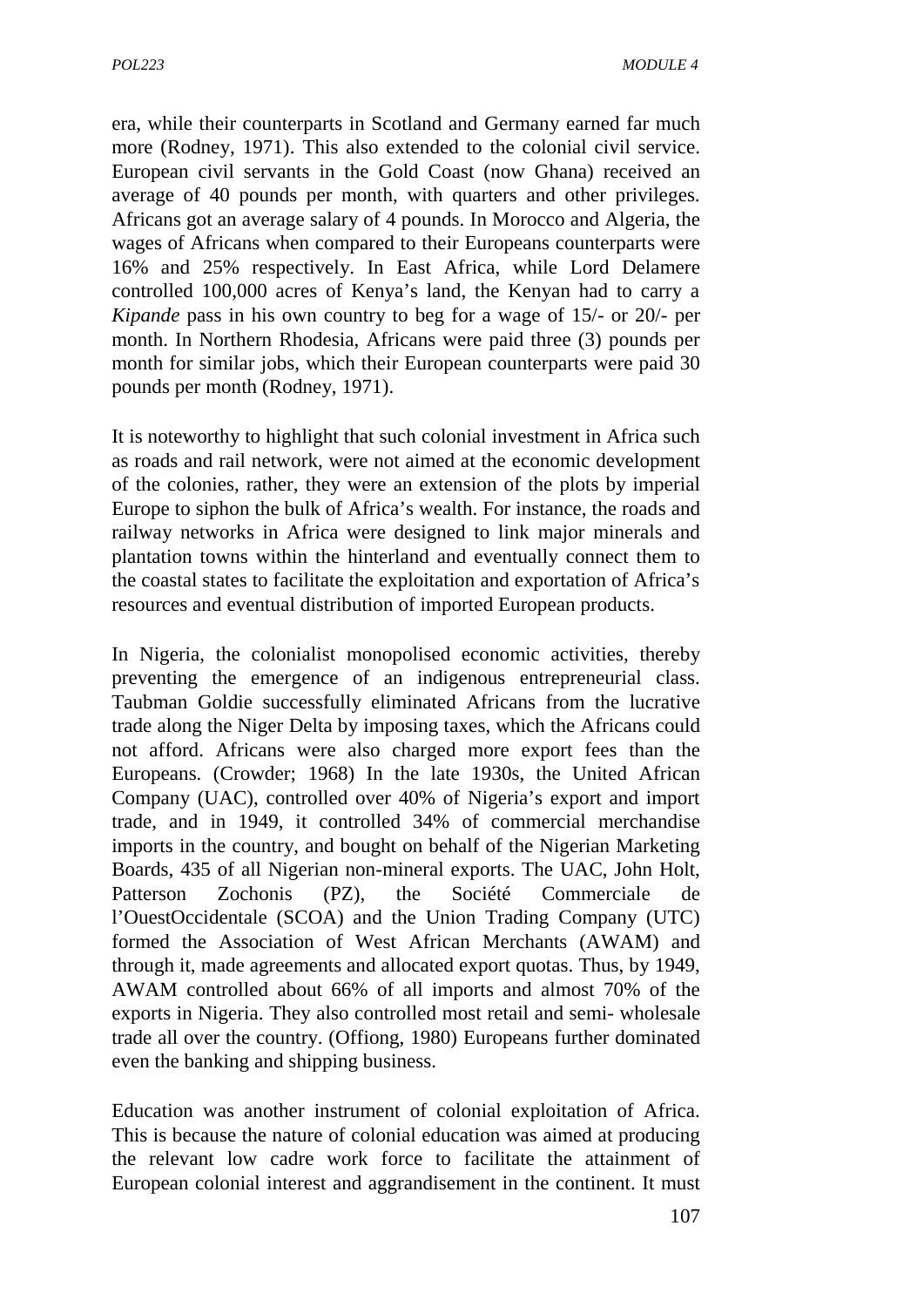era, while their counterparts in Scotland and Germany earned far much more (Rodney, 1971). This also extended to the colonial civil service. European civil servants in the Gold Coast (now Ghana) received an average of 40 pounds per month, with quarters and other privileges. Africans got an average salary of 4 pounds. In Morocco and Algeria, the wages of Africans when compared to their Europeans counterparts were 16% and 25% respectively. In East Africa, while Lord Delamere controlled 100,000 acres of Kenya's land, the Kenyan had to carry a *Kipande* pass in his own country to beg for a wage of 15/- or 20/- per month. In Northern Rhodesia, Africans were paid three (3) pounds per month for similar jobs, which their European counterparts were paid 30 pounds per month (Rodney, 1971).

It is noteworthy to highlight that such colonial investment in Africa such as roads and rail network, were not aimed at the economic development of the colonies, rather, they were an extension of the plots by imperial Europe to siphon the bulk of Africa's wealth. For instance, the roads and railway networks in Africa were designed to link major minerals and plantation towns within the hinterland and eventually connect them to the coastal states to facilitate the exploitation and exportation of Africa's resources and eventual distribution of imported European products.

In Nigeria, the colonialist monopolised economic activities, thereby preventing the emergence of an indigenous entrepreneurial class. Taubman Goldie successfully eliminated Africans from the lucrative trade along the Niger Delta by imposing taxes, which the Africans could not afford. Africans were also charged more export fees than the Europeans. (Crowder; 1968) In the late 1930s, the United African Company (UAC), controlled over 40% of Nigeria's export and import trade, and in 1949, it controlled 34% of commercial merchandise imports in the country, and bought on behalf of the Nigerian Marketing Boards, 435 of all Nigerian non-mineral exports. The UAC, John Holt, Patterson Zochonis (PZ), the Société Commerciale de l'OuestOccidentale (SCOA) and the Union Trading Company (UTC) formed the Association of West African Merchants (AWAM) and through it, made agreements and allocated export quotas. Thus, by 1949, AWAM controlled about 66% of all imports and almost 70% of the exports in Nigeria. They also controlled most retail and semi- wholesale trade all over the country. (Offiong, 1980) Europeans further dominated even the banking and shipping business.

Education was another instrument of colonial exploitation of Africa. This is because the nature of colonial education was aimed at producing the relevant low cadre work force to facilitate the attainment of European colonial interest and aggrandisement in the continent. It must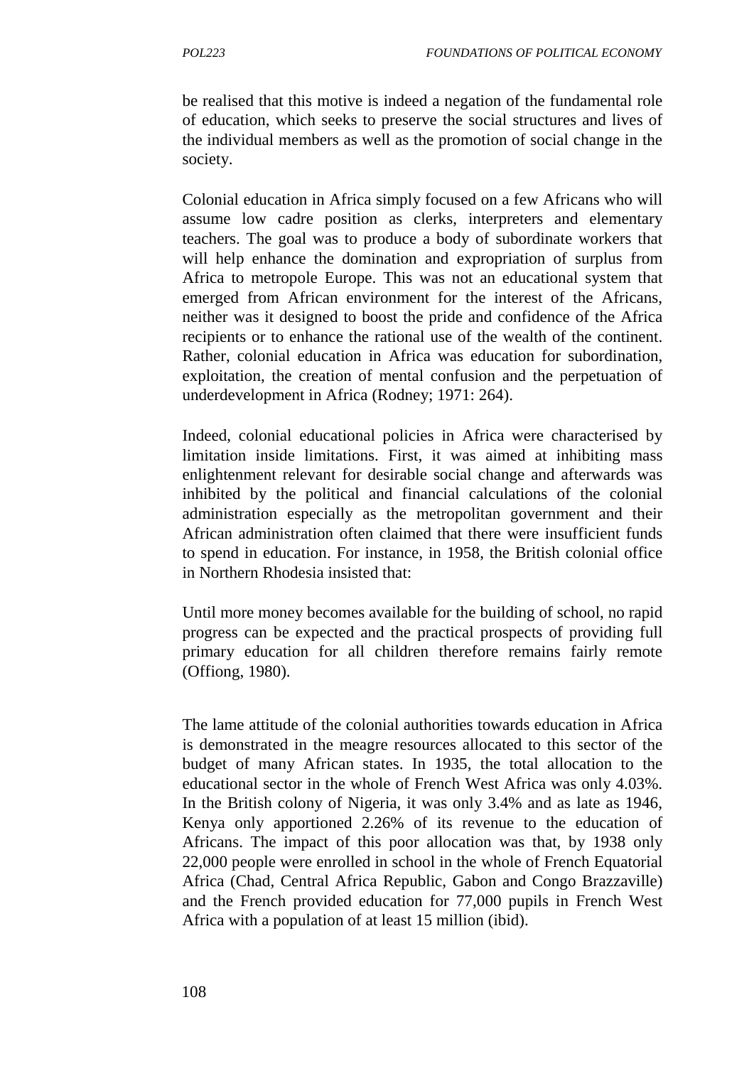be realised that this motive is indeed a negation of the fundamental role of education, which seeks to preserve the social structures and lives of the individual members as well as the promotion of social change in the society.

Colonial education in Africa simply focused on a few Africans who will assume low cadre position as clerks, interpreters and elementary teachers. The goal was to produce a body of subordinate workers that will help enhance the domination and expropriation of surplus from Africa to metropole Europe. This was not an educational system that emerged from African environment for the interest of the Africans, neither was it designed to boost the pride and confidence of the Africa recipients or to enhance the rational use of the wealth of the continent. Rather, colonial education in Africa was education for subordination, exploitation, the creation of mental confusion and the perpetuation of underdevelopment in Africa (Rodney; 1971: 264).

Indeed, colonial educational policies in Africa were characterised by limitation inside limitations. First, it was aimed at inhibiting mass enlightenment relevant for desirable social change and afterwards was inhibited by the political and financial calculations of the colonial administration especially as the metropolitan government and their African administration often claimed that there were insufficient funds to spend in education. For instance, in 1958, the British colonial office in Northern Rhodesia insisted that:

Until more money becomes available for the building of school, no rapid progress can be expected and the practical prospects of providing full primary education for all children therefore remains fairly remote (Offiong, 1980).

The lame attitude of the colonial authorities towards education in Africa is demonstrated in the meagre resources allocated to this sector of the budget of many African states. In 1935, the total allocation to the educational sector in the whole of French West Africa was only 4.03%. In the British colony of Nigeria, it was only 3.4% and as late as 1946, Kenya only apportioned 2.26% of its revenue to the education of Africans. The impact of this poor allocation was that, by 1938 only 22,000 people were enrolled in school in the whole of French Equatorial Africa (Chad, Central Africa Republic, Gabon and Congo Brazzaville) and the French provided education for 77,000 pupils in French West Africa with a population of at least 15 million (ibid).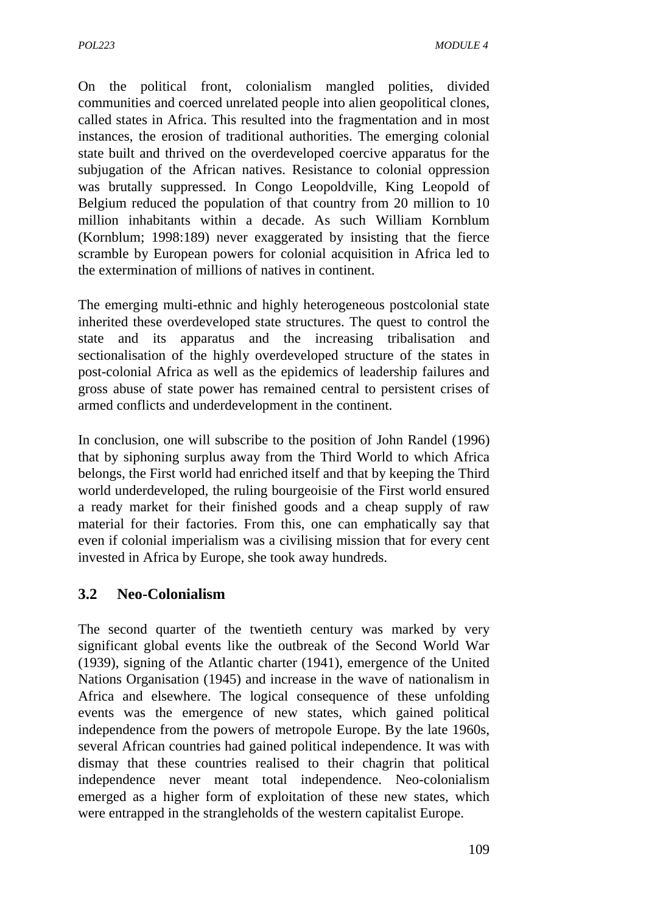On the political front, colonialism mangled polities, divided communities and coerced unrelated people into alien geopolitical clones, called states in Africa. This resulted into the fragmentation and in most instances, the erosion of traditional authorities. The emerging colonial state built and thrived on the overdeveloped coercive apparatus for the subjugation of the African natives. Resistance to colonial oppression was brutally suppressed. In Congo Leopoldville, King Leopold of Belgium reduced the population of that country from 20 million to 10 million inhabitants within a decade. As such William Kornblum (Kornblum; 1998:189) never exaggerated by insisting that the fierce scramble by European powers for colonial acquisition in Africa led to the extermination of millions of natives in continent.

The emerging multi-ethnic and highly heterogeneous postcolonial state inherited these overdeveloped state structures. The quest to control the state and its apparatus and the increasing tribalisation and sectionalisation of the highly overdeveloped structure of the states in post-colonial Africa as well as the epidemics of leadership failures and gross abuse of state power has remained central to persistent crises of armed conflicts and underdevelopment in the continent.

In conclusion, one will subscribe to the position of John Randel (1996) that by siphoning surplus away from the Third World to which Africa belongs, the First world had enriched itself and that by keeping the Third world underdeveloped, the ruling bourgeoisie of the First world ensured a ready market for their finished goods and a cheap supply of raw material for their factories. From this, one can emphatically say that even if colonial imperialism was a civilising mission that for every cent invested in Africa by Europe, she took away hundreds.

## 3.2 Neo-Colonialism

The second quarter of the twentieth century was marked by very significant global events like the outbreak of the Second World War (1939), signing of the Atlantic charter (1941), emergence of the United Nations Organisation (1945) and increase in the wave of nationalism in Africa and elsewhere. The logical consequence of these unfolding events was the emergence of new states, which gained political independence from the powers of metropole Europe. By the late 1960s, several African countries had gained political independence. It was with dismay that these countries realised to their chagrin that political independence never meant total independence. Neo-colonialism emerged as a higher form of exploitation of these new states, which were entrapped in the strangleholds of the western capitalist Europe.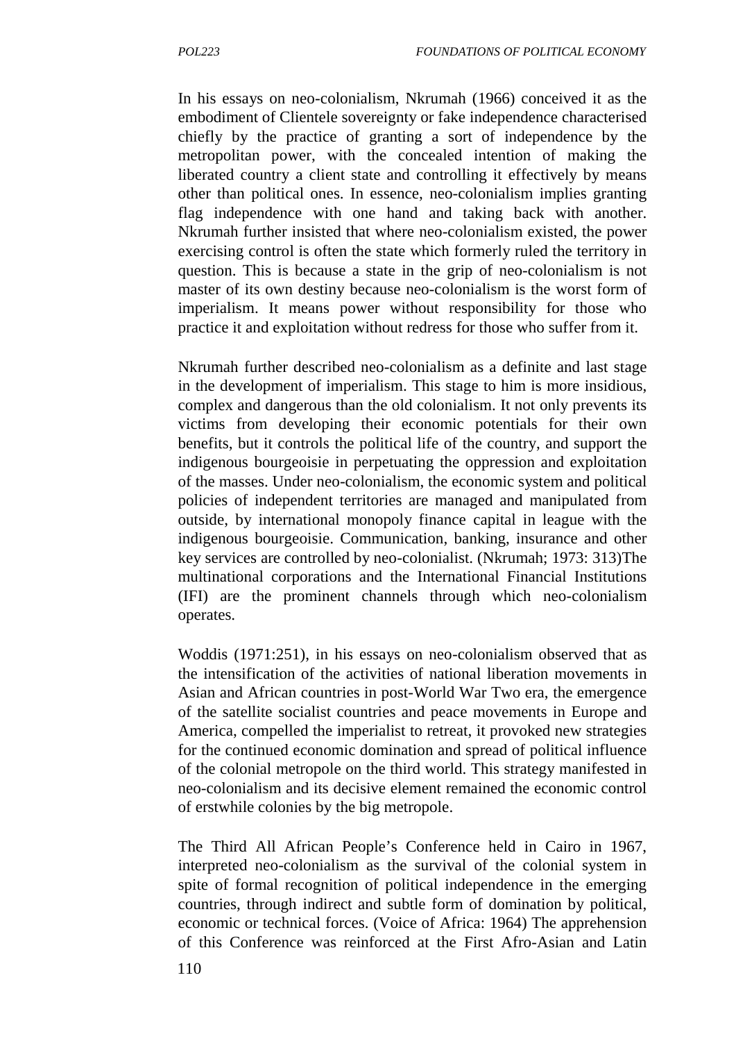In his essays on neo-colonialism, Nkrumah (1966) conceived it as the embodiment of Clientele sovereignty or fake independence characterised chiefly by the practice of granting a sort of independence by the metropolitan power, with the concealed intention of making the liberated country a client state and controlling it effectively by means other than political ones. In essence, neo-colonialism implies granting flag independence with one hand and taking back with another. Nkrumah further insisted that where neo-colonialism existed, the power exercising control is often the state which formerly ruled the territory in question. This is because a state in the grip of neo-colonialism is not master of its own destiny because neo-colonialism is the worst form of imperialism. It means power without responsibility for those who practice it and exploitation without redress for those who suffer from it.

Nkrumah further described neo-colonialism as a definite and last stage in the development of imperialism. This stage to him is more insidious, complex and dangerous than the old colonialism. It not only prevents its victims from developing their economic potentials for their own benefits, but it controls the political life of the country, and support the indigenous bourgeoisie in perpetuating the oppression and exploitation of the masses. Under neo-colonialism, the economic system and political policies of independent territories are managed and manipulated from outside, by international monopoly finance capital in league with the indigenous bourgeoisie. Communication, banking, insurance and other key services are controlled by neo-colonialist. (Nkrumah; 1973: 313)The multinational corporations and the International Financial Institutions (IFI) are the prominent channels through which neo-colonialism operates.

Woddis (1971:251), in his essays on neo-colonialism observed that as the intensification of the activities of national liberation movements in Asian and African countries in post-World War Two era, the emergence of the satellite socialist countries and peace movements in Europe and America, compelled the imperialist to retreat, it provoked new strategies for the continued economic domination and spread of political influence of the colonial metropole on the third world. This strategy manifested in neo-colonialism and its decisive element remained the economic control of erstwhile colonies by the big metropole.

The Third All African People's Conference held in Cairo in 1967, interpreted neo-colonialism as the survival of the colonial system in spite of formal recognition of political independence in the emerging countries, through indirect and subtle form of domination by political, economic or technical forces. (Voice of Africa: 1964) The apprehension of this Conference was reinforced at the First Afro-Asian and Latin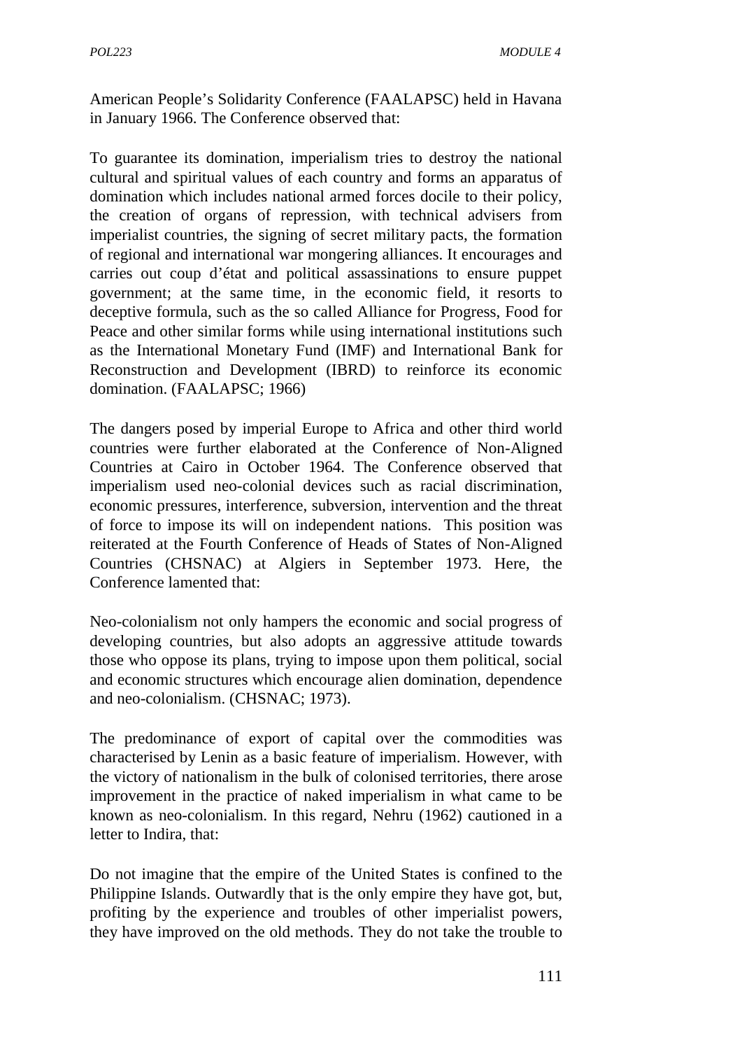American People's Solidarity Conference (FAALAPSC) held in Havana in January 1966. The Conference observed that:

To guarantee its domination, imperialism tries to destroy the national cultural and spiritual values of each country and forms an apparatus of domination which includes national armed forces docile to their policy, the creation of organs of repression, with technical advisers from imperialist countries, the signing of secret military pacts, the formation of regional and international war mongering alliances. It encourages and carries out coup d'état and political assassinations to ensure puppet government; at the same time, in the economic field, it resorts to deceptive formula, such as the so called Alliance for Progress, Food for Peace and other similar forms while using international institutions such as the International Monetary Fund (IMF) and International Bank for Reconstruction and Development (IBRD) to reinforce its economic domination. (FAALAPSC; 1966)

The dangers posed by imperial Europe to Africa and other third world countries were further elaborated at the Conference of Non-Aligned Countries at Cairo in October 1964. The Conference observed that imperialism used neo-colonial devices such as racial discrimination, economic pressures, interference, subversion, intervention and the threat of force to impose its will on independent nations. This position was reiterated at the Fourth Conference of Heads of States of Non-Aligned Countries (CHSNAC) at Algiers in September 1973. Here, the Conference lamented that:

Neo-colonialism not only hampers the economic and social progress of developing countries, but also adopts an aggressive attitude towards those who oppose its plans, trying to impose upon them political, social and economic structures which encourage alien domination, dependence and neo-colonialism. (CHSNAC; 1973).

The predominance of export of capital over the commodities was characterised by Lenin as a basic feature of imperialism. However, with the victory of nationalism in the bulk of colonised territories, there arose improvement in the practice of naked imperialism in what came to be known as neo-colonialism. In this regard, Nehru (1962) cautioned in a letter to Indira, that:

Do not imagine that the empire of the United States is confined to the Philippine Islands. Outwardly that is the only empire they have got, but, profiting by the experience and troubles of other imperialist powers, they have improved on the old methods. They do not take the trouble to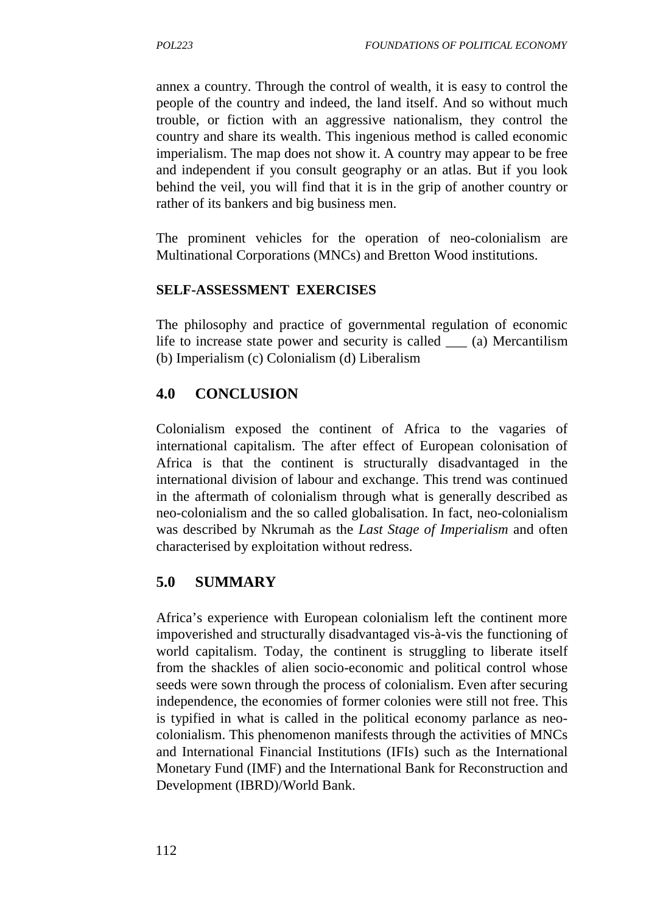annex a country. Through the control of wealth, it is easy to control the people of the country and indeed, the land itself. And so without much trouble, or fiction with an aggressive nationalism, they control the country and share its wealth. This ingenious method is called economic imperialism. The map does not show it. A country may appear to be free and independent if you consult geography or an atlas. But if you look behind the veil, you will find that it is in the grip of another country or rather of its bankers and big business men.

The prominent vehicles for the operation of neo-colonialism are Multinational Corporations (MNCs) and Bretton Wood institutions.

**SELF-ASSESSMENT EXERCISES**

The philosophy and practice of governmental regulation of economic life to increase state power and security is called ___ (a) Mercantilism (b) Imperialism (c) Colonialism (d) Liberalism

## 4.0 CONCLUSION

Colonialism exposed the continent of Africa to the vagaries of international capitalism. The after effect of European colonisation of Africa is that the continent is structurally disadvantaged in the international division of labour and exchange. This trend was continued in the aftermath of colonialism through what is generally described as neo-colonialism and the so called globalisation. In fact, neo-colonialism was described by Nkrumah as the *Last Stage of Imperialism* and often characterised by exploitation without redress.

## 5.0 SUMMARY

Africa's experience with European colonialism left the continent more impoverished and structurally disadvantaged vis-à-vis the functioning of world capitalism. Today, the continent is struggling to liberate itself from the shackles of alien socio-economic and political control whose seeds were sown through the process of colonialism. Even after securing independence, the economies of former colonies were still not free. This is typified in what is called in the political economy parlance as neo-colonialism. This phenomenon manifests through the activities of MNCs and International Financial Institutions (IFIs) such as the International Monetary Fund (IMF) and the International Bank for Reconstruction and Development (IBRD)/World Bank.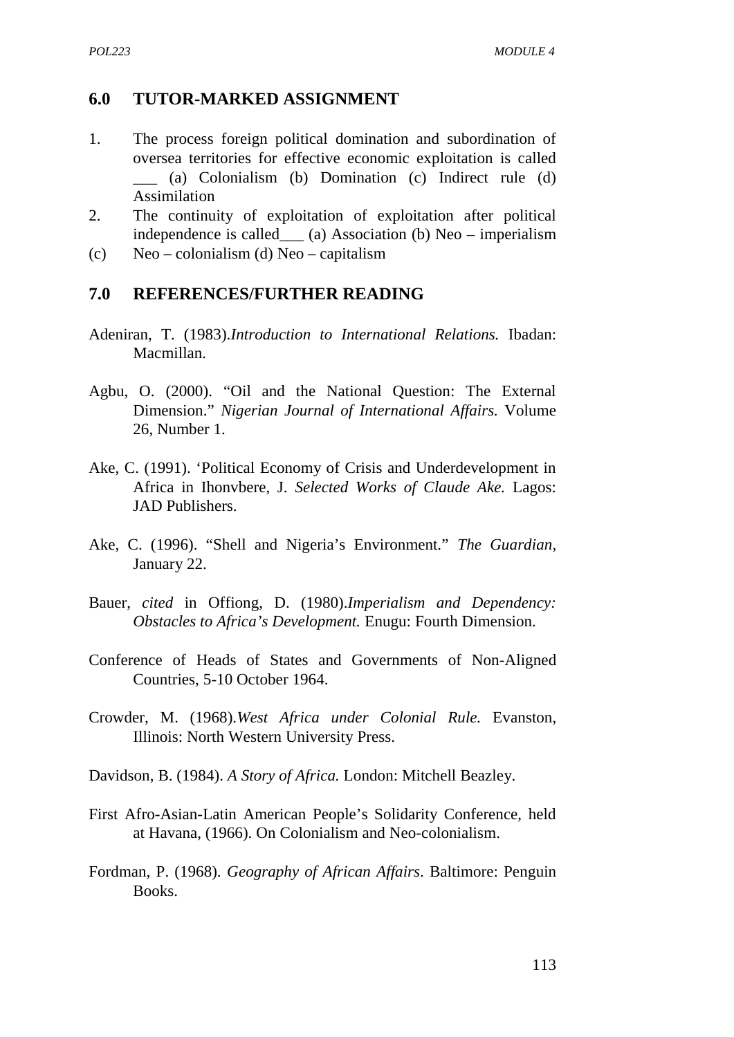## 6.0 TUTOR-MARKED ASSIGNMENT

1. The process foreign political domination and subordination of oversea territories for effective economic exploitation is called ___ (a) Colonialism (b) Domination (c) Indirect rule (d) Assimilation
2. The continuity of exploitation of exploitation after political independence is called___ (a) Association (b) Neo – imperialism
(c) Neo – colonialism (d) Neo – capitalism

## 7.0 REFERENCES/FURTHER READING

Adeniran, T. (1983).*Introduction to International Relations.* Ibadan: Macmillan.

Agbu, O. (2000). "Oil and the National Question: The External Dimension." *Nigerian Journal of International Affairs.* Volume 26, Number 1.

Ake, C. (1991). 'Political Economy of Crisis and Underdevelopment in Africa in Ihonvbere, J. *Selected Works of Claude Ake.* Lagos: JAD Publishers.

Ake, C. (1996). "Shell and Nigeria's Environment." *The Guardian,* January 22.

Bauer, *cited* in Offiong, D. (1980).*Imperialism and Dependency: Obstacles to Africa's Development.* Enugu: Fourth Dimension.

Conference of Heads of States and Governments of Non-Aligned Countries, 5-10 October 1964.

Crowder, M. (1968).*West Africa under Colonial Rule.* Evanston, Illinois: North Western University Press.

Davidson, B. (1984). *A Story of Africa.* London: Mitchell Beazley.

First Afro-Asian-Latin American People's Solidarity Conference, held at Havana, (1966). On Colonialism and Neo-colonialism.

Fordman, P. (1968). *Geography of African Affairs*. Baltimore: Penguin Books.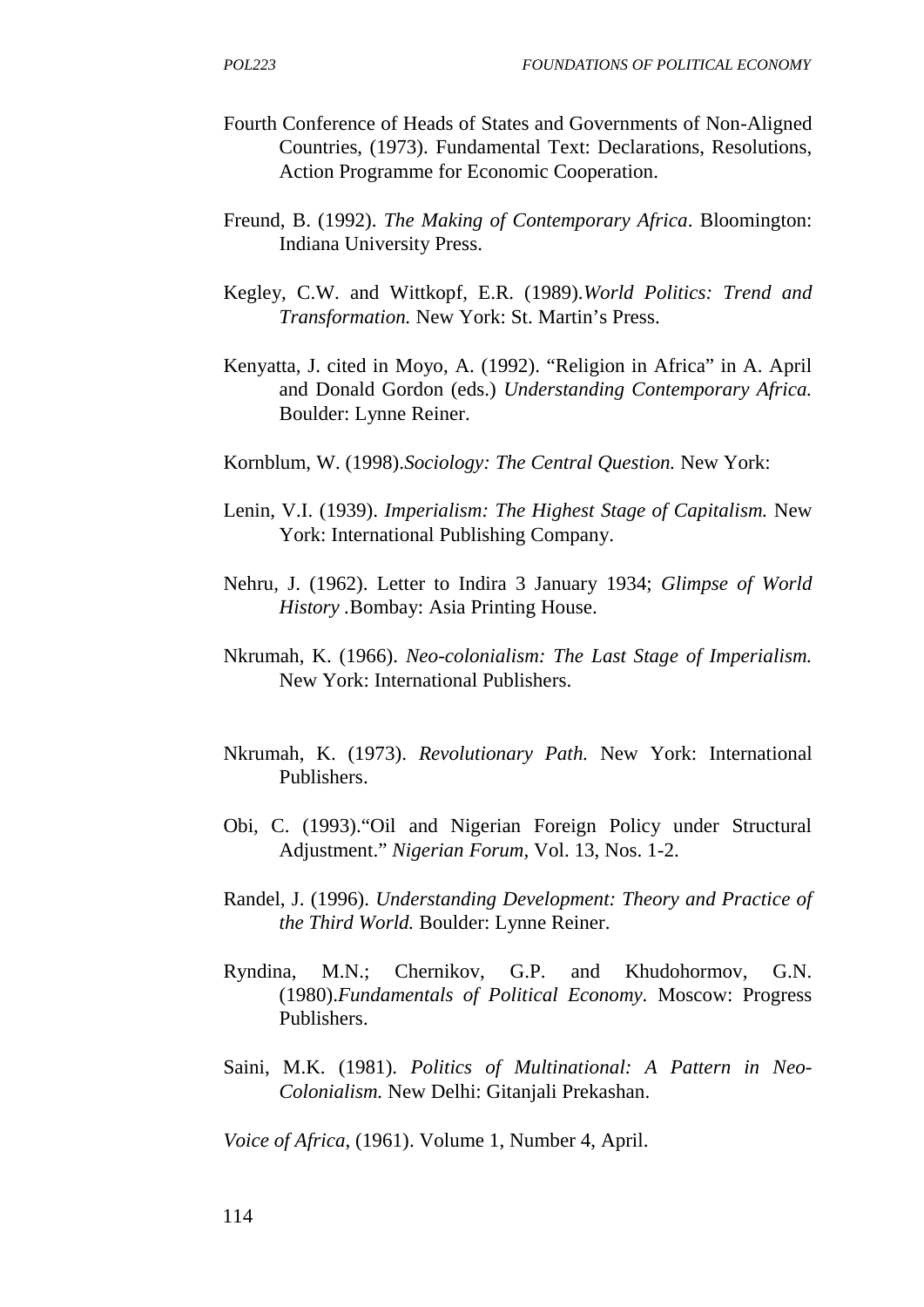Fourth Conference of Heads of States and Governments of Non-Aligned Countries, (1973). Fundamental Text: Declarations, Resolutions, Action Programme for Economic Cooperation.

Freund, B. (1992). *The Making of Contemporary Africa*. Bloomington: Indiana University Press.

Kegley, C.W. and Wittkopf, E.R. (1989).*World Politics: Trend and Transformation.* New York: St. Martin's Press.

Kenyatta, J. cited in Moyo, A. (1992). "Religion in Africa" in A. April and Donald Gordon (eds.) *Understanding Contemporary Africa.* Boulder: Lynne Reiner.

Kornblum, W. (1998).*Sociology: The Central Question.* New York:

Lenin, V.I. (1939). *Imperialism: The Highest Stage of Capitalism.* New York: International Publishing Company.

Nehru, J. (1962). Letter to Indira 3 January 1934; *Glimpse of World History* .Bombay: Asia Printing House.

Nkrumah, K. (1966). *Neo-colonialism: The Last Stage of Imperialism.* New York: International Publishers.

Nkrumah, K. (1973). *Revolutionary Path.* New York: International Publishers.

Obi, C. (1993)."Oil and Nigerian Foreign Policy under Structural Adjustment." *Nigerian Forum*, Vol. 13, Nos. 1-2.

Randel, J. (1996). *Understanding Development: Theory and Practice of the Third World.* Boulder: Lynne Reiner.

Ryndina, M.N.; Chernikov, G.P. and Khudohormov, G.N. (1980).*Fundamentals of Political Economy*. Moscow: Progress Publishers.

Saini, M.K. (1981). *Politics of Multinational: A Pattern in Neo-Colonialism.* New Delhi: Gitanjali Prekashan.

*Voice of Africa*, (1961). Volume 1, Number 4, April.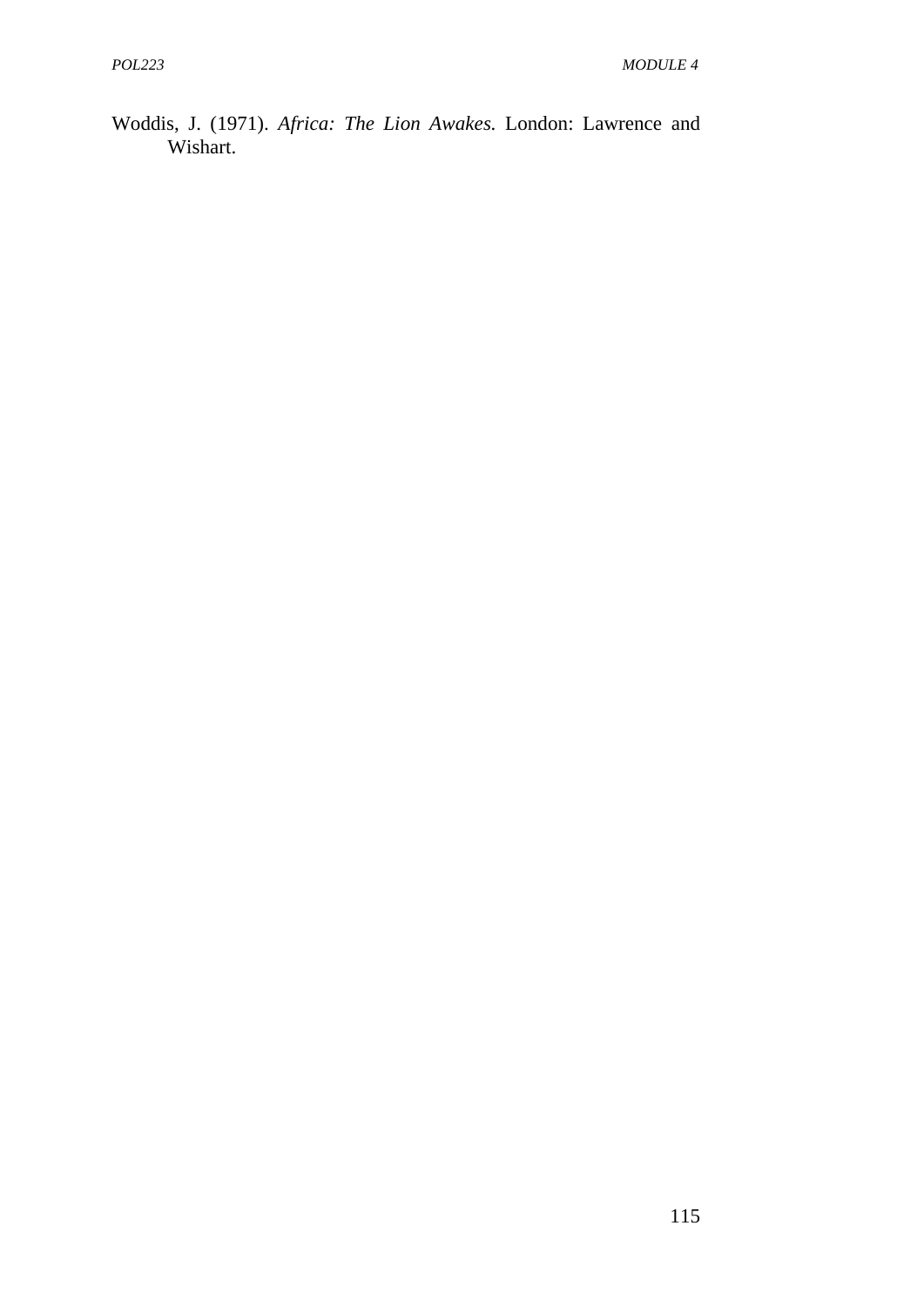Woddis, J. (1971). *Africa: The Lion Awakes.* London: Lawrence and Wishart.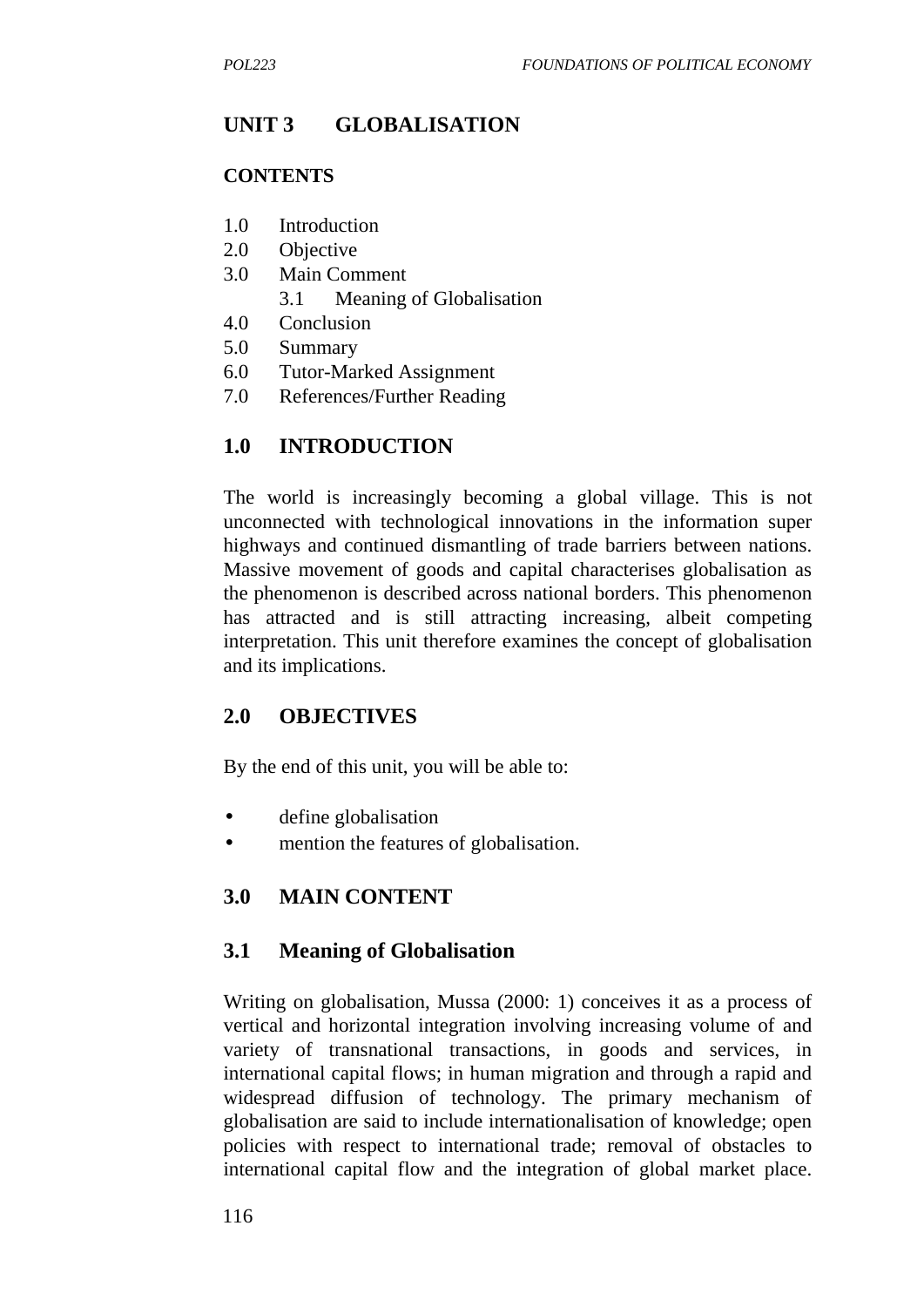## UNIT 3 GLOBALISATION

### CONTENTS

1.0 Introduction
2.0 Objective
3.0 Main Comment
    3.1 Meaning of Globalisation
4.0 Conclusion
5.0 Summary
6.0 Tutor-Marked Assignment
7.0 References/Further Reading

## 1.0 INTRODUCTION

The world is increasingly becoming a global village. This is not unconnected with technological innovations in the information super highways and continued dismantling of trade barriers between nations. Massive movement of goods and capital characterises globalisation as the phenomenon is described across national borders. This phenomenon has attracted and is still attracting increasing, albeit competing interpretation. This unit therefore examines the concept of globalisation and its implications.

## 2.0 OBJECTIVES

By the end of this unit, you will be able to:

- define globalisation
- mention the features of globalisation.

## 3.0 MAIN CONTENT

### 3.1 Meaning of Globalisation

Writing on globalisation, Mussa (2000: 1) conceives it as a process of vertical and horizontal integration involving increasing volume of and variety of transnational transactions, in goods and services, in international capital flows; in human migration and through a rapid and widespread diffusion of technology. The primary mechanism of globalisation are said to include internationalisation of knowledge; open policies with respect to international trade; removal of obstacles to international capital flow and the integration of global market place.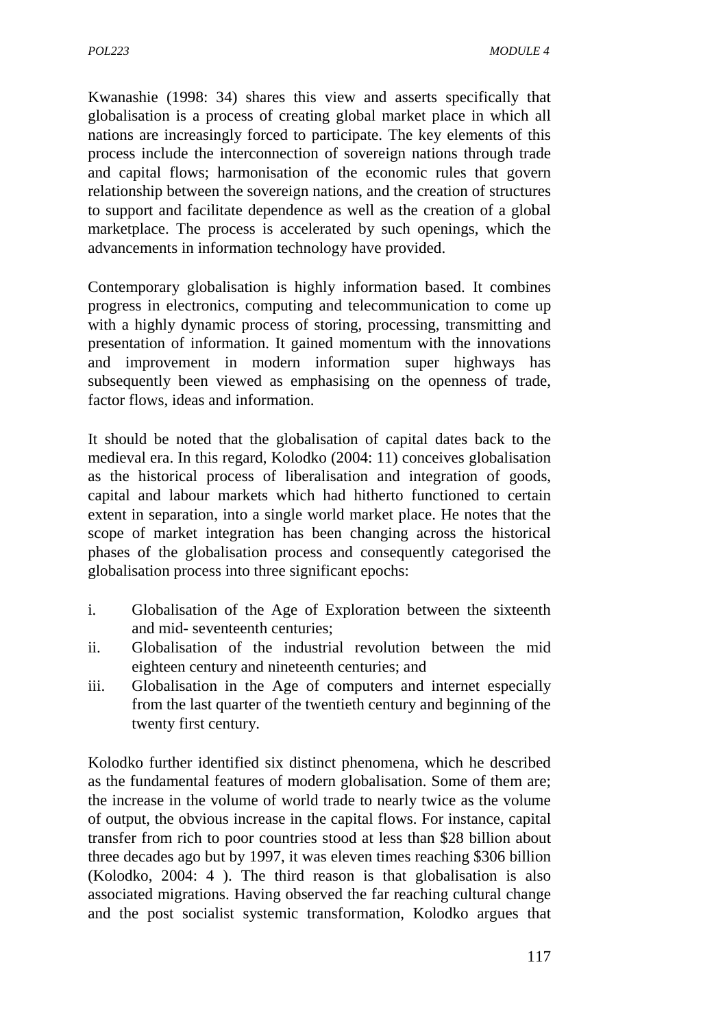Kwanashie (1998: 34) shares this view and asserts specifically that globalisation is a process of creating global market place in which all nations are increasingly forced to participate. The key elements of this process include the interconnection of sovereign nations through trade and capital flows; harmonisation of the economic rules that govern relationship between the sovereign nations, and the creation of structures to support and facilitate dependence as well as the creation of a global marketplace. The process is accelerated by such openings, which the advancements in information technology have provided.

Contemporary globalisation is highly information based. It combines progress in electronics, computing and telecommunication to come up with a highly dynamic process of storing, processing, transmitting and presentation of information. It gained momentum with the innovations and improvement in modern information super highways has subsequently been viewed as emphasising on the openness of trade, factor flows, ideas and information.

It should be noted that the globalisation of capital dates back to the medieval era. In this regard, Kolodko (2004: 11) conceives globalisation as the historical process of liberalisation and integration of goods, capital and labour markets which had hitherto functioned to certain extent in separation, into a single world market place. He notes that the scope of market integration has been changing across the historical phases of the globalisation process and consequently categorised the globalisation process into three significant epochs:

i. Globalisation of the Age of Exploration between the sixteenth and mid- seventeenth centuries;
ii. Globalisation of the industrial revolution between the mid eighteen century and nineteenth centuries; and
iii. Globalisation in the Age of computers and internet especially from the last quarter of the twentieth century and beginning of the twenty first century.

Kolodko further identified six distinct phenomena, which he described as the fundamental features of modern globalisation. Some of them are; the increase in the volume of world trade to nearly twice as the volume of output, the obvious increase in the capital flows. For instance, capital transfer from rich to poor countries stood at less than $28 billion about three decades ago but by 1997, it was eleven times reaching $306 billion (Kolodko, 2004: 4 ). The third reason is that globalisation is also associated migrations. Having observed the far reaching cultural change and the post socialist systemic transformation, Kolodko argues that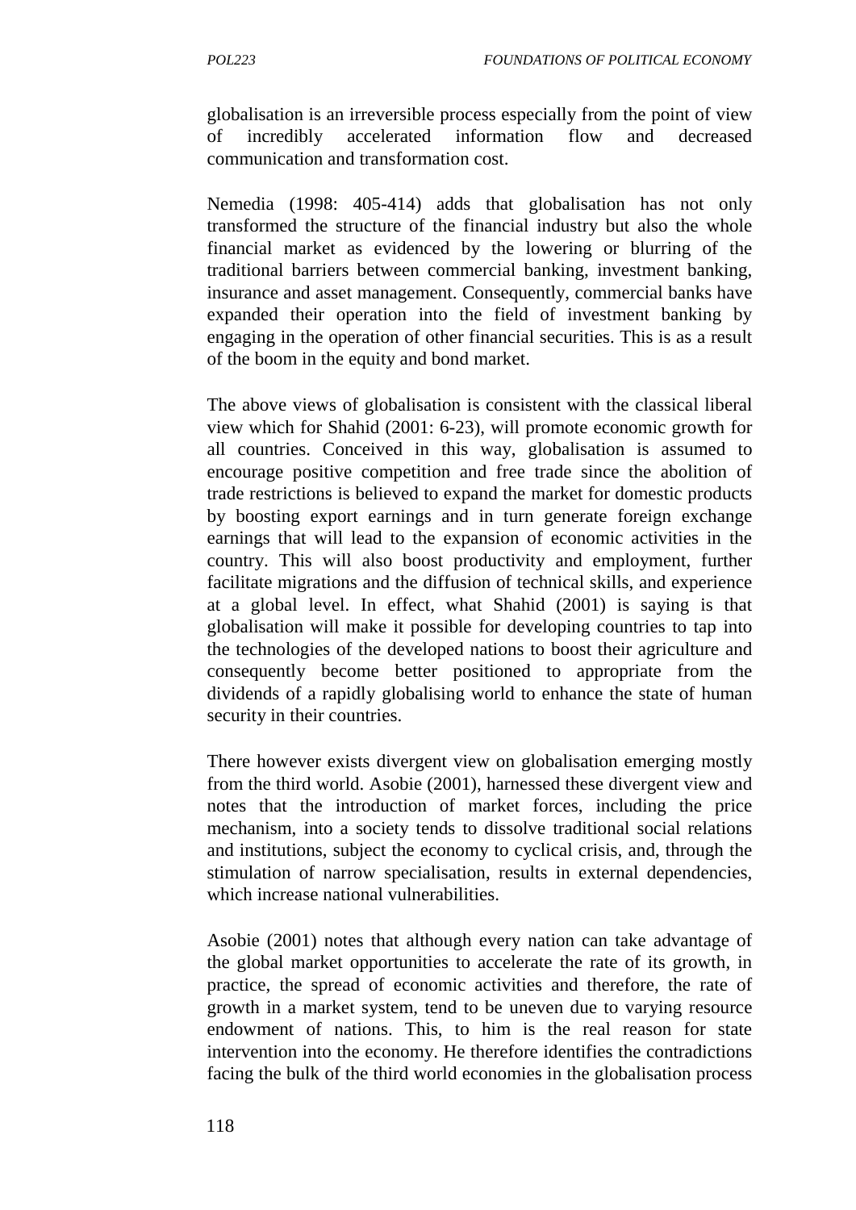globalisation is an irreversible process especially from the point of view of incredibly accelerated information flow and decreased communication and transformation cost.

Nemedia (1998: 405-414) adds that globalisation has not only transformed the structure of the financial industry but also the whole financial market as evidenced by the lowering or blurring of the traditional barriers between commercial banking, investment banking, insurance and asset management. Consequently, commercial banks have expanded their operation into the field of investment banking by engaging in the operation of other financial securities. This is as a result of the boom in the equity and bond market.

The above views of globalisation is consistent with the classical liberal view which for Shahid (2001: 6-23), will promote economic growth for all countries. Conceived in this way, globalisation is assumed to encourage positive competition and free trade since the abolition of trade restrictions is believed to expand the market for domestic products by boosting export earnings and in turn generate foreign exchange earnings that will lead to the expansion of economic activities in the country. This will also boost productivity and employment, further facilitate migrations and the diffusion of technical skills, and experience at a global level. In effect, what Shahid (2001) is saying is that globalisation will make it possible for developing countries to tap into the technologies of the developed nations to boost their agriculture and consequently become better positioned to appropriate from the dividends of a rapidly globalising world to enhance the state of human security in their countries.

There however exists divergent view on globalisation emerging mostly from the third world. Asobie (2001), harnessed these divergent view and notes that the introduction of market forces, including the price mechanism, into a society tends to dissolve traditional social relations and institutions, subject the economy to cyclical crisis, and, through the stimulation of narrow specialisation, results in external dependencies, which increase national vulnerabilities.

Asobie (2001) notes that although every nation can take advantage of the global market opportunities to accelerate the rate of its growth, in practice, the spread of economic activities and therefore, the rate of growth in a market system, tend to be uneven due to varying resource endowment of nations. This, to him is the real reason for state intervention into the economy. He therefore identifies the contradictions facing the bulk of the third world economies in the globalisation process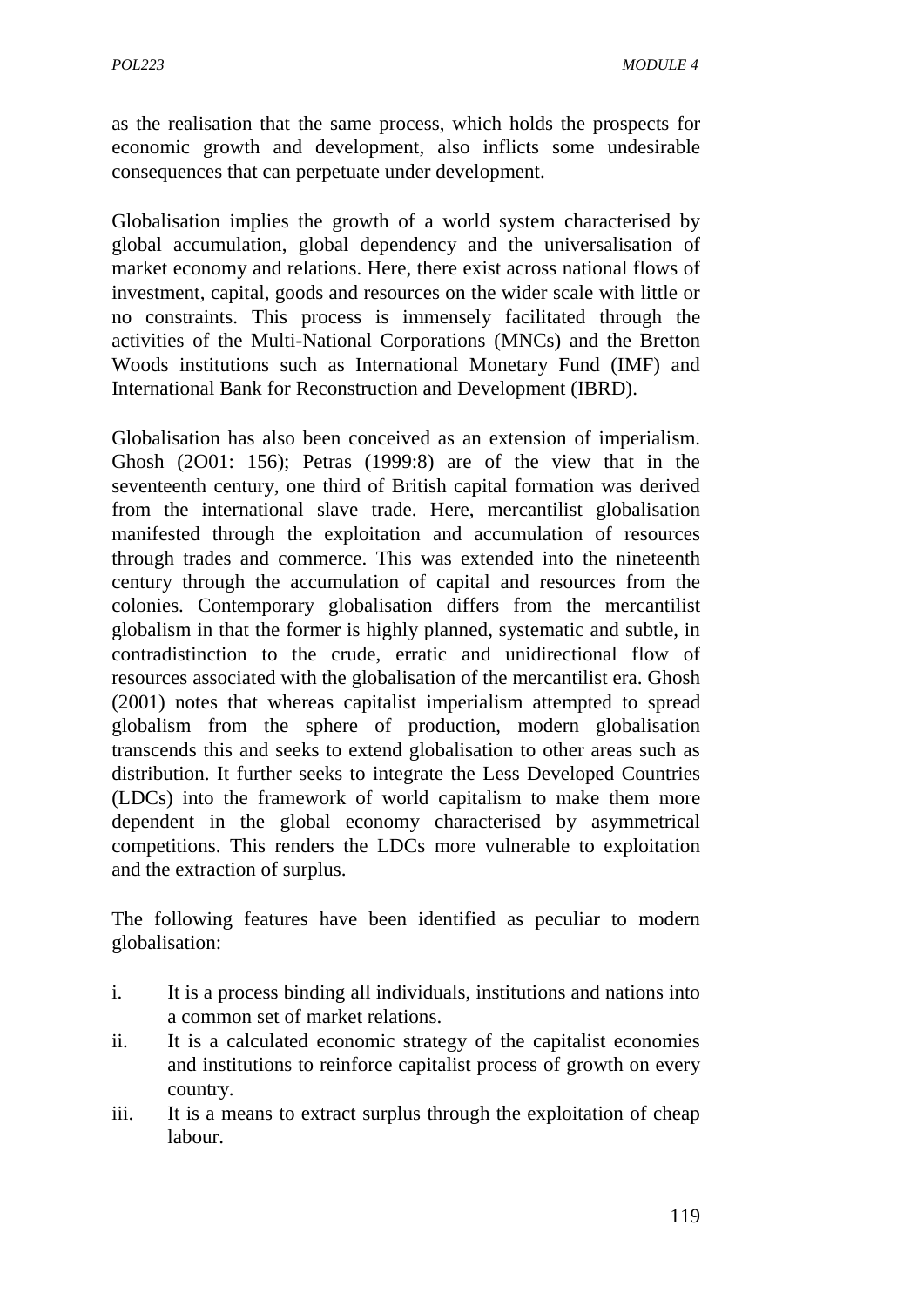as the realisation that the same process, which holds the prospects for economic growth and development, also inflicts some undesirable consequences that can perpetuate under development.

Globalisation implies the growth of a world system characterised by global accumulation, global dependency and the universalisation of market economy and relations. Here, there exist across national flows of investment, capital, goods and resources on the wider scale with little or no constraints. This process is immensely facilitated through the activities of the Multi-National Corporations (MNCs) and the Bretton Woods institutions such as International Monetary Fund (IMF) and International Bank for Reconstruction and Development (IBRD).

Globalisation has also been conceived as an extension of imperialism. Ghosh (2O01: 156); Petras (1999:8) are of the view that in the seventeenth century, one third of British capital formation was derived from the international slave trade. Here, mercantilist globalisation manifested through the exploitation and accumulation of resources through trades and commerce. This was extended into the nineteenth century through the accumulation of capital and resources from the colonies. Contemporary globalisation differs from the mercantilist globalism in that the former is highly planned, systematic and subtle, in contradistinction to the crude, erratic and unidirectional flow of resources associated with the globalisation of the mercantilist era. Ghosh (2001) notes that whereas capitalist imperialism attempted to spread globalism from the sphere of production, modern globalisation transcends this and seeks to extend globalisation to other areas such as distribution. It further seeks to integrate the Less Developed Countries (LDCs) into the framework of world capitalism to make them more dependent in the global economy characterised by asymmetrical competitions. This renders the LDCs more vulnerable to exploitation and the extraction of surplus.

The following features have been identified as peculiar to modern globalisation:

i. It is a process binding all individuals, institutions and nations into a common set of market relations.
ii. It is a calculated economic strategy of the capitalist economies and institutions to reinforce capitalist process of growth on every country.
iii. It is a means to extract surplus through the exploitation of cheap labour.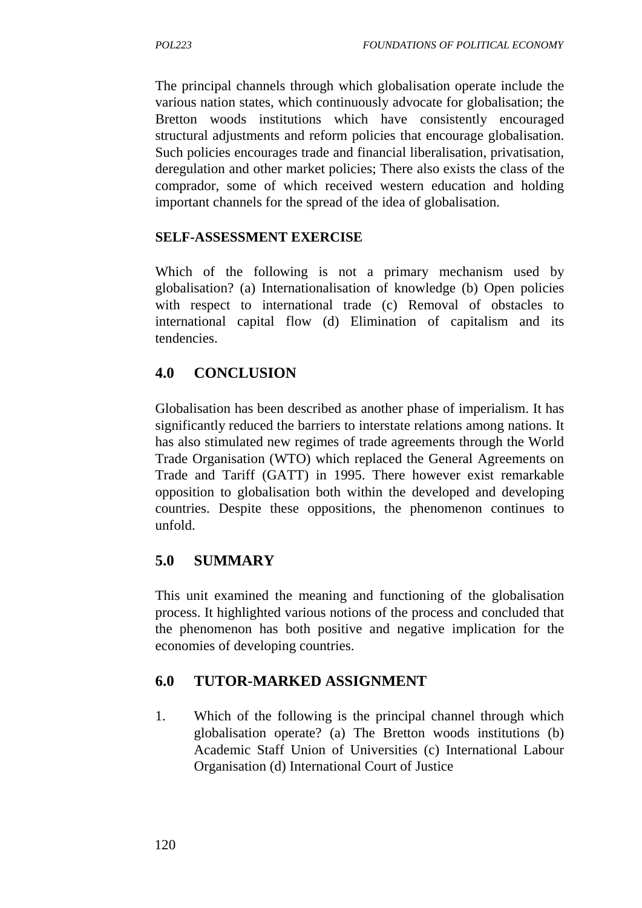The principal channels through which globalisation operate include the various nation states, which continuously advocate for globalisation; the Bretton woods institutions which have consistently encouraged structural adjustments and reform policies that encourage globalisation. Such policies encourages trade and financial liberalisation, privatisation, deregulation and other market policies; There also exists the class of the comprador, some of which received western education and holding important channels for the spread of the idea of globalisation.

**SELF-ASSESSMENT EXERCISE**

Which of the following is not a primary mechanism used by globalisation? (a) Internationalisation of knowledge (b) Open policies with respect to international trade (c) Removal of obstacles to international capital flow (d) Elimination of capitalism and its tendencies.

## 4.0 CONCLUSION

Globalisation has been described as another phase of imperialism. It has significantly reduced the barriers to interstate relations among nations. It has also stimulated new regimes of trade agreements through the World Trade Organisation (WTO) which replaced the General Agreements on Trade and Tariff (GATT) in 1995. There however exist remarkable opposition to globalisation both within the developed and developing countries. Despite these oppositions, the phenomenon continues to unfold.

## 5.0 SUMMARY

This unit examined the meaning and functioning of the globalisation process. It highlighted various notions of the process and concluded that the phenomenon has both positive and negative implication for the economies of developing countries.

## 6.0 TUTOR-MARKED ASSIGNMENT

1. Which of the following is the principal channel through which globalisation operate? (a) The Bretton woods institutions (b) Academic Staff Union of Universities (c) International Labour Organisation (d) International Court of Justice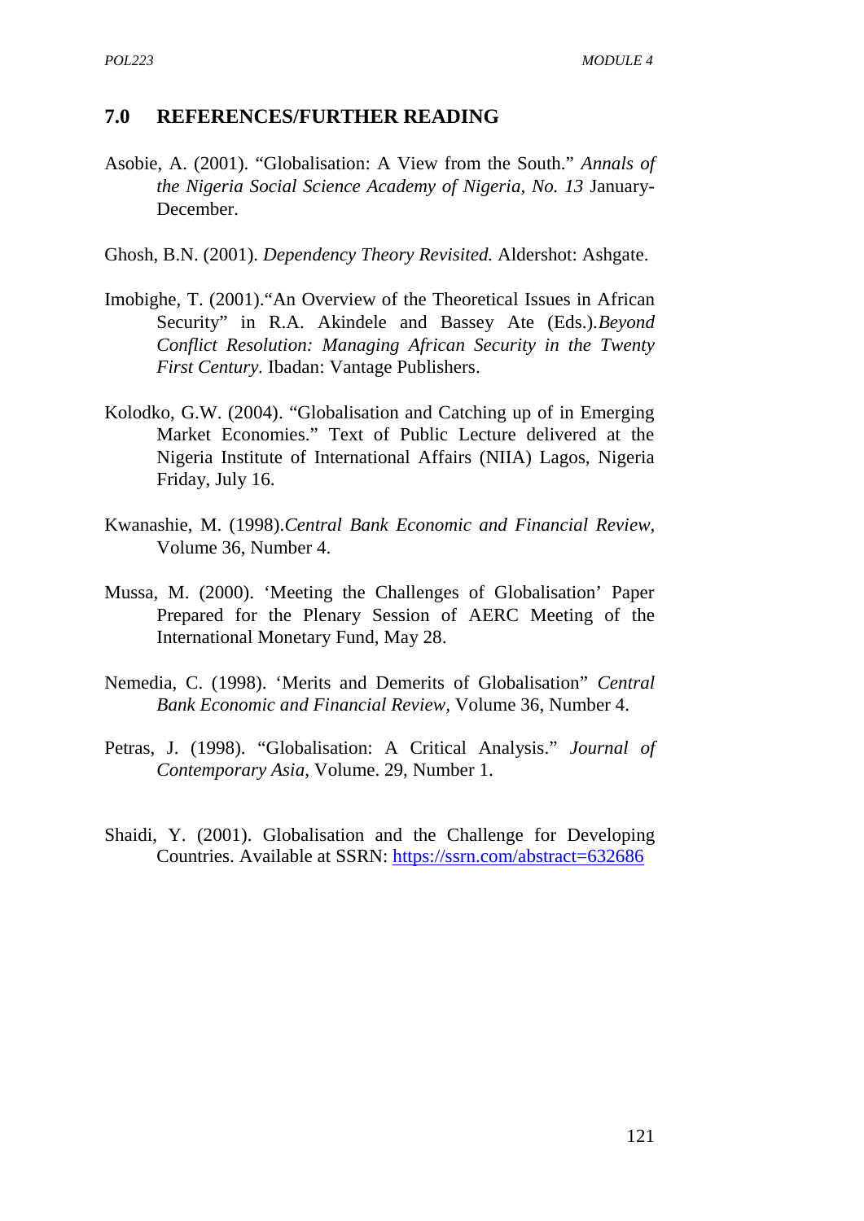## 7.0 REFERENCES/FURTHER READING

Asobie, A. (2001). "Globalisation: A View from the South." *Annals of the Nigeria Social Science Academy of Nigeria, No. 13* January-December.

Ghosh, B.N. (2001). *Dependency Theory Revisited.* Aldershot: Ashgate.

Imobighe, T. (2001)."An Overview of the Theoretical Issues in African Security" in R.A. Akindele and Bassey Ate (Eds.).*Beyond Conflict Resolution: Managing African Security in the Twenty First Century.* Ibadan: Vantage Publishers.

Kolodko, G.W. (2004). "Globalisation and Catching up of in Emerging Market Economies." Text of Public Lecture delivered at the Nigeria Institute of International Affairs (NIIA) Lagos, Nigeria Friday, July 16.

Kwanashie, M. (1998).*Central Bank Economic and Financial Review*, Volume 36, Number 4.

Mussa, M. (2000). 'Meeting the Challenges of Globalisation' Paper Prepared for the Plenary Session of AERC Meeting of the International Monetary Fund, May 28.

Nemedia, C. (1998). 'Merits and Demerits of Globalisation" *Central Bank Economic and Financial Review*, Volume 36, Number 4.

Petras, J. (1998). "Globalisation: A Critical Analysis." *Journal of Contemporary Asia*, Volume. 29, Number 1.

Shaidi, Y. (2001). Globalisation and the Challenge for Developing Countries. Available at SSRN: https://ssrn.com/abstract=632686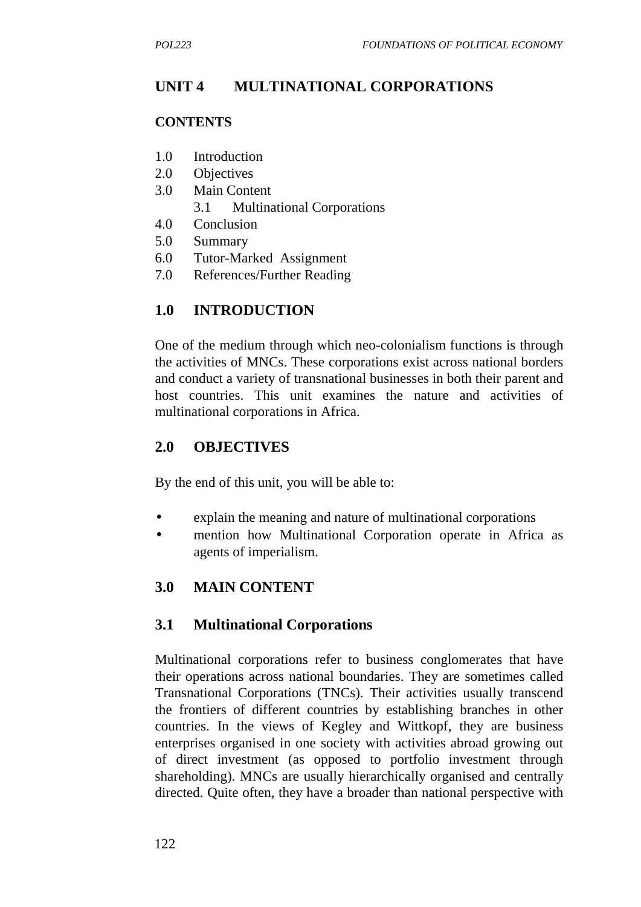# UNIT 4 MULTINATIONAL CORPORATIONS

**CONTENTS**

1.0 Introduction
2.0 Objectives
3.0 Main Content
    3.1 Multinational Corporations
4.0 Conclusion
5.0 Summary
6.0 Tutor-Marked Assignment
7.0 References/Further Reading

## 1.0 INTRODUCTION

One of the medium through which neo-colonialism functions is through the activities of MNCs. These corporations exist across national borders and conduct a variety of transnational businesses in both their parent and host countries. This unit examines the nature and activities of multinational corporations in Africa.

## 2.0 OBJECTIVES

By the end of this unit, you will be able to:

- explain the meaning and nature of multinational corporations
- mention how Multinational Corporation operate in Africa as agents of imperialism.

## 3.0 MAIN CONTENT

### 3.1 Multinational Corporations

Multinational corporations refer to business conglomerates that have their operations across national boundaries. They are sometimes called Transnational Corporations (TNCs). Their activities usually transcend the frontiers of different countries by establishing branches in other countries. In the views of Kegley and Wittkopf, they are business enterprises organised in one society with activities abroad growing out of direct investment (as opposed to portfolio investment through shareholding). MNCs are usually hierarchically organised and centrally directed. Quite often, they have a broader than national perspective with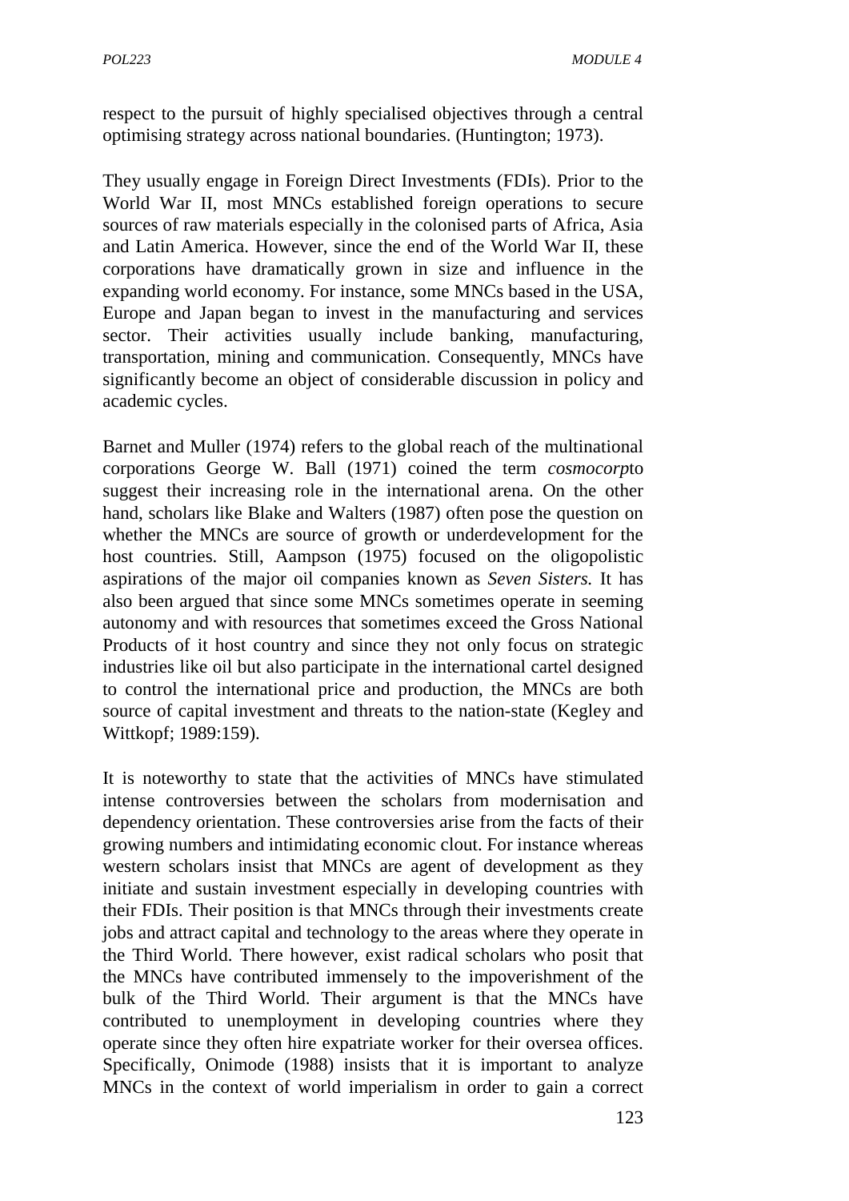respect to the pursuit of highly specialised objectives through a central optimising strategy across national boundaries. (Huntington; 1973).

They usually engage in Foreign Direct Investments (FDIs). Prior to the World War II, most MNCs established foreign operations to secure sources of raw materials especially in the colonised parts of Africa, Asia and Latin America. However, since the end of the World War II, these corporations have dramatically grown in size and influence in the expanding world economy. For instance, some MNCs based in the USA, Europe and Japan began to invest in the manufacturing and services sector. Their activities usually include banking, manufacturing, transportation, mining and communication. Consequently, MNCs have significantly become an object of considerable discussion in policy and academic cycles.

Barnet and Muller (1974) refers to the global reach of the multinational corporations George W. Ball (1971) coined the term *cosmocorp*to suggest their increasing role in the international arena. On the other hand, scholars like Blake and Walters (1987) often pose the question on whether the MNCs are source of growth or underdevelopment for the host countries. Still, Aampson (1975) focused on the oligopolistic aspirations of the major oil companies known as *Seven Sisters.* It has also been argued that since some MNCs sometimes operate in seeming autonomy and with resources that sometimes exceed the Gross National Products of it host country and since they not only focus on strategic industries like oil but also participate in the international cartel designed to control the international price and production, the MNCs are both source of capital investment and threats to the nation-state (Kegley and Wittkopf; 1989:159).

It is noteworthy to state that the activities of MNCs have stimulated intense controversies between the scholars from modernisation and dependency orientation. These controversies arise from the facts of their growing numbers and intimidating economic clout. For instance whereas western scholars insist that MNCs are agent of development as they initiate and sustain investment especially in developing countries with their FDIs. Their position is that MNCs through their investments create jobs and attract capital and technology to the areas where they operate in the Third World. There however, exist radical scholars who posit that the MNCs have contributed immensely to the impoverishment of the bulk of the Third World. Their argument is that the MNCs have contributed to unemployment in developing countries where they operate since they often hire expatriate worker for their oversea offices. Specifically, Onimode (1988) insists that it is important to analyze MNCs in the context of world imperialism in order to gain a correct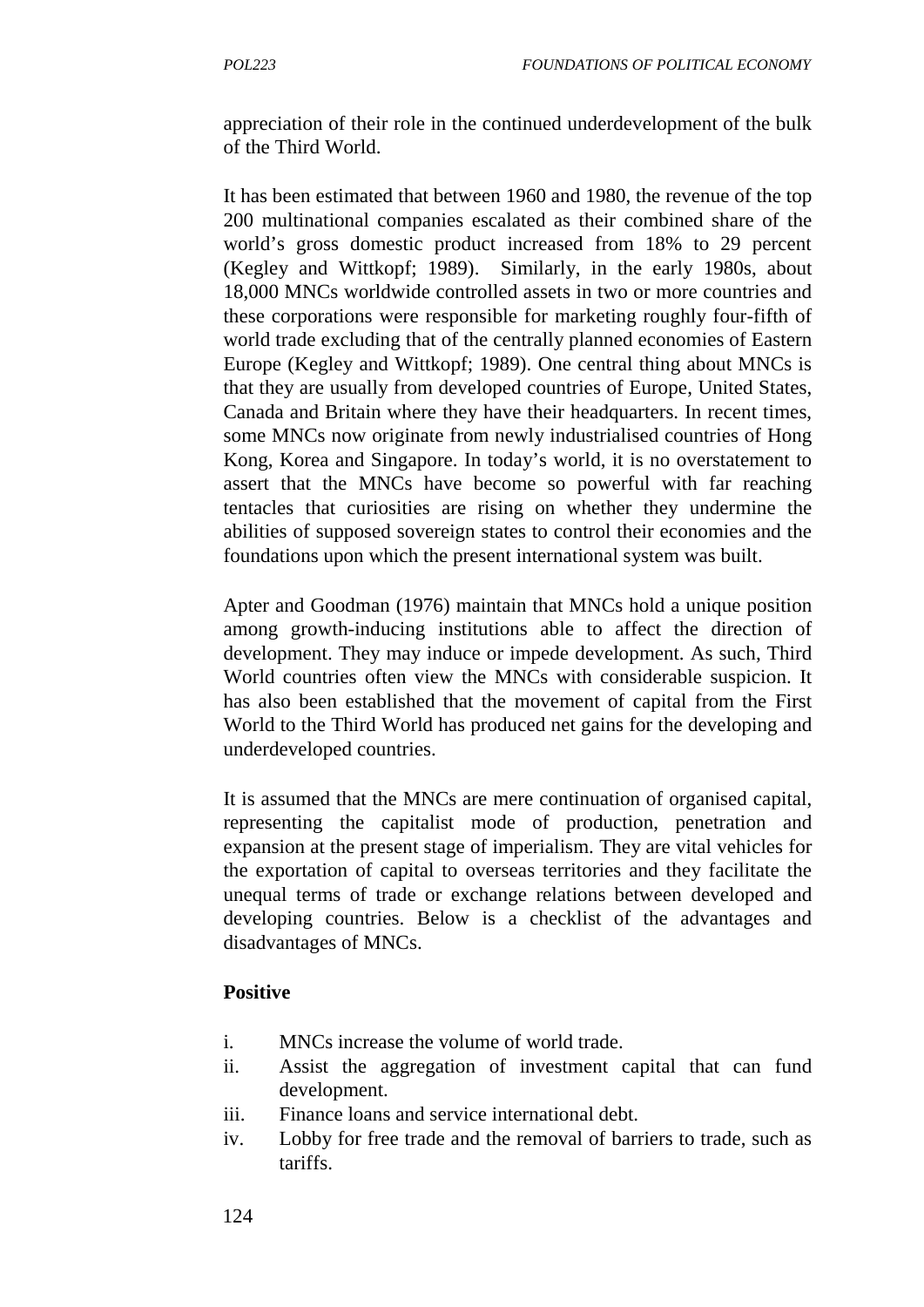appreciation of their role in the continued underdevelopment of the bulk of the Third World.

It has been estimated that between 1960 and 1980, the revenue of the top 200 multinational companies escalated as their combined share of the world's gross domestic product increased from 18% to 29 percent (Kegley and Wittkopf; 1989). Similarly, in the early 1980s, about 18,000 MNCs worldwide controlled assets in two or more countries and these corporations were responsible for marketing roughly four-fifth of world trade excluding that of the centrally planned economies of Eastern Europe (Kegley and Wittkopf; 1989). One central thing about MNCs is that they are usually from developed countries of Europe, United States, Canada and Britain where they have their headquarters. In recent times, some MNCs now originate from newly industrialised countries of Hong Kong, Korea and Singapore. In today's world, it is no overstatement to assert that the MNCs have become so powerful with far reaching tentacles that curiosities are rising on whether they undermine the abilities of supposed sovereign states to control their economies and the foundations upon which the present international system was built.

Apter and Goodman (1976) maintain that MNCs hold a unique position among growth-inducing institutions able to affect the direction of development. They may induce or impede development. As such, Third World countries often view the MNCs with considerable suspicion. It has also been established that the movement of capital from the First World to the Third World has produced net gains for the developing and underdeveloped countries.

It is assumed that the MNCs are mere continuation of organised capital, representing the capitalist mode of production, penetration and expansion at the present stage of imperialism. They are vital vehicles for the exportation of capital to overseas territories and they facilitate the unequal terms of trade or exchange relations between developed and developing countries. Below is a checklist of the advantages and disadvantages of MNCs.

**Positive**

i. MNCs increase the volume of world trade.
ii. Assist the aggregation of investment capital that can fund development.
iii. Finance loans and service international debt.
iv. Lobby for free trade and the removal of barriers to trade, such as tariffs.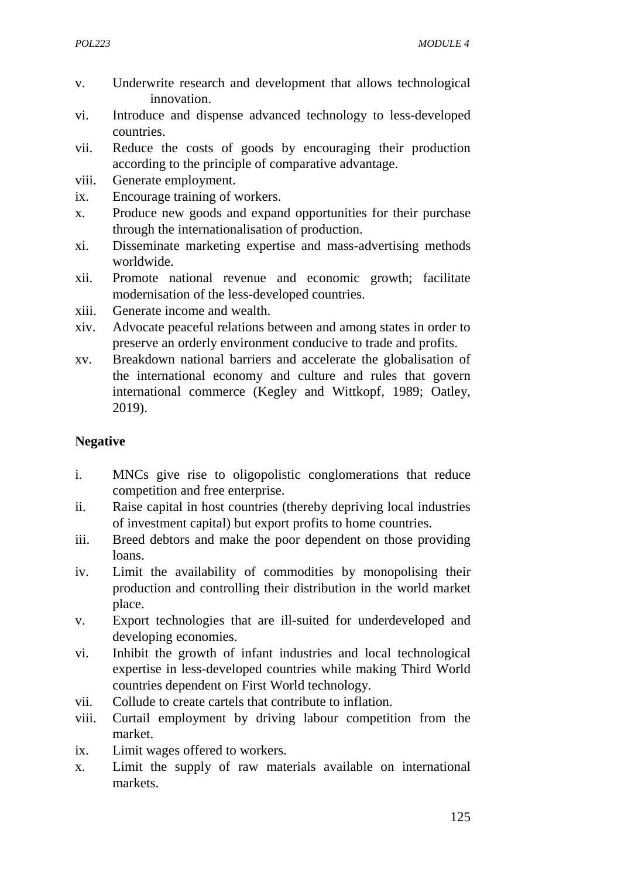v. Underwrite research and development that allows technological innovation.
vi. Introduce and dispense advanced technology to less-developed countries.
vii. Reduce the costs of goods by encouraging their production according to the principle of comparative advantage.
viii. Generate employment.
ix. Encourage training of workers.
x. Produce new goods and expand opportunities for their purchase through the internationalisation of production.
xi. Disseminate marketing expertise and mass-advertising methods worldwide.
xii. Promote national revenue and economic growth; facilitate modernisation of the less-developed countries.
xiii. Generate income and wealth.
xiv. Advocate peaceful relations between and among states in order to preserve an orderly environment conducive to trade and profits.
xv. Breakdown national barriers and accelerate the globalisation of the international economy and culture and rules that govern international commerce (Kegley and Wittkopf, 1989; Oatley, 2019).

**Negative**

i. MNCs give rise to oligopolistic conglomerations that reduce competition and free enterprise.
ii. Raise capital in host countries (thereby depriving local industries of investment capital) but export profits to home countries.
iii. Breed debtors and make the poor dependent on those providing loans.
iv. Limit the availability of commodities by monopolising their production and controlling their distribution in the world market place.
v. Export technologies that are ill-suited for underdeveloped and developing economies.
vi. Inhibit the growth of infant industries and local technological expertise in less-developed countries while making Third World countries dependent on First World technology.
vii. Collude to create cartels that contribute to inflation.
viii. Curtail employment by driving labour competition from the market.
ix. Limit wages offered to workers.
x. Limit the supply of raw materials available on international markets.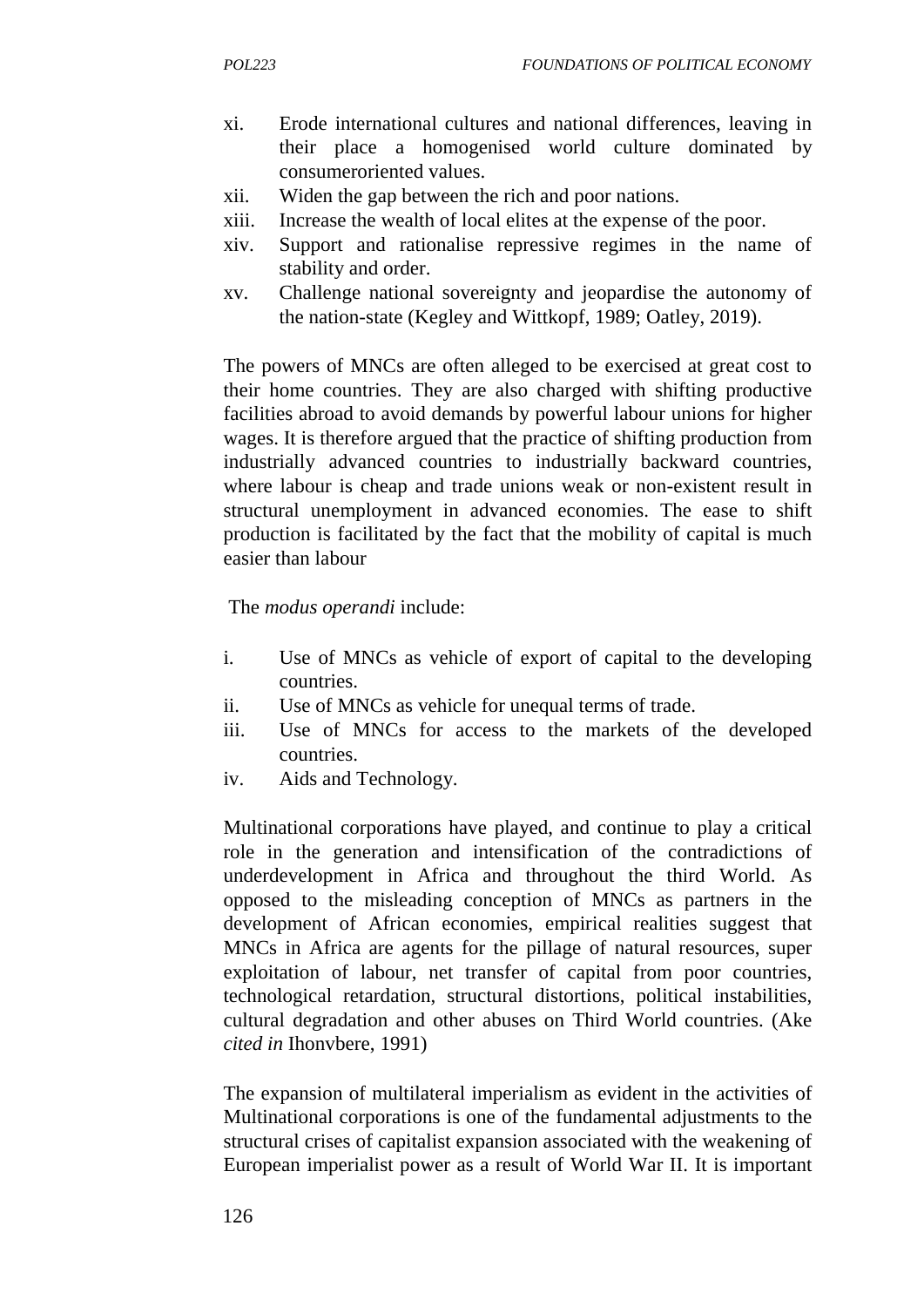xi. Erode international cultures and national differences, leaving in their place a homogenised world culture dominated by consumeroriented values.
xii. Widen the gap between the rich and poor nations.
xiii. Increase the wealth of local elites at the expense of the poor.
xiv. Support and rationalise repressive regimes in the name of stability and order.
xv. Challenge national sovereignty and jeopardise the autonomy of the nation-state (Kegley and Wittkopf, 1989; Oatley, 2019).

The powers of MNCs are often alleged to be exercised at great cost to their home countries. They are also charged with shifting productive facilities abroad to avoid demands by powerful labour unions for higher wages. It is therefore argued that the practice of shifting production from industrially advanced countries to industrially backward countries, where labour is cheap and trade unions weak or non-existent result in structural unemployment in advanced economies. The ease to shift production is facilitated by the fact that the mobility of capital is much easier than labour

The *modus operandi* include:

i. Use of MNCs as vehicle of export of capital to the developing countries.
ii. Use of MNCs as vehicle for unequal terms of trade.
iii. Use of MNCs for access to the markets of the developed countries.
iv. Aids and Technology.

Multinational corporations have played, and continue to play a critical role in the generation and intensification of the contradictions of underdevelopment in Africa and throughout the third World. As opposed to the misleading conception of MNCs as partners in the development of African economies, empirical realities suggest that MNCs in Africa are agents for the pillage of natural resources, super exploitation of labour, net transfer of capital from poor countries, technological retardation, structural distortions, political instabilities, cultural degradation and other abuses on Third World countries. (Ake *cited in* Ihonvbere, 1991)

The expansion of multilateral imperialism as evident in the activities of Multinational corporations is one of the fundamental adjustments to the structural crises of capitalist expansion associated with the weakening of European imperialist power as a result of World War II. It is important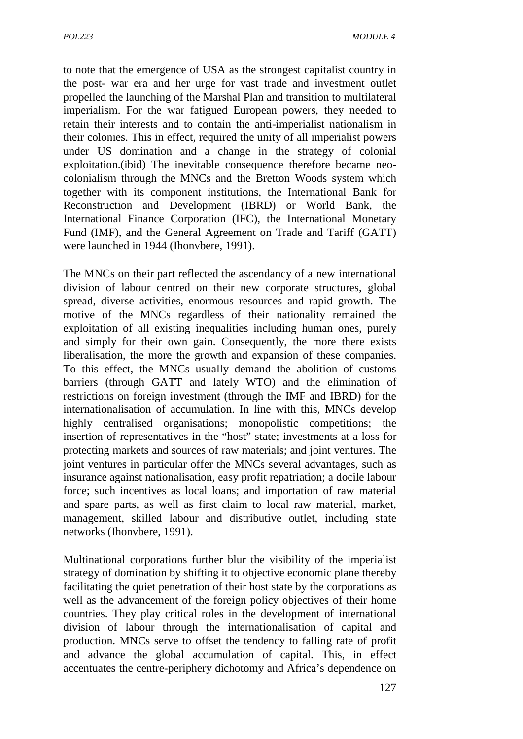to note that the emergence of USA as the strongest capitalist country in the post- war era and her urge for vast trade and investment outlet propelled the launching of the Marshal Plan and transition to multilateral imperialism. For the war fatigued European powers, they needed to retain their interests and to contain the anti-imperialist nationalism in their colonies. This in effect, required the unity of all imperialist powers under US domination and a change in the strategy of colonial exploitation.(ibid) The inevitable consequence therefore became neo-colonialism through the MNCs and the Bretton Woods system which together with its component institutions, the International Bank for Reconstruction and Development (IBRD) or World Bank, the International Finance Corporation (IFC), the International Monetary Fund (IMF), and the General Agreement on Trade and Tariff (GATT) were launched in 1944 (Ihonvbere, 1991).

The MNCs on their part reflected the ascendancy of a new international division of labour centred on their new corporate structures, global spread, diverse activities, enormous resources and rapid growth. The motive of the MNCs regardless of their nationality remained the exploitation of all existing inequalities including human ones, purely and simply for their own gain. Consequently, the more there exists liberalisation, the more the growth and expansion of these companies. To this effect, the MNCs usually demand the abolition of customs barriers (through GATT and lately WTO) and the elimination of restrictions on foreign investment (through the IMF and IBRD) for the internationalisation of accumulation. In line with this, MNCs develop highly centralised organisations; monopolistic competitions; the insertion of representatives in the "host" state; investments at a loss for protecting markets and sources of raw materials; and joint ventures. The joint ventures in particular offer the MNCs several advantages, such as insurance against nationalisation, easy profit repatriation; a docile labour force; such incentives as local loans; and importation of raw material and spare parts, as well as first claim to local raw material, market, management, skilled labour and distributive outlet, including state networks (Ihonvbere, 1991).

Multinational corporations further blur the visibility of the imperialist strategy of domination by shifting it to objective economic plane thereby facilitating the quiet penetration of their host state by the corporations as well as the advancement of the foreign policy objectives of their home countries. They play critical roles in the development of international division of labour through the internationalisation of capital and production. MNCs serve to offset the tendency to falling rate of profit and advance the global accumulation of capital. This, in effect accentuates the centre-periphery dichotomy and Africa's dependence on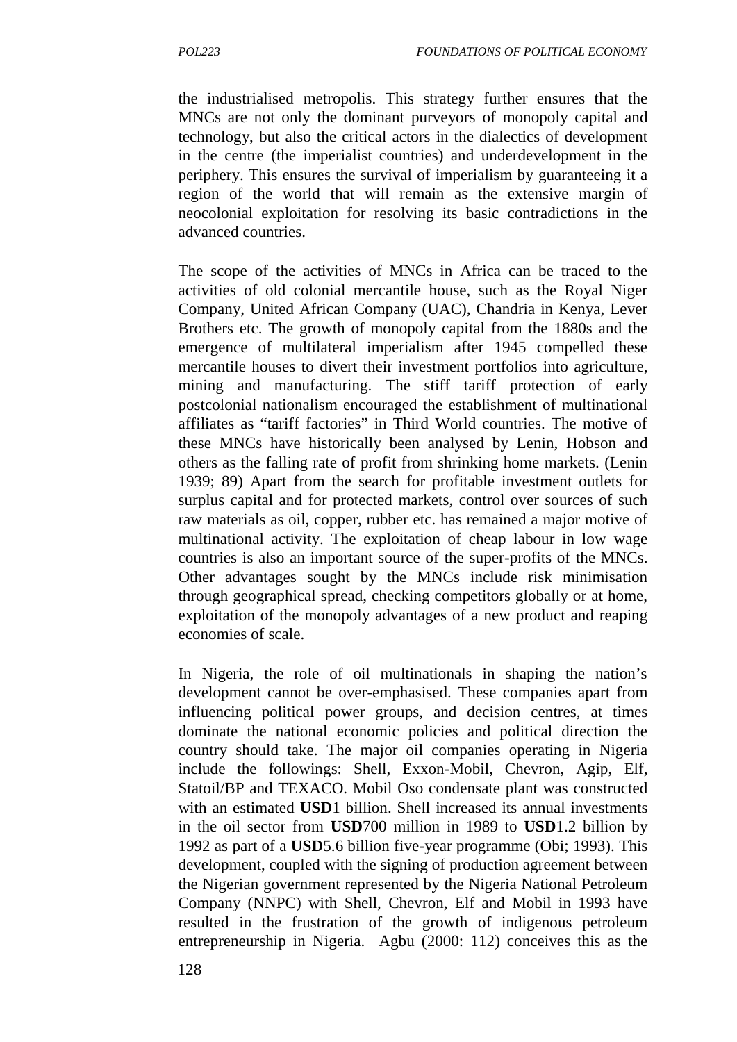the industrialised metropolis. This strategy further ensures that the MNCs are not only the dominant purveyors of monopoly capital and technology, but also the critical actors in the dialectics of development in the centre (the imperialist countries) and underdevelopment in the periphery. This ensures the survival of imperialism by guaranteeing it a region of the world that will remain as the extensive margin of neocolonial exploitation for resolving its basic contradictions in the advanced countries.

The scope of the activities of MNCs in Africa can be traced to the activities of old colonial mercantile house, such as the Royal Niger Company, United African Company (UAC), Chandria in Kenya, Lever Brothers etc. The growth of monopoly capital from the 1880s and the emergence of multilateral imperialism after 1945 compelled these mercantile houses to divert their investment portfolios into agriculture, mining and manufacturing. The stiff tariff protection of early postcolonial nationalism encouraged the establishment of multinational affiliates as "tariff factories" in Third World countries. The motive of these MNCs have historically been analysed by Lenin, Hobson and others as the falling rate of profit from shrinking home markets. (Lenin 1939; 89) Apart from the search for profitable investment outlets for surplus capital and for protected markets, control over sources of such raw materials as oil, copper, rubber etc. has remained a major motive of multinational activity. The exploitation of cheap labour in low wage countries is also an important source of the super-profits of the MNCs. Other advantages sought by the MNCs include risk minimisation through geographical spread, checking competitors globally or at home, exploitation of the monopoly advantages of a new product and reaping economies of scale.

In Nigeria, the role of oil multinationals in shaping the nation's development cannot be over-emphasised. These companies apart from influencing political power groups, and decision centres, at times dominate the national economic policies and political direction the country should take. The major oil companies operating in Nigeria include the followings: Shell, Exxon-Mobil, Chevron, Agip, Elf, Statoil/BP and TEXACO. Mobil Oso condensate plant was constructed with an estimated **USD**1 billion. Shell increased its annual investments in the oil sector from **USD**700 million in 1989 to **USD**1.2 billion by 1992 as part of a **USD**5.6 billion five-year programme (Obi; 1993). This development, coupled with the signing of production agreement between the Nigerian government represented by the Nigeria National Petroleum Company (NNPC) with Shell, Chevron, Elf and Mobil in 1993 have resulted in the frustration of the growth of indigenous petroleum entrepreneurship in Nigeria. Agbu (2000: 112) conceives this as the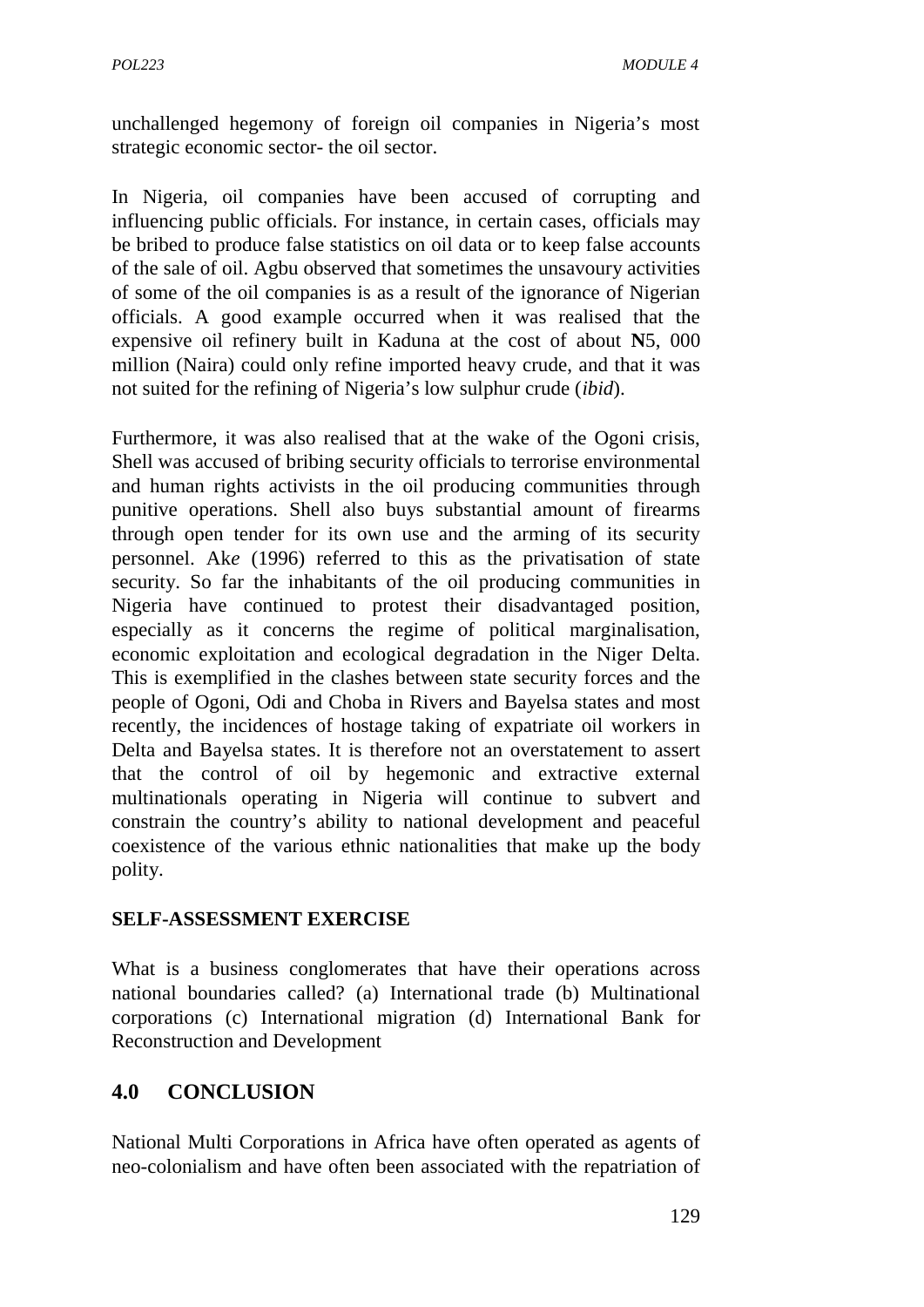unchallenged hegemony of foreign oil companies in Nigeria's most strategic economic sector- the oil sector.

In Nigeria, oil companies have been accused of corrupting and influencing public officials. For instance, in certain cases, officials may be bribed to produce false statistics on oil data or to keep false accounts of the sale of oil. Agbu observed that sometimes the unsavoury activities of some of the oil companies is as a result of the ignorance of Nigerian officials. A good example occurred when it was realised that the expensive oil refinery built in Kaduna at the cost of about **N**5, 000 million (Naira) could only refine imported heavy crude, and that it was not suited for the refining of Nigeria's low sulphur crude (*ibid*).

Furthermore, it was also realised that at the wake of the Ogoni crisis, Shell was accused of bribing security officials to terrorise environmental and human rights activists in the oil producing communities through punitive operations. Shell also buys substantial amount of firearms through open tender for its own use and the arming of its security personnel. Ak*e* (1996) referred to this as the privatisation of state security. So far the inhabitants of the oil producing communities in Nigeria have continued to protest their disadvantaged position, especially as it concerns the regime of political marginalisation, economic exploitation and ecological degradation in the Niger Delta. This is exemplified in the clashes between state security forces and the people of Ogoni, Odi and Choba in Rivers and Bayelsa states and most recently, the incidences of hostage taking of expatriate oil workers in Delta and Bayelsa states. It is therefore not an overstatement to assert that the control of oil by hegemonic and extractive external multinationals operating in Nigeria will continue to subvert and constrain the country's ability to national development and peaceful coexistence of the various ethnic nationalities that make up the body polity.

**SELF-ASSESSMENT EXERCISE**

What is a business conglomerates that have their operations across national boundaries called? (a) International trade (b) Multinational corporations (c) International migration (d) International Bank for Reconstruction and Development

## 4.0 CONCLUSION

National Multi Corporations in Africa have often operated as agents of neo-colonialism and have often been associated with the repatriation of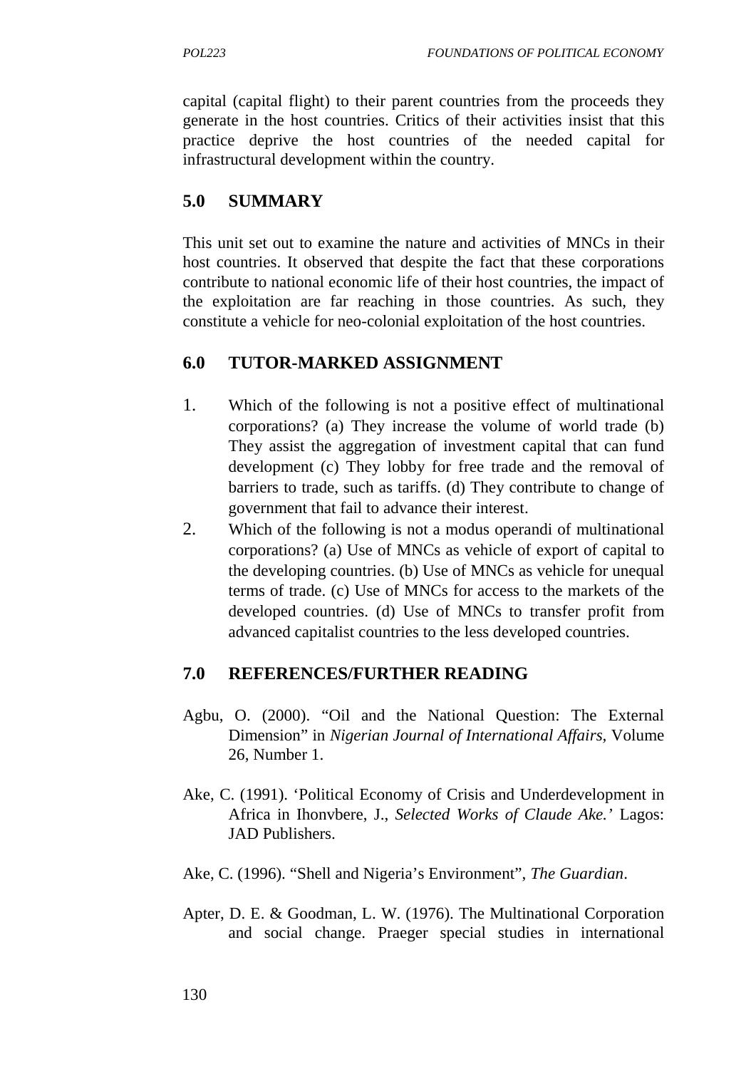capital (capital flight) to their parent countries from the proceeds they generate in the host countries. Critics of their activities insist that this practice deprive the host countries of the needed capital for infrastructural development within the country.

## 5.0 SUMMARY

This unit set out to examine the nature and activities of MNCs in their host countries. It observed that despite the fact that these corporations contribute to national economic life of their host countries, the impact of the exploitation are far reaching in those countries. As such, they constitute a vehicle for neo-colonial exploitation of the host countries.

## 6.0 TUTOR-MARKED ASSIGNMENT

1. Which of the following is not a positive effect of multinational corporations? (a) They increase the volume of world trade (b) They assist the aggregation of investment capital that can fund development (c) They lobby for free trade and the removal of barriers to trade, such as tariffs. (d) They contribute to change of government that fail to advance their interest.
2. Which of the following is not a modus operandi of multinational corporations? (a) Use of MNCs as vehicle of export of capital to the developing countries. (b) Use of MNCs as vehicle for unequal terms of trade. (c) Use of MNCs for access to the markets of the developed countries. (d) Use of MNCs to transfer profit from advanced capitalist countries to the less developed countries.

## 7.0 REFERENCES/FURTHER READING

Agbu, O. (2000). "Oil and the National Question: The External Dimension" in *Nigerian Journal of International Affairs*, Volume 26, Number 1.

Ake, C. (1991). 'Political Economy of Crisis and Underdevelopment in Africa in Ihonvbere, J., *Selected Works of Claude Ake.'* Lagos: JAD Publishers.

Ake, C. (1996). "Shell and Nigeria's Environment", *The Guardian*.

Apter, D. E. & Goodman, L. W. (1976). The Multinational Corporation and social change. Praeger special studies in international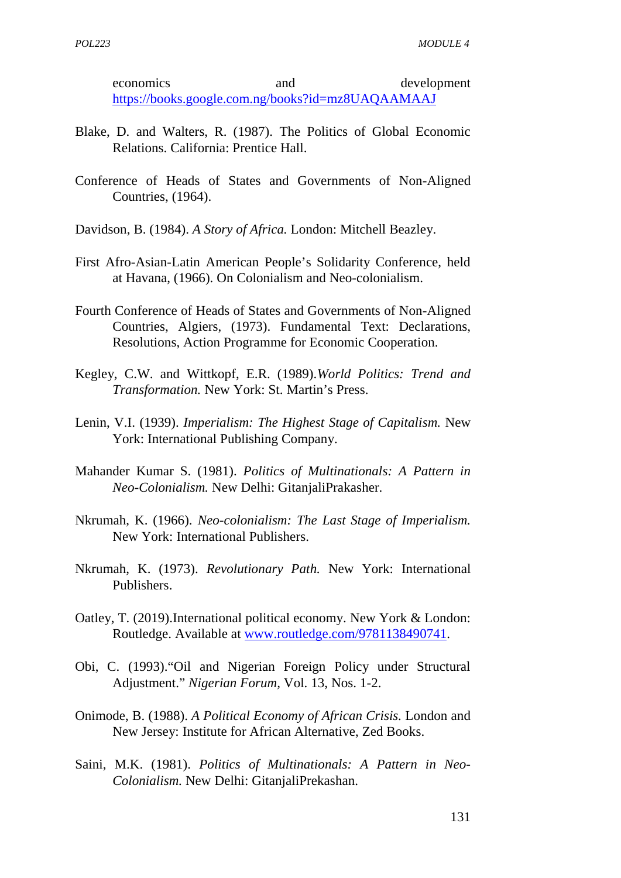economics and development https://books.google.com.ng/books?id=mz8UAQAAMAAJ

Blake, D. and Walters, R. (1987). The Politics of Global Economic Relations. California: Prentice Hall.

Conference of Heads of States and Governments of Non-Aligned Countries, (1964).

Davidson, B. (1984). *A Story of Africa.* London: Mitchell Beazley.

First Afro-Asian-Latin American People's Solidarity Conference, held at Havana, (1966). On Colonialism and Neo-colonialism.

Fourth Conference of Heads of States and Governments of Non-Aligned Countries, Algiers, (1973). Fundamental Text: Declarations, Resolutions, Action Programme for Economic Cooperation.

Kegley, C.W. and Wittkopf, E.R. (1989).*World Politics: Trend and Transformation.* New York: St. Martin's Press.

Lenin, V.I. (1939). *Imperialism: The Highest Stage of Capitalism.* New York: International Publishing Company.

Mahander Kumar S. (1981). *Politics of Multinationals: A Pattern in Neo-Colonialism.* New Delhi: GitanjaliPrakasher.

Nkrumah, K. (1966). *Neo-colonialism: The Last Stage of Imperialism.* New York: International Publishers.

Nkrumah, K. (1973). *Revolutionary Path.* New York: International Publishers.

Oatley, T. (2019).International political economy. New York & London: Routledge. Available at www.routledge.com/9781138490741.

Obi, C. (1993)."Oil and Nigerian Foreign Policy under Structural Adjustment." *Nigerian Forum,* Vol. 13, Nos. 1-2.

Onimode, B. (1988). *A Political Economy of African Crisis.* London and New Jersey: Institute for African Alternative, Zed Books.

Saini, M.K. (1981). *Politics of Multinationals: A Pattern in Neo-Colonialism.* New Delhi: GitanjaliPrekashan.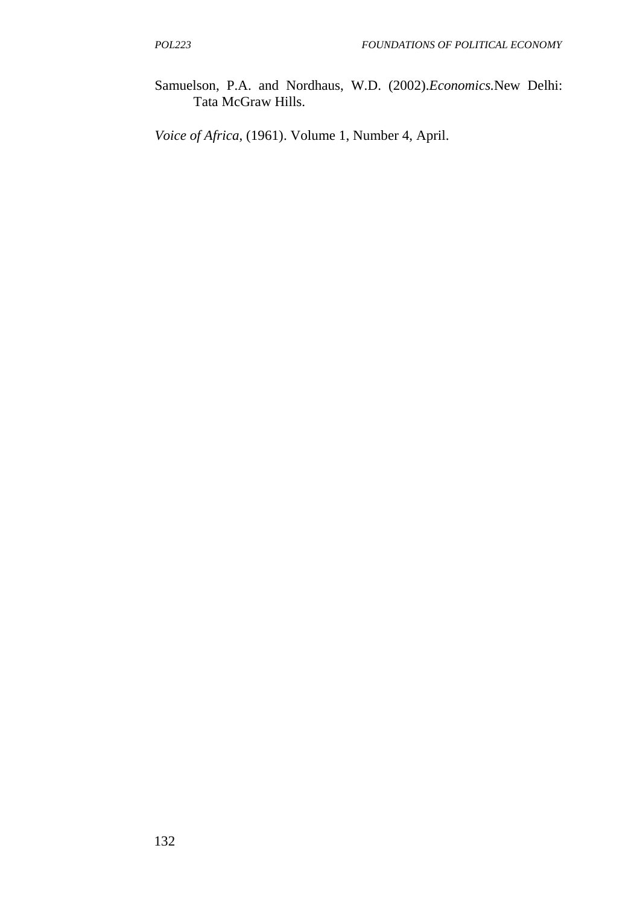Samuelson, P.A. and Nordhaus, W.D. (2002).*Economics.*New Delhi: Tata McGraw Hills.

*Voice of Africa*, (1961). Volume 1, Number 4, April.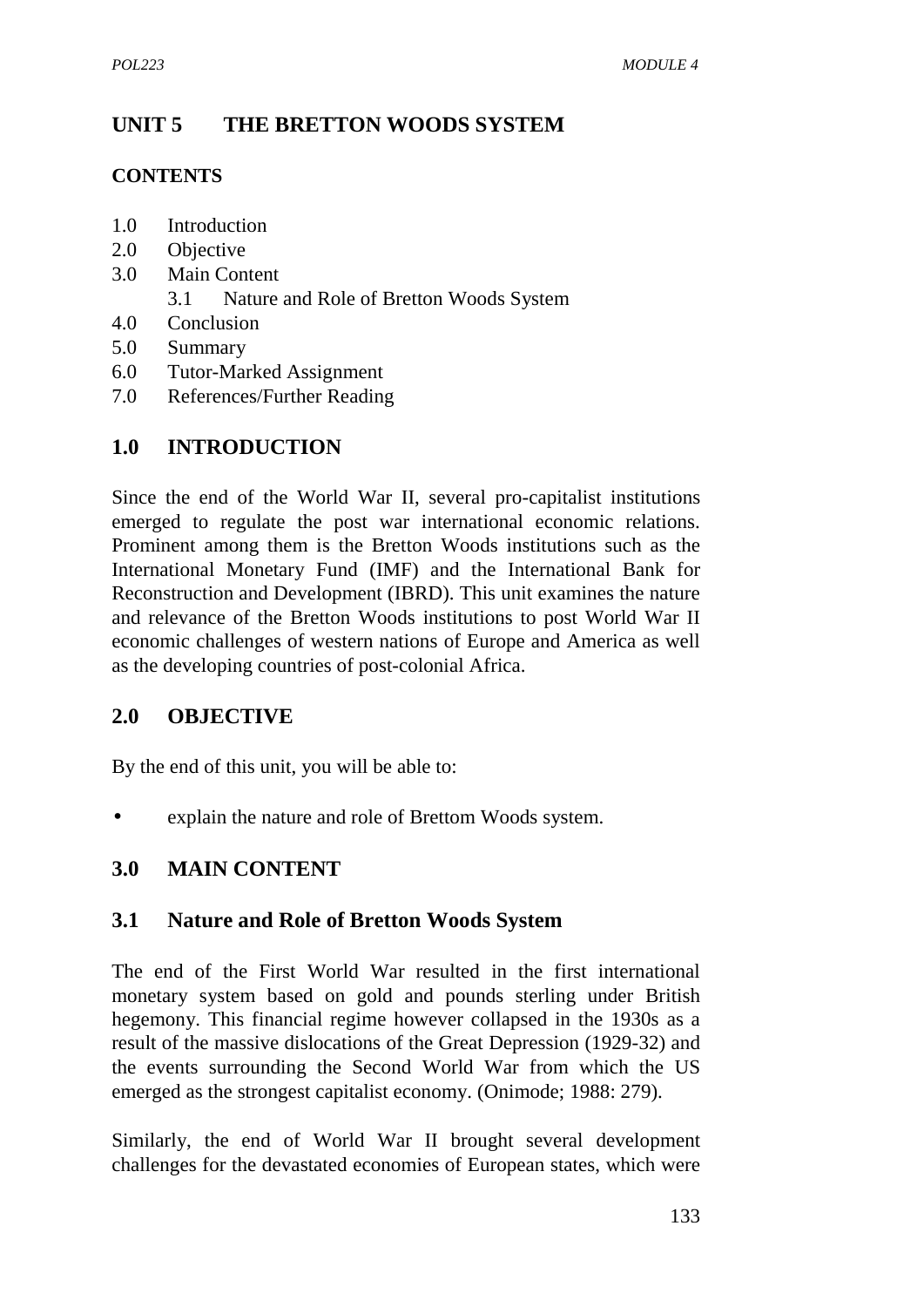# UNIT 5 THE BRETTON WOODS SYSTEM

**CONTENTS**

- 1.0 Introduction
- 2.0 Objective
- 3.0 Main Content
  - 3.1 Nature and Role of Bretton Woods System
- 4.0 Conclusion
- 5.0 Summary
- 6.0 Tutor-Marked Assignment
- 7.0 References/Further Reading

## 1.0 INTRODUCTION

Since the end of the World War II, several pro-capitalist institutions emerged to regulate the post war international economic relations. Prominent among them is the Bretton Woods institutions such as the International Monetary Fund (IMF) and the International Bank for Reconstruction and Development (IBRD). This unit examines the nature and relevance of the Bretton Woods institutions to post World War II economic challenges of western nations of Europe and America as well as the developing countries of post-colonial Africa.

## 2.0 OBJECTIVE

By the end of this unit, you will be able to:

- explain the nature and role of Brettom Woods system.

## 3.0 MAIN CONTENT

### 3.1 Nature and Role of Bretton Woods System

The end of the First World War resulted in the first international monetary system based on gold and pounds sterling under British hegemony. This financial regime however collapsed in the 1930s as a result of the massive dislocations of the Great Depression (1929-32) and the events surrounding the Second World War from which the US emerged as the strongest capitalist economy. (Onimode; 1988: 279).

Similarly, the end of World War II brought several development challenges for the devastated economies of European states, which were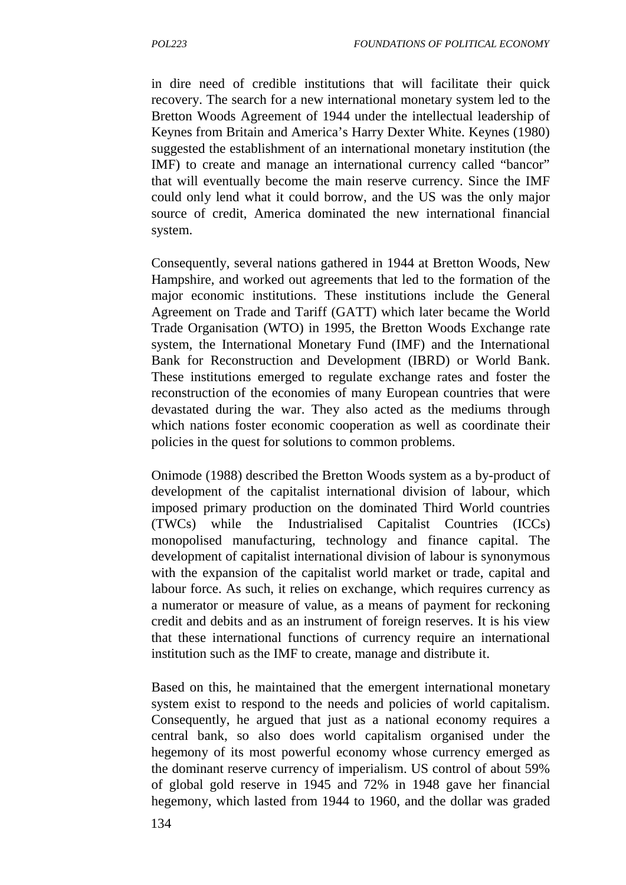in dire need of credible institutions that will facilitate their quick recovery. The search for a new international monetary system led to the Bretton Woods Agreement of 1944 under the intellectual leadership of Keynes from Britain and America's Harry Dexter White. Keynes (1980) suggested the establishment of an international monetary institution (the IMF) to create and manage an international currency called "bancor" that will eventually become the main reserve currency. Since the IMF could only lend what it could borrow, and the US was the only major source of credit, America dominated the new international financial system.

Consequently, several nations gathered in 1944 at Bretton Woods, New Hampshire, and worked out agreements that led to the formation of the major economic institutions. These institutions include the General Agreement on Trade and Tariff (GATT) which later became the World Trade Organisation (WTO) in 1995, the Bretton Woods Exchange rate system, the International Monetary Fund (IMF) and the International Bank for Reconstruction and Development (IBRD) or World Bank. These institutions emerged to regulate exchange rates and foster the reconstruction of the economies of many European countries that were devastated during the war. They also acted as the mediums through which nations foster economic cooperation as well as coordinate their policies in the quest for solutions to common problems.

Onimode (1988) described the Bretton Woods system as a by-product of development of the capitalist international division of labour, which imposed primary production on the dominated Third World countries (TWCs) while the Industrialised Capitalist Countries (ICCs) monopolised manufacturing, technology and finance capital. The development of capitalist international division of labour is synonymous with the expansion of the capitalist world market or trade, capital and labour force. As such, it relies on exchange, which requires currency as a numerator or measure of value, as a means of payment for reckoning credit and debits and as an instrument of foreign reserves. It is his view that these international functions of currency require an international institution such as the IMF to create, manage and distribute it.

Based on this, he maintained that the emergent international monetary system exist to respond to the needs and policies of world capitalism. Consequently, he argued that just as a national economy requires a central bank, so also does world capitalism organised under the hegemony of its most powerful economy whose currency emerged as the dominant reserve currency of imperialism. US control of about 59% of global gold reserve in 1945 and 72% in 1948 gave her financial hegemony, which lasted from 1944 to 1960, and the dollar was graded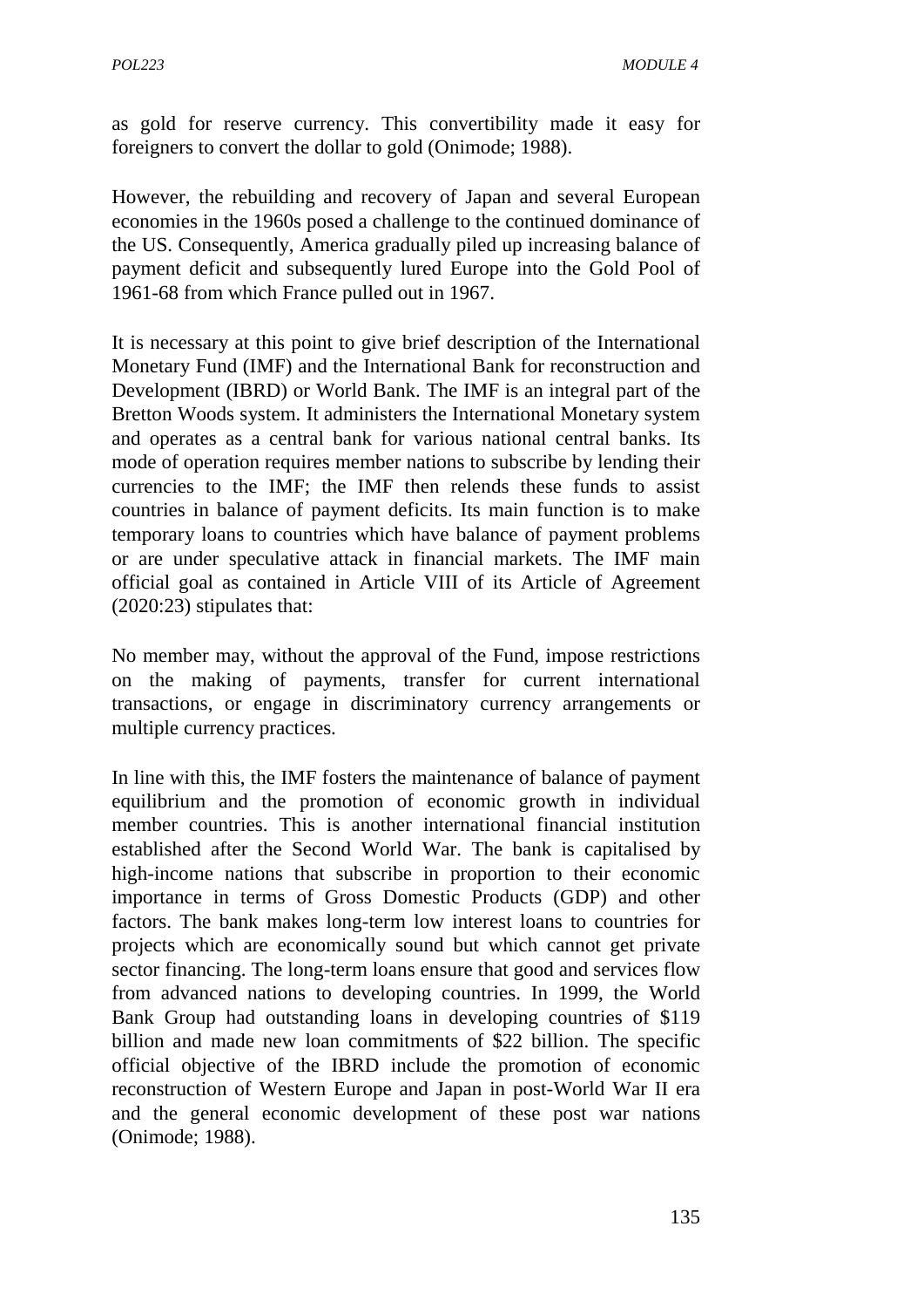as gold for reserve currency. This convertibility made it easy for foreigners to convert the dollar to gold (Onimode; 1988).

However, the rebuilding and recovery of Japan and several European economies in the 1960s posed a challenge to the continued dominance of the US. Consequently, America gradually piled up increasing balance of payment deficit and subsequently lured Europe into the Gold Pool of 1961-68 from which France pulled out in 1967.

It is necessary at this point to give brief description of the International Monetary Fund (IMF) and the International Bank for reconstruction and Development (IBRD) or World Bank. The IMF is an integral part of the Bretton Woods system. It administers the International Monetary system and operates as a central bank for various national central banks. Its mode of operation requires member nations to subscribe by lending their currencies to the IMF; the IMF then relends these funds to assist countries in balance of payment deficits. Its main function is to make temporary loans to countries which have balance of payment problems or are under speculative attack in financial markets. The IMF main official goal as contained in Article VIII of its Article of Agreement (2020:23) stipulates that:

No member may, without the approval of the Fund, impose restrictions on the making of payments, transfer for current international transactions, or engage in discriminatory currency arrangements or multiple currency practices.

In line with this, the IMF fosters the maintenance of balance of payment equilibrium and the promotion of economic growth in individual member countries. This is another international financial institution established after the Second World War. The bank is capitalised by high-income nations that subscribe in proportion to their economic importance in terms of Gross Domestic Products (GDP) and other factors. The bank makes long-term low interest loans to countries for projects which are economically sound but which cannot get private sector financing. The long-term loans ensure that good and services flow from advanced nations to developing countries. In 1999, the World Bank Group had outstanding loans in developing countries of $119 billion and made new loan commitments of $22 billion. The specific official objective of the IBRD include the promotion of economic reconstruction of Western Europe and Japan in post-World War II era and the general economic development of these post war nations (Onimode; 1988).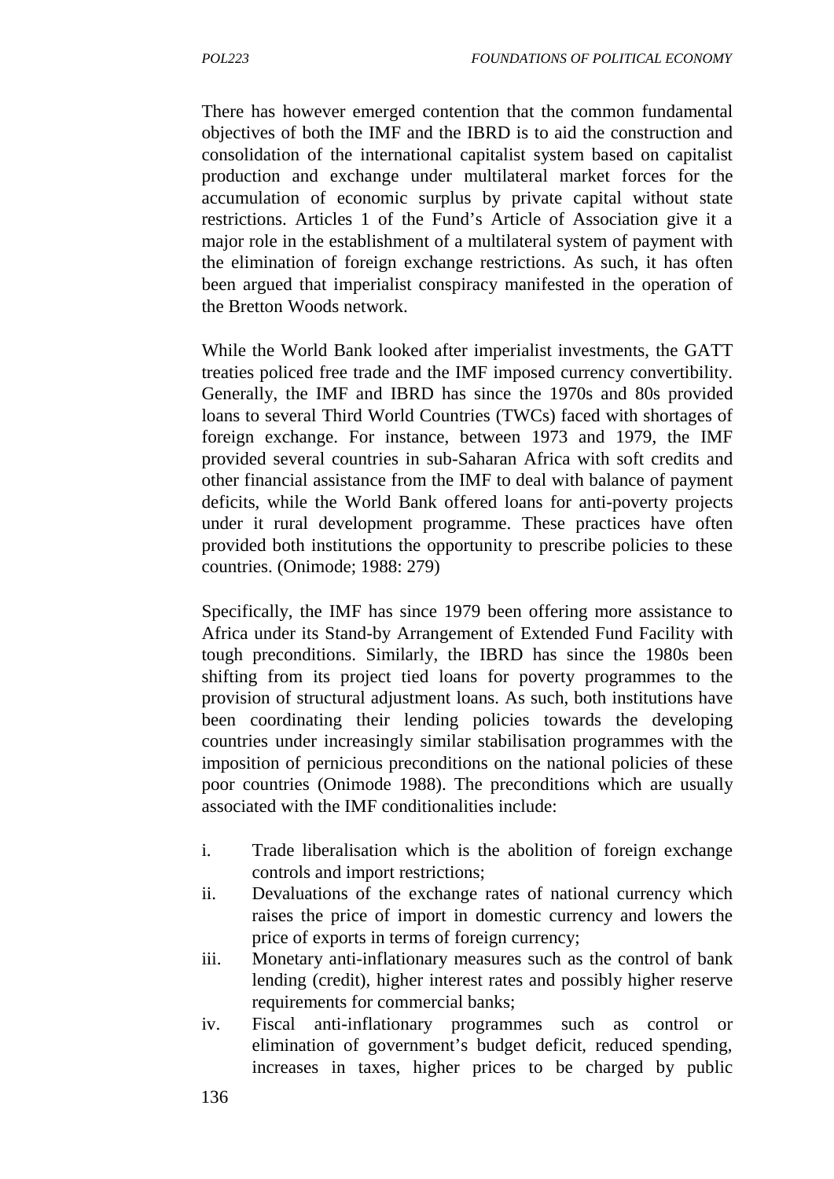There has however emerged contention that the common fundamental objectives of both the IMF and the IBRD is to aid the construction and consolidation of the international capitalist system based on capitalist production and exchange under multilateral market forces for the accumulation of economic surplus by private capital without state restrictions. Articles 1 of the Fund's Article of Association give it a major role in the establishment of a multilateral system of payment with the elimination of foreign exchange restrictions. As such, it has often been argued that imperialist conspiracy manifested in the operation of the Bretton Woods network.

While the World Bank looked after imperialist investments, the GATT treaties policed free trade and the IMF imposed currency convertibility. Generally, the IMF and IBRD has since the 1970s and 80s provided loans to several Third World Countries (TWCs) faced with shortages of foreign exchange. For instance, between 1973 and 1979, the IMF provided several countries in sub-Saharan Africa with soft credits and other financial assistance from the IMF to deal with balance of payment deficits, while the World Bank offered loans for anti-poverty projects under it rural development programme. These practices have often provided both institutions the opportunity to prescribe policies to these countries. (Onimode; 1988: 279)

Specifically, the IMF has since 1979 been offering more assistance to Africa under its Stand-by Arrangement of Extended Fund Facility with tough preconditions. Similarly, the IBRD has since the 1980s been shifting from its project tied loans for poverty programmes to the provision of structural adjustment loans. As such, both institutions have been coordinating their lending policies towards the developing countries under increasingly similar stabilisation programmes with the imposition of pernicious preconditions on the national policies of these poor countries (Onimode 1988). The preconditions which are usually associated with the IMF conditionalities include:

i. Trade liberalisation which is the abolition of foreign exchange controls and import restrictions;
ii. Devaluations of the exchange rates of national currency which raises the price of import in domestic currency and lowers the price of exports in terms of foreign currency;
iii. Monetary anti-inflationary measures such as the control of bank lending (credit), higher interest rates and possibly higher reserve requirements for commercial banks;
iv. Fiscal anti-inflationary programmes such as control or elimination of government's budget deficit, reduced spending, increases in taxes, higher prices to be charged by public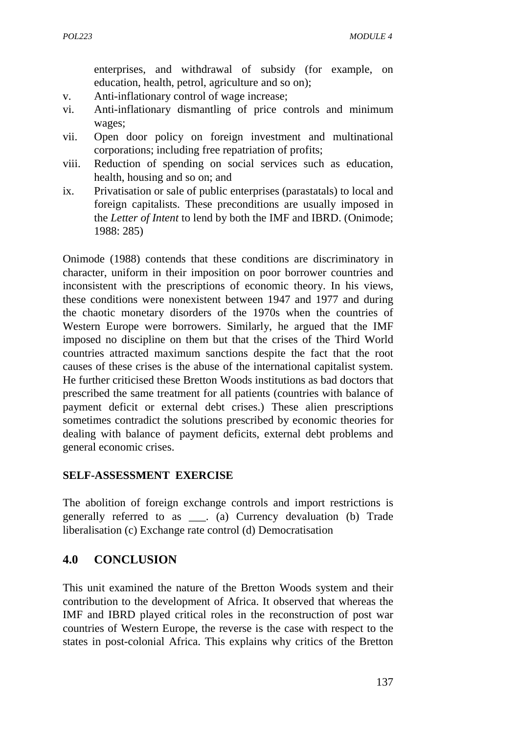enterprises, and withdrawal of subsidy (for example, on education, health, petrol, agriculture and so on);

v. Anti-inflationary control of wage increase;

vi. Anti-inflationary dismantling of price controls and minimum wages;

vii. Open door policy on foreign investment and multinational corporations; including free repatriation of profits;

viii. Reduction of spending on social services such as education, health, housing and so on; and

ix. Privatisation or sale of public enterprises (parastatals) to local and foreign capitalists. These preconditions are usually imposed in the *Letter of Intent* to lend by both the IMF and IBRD. (Onimode; 1988: 285)

Onimode (1988) contends that these conditions are discriminatory in character, uniform in their imposition on poor borrower countries and inconsistent with the prescriptions of economic theory. In his views, these conditions were nonexistent between 1947 and 1977 and during the chaotic monetary disorders of the 1970s when the countries of Western Europe were borrowers. Similarly, he argued that the IMF imposed no discipline on them but that the crises of the Third World countries attracted maximum sanctions despite the fact that the root causes of these crises is the abuse of the international capitalist system. He further criticised these Bretton Woods institutions as bad doctors that prescribed the same treatment for all patients (countries with balance of payment deficit or external debt crises.) These alien prescriptions sometimes contradict the solutions prescribed by economic theories for dealing with balance of payment deficits, external debt problems and general economic crises.

**SELF-ASSESSMENT EXERCISE**

The abolition of foreign exchange controls and import restrictions is generally referred to as ___. (a) Currency devaluation (b) Trade liberalisation (c) Exchange rate control (d) Democratisation

## 4.0 CONCLUSION

This unit examined the nature of the Bretton Woods system and their contribution to the development of Africa. It observed that whereas the IMF and IBRD played critical roles in the reconstruction of post war countries of Western Europe, the reverse is the case with respect to the states in post-colonial Africa. This explains why critics of the Bretton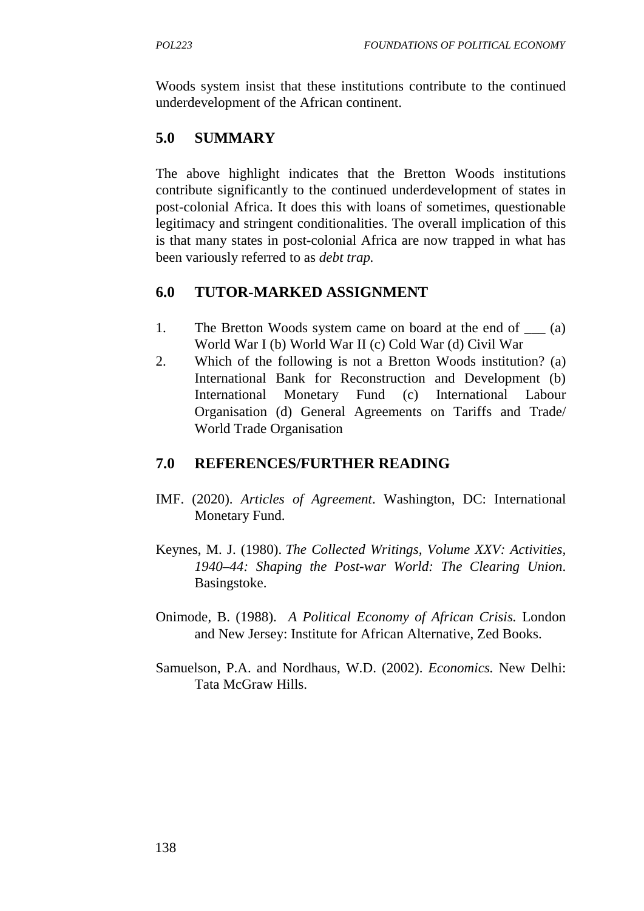Woods system insist that these institutions contribute to the continued underdevelopment of the African continent.

## 5.0 SUMMARY

The above highlight indicates that the Bretton Woods institutions contribute significantly to the continued underdevelopment of states in post-colonial Africa. It does this with loans of sometimes, questionable legitimacy and stringent conditionalities. The overall implication of this is that many states in post-colonial Africa are now trapped in what has been variously referred to as *debt trap.*

## 6.0 TUTOR-MARKED ASSIGNMENT

1. The Bretton Woods system came on board at the end of ___ (a) World War I (b) World War II (c) Cold War (d) Civil War
2. Which of the following is not a Bretton Woods institution? (a) International Bank for Reconstruction and Development (b) International Monetary Fund (c) International Labour Organisation (d) General Agreements on Tariffs and Trade/ World Trade Organisation

## 7.0 REFERENCES/FURTHER READING

IMF. (2020). *Articles of Agreement*. Washington, DC: International Monetary Fund.

Keynes, M. J. (1980). *The Collected Writings, Volume XXV: Activities, 1940–44: Shaping the Post-war World: The Clearing Union*. Basingstoke.

Onimode, B. (1988). *A Political Economy of African Crisis.* London and New Jersey: Institute for African Alternative, Zed Books.

Samuelson, P.A. and Nordhaus, W.D. (2002). *Economics.* New Delhi: Tata McGraw Hills.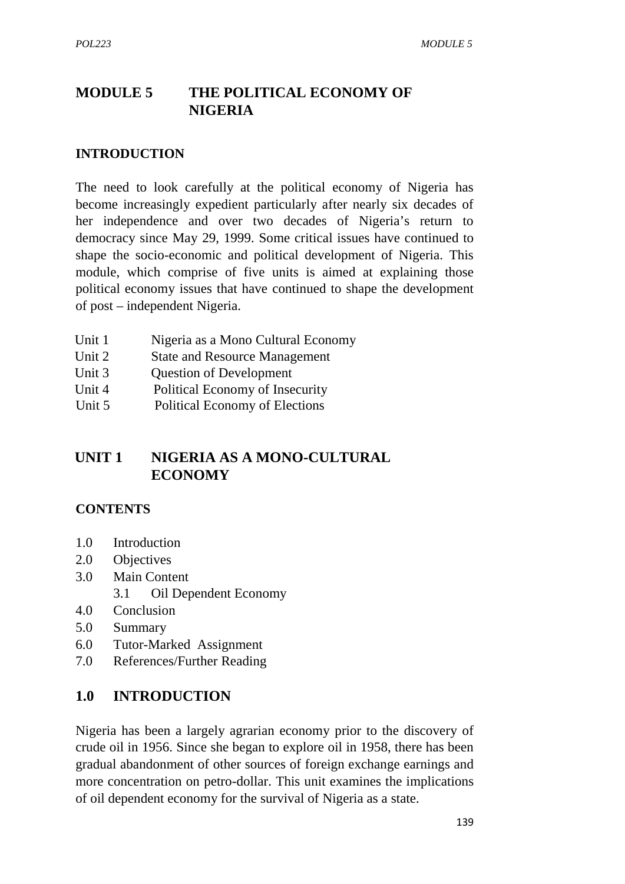# MODULE 5 THE POLITICAL ECONOMY OF NIGERIA

## INTRODUCTION

The need to look carefully at the political economy of Nigeria has become increasingly expedient particularly after nearly six decades of her independence and over two decades of Nigeria's return to democracy since May 29, 1999. Some critical issues have continued to shape the socio-economic and political development of Nigeria. This module, which comprise of five units is aimed at explaining those political economy issues that have continued to shape the development of post – independent Nigeria.

- Unit 1 Nigeria as a Mono Cultural Economy
- Unit 2 State and Resource Management
- Unit 3 Question of Development
- Unit 4 Political Economy of Insecurity
- Unit 5 Political Economy of Elections

# UNIT 1 NIGERIA AS A MONO-CULTURAL ECONOMY

## CONTENTS

- 1.0 Introduction
- 2.0 Objectives
- 3.0 Main Content
  - 3.1 Oil Dependent Economy
- 4.0 Conclusion
- 5.0 Summary
- 6.0 Tutor-Marked Assignment
- 7.0 References/Further Reading

## 1.0 INTRODUCTION

Nigeria has been a largely agrarian economy prior to the discovery of crude oil in 1956. Since she began to explore oil in 1958, there has been gradual abandonment of other sources of foreign exchange earnings and more concentration on petro-dollar. This unit examines the implications of oil dependent economy for the survival of Nigeria as a state.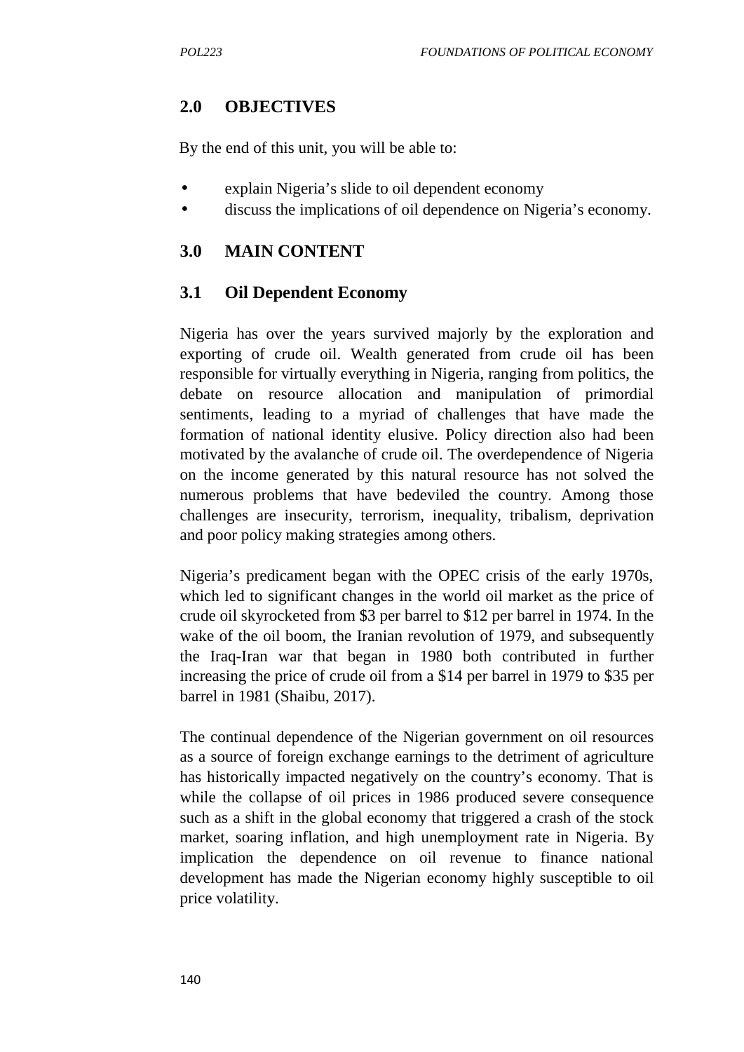## 2.0 OBJECTIVES

By the end of this unit, you will be able to:

- explain Nigeria's slide to oil dependent economy
- discuss the implications of oil dependence on Nigeria's economy.

## 3.0 MAIN CONTENT

### 3.1 Oil Dependent Economy

Nigeria has over the years survived majorly by the exploration and exporting of crude oil. Wealth generated from crude oil has been responsible for virtually everything in Nigeria, ranging from politics, the debate on resource allocation and manipulation of primordial sentiments, leading to a myriad of challenges that have made the formation of national identity elusive. Policy direction also had been motivated by the avalanche of crude oil. The overdependence of Nigeria on the income generated by this natural resource has not solved the numerous problems that have bedeviled the country. Among those challenges are insecurity, terrorism, inequality, tribalism, deprivation and poor policy making strategies among others.

Nigeria's predicament began with the OPEC crisis of the early 1970s, which led to significant changes in the world oil market as the price of crude oil skyrocketed from $3 per barrel to $12 per barrel in 1974. In the wake of the oil boom, the Iranian revolution of 1979, and subsequently the Iraq-Iran war that began in 1980 both contributed in further increasing the price of crude oil from a $14 per barrel in 1979 to $35 per barrel in 1981 (Shaibu, 2017).

The continual dependence of the Nigerian government on oil resources as a source of foreign exchange earnings to the detriment of agriculture has historically impacted negatively on the country's economy. That is while the collapse of oil prices in 1986 produced severe consequence such as a shift in the global economy that triggered a crash of the stock market, soaring inflation, and high unemployment rate in Nigeria. By implication the dependence on oil revenue to finance national development has made the Nigerian economy highly susceptible to oil price volatility.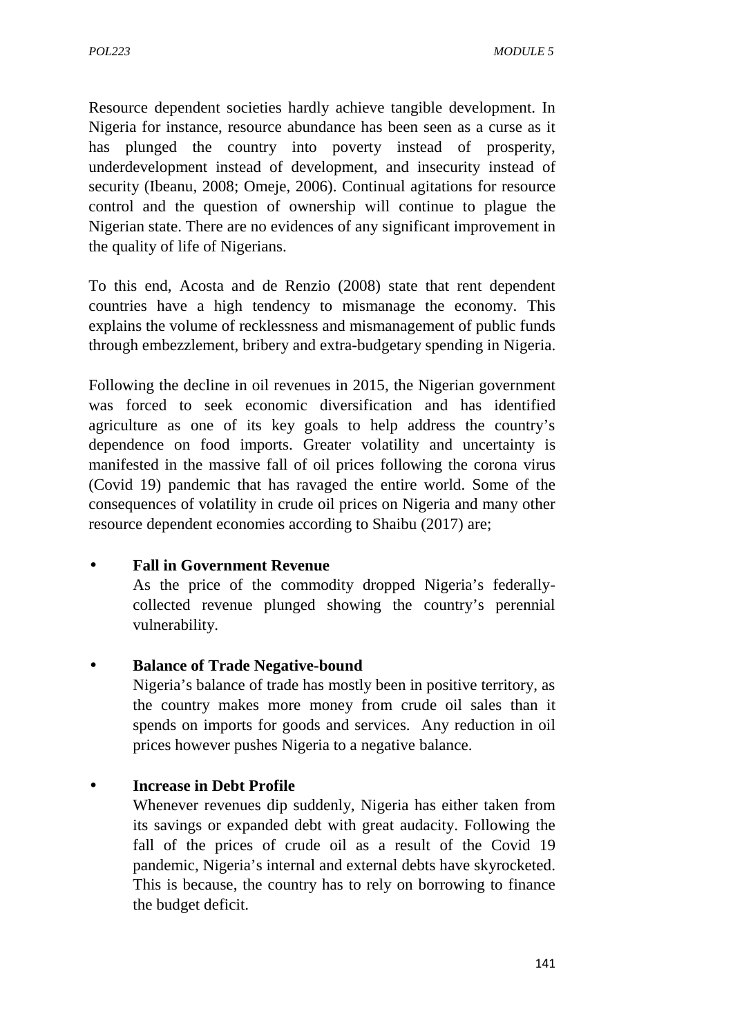Resource dependent societies hardly achieve tangible development. In Nigeria for instance, resource abundance has been seen as a curse as it has plunged the country into poverty instead of prosperity, underdevelopment instead of development, and insecurity instead of security (Ibeanu, 2008; Omeje, 2006). Continual agitations for resource control and the question of ownership will continue to plague the Nigerian state. There are no evidences of any significant improvement in the quality of life of Nigerians.

To this end, Acosta and de Renzio (2008) state that rent dependent countries have a high tendency to mismanage the economy. This explains the volume of recklessness and mismanagement of public funds through embezzlement, bribery and extra-budgetary spending in Nigeria.

Following the decline in oil revenues in 2015, the Nigerian government was forced to seek economic diversification and has identified agriculture as one of its key goals to help address the country's dependence on food imports. Greater volatility and uncertainty is manifested in the massive fall of oil prices following the corona virus (Covid 19) pandemic that has ravaged the entire world. Some of the consequences of volatility in crude oil prices on Nigeria and many other resource dependent economies according to Shaibu (2017) are;

- **Fall in Government Revenue**
  As the price of the commodity dropped Nigeria's federally-collected revenue plunged showing the country's perennial vulnerability.

- **Balance of Trade Negative-bound**
  Nigeria's balance of trade has mostly been in positive territory, as the country makes more money from crude oil sales than it spends on imports for goods and services. Any reduction in oil prices however pushes Nigeria to a negative balance.

- **Increase in Debt Profile**
  Whenever revenues dip suddenly, Nigeria has either taken from its savings or expanded debt with great audacity. Following the fall of the prices of crude oil as a result of the Covid 19 pandemic, Nigeria's internal and external debts have skyrocketed. This is because, the country has to rely on borrowing to finance the budget deficit.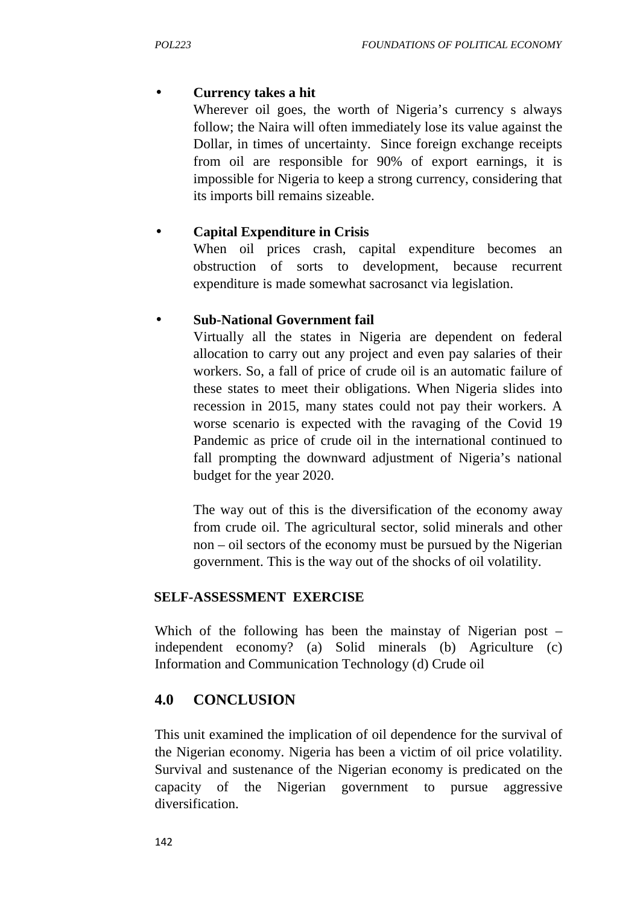- **Currency takes a hit**

  Wherever oil goes, the worth of Nigeria's currency s always follow; the Naira will often immediately lose its value against the Dollar, in times of uncertainty. Since foreign exchange receipts from oil are responsible for 90% of export earnings, it is impossible for Nigeria to keep a strong currency, considering that its imports bill remains sizeable.

- **Capital Expenditure in Crisis**

  When oil prices crash, capital expenditure becomes an obstruction of sorts to development, because recurrent expenditure is made somewhat sacrosanct via legislation.

- **Sub-National Government fail**

  Virtually all the states in Nigeria are dependent on federal allocation to carry out any project and even pay salaries of their workers. So, a fall of price of crude oil is an automatic failure of these states to meet their obligations. When Nigeria slides into recession in 2015, many states could not pay their workers. A worse scenario is expected with the ravaging of the Covid 19 Pandemic as price of crude oil in the international continued to fall prompting the downward adjustment of Nigeria's national budget for the year 2020.

  The way out of this is the diversification of the economy away from crude oil. The agricultural sector, solid minerals and other non – oil sectors of the economy must be pursued by the Nigerian government. This is the way out of the shocks of oil volatility.

**SELF-ASSESSMENT EXERCISE**

Which of the following has been the mainstay of Nigerian post – independent economy? (a) Solid minerals (b) Agriculture (c) Information and Communication Technology (d) Crude oil

## 4.0 CONCLUSION

This unit examined the implication of oil dependence for the survival of the Nigerian economy. Nigeria has been a victim of oil price volatility. Survival and sustenance of the Nigerian economy is predicated on the capacity of the Nigerian government to pursue aggressive diversification.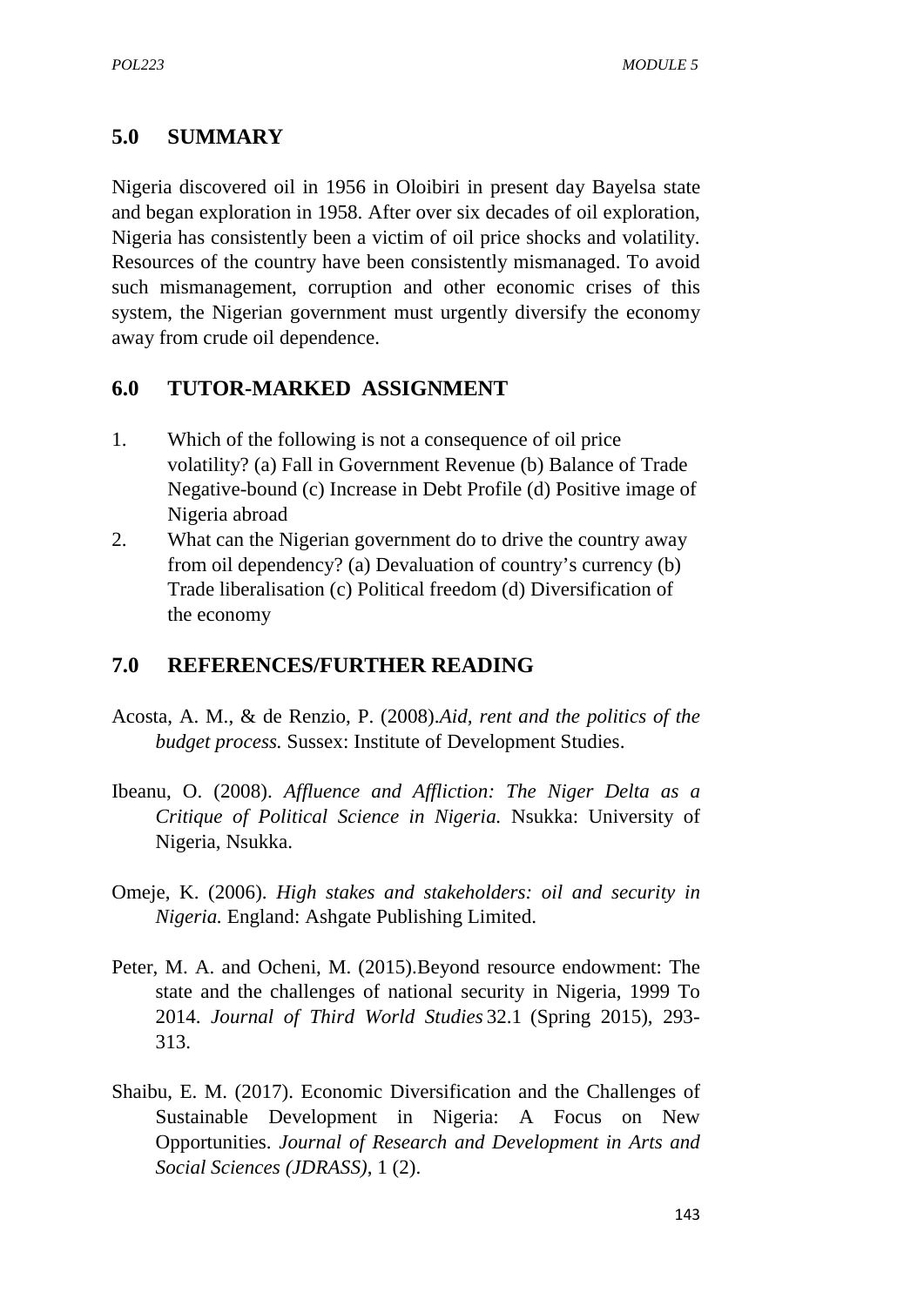## 5.0 SUMMARY

Nigeria discovered oil in 1956 in Oloibiri in present day Bayelsa state and began exploration in 1958. After over six decades of oil exploration, Nigeria has consistently been a victim of oil price shocks and volatility. Resources of the country have been consistently mismanaged. To avoid such mismanagement, corruption and other economic crises of this system, the Nigerian government must urgently diversify the economy away from crude oil dependence.

## 6.0 TUTOR-MARKED ASSIGNMENT

1. Which of the following is not a consequence of oil price volatility? (a) Fall in Government Revenue (b) Balance of Trade Negative-bound (c) Increase in Debt Profile (d) Positive image of Nigeria abroad
2. What can the Nigerian government do to drive the country away from oil dependency? (a) Devaluation of country's currency (b) Trade liberalisation (c) Political freedom (d) Diversification of the economy

## 7.0 REFERENCES/FURTHER READING

Acosta, A. M., & de Renzio, P. (2008).*Aid, rent and the politics of the budget process.* Sussex: Institute of Development Studies.

Ibeanu, O. (2008). *Affluence and Affliction: The Niger Delta as a Critique of Political Science in Nigeria.* Nsukka: University of Nigeria, Nsukka.

Omeje, K. (2006). *High stakes and stakeholders: oil and security in Nigeria.* England: Ashgate Publishing Limited.

Peter, M. A. and Ocheni, M. (2015).Beyond resource endowment: The state and the challenges of national security in Nigeria, 1999 To 2014. *Journal of Third World Studies* 32.1 (Spring 2015), 293-313.

Shaibu, E. M. (2017). Economic Diversification and the Challenges of Sustainable Development in Nigeria: A Focus on New Opportunities. *Journal of Research and Development in Arts and Social Sciences (JDRASS)*, 1 (2).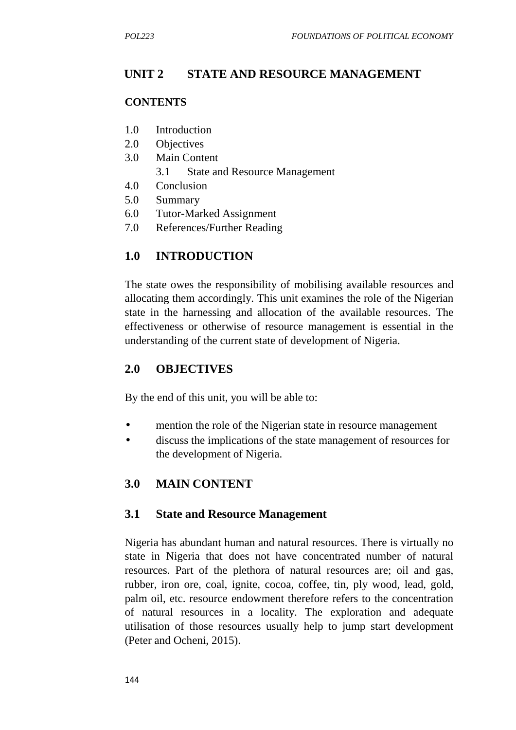# UNIT 2 STATE AND RESOURCE MANAGEMENT

## CONTENTS

1.0 Introduction
2.0 Objectives
3.0 Main Content
  3.1 State and Resource Management
4.0 Conclusion
5.0 Summary
6.0 Tutor-Marked Assignment
7.0 References/Further Reading

## 1.0 INTRODUCTION

The state owes the responsibility of mobilising available resources and allocating them accordingly. This unit examines the role of the Nigerian state in the harnessing and allocation of the available resources. The effectiveness or otherwise of resource management is essential in the understanding of the current state of development of Nigeria.

## 2.0 OBJECTIVES

By the end of this unit, you will be able to:

- mention the role of the Nigerian state in resource management
- discuss the implications of the state management of resources for the development of Nigeria.

## 3.0 MAIN CONTENT

### 3.1 State and Resource Management

Nigeria has abundant human and natural resources. There is virtually no state in Nigeria that does not have concentrated number of natural resources. Part of the plethora of natural resources are; oil and gas, rubber, iron ore, coal, ignite, cocoa, coffee, tin, ply wood, lead, gold, palm oil, etc. resource endowment therefore refers to the concentration of natural resources in a locality. The exploration and adequate utilisation of those resources usually help to jump start development (Peter and Ocheni, 2015).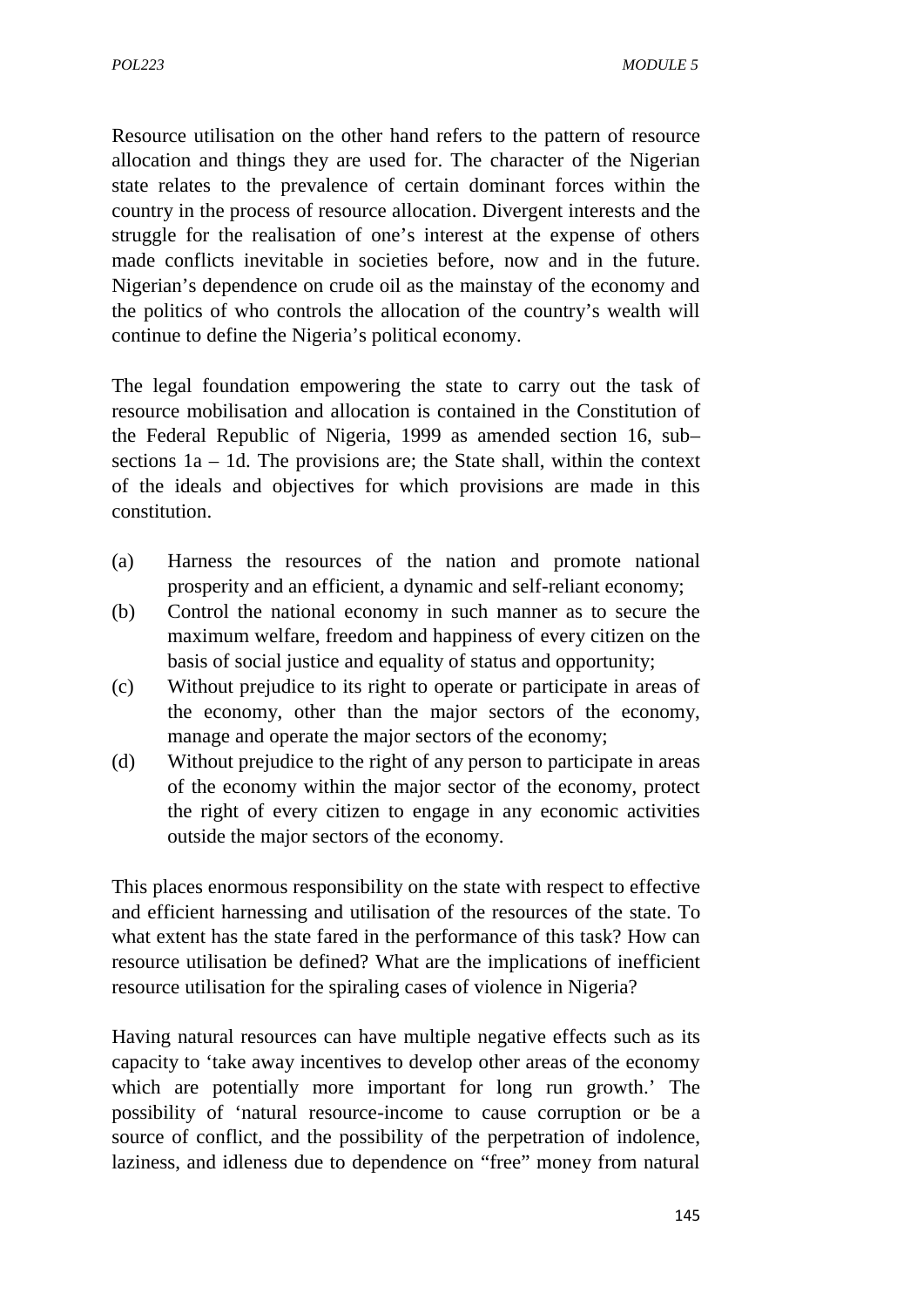Resource utilisation on the other hand refers to the pattern of resource allocation and things they are used for. The character of the Nigerian state relates to the prevalence of certain dominant forces within the country in the process of resource allocation. Divergent interests and the struggle for the realisation of one's interest at the expense of others made conflicts inevitable in societies before, now and in the future. Nigerian's dependence on crude oil as the mainstay of the economy and the politics of who controls the allocation of the country's wealth will continue to define the Nigeria's political economy.

The legal foundation empowering the state to carry out the task of resource mobilisation and allocation is contained in the Constitution of the Federal Republic of Nigeria, 1999 as amended section 16, sub–sections 1a – 1d. The provisions are; the State shall, within the context of the ideals and objectives for which provisions are made in this constitution.

(a) Harness the resources of the nation and promote national prosperity and an efficient, a dynamic and self-reliant economy;
(b) Control the national economy in such manner as to secure the maximum welfare, freedom and happiness of every citizen on the basis of social justice and equality of status and opportunity;
(c) Without prejudice to its right to operate or participate in areas of the economy, other than the major sectors of the economy, manage and operate the major sectors of the economy;
(d) Without prejudice to the right of any person to participate in areas of the economy within the major sector of the economy, protect the right of every citizen to engage in any economic activities outside the major sectors of the economy.

This places enormous responsibility on the state with respect to effective and efficient harnessing and utilisation of the resources of the state. To what extent has the state fared in the performance of this task? How can resource utilisation be defined? What are the implications of inefficient resource utilisation for the spiraling cases of violence in Nigeria?

Having natural resources can have multiple negative effects such as its capacity to 'take away incentives to develop other areas of the economy which are potentially more important for long run growth.' The possibility of 'natural resource-income to cause corruption or be a source of conflict, and the possibility of the perpetration of indolence, laziness, and idleness due to dependence on "free" money from natural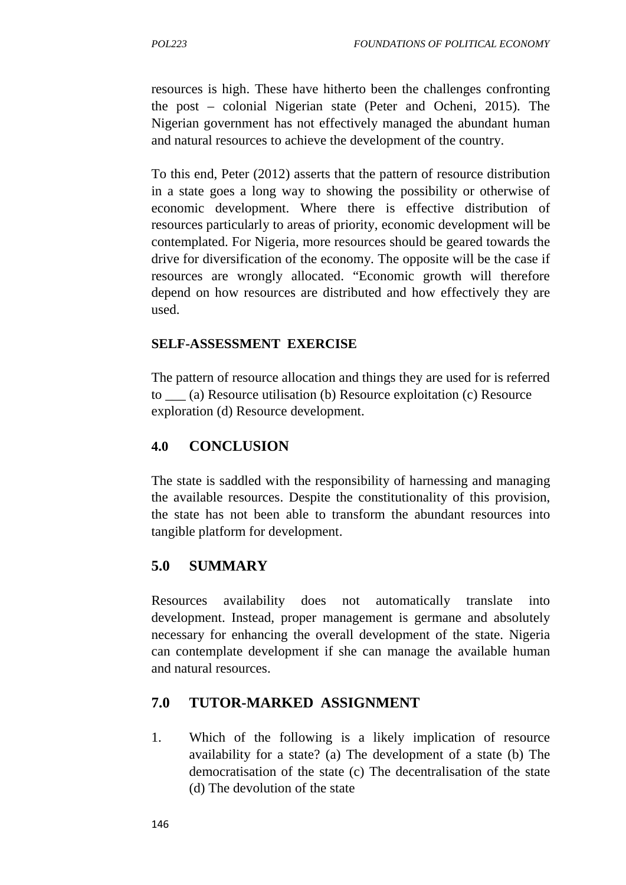resources is high. These have hitherto been the challenges confronting the post – colonial Nigerian state (Peter and Ocheni, 2015). The Nigerian government has not effectively managed the abundant human and natural resources to achieve the development of the country.

To this end, Peter (2012) asserts that the pattern of resource distribution in a state goes a long way to showing the possibility or otherwise of economic development. Where there is effective distribution of resources particularly to areas of priority, economic development will be contemplated. For Nigeria, more resources should be geared towards the drive for diversification of the economy. The opposite will be the case if resources are wrongly allocated. "Economic growth will therefore depend on how resources are distributed and how effectively they are used.

**SELF-ASSESSMENT EXERCISE**

The pattern of resource allocation and things they are used for is referred to ___ (a) Resource utilisation (b) Resource exploitation (c) Resource exploration (d) Resource development.

## 4.0 CONCLUSION

The state is saddled with the responsibility of harnessing and managing the available resources. Despite the constitutionality of this provision, the state has not been able to transform the abundant resources into tangible platform for development.

## 5.0 SUMMARY

Resources availability does not automatically translate into development. Instead, proper management is germane and absolutely necessary for enhancing the overall development of the state. Nigeria can contemplate development if she can manage the available human and natural resources.

## 7.0 TUTOR-MARKED ASSIGNMENT

1. Which of the following is a likely implication of resource availability for a state? (a) The development of a state (b) The democratisation of the state (c) The decentralisation of the state (d) The devolution of the state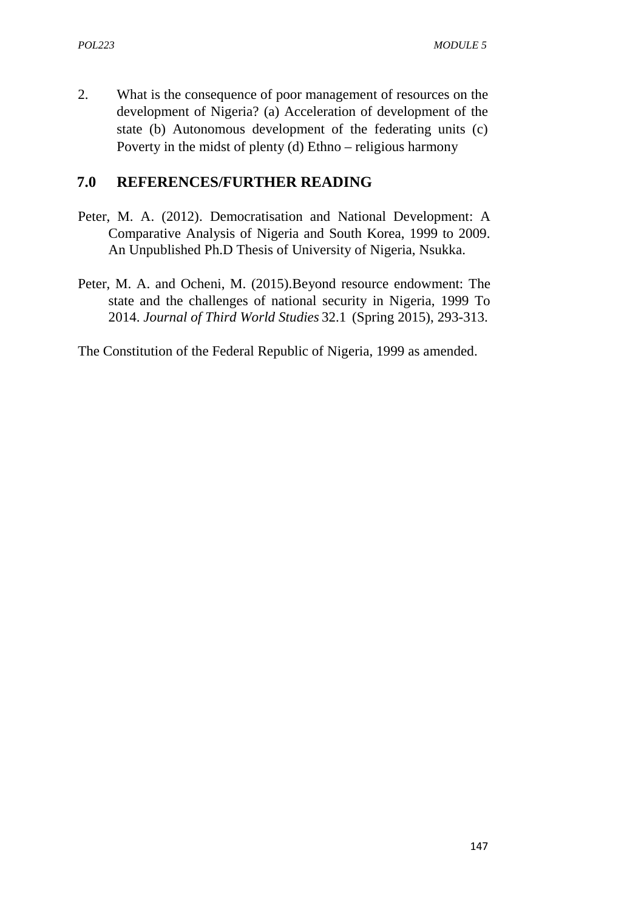2. What is the consequence of poor management of resources on the development of Nigeria? (a) Acceleration of development of the state (b) Autonomous development of the federating units (c) Poverty in the midst of plenty (d) Ethno – religious harmony

## 7.0 REFERENCES/FURTHER READING

Peter, M. A. (2012). Democratisation and National Development: A Comparative Analysis of Nigeria and South Korea, 1999 to 2009. An Unpublished Ph.D Thesis of University of Nigeria, Nsukka.

Peter, M. A. and Ocheni, M. (2015).Beyond resource endowment: The state and the challenges of national security in Nigeria, 1999 To 2014. *Journal of Third World Studies* 32.1 (Spring 2015), 293-313.

The Constitution of the Federal Republic of Nigeria, 1999 as amended.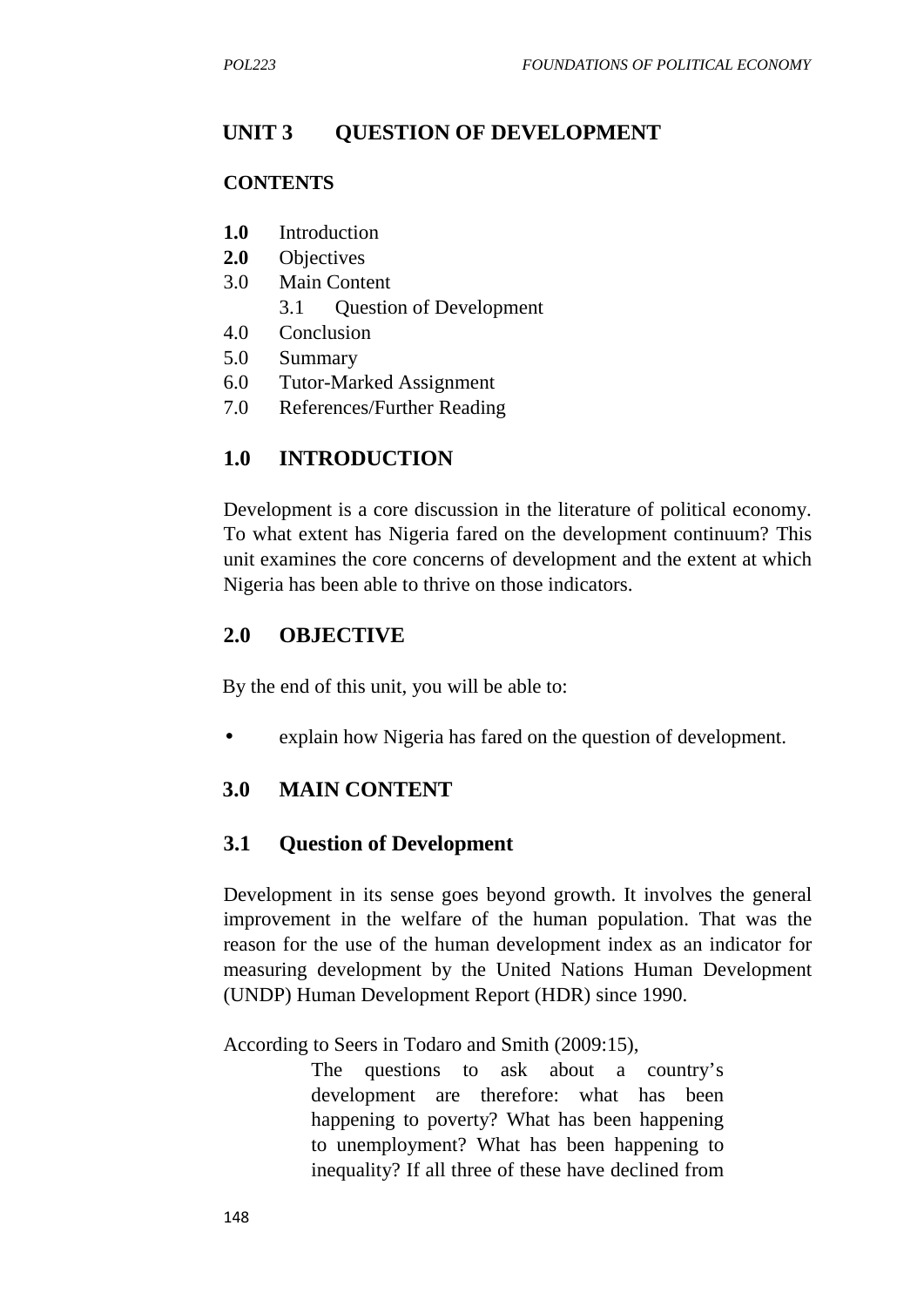# UNIT 3 QUESTION OF DEVELOPMENT

## CONTENTS

**1.0** Introduction
**2.0** Objectives
3.0 Main Content
   3.1 Question of Development
4.0 Conclusion
5.0 Summary
6.0 Tutor-Marked Assignment
7.0 References/Further Reading

## 1.0 INTRODUCTION

Development is a core discussion in the literature of political economy. To what extent has Nigeria fared on the development continuum? This unit examines the core concerns of development and the extent at which Nigeria has been able to thrive on those indicators.

## 2.0 OBJECTIVE

By the end of this unit, you will be able to:

- explain how Nigeria has fared on the question of development.

## 3.0 MAIN CONTENT

### 3.1 Question of Development

Development in its sense goes beyond growth. It involves the general improvement in the welfare of the human population. That was the reason for the use of the human development index as an indicator for measuring development by the United Nations Human Development (UNDP) Human Development Report (HDR) since 1990.

According to Seers in Todaro and Smith (2009:15),

> The questions to ask about a country's development are therefore: what has been happening to poverty? What has been happening to unemployment? What has been happening to inequality? If all three of these have declined from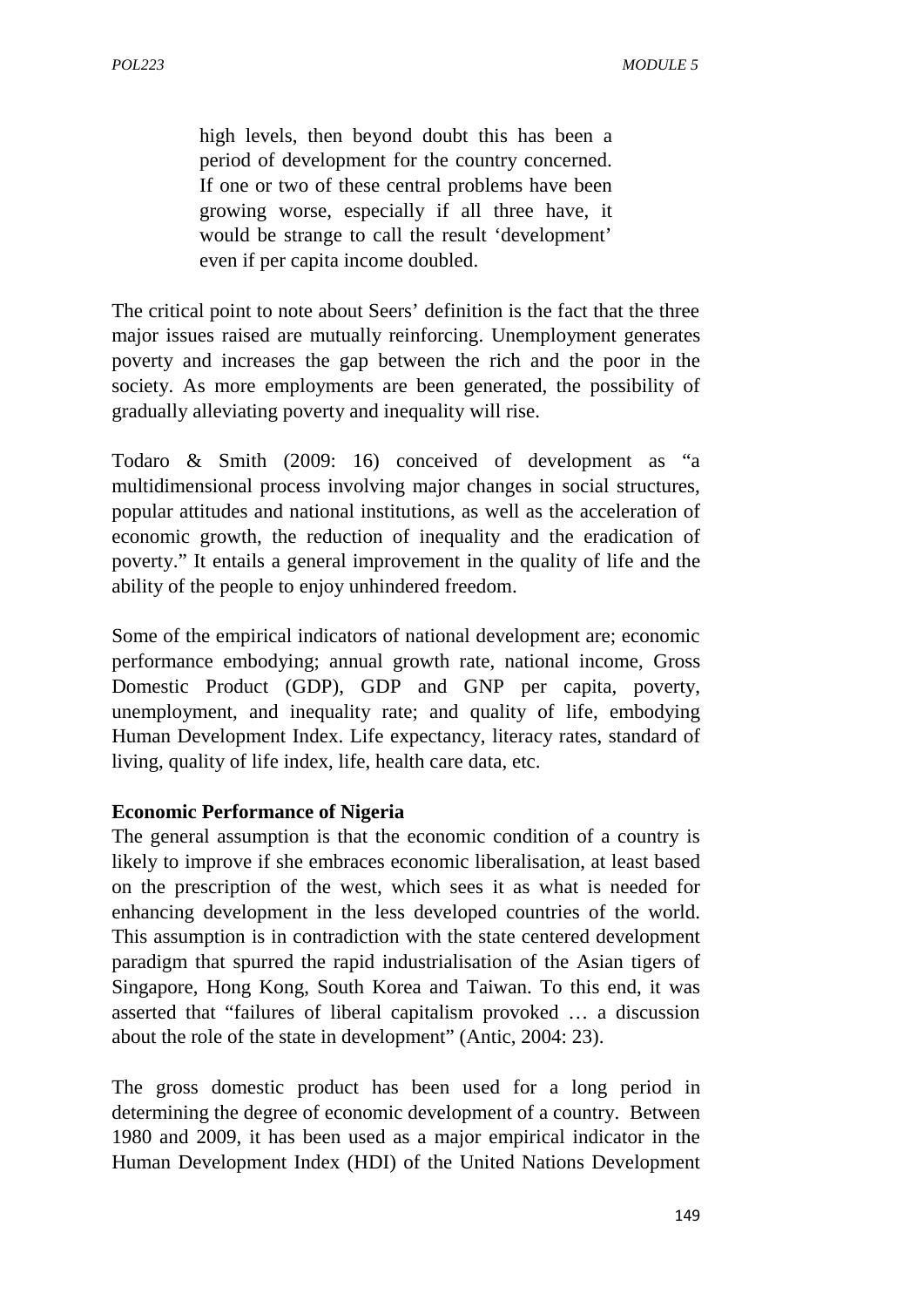> high levels, then beyond doubt this has been a period of development for the country concerned. If one or two of these central problems have been growing worse, especially if all three have, it would be strange to call the result 'development' even if per capita income doubled.

The critical point to note about Seers' definition is the fact that the three major issues raised are mutually reinforcing. Unemployment generates poverty and increases the gap between the rich and the poor in the society. As more employments are been generated, the possibility of gradually alleviating poverty and inequality will rise.

Todaro & Smith (2009: 16) conceived of development as "a multidimensional process involving major changes in social structures, popular attitudes and national institutions, as well as the acceleration of economic growth, the reduction of inequality and the eradication of poverty." It entails a general improvement in the quality of life and the ability of the people to enjoy unhindered freedom.

Some of the empirical indicators of national development are; economic performance embodying; annual growth rate, national income, Gross Domestic Product (GDP), GDP and GNP per capita, poverty, unemployment, and inequality rate; and quality of life, embodying Human Development Index. Life expectancy, literacy rates, standard of living, quality of life index, life, health care data, etc.

**Economic Performance of Nigeria**

The general assumption is that the economic condition of a country is likely to improve if she embraces economic liberalisation, at least based on the prescription of the west, which sees it as what is needed for enhancing development in the less developed countries of the world. This assumption is in contradiction with the state centered development paradigm that spurred the rapid industrialisation of the Asian tigers of Singapore, Hong Kong, South Korea and Taiwan. To this end, it was asserted that "failures of liberal capitalism provoked … a discussion about the role of the state in development" (Antic, 2004: 23).

The gross domestic product has been used for a long period in determining the degree of economic development of a country. Between 1980 and 2009, it has been used as a major empirical indicator in the Human Development Index (HDI) of the United Nations Development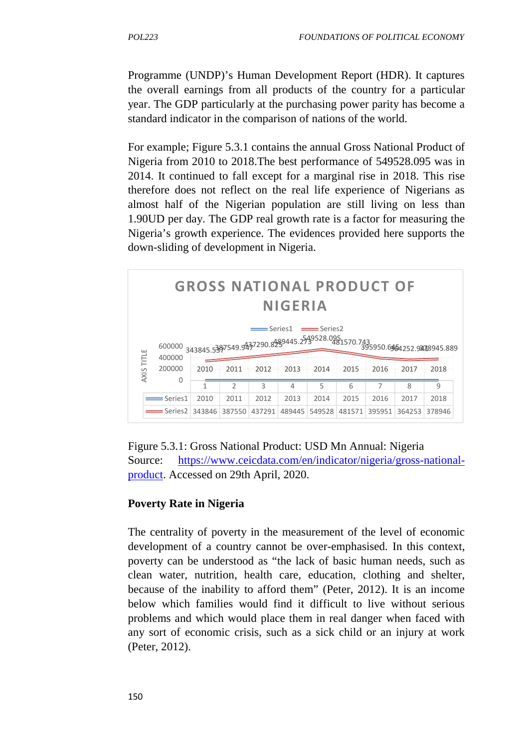Programme (UNDP)'s Human Development Report (HDR). It captures the overall earnings from all products of the country for a particular year. The GDP particularly at the purchasing power parity has become a standard indicator in the comparison of nations of the world.

For example; Figure 5.3.1 contains the annual Gross National Product of Nigeria from 2010 to 2018.The best performance of 549528.095 was in 2014. It continued to fall except for a marginal rise in 2018. This rise therefore does not reflect on the real life experience of Nigerians as almost half of the Nigerian population are still living on less than 1.90UD per day. The GDP real growth rate is a factor for measuring the Nigeria's growth experience. The evidences provided here supports the down-sliding of development in Nigeria.

**GROSS NATIONAL PRODUCT OF NIGERIA**

| | 1 | 2 | 3 | 4 | 5 | 6 | 7 | 8 | 9 |
|---|---|---|---|---|---|---|---|---|---|
| Series1 | 2010 | 2011 | 2012 | 2013 | 2014 | 2015 | 2016 | 2017 | 2018 |
| Series2 | 343846 | 387550 | 437291 | 489445 | 549528 | 481571 | 395951 | 364253 | 378946 |

Figure 5.3.1: Gross National Product: USD Mn Annual: Nigeria
Source: [https://www.ceicdata.com/en/indicator/nigeria/gross-national-product](https://www.ceicdata.com/en/indicator/nigeria/gross-national-product). Accessed on 29th April, 2020.

**Poverty Rate in Nigeria**

The centrality of poverty in the measurement of the level of economic development of a country cannot be over-emphasised. In this context, poverty can be understood as "the lack of basic human needs, such as clean water, nutrition, health care, education, clothing and shelter, because of the inability to afford them" (Peter, 2012). It is an income below which families would find it difficult to live without serious problems and which would place them in real danger when faced with any sort of economic crisis, such as a sick child or an injury at work (Peter, 2012).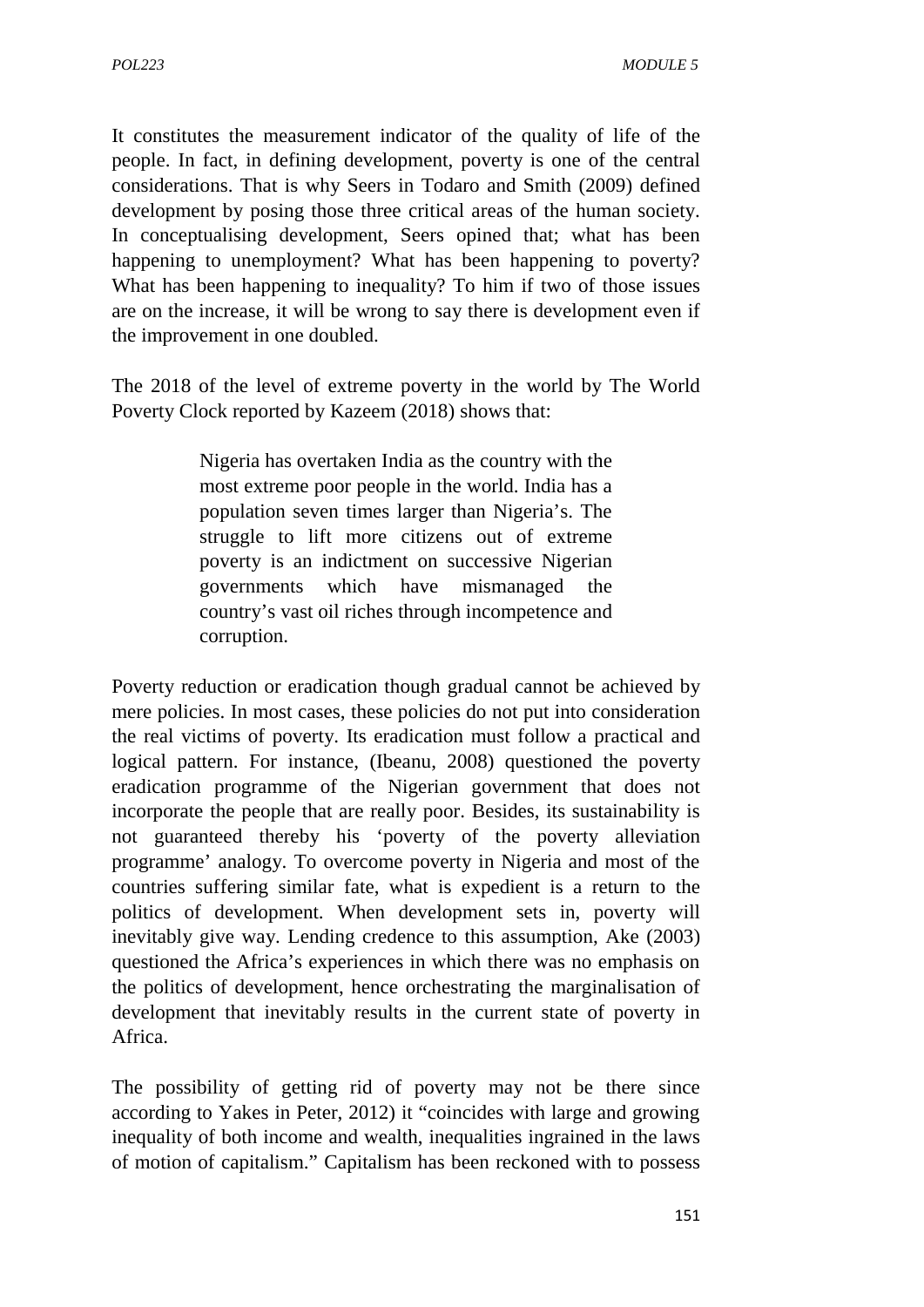It constitutes the measurement indicator of the quality of life of the people. In fact, in defining development, poverty is one of the central considerations. That is why Seers in Todaro and Smith (2009) defined development by posing those three critical areas of the human society. In conceptualising development, Seers opined that; what has been happening to unemployment? What has been happening to poverty? What has been happening to inequality? To him if two of those issues are on the increase, it will be wrong to say there is development even if the improvement in one doubled.

The 2018 of the level of extreme poverty in the world by The World Poverty Clock reported by Kazeem (2018) shows that:

> Nigeria has overtaken India as the country with the most extreme poor people in the world. India has a population seven times larger than Nigeria's. The struggle to lift more citizens out of extreme poverty is an indictment on successive Nigerian governments which have mismanaged the country's vast oil riches through incompetence and corruption.

Poverty reduction or eradication though gradual cannot be achieved by mere policies. In most cases, these policies do not put into consideration the real victims of poverty. Its eradication must follow a practical and logical pattern. For instance, (Ibeanu, 2008) questioned the poverty eradication programme of the Nigerian government that does not incorporate the people that are really poor. Besides, its sustainability is not guaranteed thereby his 'poverty of the poverty alleviation programme' analogy. To overcome poverty in Nigeria and most of the countries suffering similar fate, what is expedient is a return to the politics of development. When development sets in, poverty will inevitably give way. Lending credence to this assumption, Ake (2003) questioned the Africa's experiences in which there was no emphasis on the politics of development, hence orchestrating the marginalisation of development that inevitably results in the current state of poverty in Africa.

The possibility of getting rid of poverty may not be there since according to Yakes in Peter, 2012) it "coincides with large and growing inequality of both income and wealth, inequalities ingrained in the laws of motion of capitalism." Capitalism has been reckoned with to possess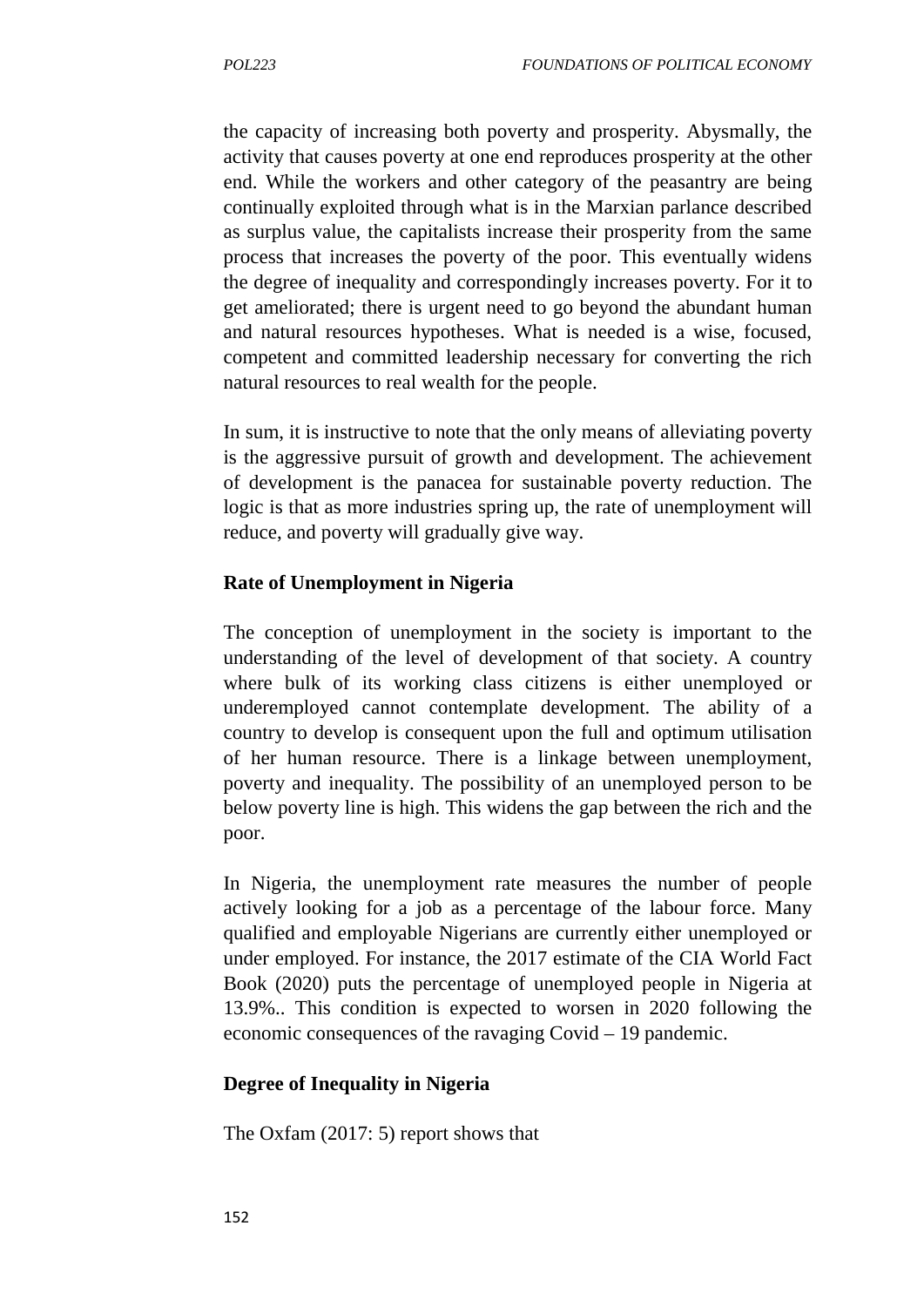the capacity of increasing both poverty and prosperity. Abysmally, the activity that causes poverty at one end reproduces prosperity at the other end. While the workers and other category of the peasantry are being continually exploited through what is in the Marxian parlance described as surplus value, the capitalists increase their prosperity from the same process that increases the poverty of the poor. This eventually widens the degree of inequality and correspondingly increases poverty. For it to get ameliorated; there is urgent need to go beyond the abundant human and natural resources hypotheses. What is needed is a wise, focused, competent and committed leadership necessary for converting the rich natural resources to real wealth for the people.

In sum, it is instructive to note that the only means of alleviating poverty is the aggressive pursuit of growth and development. The achievement of development is the panacea for sustainable poverty reduction. The logic is that as more industries spring up, the rate of unemployment will reduce, and poverty will gradually give way.

### Rate of Unemployment in Nigeria

The conception of unemployment in the society is important to the understanding of the level of development of that society. A country where bulk of its working class citizens is either unemployed or underemployed cannot contemplate development. The ability of a country to develop is consequent upon the full and optimum utilisation of her human resource. There is a linkage between unemployment, poverty and inequality. The possibility of an unemployed person to be below poverty line is high. This widens the gap between the rich and the poor.

In Nigeria, the unemployment rate measures the number of people actively looking for a job as a percentage of the labour force. Many qualified and employable Nigerians are currently either unemployed or under employed. For instance, the 2017 estimate of the CIA World Fact Book (2020) puts the percentage of unemployed people in Nigeria at 13.9%.. This condition is expected to worsen in 2020 following the economic consequences of the ravaging Covid – 19 pandemic.

### Degree of Inequality in Nigeria

The Oxfam (2017: 5) report shows that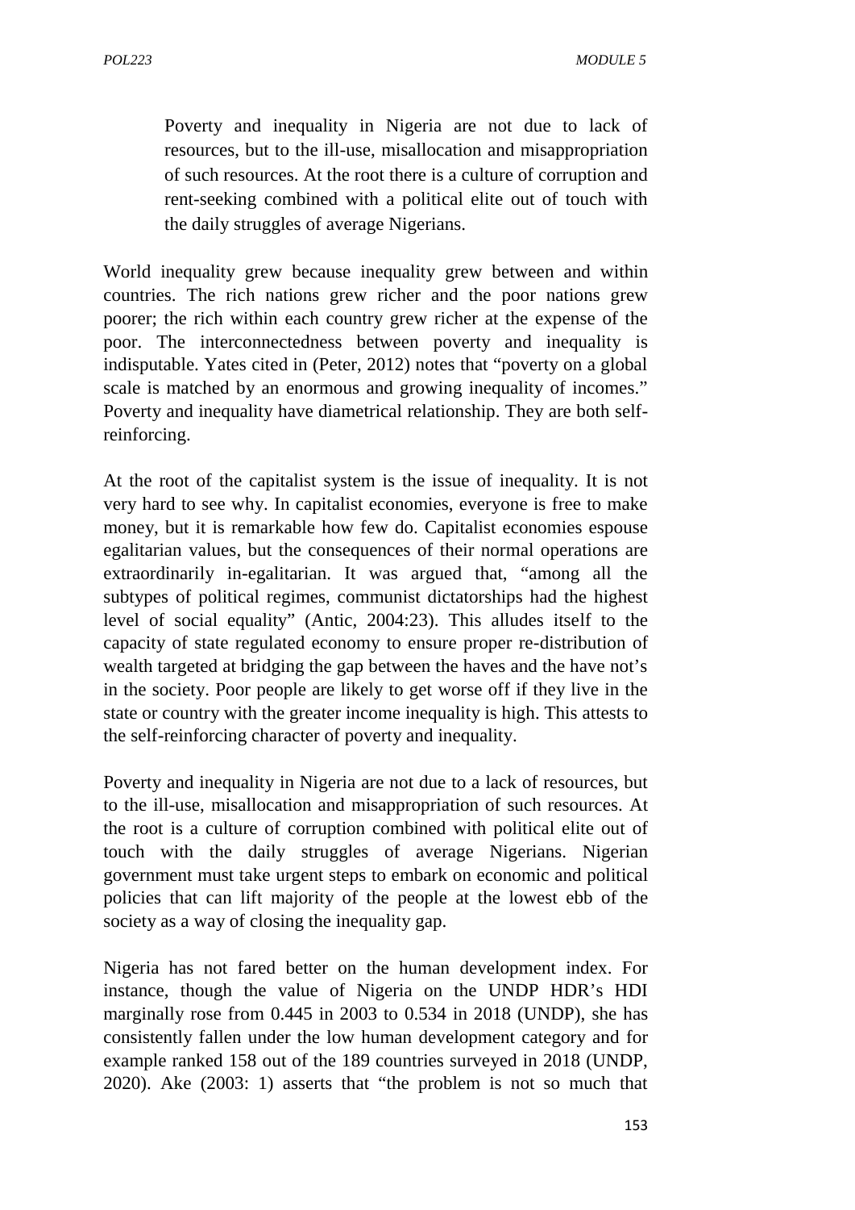> Poverty and inequality in Nigeria are not due to lack of resources, but to the ill-use, misallocation and misappropriation of such resources. At the root there is a culture of corruption and rent-seeking combined with a political elite out of touch with the daily struggles of average Nigerians.

World inequality grew because inequality grew between and within countries. The rich nations grew richer and the poor nations grew poorer; the rich within each country grew richer at the expense of the poor. The interconnectedness between poverty and inequality is indisputable. Yates cited in (Peter, 2012) notes that "poverty on a global scale is matched by an enormous and growing inequality of incomes." Poverty and inequality have diametrical relationship. They are both self-reinforcing.

At the root of the capitalist system is the issue of inequality. It is not very hard to see why. In capitalist economies, everyone is free to make money, but it is remarkable how few do. Capitalist economies espouse egalitarian values, but the consequences of their normal operations are extraordinarily in-egalitarian. It was argued that, "among all the subtypes of political regimes, communist dictatorships had the highest level of social equality" (Antic, 2004:23). This alludes itself to the capacity of state regulated economy to ensure proper re-distribution of wealth targeted at bridging the gap between the haves and the have not's in the society. Poor people are likely to get worse off if they live in the state or country with the greater income inequality is high. This attests to the self-reinforcing character of poverty and inequality.

Poverty and inequality in Nigeria are not due to a lack of resources, but to the ill-use, misallocation and misappropriation of such resources. At the root is a culture of corruption combined with political elite out of touch with the daily struggles of average Nigerians. Nigerian government must take urgent steps to embark on economic and political policies that can lift majority of the people at the lowest ebb of the society as a way of closing the inequality gap.

Nigeria has not fared better on the human development index. For instance, though the value of Nigeria on the UNDP HDR's HDI marginally rose from 0.445 in 2003 to 0.534 in 2018 (UNDP), she has consistently fallen under the low human development category and for example ranked 158 out of the 189 countries surveyed in 2018 (UNDP, 2020). Ake (2003: 1) asserts that "the problem is not so much that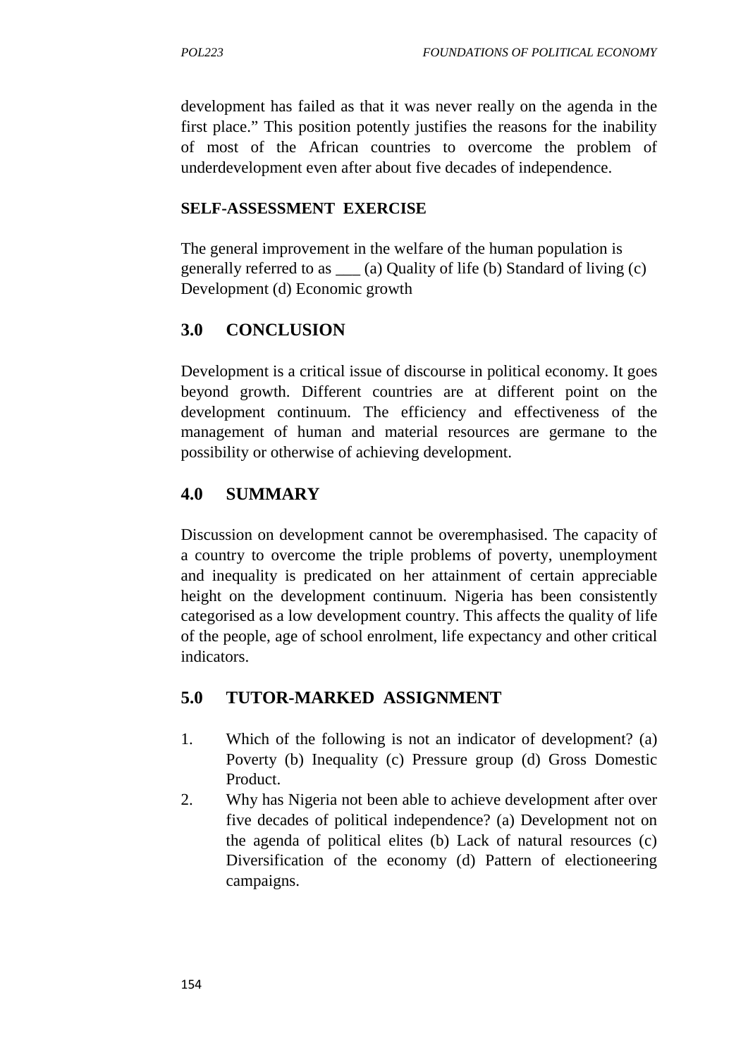development has failed as that it was never really on the agenda in the first place." This position potently justifies the reasons for the inability of most of the African countries to overcome the problem of underdevelopment even after about five decades of independence.

**SELF-ASSESSMENT EXERCISE**

The general improvement in the welfare of the human population is generally referred to as ___ (a) Quality of life (b) Standard of living (c) Development (d) Economic growth

## 3.0 CONCLUSION

Development is a critical issue of discourse in political economy. It goes beyond growth. Different countries are at different point on the development continuum. The efficiency and effectiveness of the management of human and material resources are germane to the possibility or otherwise of achieving development.

## 4.0 SUMMARY

Discussion on development cannot be overemphasised. The capacity of a country to overcome the triple problems of poverty, unemployment and inequality is predicated on her attainment of certain appreciable height on the development continuum. Nigeria has been consistently categorised as a low development country. This affects the quality of life of the people, age of school enrolment, life expectancy and other critical indicators.

## 5.0 TUTOR-MARKED ASSIGNMENT

1. Which of the following is not an indicator of development? (a) Poverty (b) Inequality (c) Pressure group (d) Gross Domestic Product.
2. Why has Nigeria not been able to achieve development after over five decades of political independence? (a) Development not on the agenda of political elites (b) Lack of natural resources (c) Diversification of the economy (d) Pattern of electioneering campaigns.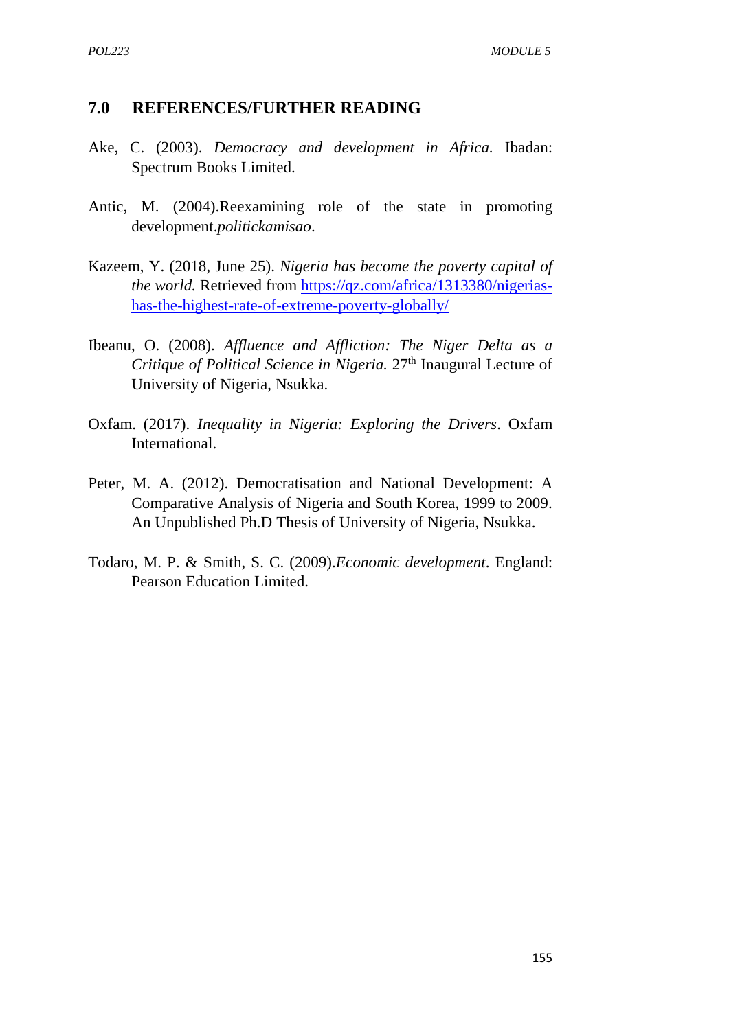## 7.0 REFERENCES/FURTHER READING

Ake, C. (2003). *Democracy and development in Africa.* Ibadan: Spectrum Books Limited.

Antic, M. (2004).Reexamining role of the state in promoting development.*politickamisao*.

Kazeem, Y. (2018, June 25). *Nigeria has become the poverty capital of the world.* Retrieved from https://qz.com/africa/1313380/nigerias-has-the-highest-rate-of-extreme-poverty-globally/

Ibeanu, O. (2008). *Affluence and Affliction: The Niger Delta as a Critique of Political Science in Nigeria.* 27th Inaugural Lecture of University of Nigeria, Nsukka.

Oxfam. (2017). *Inequality in Nigeria: Exploring the Drivers*. Oxfam International.

Peter, M. A. (2012). Democratisation and National Development: A Comparative Analysis of Nigeria and South Korea, 1999 to 2009. An Unpublished Ph.D Thesis of University of Nigeria, Nsukka.

Todaro, M. P. & Smith, S. C. (2009).*Economic development*. England: Pearson Education Limited.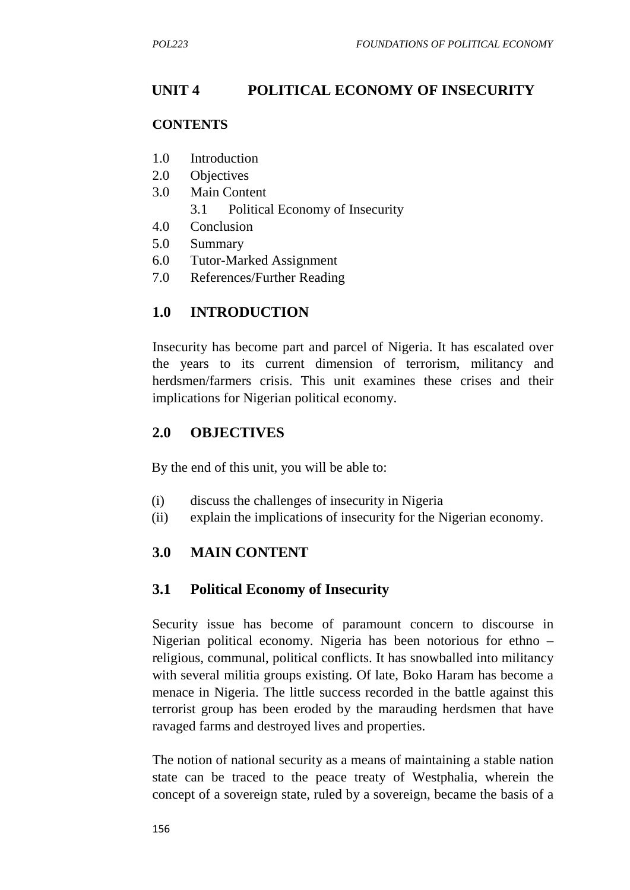# UNIT 4 POLITICAL ECONOMY OF INSECURITY

**CONTENTS**

1.0 Introduction
2.0 Objectives
3.0 Main Content
    3.1 Political Economy of Insecurity
4.0 Conclusion
5.0 Summary
6.0 Tutor-Marked Assignment
7.0 References/Further Reading

## 1.0 INTRODUCTION

Insecurity has become part and parcel of Nigeria. It has escalated over the years to its current dimension of terrorism, militancy and herdsmen/farmers crisis. This unit examines these crises and their implications for Nigerian political economy.

## 2.0 OBJECTIVES

By the end of this unit, you will be able to:

(i) discuss the challenges of insecurity in Nigeria
(ii) explain the implications of insecurity for the Nigerian economy.

## 3.0 MAIN CONTENT

### 3.1 Political Economy of Insecurity

Security issue has become of paramount concern to discourse in Nigerian political economy. Nigeria has been notorious for ethno – religious, communal, political conflicts. It has snowballed into militancy with several militia groups existing. Of late, Boko Haram has become a menace in Nigeria. The little success recorded in the battle against this terrorist group has been eroded by the marauding herdsmen that have ravaged farms and destroyed lives and properties.

The notion of national security as a means of maintaining a stable nation state can be traced to the peace treaty of Westphalia, wherein the concept of a sovereign state, ruled by a sovereign, became the basis of a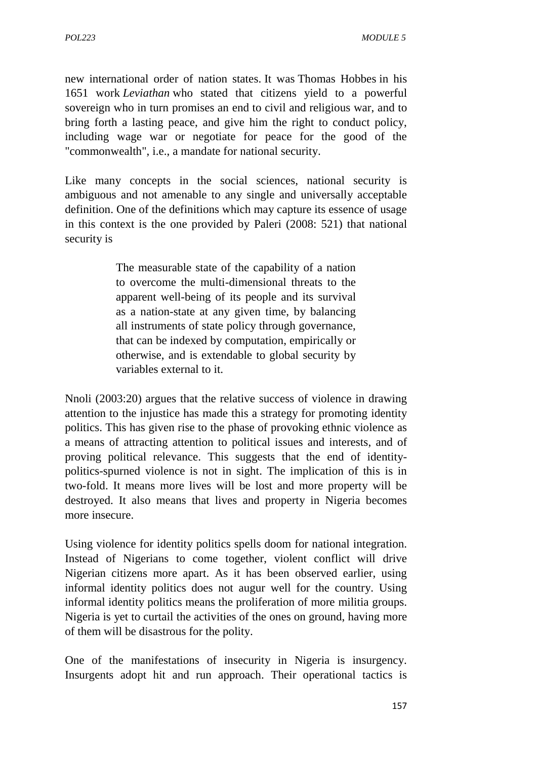new international order of nation states. It was Thomas Hobbes in his 1651 work *Leviathan* who stated that citizens yield to a powerful sovereign who in turn promises an end to civil and religious war, and to bring forth a lasting peace, and give him the right to conduct policy, including wage war or negotiate for peace for the good of the "commonwealth", i.e., a mandate for national security.

Like many concepts in the social sciences, national security is ambiguous and not amenable to any single and universally acceptable definition. One of the definitions which may capture its essence of usage in this context is the one provided by Paleri (2008: 521) that national security is

> The measurable state of the capability of a nation to overcome the multi-dimensional threats to the apparent well-being of its people and its survival as a nation-state at any given time, by balancing all instruments of state policy through governance, that can be indexed by computation, empirically or otherwise, and is extendable to global security by variables external to it.

Nnoli (2003:20) argues that the relative success of violence in drawing attention to the injustice has made this a strategy for promoting identity politics. This has given rise to the phase of provoking ethnic violence as a means of attracting attention to political issues and interests, and of proving political relevance. This suggests that the end of identity-politics-spurned violence is not in sight. The implication of this is in two-fold. It means more lives will be lost and more property will be destroyed. It also means that lives and property in Nigeria becomes more insecure.

Using violence for identity politics spells doom for national integration. Instead of Nigerians to come together, violent conflict will drive Nigerian citizens more apart. As it has been observed earlier, using informal identity politics does not augur well for the country. Using informal identity politics means the proliferation of more militia groups. Nigeria is yet to curtail the activities of the ones on ground, having more of them will be disastrous for the polity.

One of the manifestations of insecurity in Nigeria is insurgency. Insurgents adopt hit and run approach. Their operational tactics is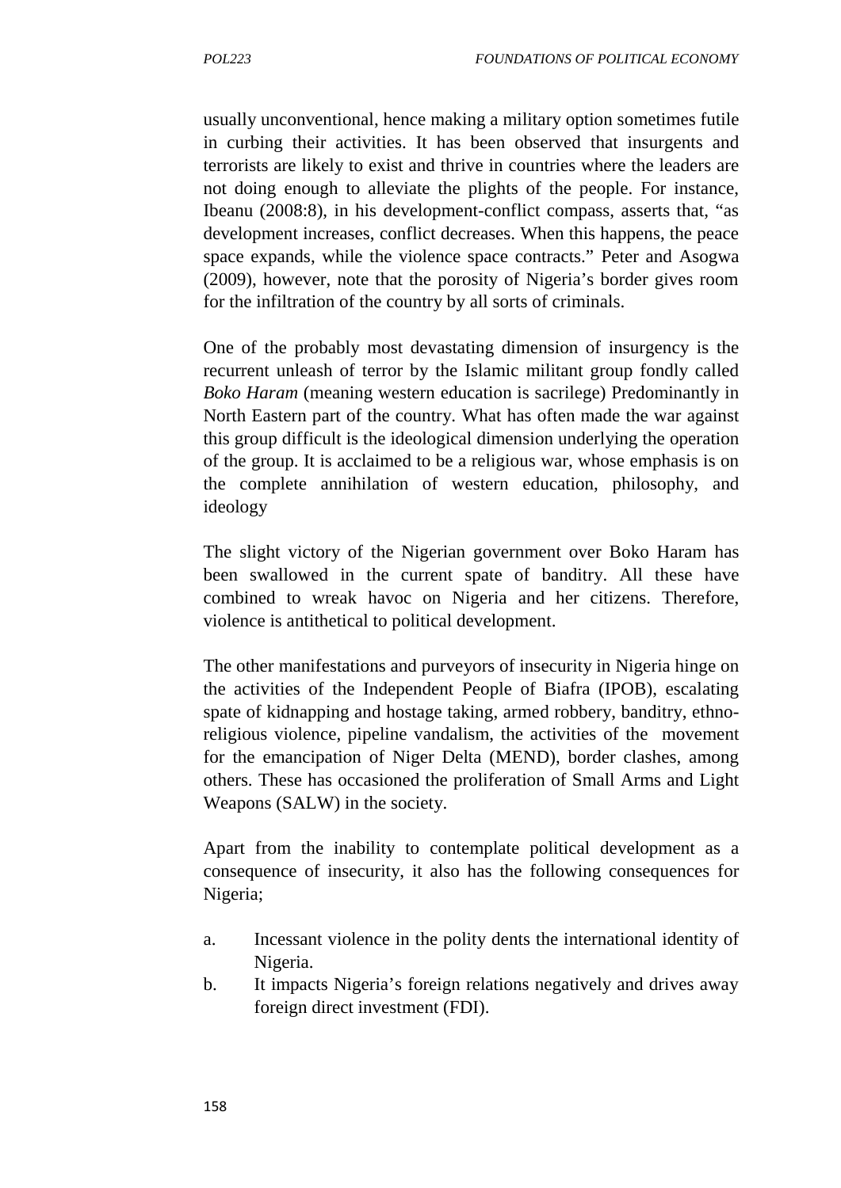usually unconventional, hence making a military option sometimes futile in curbing their activities. It has been observed that insurgents and terrorists are likely to exist and thrive in countries where the leaders are not doing enough to alleviate the plights of the people. For instance, Ibeanu (2008:8), in his development-conflict compass, asserts that, "as development increases, conflict decreases. When this happens, the peace space expands, while the violence space contracts." Peter and Asogwa (2009), however, note that the porosity of Nigeria's border gives room for the infiltration of the country by all sorts of criminals.

One of the probably most devastating dimension of insurgency is the recurrent unleash of terror by the Islamic militant group fondly called *Boko Haram* (meaning western education is sacrilege) Predominantly in North Eastern part of the country. What has often made the war against this group difficult is the ideological dimension underlying the operation of the group. It is acclaimed to be a religious war, whose emphasis is on the complete annihilation of western education, philosophy, and ideology

The slight victory of the Nigerian government over Boko Haram has been swallowed in the current spate of banditry. All these have combined to wreak havoc on Nigeria and her citizens. Therefore, violence is antithetical to political development.

The other manifestations and purveyors of insecurity in Nigeria hinge on the activities of the Independent People of Biafra (IPOB), escalating spate of kidnapping and hostage taking, armed robbery, banditry, ethno-religious violence, pipeline vandalism, the activities of the movement for the emancipation of Niger Delta (MEND), border clashes, among others. These has occasioned the proliferation of Small Arms and Light Weapons (SALW) in the society.

Apart from the inability to contemplate political development as a consequence of insecurity, it also has the following consequences for Nigeria;

a. Incessant violence in the polity dents the international identity of Nigeria.
b. It impacts Nigeria's foreign relations negatively and drives away foreign direct investment (FDI).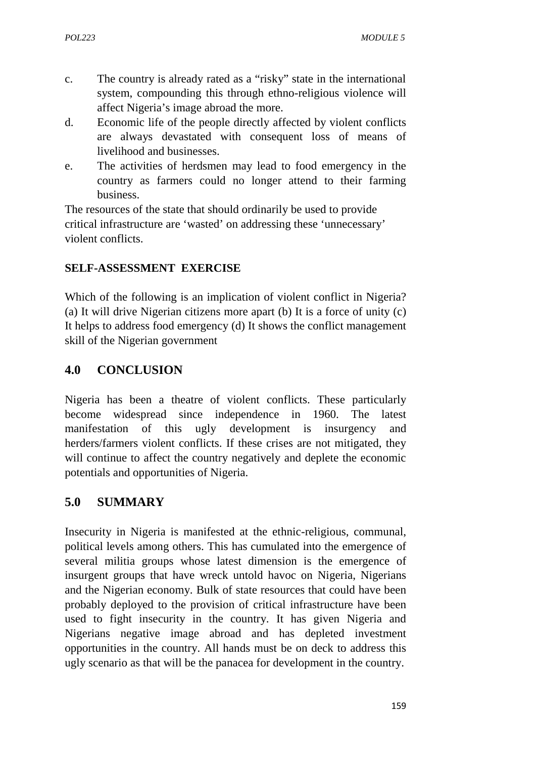c. The country is already rated as a "risky" state in the international system, compounding this through ethno-religious violence will affect Nigeria's image abroad the more.

d. Economic life of the people directly affected by violent conflicts are always devastated with consequent loss of means of livelihood and businesses.

e. The activities of herdsmen may lead to food emergency in the country as farmers could no longer attend to their farming business.

The resources of the state that should ordinarily be used to provide critical infrastructure are 'wasted' on addressing these 'unnecessary' violent conflicts.

**SELF-ASSESSMENT EXERCISE**

Which of the following is an implication of violent conflict in Nigeria? (a) It will drive Nigerian citizens more apart (b) It is a force of unity (c) It helps to address food emergency (d) It shows the conflict management skill of the Nigerian government

## 4.0 CONCLUSION

Nigeria has been a theatre of violent conflicts. These particularly become widespread since independence in 1960. The latest manifestation of this ugly development is insurgency and herders/farmers violent conflicts. If these crises are not mitigated, they will continue to affect the country negatively and deplete the economic potentials and opportunities of Nigeria.

## 5.0 SUMMARY

Insecurity in Nigeria is manifested at the ethnic-religious, communal, political levels among others. This has cumulated into the emergence of several militia groups whose latest dimension is the emergence of insurgent groups that have wreck untold havoc on Nigeria, Nigerians and the Nigerian economy. Bulk of state resources that could have been probably deployed to the provision of critical infrastructure have been used to fight insecurity in the country. It has given Nigeria and Nigerians negative image abroad and has depleted investment opportunities in the country. All hands must be on deck to address this ugly scenario as that will be the panacea for development in the country.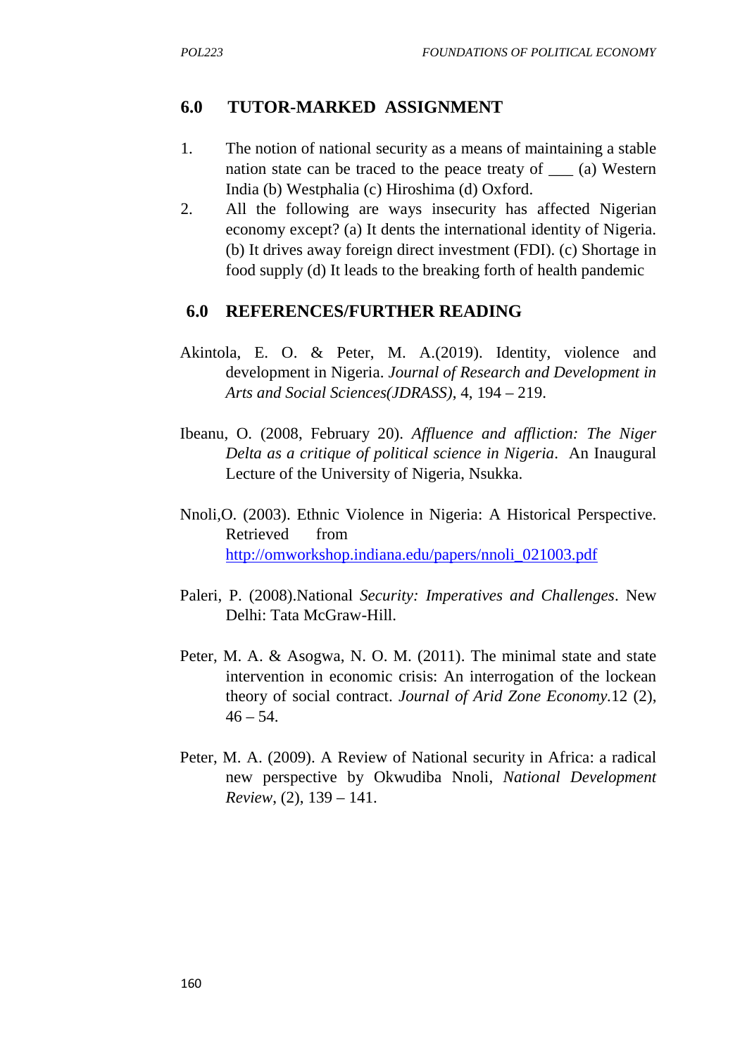## 6.0 TUTOR-MARKED ASSIGNMENT

1. The notion of national security as a means of maintaining a stable nation state can be traced to the peace treaty of ___ (a) Western India (b) Westphalia (c) Hiroshima (d) Oxford.
2. All the following are ways insecurity has affected Nigerian economy except? (a) It dents the international identity of Nigeria. (b) It drives away foreign direct investment (FDI). (c) Shortage in food supply (d) It leads to the breaking forth of health pandemic

## 6.0 REFERENCES/FURTHER READING

Akintola, E. O. & Peter, M. A.(2019). Identity, violence and development in Nigeria. *Journal of Research and Development in Arts and Social Sciences(JDRASS)*, 4, 194 – 219.

Ibeanu, O. (2008, February 20). *Affluence and affliction: The Niger Delta as a critique of political science in Nigeria*. An Inaugural Lecture of the University of Nigeria, Nsukka.

Nnoli,O. (2003). Ethnic Violence in Nigeria: A Historical Perspective. Retrieved from http://omworkshop.indiana.edu/papers/nnoli_021003.pdf

Paleri, P. (2008).National *Security: Imperatives and Challenges*. New Delhi: Tata McGraw-Hill.

Peter, M. A. & Asogwa, N. O. M. (2011). The minimal state and state intervention in economic crisis: An interrogation of the lockean theory of social contract. *Journal of Arid Zone Economy*.12 (2), 46 – 54.

Peter, M. A. (2009). A Review of National security in Africa: a radical new perspective by Okwudiba Nnoli, *National Development Review*, (2), 139 – 141.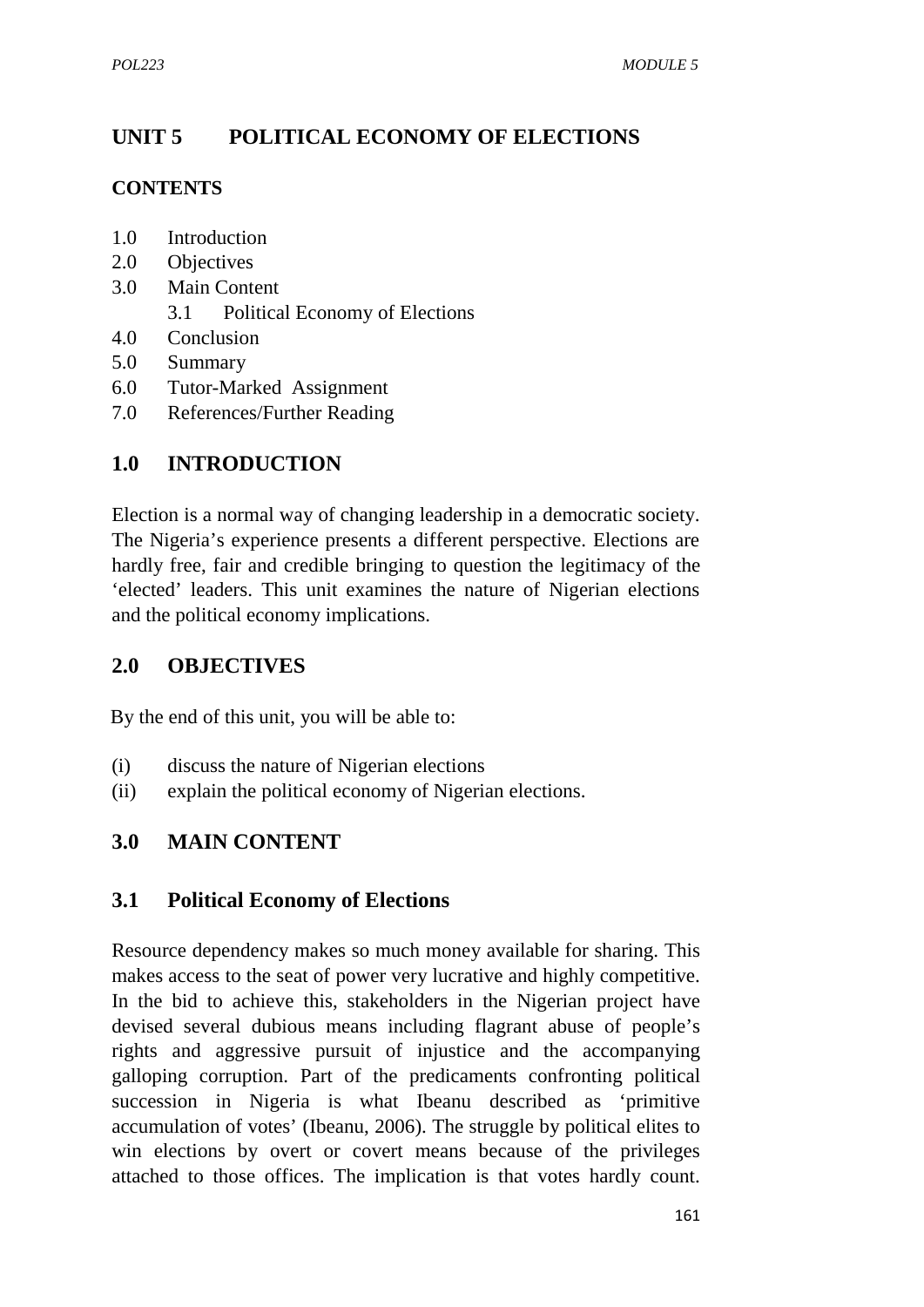# UNIT 5 POLITICAL ECONOMY OF ELECTIONS

**CONTENTS**

1.0 Introduction
2.0 Objectives
3.0 Main Content
  3.1 Political Economy of Elections
4.0 Conclusion
5.0 Summary
6.0 Tutor-Marked Assignment
7.0 References/Further Reading

## 1.0 INTRODUCTION

Election is a normal way of changing leadership in a democratic society. The Nigeria's experience presents a different perspective. Elections are hardly free, fair and credible bringing to question the legitimacy of the 'elected' leaders. This unit examines the nature of Nigerian elections and the political economy implications.

## 2.0 OBJECTIVES

By the end of this unit, you will be able to:

(i) discuss the nature of Nigerian elections
(ii) explain the political economy of Nigerian elections.

## 3.0 MAIN CONTENT

### 3.1 Political Economy of Elections

Resource dependency makes so much money available for sharing. This makes access to the seat of power very lucrative and highly competitive. In the bid to achieve this, stakeholders in the Nigerian project have devised several dubious means including flagrant abuse of people's rights and aggressive pursuit of injustice and the accompanying galloping corruption. Part of the predicaments confronting political succession in Nigeria is what Ibeanu described as 'primitive accumulation of votes' (Ibeanu, 2006). The struggle by political elites to win elections by overt or covert means because of the privileges attached to those offices. The implication is that votes hardly count.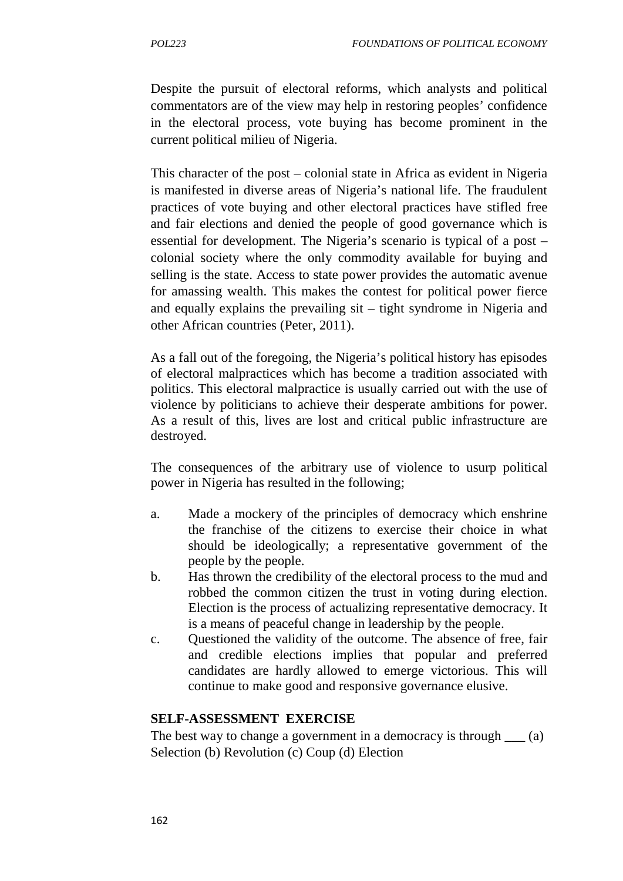Despite the pursuit of electoral reforms, which analysts and political commentators are of the view may help in restoring peoples' confidence in the electoral process, vote buying has become prominent in the current political milieu of Nigeria.

This character of the post – colonial state in Africa as evident in Nigeria is manifested in diverse areas of Nigeria's national life. The fraudulent practices of vote buying and other electoral practices have stifled free and fair elections and denied the people of good governance which is essential for development. The Nigeria's scenario is typical of a post – colonial society where the only commodity available for buying and selling is the state. Access to state power provides the automatic avenue for amassing wealth. This makes the contest for political power fierce and equally explains the prevailing sit – tight syndrome in Nigeria and other African countries (Peter, 2011).

As a fall out of the foregoing, the Nigeria's political history has episodes of electoral malpractices which has become a tradition associated with politics. This electoral malpractice is usually carried out with the use of violence by politicians to achieve their desperate ambitions for power. As a result of this, lives are lost and critical public infrastructure are destroyed.

The consequences of the arbitrary use of violence to usurp political power in Nigeria has resulted in the following;

a. Made a mockery of the principles of democracy which enshrine the franchise of the citizens to exercise their choice in what should be ideologically; a representative government of the people by the people.
b. Has thrown the credibility of the electoral process to the mud and robbed the common citizen the trust in voting during election. Election is the process of actualizing representative democracy. It is a means of peaceful change in leadership by the people.
c. Questioned the validity of the outcome. The absence of free, fair and credible elections implies that popular and preferred candidates are hardly allowed to emerge victorious. This will continue to make good and responsive governance elusive.

**SELF-ASSESSMENT EXERCISE**

The best way to change a government in a democracy is through ___ (a) Selection (b) Revolution (c) Coup (d) Election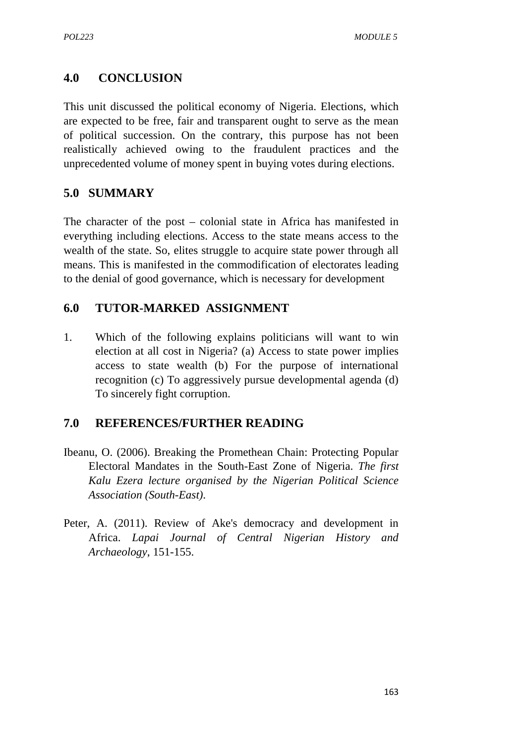## 4.0 CONCLUSION

This unit discussed the political economy of Nigeria. Elections, which are expected to be free, fair and transparent ought to serve as the mean of political succession. On the contrary, this purpose has not been realistically achieved owing to the fraudulent practices and the unprecedented volume of money spent in buying votes during elections.

## 5.0 SUMMARY

The character of the post – colonial state in Africa has manifested in everything including elections. Access to the state means access to the wealth of the state. So, elites struggle to acquire state power through all means. This is manifested in the commodification of electorates leading to the denial of good governance, which is necessary for development

## 6.0 TUTOR-MARKED ASSIGNMENT

1. Which of the following explains politicians will want to win election at all cost in Nigeria? (a) Access to state power implies access to state wealth (b) For the purpose of international recognition (c) To aggressively pursue developmental agenda (d) To sincerely fight corruption.

## 7.0 REFERENCES/FURTHER READING

Ibeanu, O. (2006). Breaking the Promethean Chain: Protecting Popular Electoral Mandates in the South-East Zone of Nigeria. *The first Kalu Ezera lecture organised by the Nigerian Political Science Association (South-East)*.

Peter, A. (2011). Review of Ake's democracy and development in Africa. *Lapai Journal of Central Nigerian History and Archaeology*, 151-155.